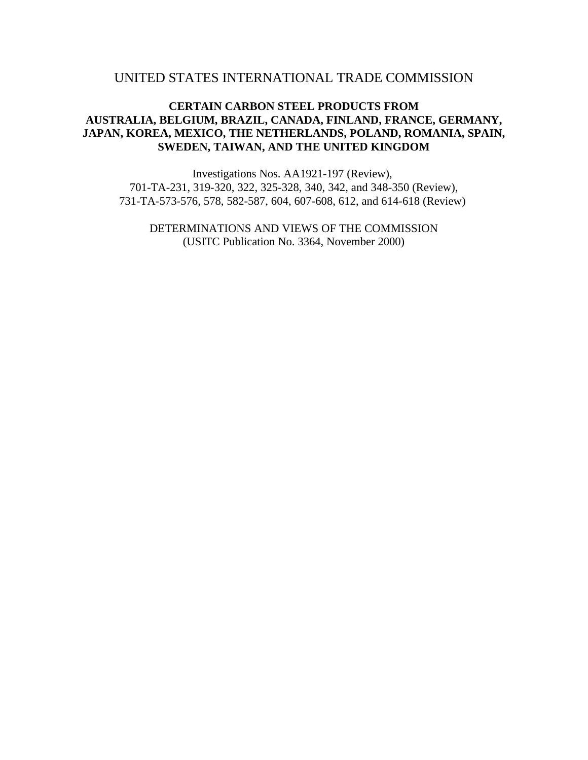# UNITED STATES INTERNATIONAL TRADE COMMISSION

## CERTAIN CARBON STEEL PRODUCTS FROM AUSTRALIA, BELGIUM, BRAZIL, CANADA, FINLAND, FRANCE, GERMANY, JAPAN, KOREA, MEXICO, THE NETHERLANDS, POLAND, ROMANIA, SPAIN, SWEDEN, TAIWAN, AND THE UNITED KINGDOM

Investigations Nos. AA1921-197 (Review),
701-TA-231, 319-320, 322, 325-328, 340, 342, and 348-350 (Review),
731-TA-573-576, 578, 582-587, 604, 607-608, 612, and 614-618 (Review)

DETERMINATIONS AND VIEWS OF THE COMMISSION
(USITC Publication No. 3364, November 2000)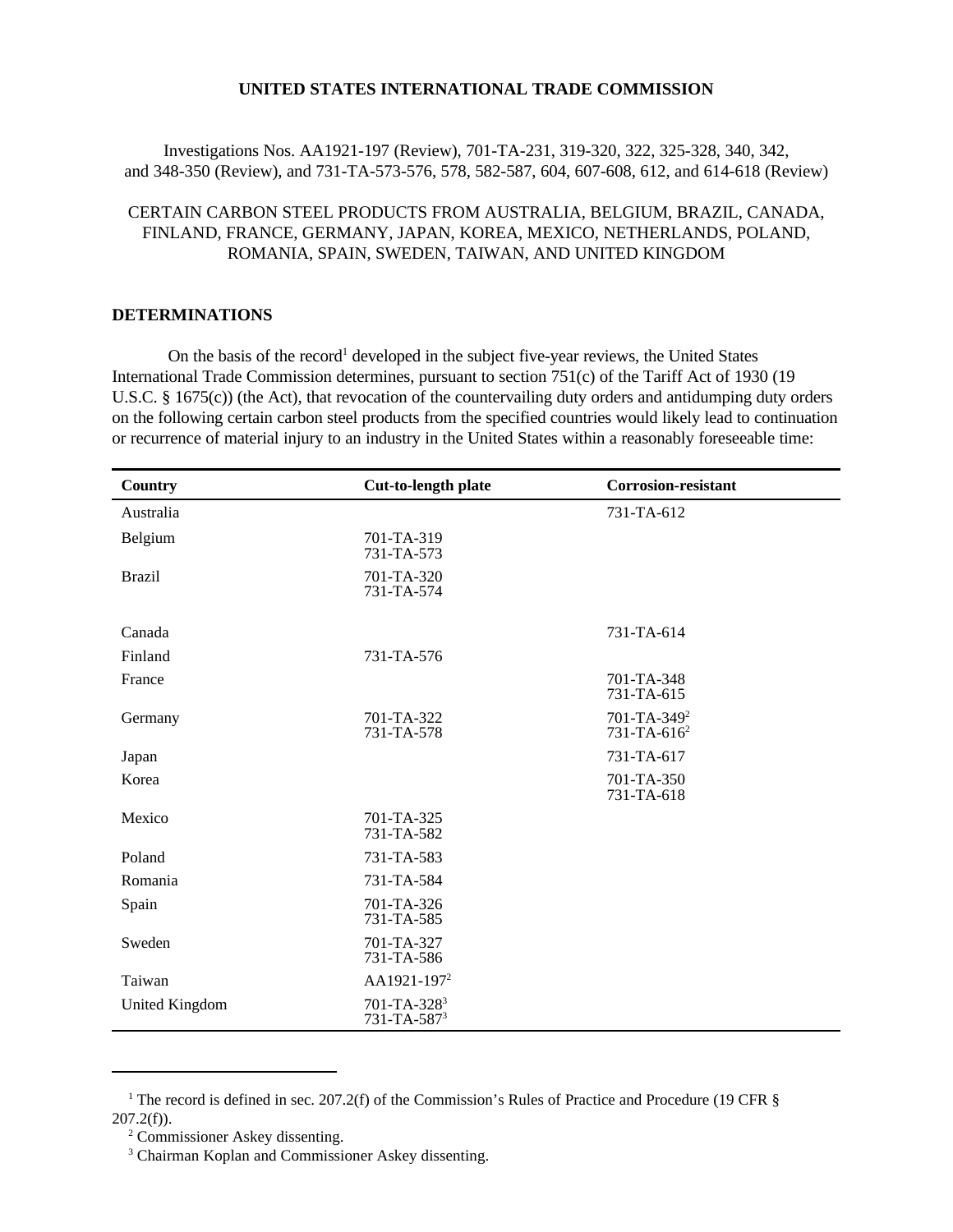**UNITED STATES INTERNATIONAL TRADE COMMISSION**

Investigations Nos. AA1921-197 (Review), 701-TA-231, 319-320, 322, 325-328, 340, 342, and 348-350 (Review), and 731-TA-573-576, 578, 582-587, 604, 607-608, 612, and 614-618 (Review)

CERTAIN CARBON STEEL PRODUCTS FROM AUSTRALIA, BELGIUM, BRAZIL, CANADA, FINLAND, FRANCE, GERMANY, JAPAN, KOREA, MEXICO, NETHERLANDS, POLAND, ROMANIA, SPAIN, SWEDEN, TAIWAN, AND UNITED KINGDOM

## DETERMINATIONS

On the basis of the record[1] developed in the subject five-year reviews, the United States International Trade Commission determines, pursuant to section 751(c) of the Tariff Act of 1930 (19 U.S.C. § 1675(c)) (the Act), that revocation of the countervailing duty orders and antidumping duty orders on the following certain carbon steel products from the specified countries would likely lead to continuation or recurrence of material injury to an industry in the United States within a reasonably foreseeable time:

| Country | Cut-to-length plate | Corrosion-resistant |
|---|---|---|
| Australia | | 731-TA-612 |
| Belgium | 701-TA-319<br>731-TA-573 | |
| Brazil | 701-TA-320<br>731-TA-574 | |
| Canada | | 731-TA-614 |
| Finland | 731-TA-576 | |
| France | | 701-TA-348<br>731-TA-615 |
| Germany | 701-TA-322<br>731-TA-578 | 701-TA-349[2]<br>731-TA-616[2] |
| Japan | | 731-TA-617 |
| Korea | | 701-TA-350<br>731-TA-618 |
| Mexico | 701-TA-325<br>731-TA-582 | |
| Poland | 731-TA-583 | |
| Romania | 731-TA-584 | |
| Spain | 701-TA-326<br>731-TA-585 | |
| Sweden | 701-TA-327<br>731-TA-586 | |
| Taiwan | AA1921-197[2] | |
| United Kingdom | 701-TA-328[3]<br>731-TA-587[3] | |

---

[1] The record is defined in sec. 207.2(f) of the Commission's Rules of Practice and Procedure (19 CFR § 207.2(f)).

[2] Commissioner Askey dissenting.

[3] Chairman Koplan and Commissioner Askey dissenting.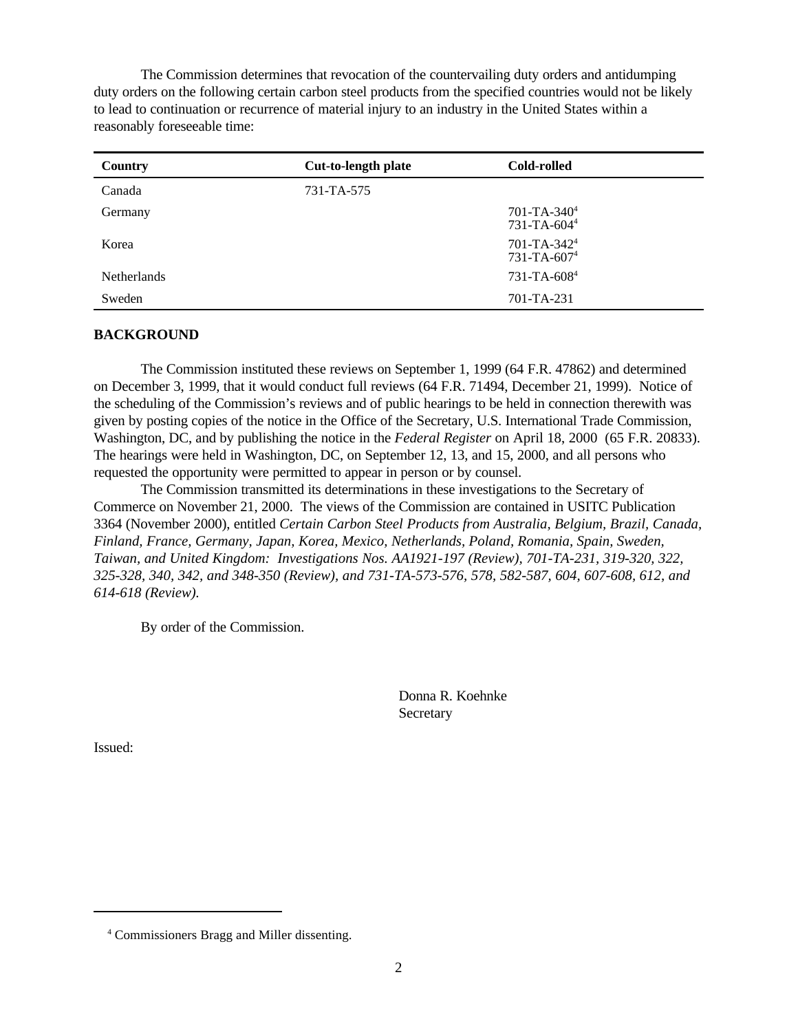The Commission determines that revocation of the countervailing duty orders and antidumping duty orders on the following certain carbon steel products from the specified countries would not be likely to lead to continuation or recurrence of material injury to an industry in the United States within a reasonably foreseeable time:

| Country | Cut-to-length plate | Cold-rolled |
|---|---|---|
| Canada | 731-TA-575 | |
| Germany | | 701-TA-340[4]<br>731-TA-604[4] |
| Korea | | 701-TA-342[4]<br>731-TA-607[4] |
| Netherlands | | 731-TA-608[4] |
| Sweden | | 701-TA-231 |

## BACKGROUND

The Commission instituted these reviews on September 1, 1999 (64 F.R. 47862) and determined on December 3, 1999, that it would conduct full reviews (64 F.R. 71494, December 21, 1999). Notice of the scheduling of the Commission's reviews and of public hearings to be held in connection therewith was given by posting copies of the notice in the Office of the Secretary, U.S. International Trade Commission, Washington, DC, and by publishing the notice in the *Federal Register* on April 18, 2000 (65 F.R. 20833). The hearings were held in Washington, DC, on September 12, 13, and 15, 2000, and all persons who requested the opportunity were permitted to appear in person or by counsel.

The Commission transmitted its determinations in these investigations to the Secretary of Commerce on November 21, 2000. The views of the Commission are contained in USITC Publication 3364 (November 2000), entitled *Certain Carbon Steel Products from Australia, Belgium, Brazil, Canada, Finland, France, Germany, Japan, Korea, Mexico, Netherlands, Poland, Romania, Spain, Sweden, Taiwan, and United Kingdom: Investigations Nos. AA1921-197 (Review), 701-TA-231, 319-320, 322, 325-328, 340, 342, and 348-350 (Review), and 731-TA-573-576, 578, 582-587, 604, 607-608, 612, and 614-618 (Review).*

By order of the Commission.

Donna R. Koehnke
Secretary

Issued:

[4] Commissioners Bragg and Miller dissenting.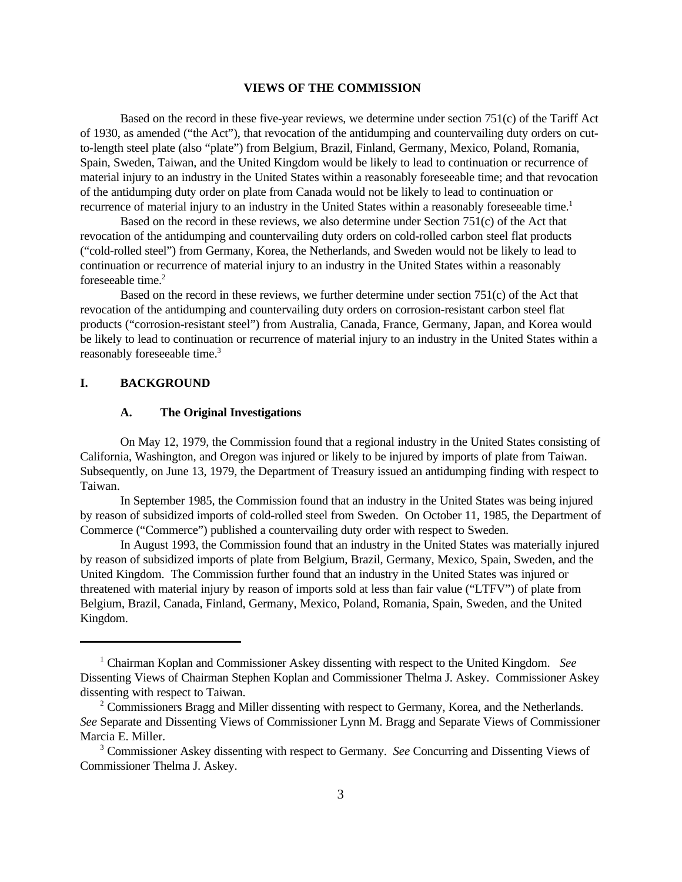## VIEWS OF THE COMMISSION

Based on the record in these five-year reviews, we determine under section 751(c) of the Tariff Act of 1930, as amended ("the Act"), that revocation of the antidumping and countervailing duty orders on cut-to-length steel plate (also "plate") from Belgium, Brazil, Finland, Germany, Mexico, Poland, Romania, Spain, Sweden, Taiwan, and the United Kingdom would be likely to lead to continuation or recurrence of material injury to an industry in the United States within a reasonably foreseeable time; and that revocation of the antidumping duty order on plate from Canada would not be likely to lead to continuation or recurrence of material injury to an industry in the United States within a reasonably foreseeable time.[1]

Based on the record in these reviews, we also determine under Section 751(c) of the Act that revocation of the antidumping and countervailing duty orders on cold-rolled carbon steel flat products ("cold-rolled steel") from Germany, Korea, the Netherlands, and Sweden would not be likely to lead to continuation or recurrence of material injury to an industry in the United States within a reasonably foreseeable time.[2]

Based on the record in these reviews, we further determine under section 751(c) of the Act that revocation of the antidumping and countervailing duty orders on corrosion-resistant carbon steel flat products ("corrosion-resistant steel") from Australia, Canada, France, Germany, Japan, and Korea would be likely to lead to continuation or recurrence of material injury to an industry in the United States within a reasonably foreseeable time.[3]

## I. BACKGROUND

### A. The Original Investigations

On May 12, 1979, the Commission found that a regional industry in the United States consisting of California, Washington, and Oregon was injured or likely to be injured by imports of plate from Taiwan. Subsequently, on June 13, 1979, the Department of Treasury issued an antidumping finding with respect to Taiwan.

In September 1985, the Commission found that an industry in the United States was being injured by reason of subsidized imports of cold-rolled steel from Sweden. On October 11, 1985, the Department of Commerce ("Commerce") published a countervailing duty order with respect to Sweden.

In August 1993, the Commission found that an industry in the United States was materially injured by reason of subsidized imports of plate from Belgium, Brazil, Germany, Mexico, Spain, Sweden, and the United Kingdom. The Commission further found that an industry in the United States was injured or threatened with material injury by reason of imports sold at less than fair value ("LTFV") of plate from Belgium, Brazil, Canada, Finland, Germany, Mexico, Poland, Romania, Spain, Sweden, and the United Kingdom.

---

[1] Chairman Koplan and Commissioner Askey dissenting with respect to the United Kingdom. *See* Dissenting Views of Chairman Stephen Koplan and Commissioner Thelma J. Askey. Commissioner Askey dissenting with respect to Taiwan.

[2] Commissioners Bragg and Miller dissenting with respect to Germany, Korea, and the Netherlands. *See* Separate and Dissenting Views of Commissioner Lynn M. Bragg and Separate Views of Commissioner Marcia E. Miller.

[3] Commissioner Askey dissenting with respect to Germany. *See* Concurring and Dissenting Views of Commissioner Thelma J. Askey.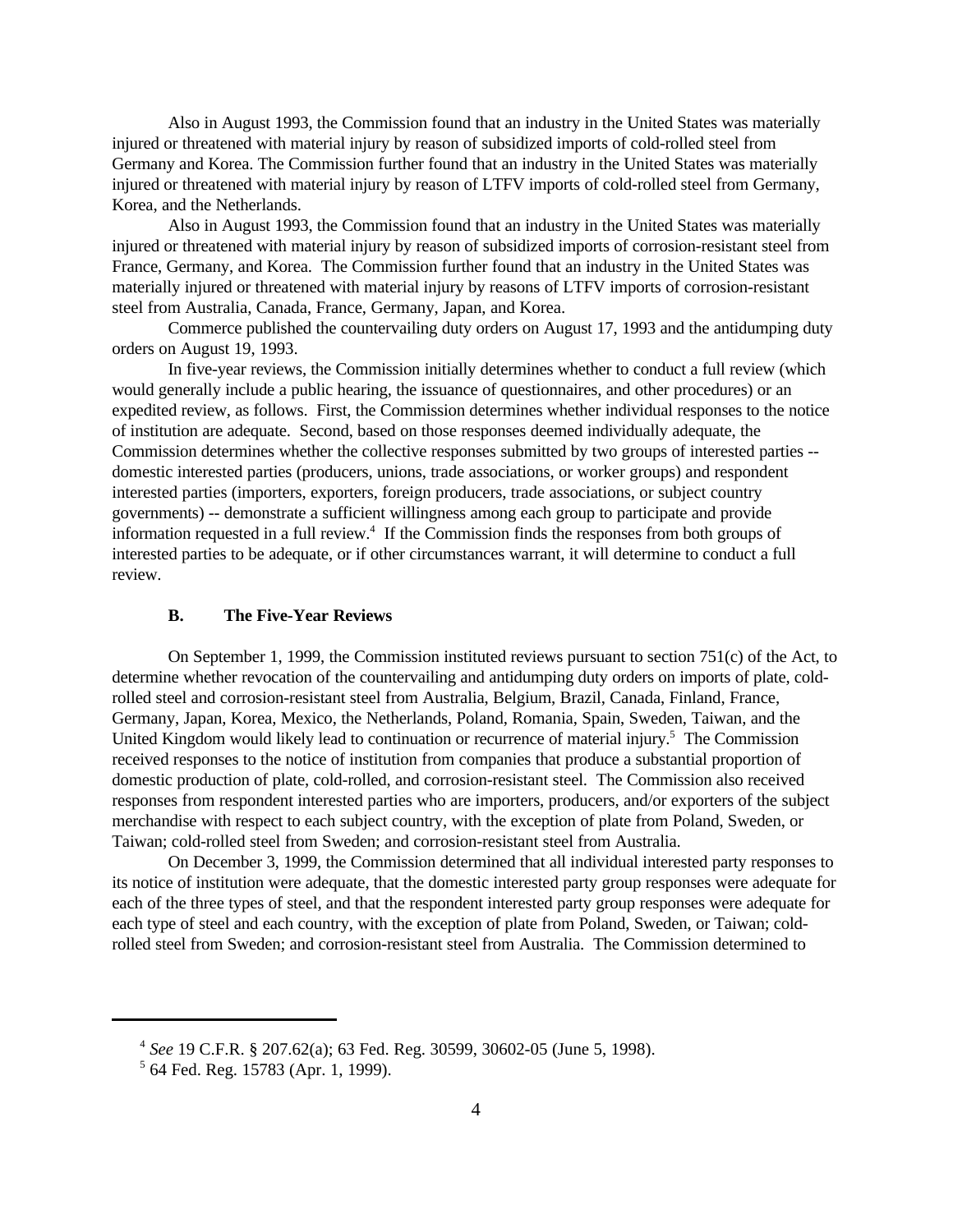Also in August 1993, the Commission found that an industry in the United States was materially injured or threatened with material injury by reason of subsidized imports of cold-rolled steel from Germany and Korea. The Commission further found that an industry in the United States was materially injured or threatened with material injury by reason of LTFV imports of cold-rolled steel from Germany, Korea, and the Netherlands.

Also in August 1993, the Commission found that an industry in the United States was materially injured or threatened with material injury by reason of subsidized imports of corrosion-resistant steel from France, Germany, and Korea. The Commission further found that an industry in the United States was materially injured or threatened with material injury by reasons of LTFV imports of corrosion-resistant steel from Australia, Canada, France, Germany, Japan, and Korea.

Commerce published the countervailing duty orders on August 17, 1993 and the antidumping duty orders on August 19, 1993.

In five-year reviews, the Commission initially determines whether to conduct a full review (which would generally include a public hearing, the issuance of questionnaires, and other procedures) or an expedited review, as follows. First, the Commission determines whether individual responses to the notice of institution are adequate. Second, based on those responses deemed individually adequate, the Commission determines whether the collective responses submitted by two groups of interested parties -- domestic interested parties (producers, unions, trade associations, or worker groups) and respondent interested parties (importers, exporters, foreign producers, trade associations, or subject country governments) -- demonstrate a sufficient willingness among each group to participate and provide information requested in a full review.[4] If the Commission finds the responses from both groups of interested parties to be adequate, or if other circumstances warrant, it will determine to conduct a full review.

### B. The Five-Year Reviews

On September 1, 1999, the Commission instituted reviews pursuant to section 751(c) of the Act, to determine whether revocation of the countervailing and antidumping duty orders on imports of plate, cold-rolled steel and corrosion-resistant steel from Australia, Belgium, Brazil, Canada, Finland, France, Germany, Japan, Korea, Mexico, the Netherlands, Poland, Romania, Spain, Sweden, Taiwan, and the United Kingdom would likely lead to continuation or recurrence of material injury.[5] The Commission received responses to the notice of institution from companies that produce a substantial proportion of domestic production of plate, cold-rolled, and corrosion-resistant steel. The Commission also received responses from respondent interested parties who are importers, producers, and/or exporters of the subject merchandise with respect to each subject country, with the exception of plate from Poland, Sweden, or Taiwan; cold-rolled steel from Sweden; and corrosion-resistant steel from Australia.

On December 3, 1999, the Commission determined that all individual interested party responses to its notice of institution were adequate, that the domestic interested party group responses were adequate for each of the three types of steel, and that the respondent interested party group responses were adequate for each type of steel and each country, with the exception of plate from Poland, Sweden, or Taiwan; cold-rolled steel from Sweden; and corrosion-resistant steel from Australia. The Commission determined to

---

[4] *See* 19 C.F.R. § 207.62(a); 63 Fed. Reg. 30599, 30602-05 (June 5, 1998).

[5] 64 Fed. Reg. 15783 (Apr. 1, 1999).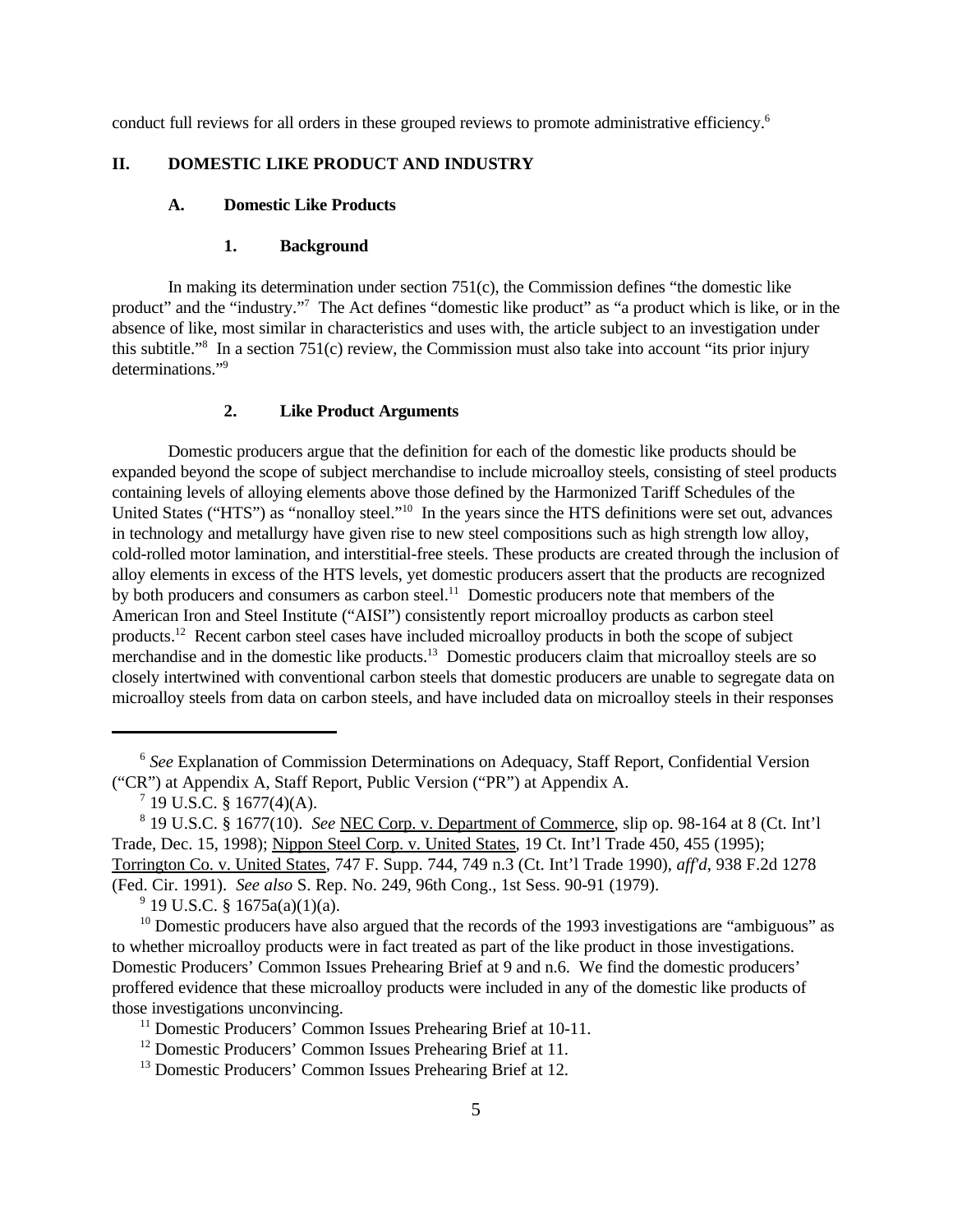conduct full reviews for all orders in these grouped reviews to promote administrative efficiency.[6]

## II. DOMESTIC LIKE PRODUCT AND INDUSTRY

### A. Domestic Like Products

#### 1. Background

In making its determination under section 751(c), the Commission defines "the domestic like product" and the "industry."[7] The Act defines "domestic like product" as "a product which is like, or in the absence of like, most similar in characteristics and uses with, the article subject to an investigation under this subtitle."[8] In a section 751(c) review, the Commission must also take into account "its prior injury determinations."[9]

#### 2. Like Product Arguments

Domestic producers argue that the definition for each of the domestic like products should be expanded beyond the scope of subject merchandise to include microalloy steels, consisting of steel products containing levels of alloying elements above those defined by the Harmonized Tariff Schedules of the United States ("HTS") as "nonalloy steel."[10] In the years since the HTS definitions were set out, advances in technology and metallurgy have given rise to new steel compositions such as high strength low alloy, cold-rolled motor lamination, and interstitial-free steels. These products are created through the inclusion of alloy elements in excess of the HTS levels, yet domestic producers assert that the products are recognized by both producers and consumers as carbon steel.[11] Domestic producers note that members of the American Iron and Steel Institute ("AISI") consistently report microalloy products as carbon steel products.[12] Recent carbon steel cases have included microalloy products in both the scope of subject merchandise and in the domestic like products.[13] Domestic producers claim that microalloy steels are so closely intertwined with conventional carbon steels that domestic producers are unable to segregate data on microalloy steels from data on carbon steels, and have included data on microalloy steels in their responses

---

[6] *See* Explanation of Commission Determinations on Adequacy, Staff Report, Confidential Version ("CR") at Appendix A, Staff Report, Public Version ("PR") at Appendix A.

[7] 19 U.S.C. § 1677(4)(A).

[8] 19 U.S.C. § 1677(10). *See* NEC Corp. v. Department of Commerce, slip op. 98-164 at 8 (Ct. Int'l Trade, Dec. 15, 1998); Nippon Steel Corp. v. United States, 19 Ct. Int'l Trade 450, 455 (1995); Torrington Co. v. United States, 747 F. Supp. 744, 749 n.3 (Ct. Int'l Trade 1990), *aff'd*, 938 F.2d 1278 (Fed. Cir. 1991). *See also* S. Rep. No. 249, 96th Cong., 1st Sess. 90-91 (1979).

[9] 19 U.S.C. § 1675a(a)(1)(a).

[10] Domestic producers have also argued that the records of the 1993 investigations are "ambiguous" as to whether microalloy products were in fact treated as part of the like product in those investigations. Domestic Producers' Common Issues Prehearing Brief at 9 and n.6. We find the domestic producers' proffered evidence that these microalloy products were included in any of the domestic like products of those investigations unconvincing.

[11] Domestic Producers' Common Issues Prehearing Brief at 10-11.

[12] Domestic Producers' Common Issues Prehearing Brief at 11.

[13] Domestic Producers' Common Issues Prehearing Brief at 12.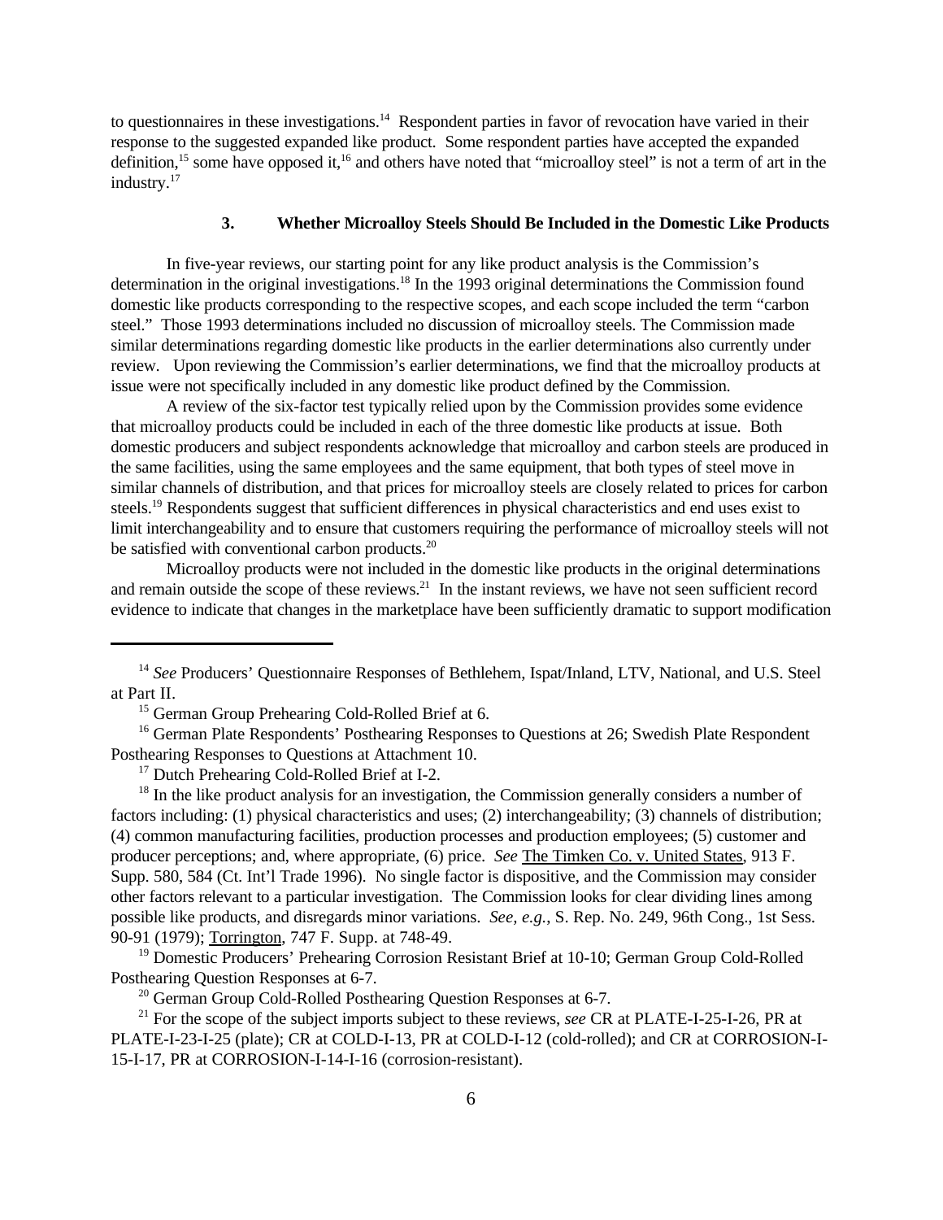to questionnaires in these investigations.[14] Respondent parties in favor of revocation have varied in their response to the suggested expanded like product. Some respondent parties have accepted the expanded definition,[15] some have opposed it,[16] and others have noted that "microalloy steel" is not a term of art in the industry.[17]

### 3. Whether Microalloy Steels Should Be Included in the Domestic Like Products

In five-year reviews, our starting point for any like product analysis is the Commission's determination in the original investigations.[18] In the 1993 original determinations the Commission found domestic like products corresponding to the respective scopes, and each scope included the term "carbon steel." Those 1993 determinations included no discussion of microalloy steels. The Commission made similar determinations regarding domestic like products in the earlier determinations also currently under review. Upon reviewing the Commission's earlier determinations, we find that the microalloy products at issue were not specifically included in any domestic like product defined by the Commission.

A review of the six-factor test typically relied upon by the Commission provides some evidence that microalloy products could be included in each of the three domestic like products at issue. Both domestic producers and subject respondents acknowledge that microalloy and carbon steels are produced in the same facilities, using the same employees and the same equipment, that both types of steel move in similar channels of distribution, and that prices for microalloy steels are closely related to prices for carbon steels.[19] Respondents suggest that sufficient differences in physical characteristics and end uses exist to limit interchangeability and to ensure that customers requiring the performance of microalloy steels will not be satisfied with conventional carbon products.[20]

Microalloy products were not included in the domestic like products in the original determinations and remain outside the scope of these reviews.[21] In the instant reviews, we have not seen sufficient record evidence to indicate that changes in the marketplace have been sufficiently dramatic to support modification

---

[14] *See* Producers' Questionnaire Responses of Bethlehem, Ispat/Inland, LTV, National, and U.S. Steel at Part II.

[15] German Group Prehearing Cold-Rolled Brief at 6.

[16] German Plate Respondents' Posthearing Responses to Questions at 26; Swedish Plate Respondent Posthearing Responses to Questions at Attachment 10.

[17] Dutch Prehearing Cold-Rolled Brief at I-2.

[18] In the like product analysis for an investigation, the Commission generally considers a number of factors including: (1) physical characteristics and uses; (2) interchangeability; (3) channels of distribution; (4) common manufacturing facilities, production processes and production employees; (5) customer and producer perceptions; and, where appropriate, (6) price. *See* The Timken Co. v. United States, 913 F. Supp. 580, 584 (Ct. Int'l Trade 1996). No single factor is dispositive, and the Commission may consider other factors relevant to a particular investigation. The Commission looks for clear dividing lines among possible like products, and disregards minor variations. *See, e.g.*, S. Rep. No. 249, 96th Cong., 1st Sess. 90-91 (1979); Torrington, 747 F. Supp. at 748-49.

[19] Domestic Producers' Prehearing Corrosion Resistant Brief at 10-10; German Group Cold-Rolled Posthearing Question Responses at 6-7.

[20] German Group Cold-Rolled Posthearing Question Responses at 6-7.

[21] For the scope of the subject imports subject to these reviews, *see* CR at PLATE-I-25-I-26, PR at PLATE-I-23-I-25 (plate); CR at COLD-I-13, PR at COLD-I-12 (cold-rolled); and CR at CORROSION-I-15-I-17, PR at CORROSION-I-14-I-16 (corrosion-resistant).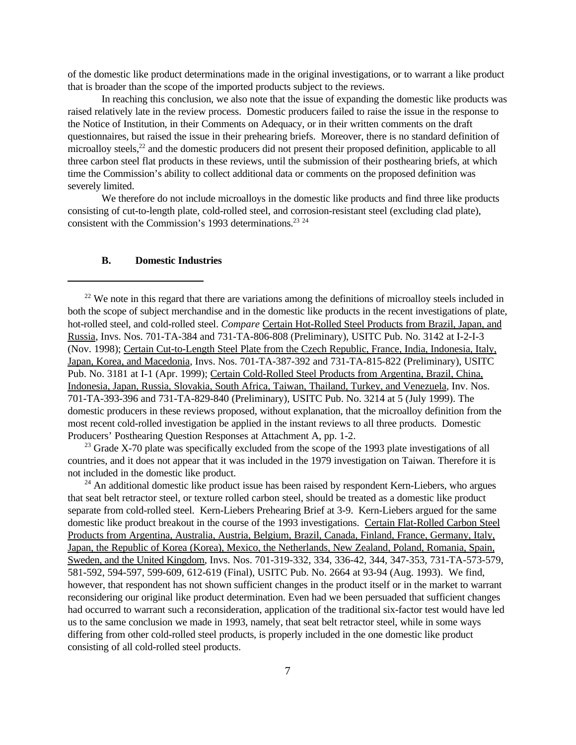of the domestic like product determinations made in the original investigations, or to warrant a like product that is broader than the scope of the imported products subject to the reviews.

In reaching this conclusion, we also note that the issue of expanding the domestic like products was raised relatively late in the review process. Domestic producers failed to raise the issue in the response to the Notice of Institution, in their Comments on Adequacy, or in their written comments on the draft questionnaires, but raised the issue in their prehearing briefs. Moreover, there is no standard definition of microalloy steels,[22] and the domestic producers did not present their proposed definition, applicable to all three carbon steel flat products in these reviews, until the submission of their posthearing briefs, at which time the Commission's ability to collect additional data or comments on the proposed definition was severely limited.

We therefore do not include microalloys in the domestic like products and find three like products consisting of cut-to-length plate, cold-rolled steel, and corrosion-resistant steel (excluding clad plate), consistent with the Commission's 1993 determinations.[23] [24]

### B. Domestic Industries

---

[22] We note in this regard that there are variations among the definitions of microalloy steels included in both the scope of subject merchandise and in the domestic like products in the recent investigations of plate, hot-rolled steel, and cold-rolled steel. *Compare* Certain Hot-Rolled Steel Products from Brazil, Japan, and Russia, Invs. Nos. 701-TA-384 and 731-TA-806-808 (Preliminary), USITC Pub. No. 3142 at I-2-I-3 (Nov. 1998); Certain Cut-to-Length Steel Plate from the Czech Republic, France, India, Indonesia, Italy, Japan, Korea, and Macedonia, Invs. Nos. 701-TA-387-392 and 731-TA-815-822 (Preliminary), USITC Pub. No. 3181 at I-1 (Apr. 1999); Certain Cold-Rolled Steel Products from Argentina, Brazil, China, Indonesia, Japan, Russia, Slovakia, South Africa, Taiwan, Thailand, Turkey, and Venezuela, Inv. Nos. 701-TA-393-396 and 731-TA-829-840 (Preliminary), USITC Pub. No. 3214 at 5 (July 1999). The domestic producers in these reviews proposed, without explanation, that the microalloy definition from the most recent cold-rolled investigation be applied in the instant reviews to all three products. Domestic Producers' Posthearing Question Responses at Attachment A, pp. 1-2.

[23] Grade X-70 plate was specifically excluded from the scope of the 1993 plate investigations of all countries, and it does not appear that it was included in the 1979 investigation on Taiwan. Therefore it is not included in the domestic like product.

[24] An additional domestic like product issue has been raised by respondent Kern-Liebers, who argues that seat belt retractor steel, or texture rolled carbon steel, should be treated as a domestic like product separate from cold-rolled steel. Kern-Liebers Prehearing Brief at 3-9. Kern-Liebers argued for the same domestic like product breakout in the course of the 1993 investigations. Certain Flat-Rolled Carbon Steel Products from Argentina, Australia, Austria, Belgium, Brazil, Canada, Finland, France, Germany, Italy, Japan, the Republic of Korea (Korea), Mexico, the Netherlands, New Zealand, Poland, Romania, Spain, Sweden, and the United Kingdom, Invs. Nos. 701-319-332, 334, 336-42, 344, 347-353, 731-TA-573-579, 581-592, 594-597, 599-609, 612-619 (Final), USITC Pub. No. 2664 at 93-94 (Aug. 1993). We find, however, that respondent has not shown sufficient changes in the product itself or in the market to warrant reconsidering our original like product determination. Even had we been persuaded that sufficient changes had occurred to warrant such a reconsideration, application of the traditional six-factor test would have led us to the same conclusion we made in 1993, namely, that seat belt retractor steel, while in some ways differing from other cold-rolled steel products, is properly included in the one domestic like product consisting of all cold-rolled steel products.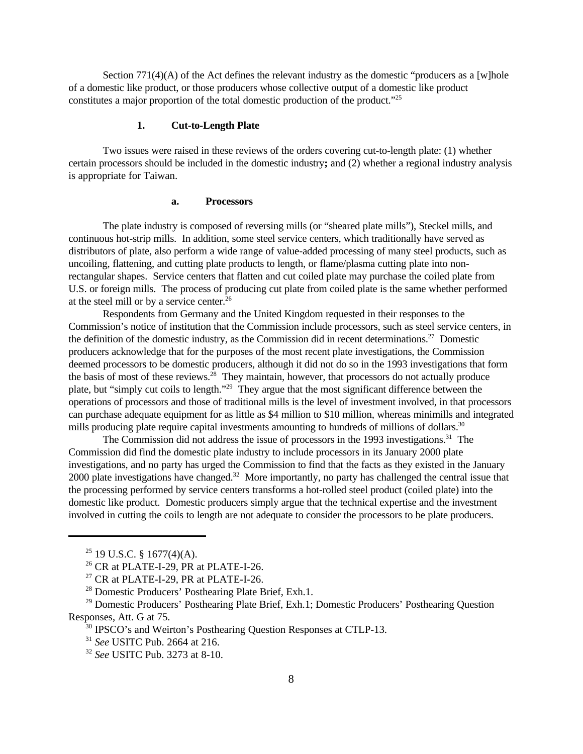Section 771(4)(A) of the Act defines the relevant industry as the domestic "producers as a [w]hole of a domestic like product, or those producers whose collective output of a domestic like product constitutes a major proportion of the total domestic production of the product."[25]

### 1. Cut-to-Length Plate

Two issues were raised in these reviews of the orders covering cut-to-length plate: (1) whether certain processors should be included in the domestic industry**;** and (2) whether a regional industry analysis is appropriate for Taiwan.

#### a. Processors

The plate industry is composed of reversing mills (or "sheared plate mills"), Steckel mills, and continuous hot-strip mills. In addition, some steel service centers, which traditionally have served as distributors of plate, also perform a wide range of value-added processing of many steel products, such as uncoiling, flattening, and cutting plate products to length, or flame/plasma cutting plate into non-rectangular shapes. Service centers that flatten and cut coiled plate may purchase the coiled plate from U.S. or foreign mills. The process of producing cut plate from coiled plate is the same whether performed at the steel mill or by a service center.[26]

Respondents from Germany and the United Kingdom requested in their responses to the Commission's notice of institution that the Commission include processors, such as steel service centers, in the definition of the domestic industry, as the Commission did in recent determinations.[27] Domestic producers acknowledge that for the purposes of the most recent plate investigations, the Commission deemed processors to be domestic producers, although it did not do so in the 1993 investigations that form the basis of most of these reviews.[28] They maintain, however, that processors do not actually produce plate, but "simply cut coils to length."[29] They argue that the most significant difference between the operations of processors and those of traditional mills is the level of investment involved, in that processors can purchase adequate equipment for as little as \$4 million to \$10 million, whereas minimills and integrated mills producing plate require capital investments amounting to hundreds of millions of dollars.[30]

The Commission did not address the issue of processors in the 1993 investigations.[31] The Commission did find the domestic plate industry to include processors in its January 2000 plate investigations, and no party has urged the Commission to find that the facts as they existed in the January 2000 plate investigations have changed.[32] More importantly, no party has challenged the central issue that the processing performed by service centers transforms a hot-rolled steel product (coiled plate) into the domestic like product. Domestic producers simply argue that the technical expertise and the investment involved in cutting the coils to length are not adequate to consider the processors to be plate producers.

---

[25] 19 U.S.C. § 1677(4)(A).

[26] CR at PLATE-I-29, PR at PLATE-I-26.

[27] CR at PLATE-I-29, PR at PLATE-I-26.

[28] Domestic Producers' Posthearing Plate Brief, Exh.1.

[29] Domestic Producers' Posthearing Plate Brief, Exh.1; Domestic Producers' Posthearing Question Responses, Att. G at 75.

[30] IPSCO's and Weirton's Posthearing Question Responses at CTLP-13.

[31] *See* USITC Pub. 2664 at 216.

[32] *See* USITC Pub. 3273 at 8-10.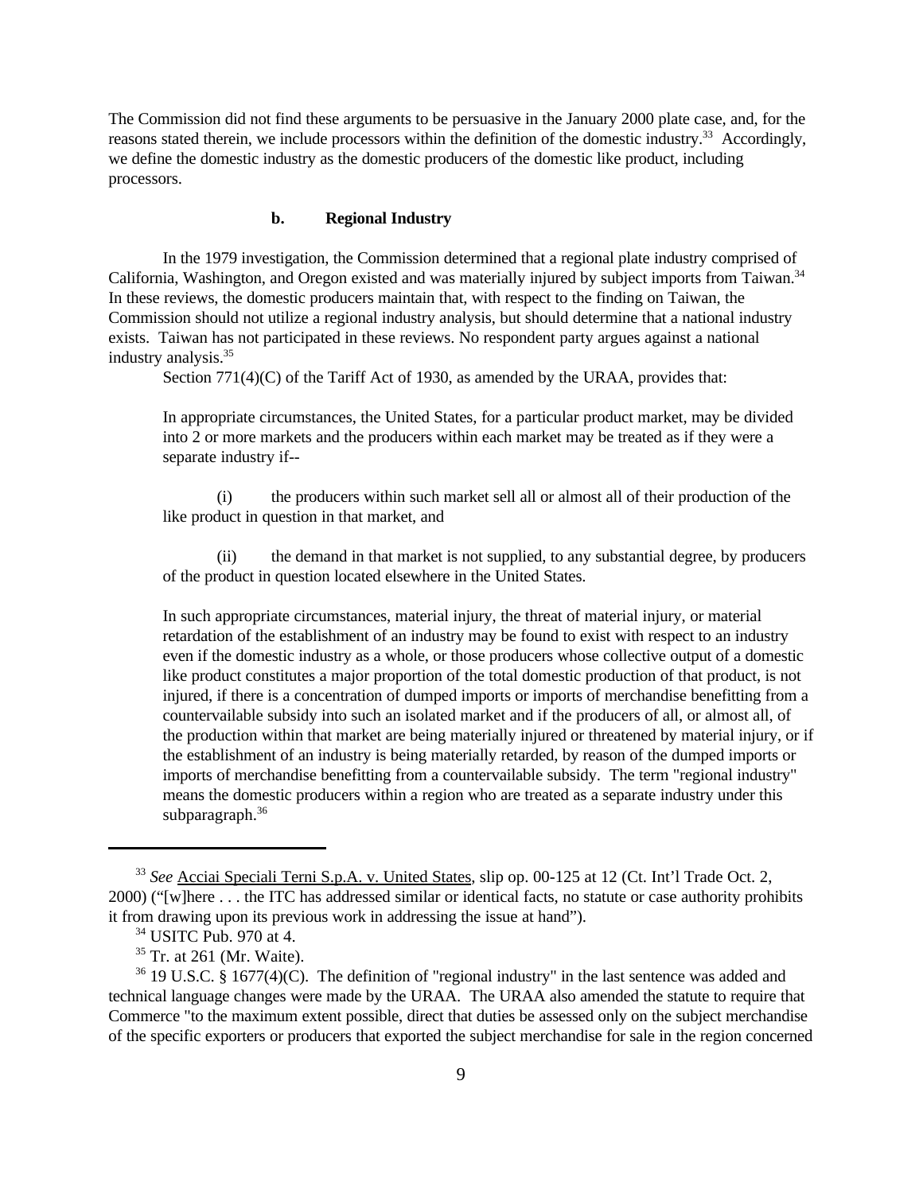The Commission did not find these arguments to be persuasive in the January 2000 plate case, and, for the reasons stated therein, we include processors within the definition of the domestic industry.[33] Accordingly, we define the domestic industry as the domestic producers of the domestic like product, including processors.

#### b. Regional Industry

In the 1979 investigation, the Commission determined that a regional plate industry comprised of California, Washington, and Oregon existed and was materially injured by subject imports from Taiwan.[34] In these reviews, the domestic producers maintain that, with respect to the finding on Taiwan, the Commission should not utilize a regional industry analysis, but should determine that a national industry exists. Taiwan has not participated in these reviews. No respondent party argues against a national industry analysis.[35]

Section 771(4)(C) of the Tariff Act of 1930, as amended by the URAA, provides that:

> In appropriate circumstances, the United States, for a particular product market, may be divided into 2 or more markets and the producers within each market may be treated as if they were a separate industry if--
>
> (i) the producers within such market sell all or almost all of their production of the like product in question in that market, and
>
> (ii) the demand in that market is not supplied, to any substantial degree, by producers of the product in question located elsewhere in the United States.
>
> In such appropriate circumstances, material injury, the threat of material injury, or material retardation of the establishment of an industry may be found to exist with respect to an industry even if the domestic industry as a whole, or those producers whose collective output of a domestic like product constitutes a major proportion of the total domestic production of that product, is not injured, if there is a concentration of dumped imports or imports of merchandise benefitting from a countervailable subsidy into such an isolated market and if the producers of all, or almost all, of the production within that market are being materially injured or threatened by material injury, or if the establishment of an industry is being materially retarded, by reason of the dumped imports or imports of merchandise benefitting from a countervailable subsidy. The term "regional industry" means the domestic producers within a region who are treated as a separate industry under this subparagraph.[36]

---

[33] *See* Acciai Speciali Terni S.p.A. v. United States, slip op. 00-125 at 12 (Ct. Int'l Trade Oct. 2, 2000) ("[w]here . . . the ITC has addressed similar or identical facts, no statute or case authority prohibits it from drawing upon its previous work in addressing the issue at hand").

[34] USITC Pub. 970 at 4.

[35] Tr. at 261 (Mr. Waite).

[36] 19 U.S.C. § 1677(4)(C). The definition of "regional industry" in the last sentence was added and technical language changes were made by the URAA. The URAA also amended the statute to require that Commerce "to the maximum extent possible, direct that duties be assessed only on the subject merchandise of the specific exporters or producers that exported the subject merchandise for sale in the region concerned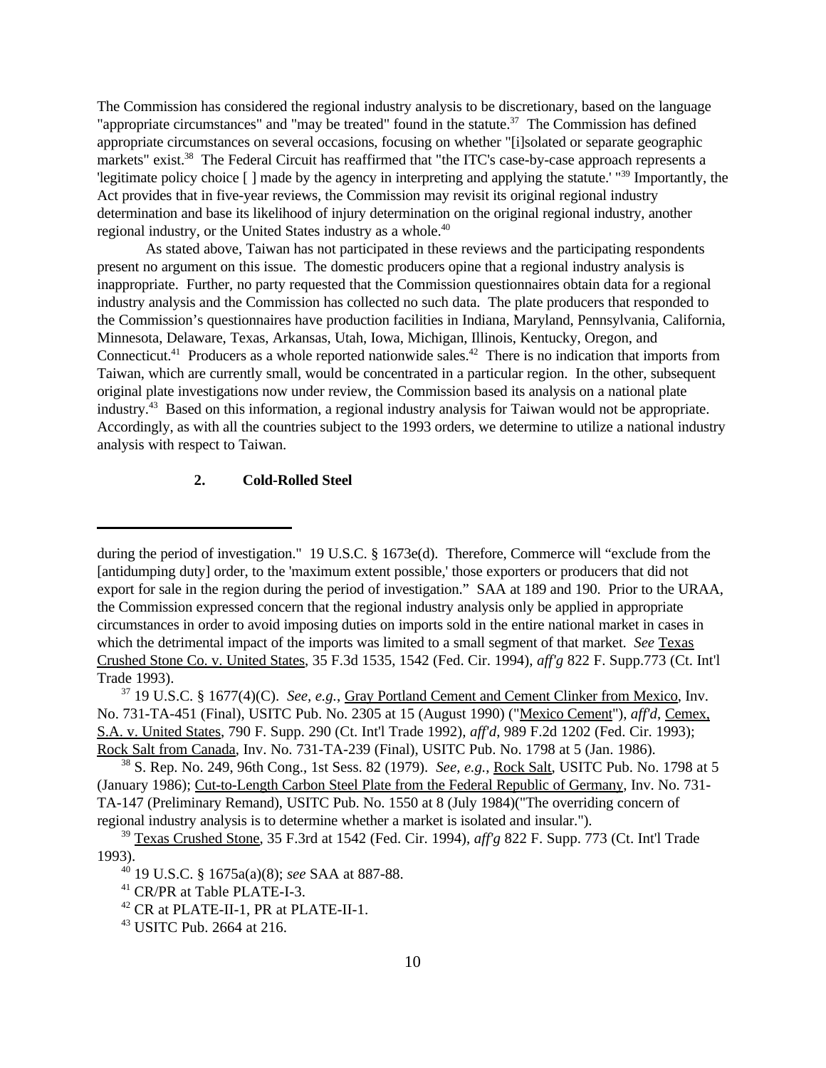The Commission has considered the regional industry analysis to be discretionary, based on the language "appropriate circumstances" and "may be treated" found in the statute.[37] The Commission has defined appropriate circumstances on several occasions, focusing on whether "[i]solated or separate geographic markets" exist.[38] The Federal Circuit has reaffirmed that "the ITC's case-by-case approach represents a 'legitimate policy choice [ ] made by the agency in interpreting and applying the statute.' "[39] Importantly, the Act provides that in five-year reviews, the Commission may revisit its original regional industry determination and base its likelihood of injury determination on the original regional industry, another regional industry, or the United States industry as a whole.[40]

As stated above, Taiwan has not participated in these reviews and the participating respondents present no argument on this issue. The domestic producers opine that a regional industry analysis is inappropriate. Further, no party requested that the Commission questionnaires obtain data for a regional industry analysis and the Commission has collected no such data. The plate producers that responded to the Commission's questionnaires have production facilities in Indiana, Maryland, Pennsylvania, California, Minnesota, Delaware, Texas, Arkansas, Utah, Iowa, Michigan, Illinois, Kentucky, Oregon, and Connecticut.[41] Producers as a whole reported nationwide sales.[42] There is no indication that imports from Taiwan, which are currently small, would be concentrated in a particular region. In the other, subsequent original plate investigations now under review, the Commission based its analysis on a national plate industry.[43] Based on this information, a regional industry analysis for Taiwan would not be appropriate. Accordingly, as with all the countries subject to the 1993 orders, we determine to utilize a national industry analysis with respect to Taiwan.

### 2. Cold-Rolled Steel

---

during the period of investigation." 19 U.S.C. § 1673e(d). Therefore, Commerce will "exclude from the [antidumping duty] order, to the 'maximum extent possible,' those exporters or producers that did not export for sale in the region during the period of investigation." SAA at 189 and 190. Prior to the URAA, the Commission expressed concern that the regional industry analysis only be applied in appropriate circumstances in order to avoid imposing duties on imports sold in the entire national market in cases in which the detrimental impact of the imports was limited to a small segment of that market. *See* Texas Crushed Stone Co. v. United States, 35 F.3d 1535, 1542 (Fed. Cir. 1994), *aff'g* 822 F. Supp.773 (Ct. Int'l Trade 1993).

[37] 19 U.S.C. § 1677(4)(C). *See, e.g.*, Gray Portland Cement and Cement Clinker from Mexico, Inv. No. 731-TA-451 (Final), USITC Pub. No. 2305 at 15 (August 1990) ("Mexico Cement"), *aff'd*, Cemex, S.A. v. United States, 790 F. Supp. 290 (Ct. Int'l Trade 1992), *aff'd*, 989 F.2d 1202 (Fed. Cir. 1993); Rock Salt from Canada, Inv. No. 731-TA-239 (Final), USITC Pub. No. 1798 at 5 (Jan. 1986).

[38] S. Rep. No. 249, 96th Cong., 1st Sess. 82 (1979). *See, e.g.*, Rock Salt, USITC Pub. No. 1798 at 5 (January 1986); Cut-to-Length Carbon Steel Plate from the Federal Republic of Germany, Inv. No. 731-TA-147 (Preliminary Remand), USITC Pub. No. 1550 at 8 (July 1984)("The overriding concern of regional industry analysis is to determine whether a market is isolated and insular.").

[39] Texas Crushed Stone, 35 F.3rd at 1542 (Fed. Cir. 1994), *aff'g* 822 F. Supp. 773 (Ct. Int'l Trade 1993).

[40] 19 U.S.C. § 1675a(a)(8); *see* SAA at 887-88.

[41] CR/PR at Table PLATE-I-3.

[42] CR at PLATE-II-1, PR at PLATE-II-1.

[43] USITC Pub. 2664 at 216.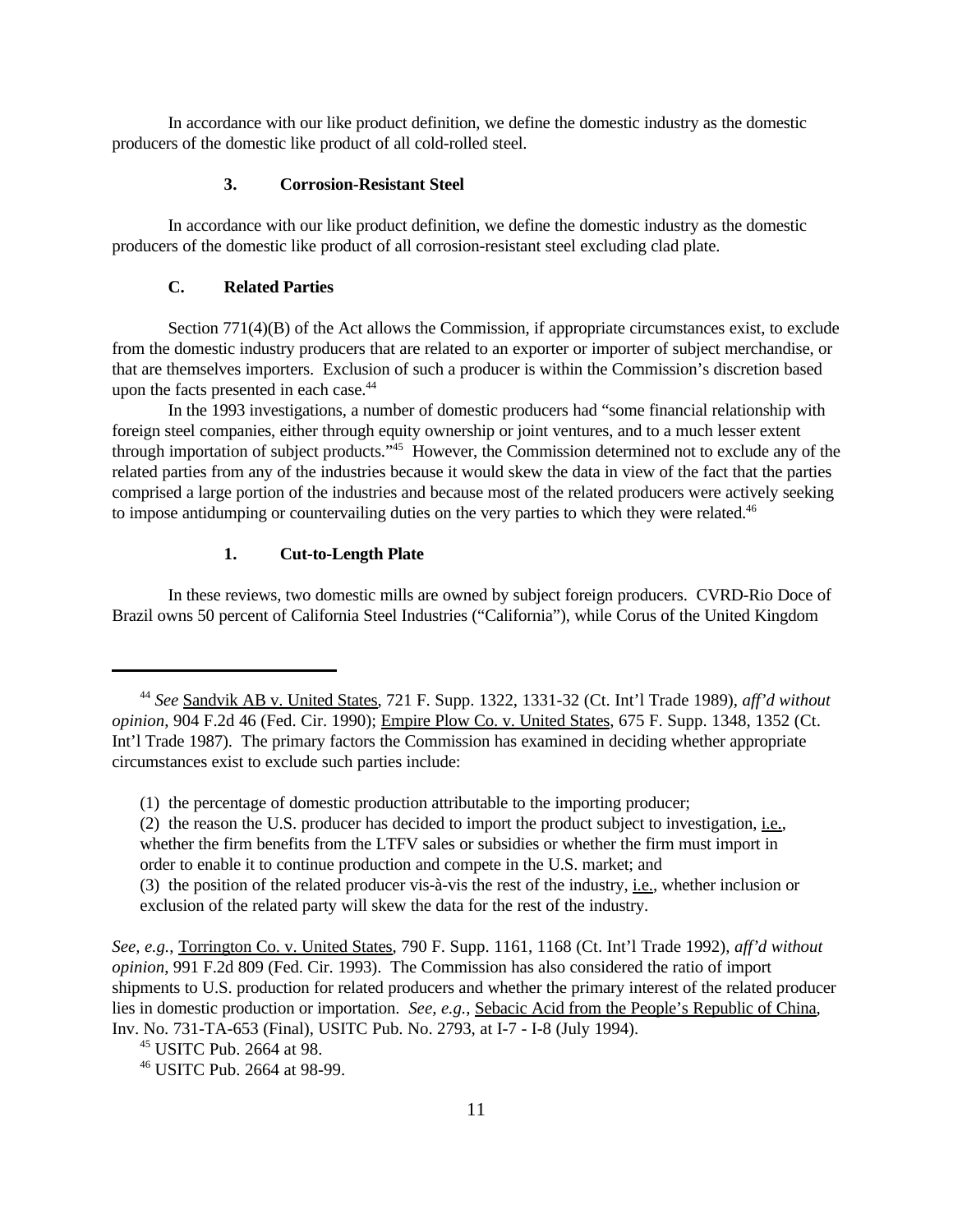In accordance with our like product definition, we define the domestic industry as the domestic producers of the domestic like product of all cold-rolled steel.

### 3. Corrosion-Resistant Steel

In accordance with our like product definition, we define the domestic industry as the domestic producers of the domestic like product of all corrosion-resistant steel excluding clad plate.

## C. Related Parties

Section 771(4)(B) of the Act allows the Commission, if appropriate circumstances exist, to exclude from the domestic industry producers that are related to an exporter or importer of subject merchandise, or that are themselves importers. Exclusion of such a producer is within the Commission's discretion based upon the facts presented in each case.[44]

In the 1993 investigations, a number of domestic producers had "some financial relationship with foreign steel companies, either through equity ownership or joint ventures, and to a much lesser extent through importation of subject products."[45] However, the Commission determined not to exclude any of the related parties from any of the industries because it would skew the data in view of the fact that the parties comprised a large portion of the industries and because most of the related producers were actively seeking to impose antidumping or countervailing duties on the very parties to which they were related.[46]

### 1. Cut-to-Length Plate

In these reviews, two domestic mills are owned by subject foreign producers. CVRD-Rio Doce of Brazil owns 50 percent of California Steel Industries ("California"), while Corus of the United Kingdom

---

[44] *See* Sandvik AB v. United States, 721 F. Supp. 1322, 1331-32 (Ct. Int'l Trade 1989), *aff'd without opinion*, 904 F.2d 46 (Fed. Cir. 1990); Empire Plow Co. v. United States, 675 F. Supp. 1348, 1352 (Ct. Int'l Trade 1987). The primary factors the Commission has examined in deciding whether appropriate circumstances exist to exclude such parties include:

(1) the percentage of domestic production attributable to the importing producer;
(2) the reason the U.S. producer has decided to import the product subject to investigation, i.e., whether the firm benefits from the LTFV sales or subsidies or whether the firm must import in order to enable it to continue production and compete in the U.S. market; and
(3) the position of the related producer vis-à-vis the rest of the industry, i.e., whether inclusion or exclusion of the related party will skew the data for the rest of the industry.

*See, e.g.*, Torrington Co. v. United States, 790 F. Supp. 1161, 1168 (Ct. Int'l Trade 1992), *aff'd without opinion*, 991 F.2d 809 (Fed. Cir. 1993). The Commission has also considered the ratio of import shipments to U.S. production for related producers and whether the primary interest of the related producer lies in domestic production or importation. *See, e.g.*, Sebacic Acid from the People's Republic of China, Inv. No. 731-TA-653 (Final), USITC Pub. No. 2793, at I-7 - I-8 (July 1994).

[45] USITC Pub. 2664 at 98.

[46] USITC Pub. 2664 at 98-99.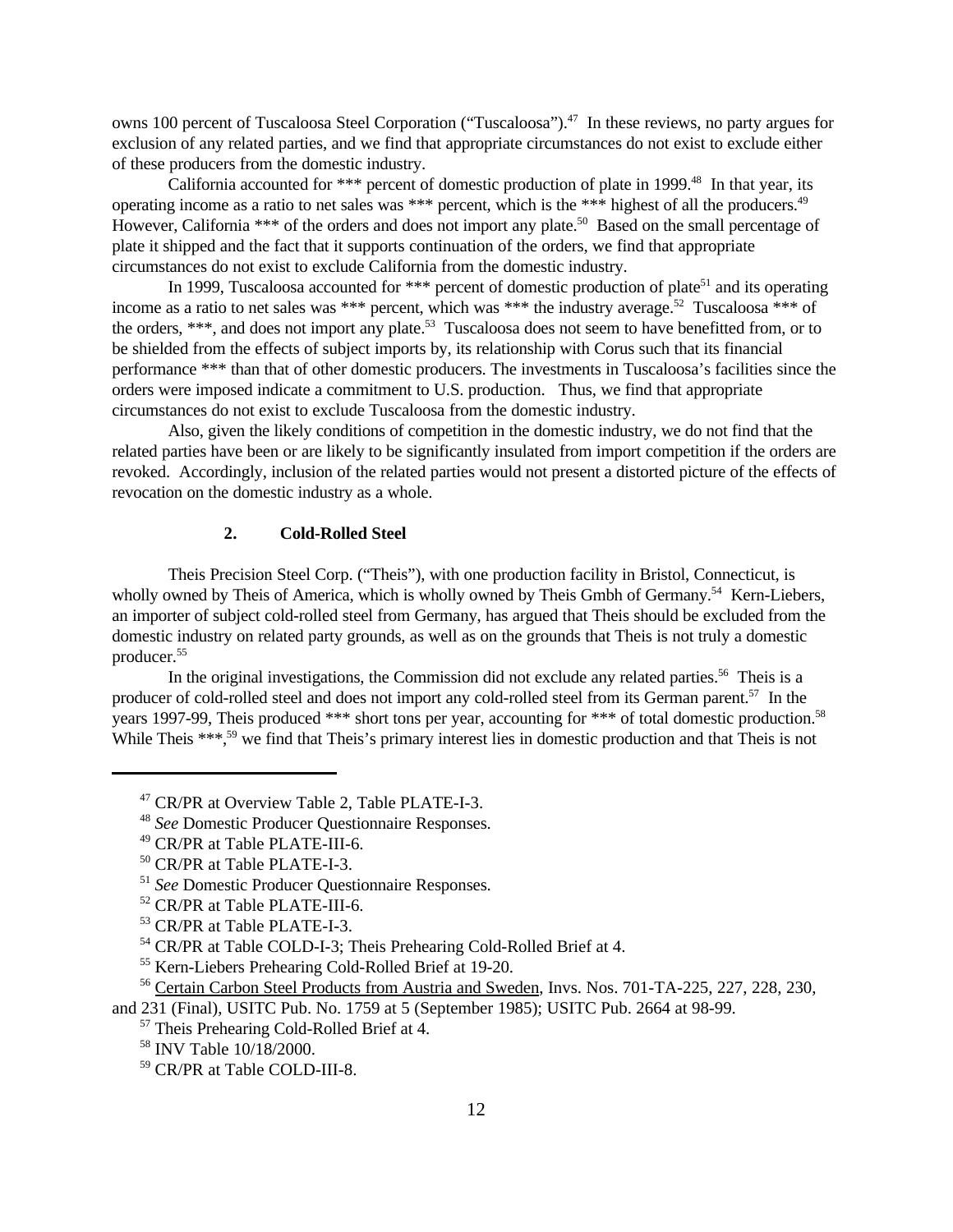owns 100 percent of Tuscaloosa Steel Corporation ("Tuscaloosa").[47] In these reviews, no party argues for exclusion of any related parties, and we find that appropriate circumstances do not exist to exclude either of these producers from the domestic industry.

California accounted for *** percent of domestic production of plate in 1999.[48] In that year, its operating income as a ratio to net sales was *** percent, which is the *** highest of all the producers.[49] However, California *** of the orders and does not import any plate.[50] Based on the small percentage of plate it shipped and the fact that it supports continuation of the orders, we find that appropriate circumstances do not exist to exclude California from the domestic industry.

In 1999, Tuscaloosa accounted for *** percent of domestic production of plate[51] and its operating income as a ratio to net sales was *** percent, which was *** the industry average.[52] Tuscaloosa *** of the orders, ***, and does not import any plate.[53] Tuscaloosa does not seem to have benefitted from, or to be shielded from the effects of subject imports by, its relationship with Corus such that its financial performance *** than that of other domestic producers. The investments in Tuscaloosa's facilities since the orders were imposed indicate a commitment to U.S. production. Thus, we find that appropriate circumstances do not exist to exclude Tuscaloosa from the domestic industry.

Also, given the likely conditions of competition in the domestic industry, we do not find that the related parties have been or are likely to be significantly insulated from import competition if the orders are revoked. Accordingly, inclusion of the related parties would not present a distorted picture of the effects of revocation on the domestic industry as a whole.

### 2. Cold-Rolled Steel

Theis Precision Steel Corp. ("Theis"), with one production facility in Bristol, Connecticut, is wholly owned by Theis of America, which is wholly owned by Theis Gmbh of Germany.[54] Kern-Liebers, an importer of subject cold-rolled steel from Germany, has argued that Theis should be excluded from the domestic industry on related party grounds, as well as on the grounds that Theis is not truly a domestic producer.[55]

In the original investigations, the Commission did not exclude any related parties.[56] Theis is a producer of cold-rolled steel and does not import any cold-rolled steel from its German parent.[57] In the years 1997-99, Theis produced *** short tons per year, accounting for *** of total domestic production.[58] While Theis ***,[59] we find that Theis's primary interest lies in domestic production and that Theis is not

---

[47] CR/PR at Overview Table 2, Table PLATE-I-3.

[48] *See* Domestic Producer Questionnaire Responses.

[49] CR/PR at Table PLATE-III-6.

[50] CR/PR at Table PLATE-I-3.

[51] *See* Domestic Producer Questionnaire Responses.

[52] CR/PR at Table PLATE-III-6.

[53] CR/PR at Table PLATE-I-3.

[54] CR/PR at Table COLD-I-3; Theis Prehearing Cold-Rolled Brief at 4.

[55] Kern-Liebers Prehearing Cold-Rolled Brief at 19-20.

[56] Certain Carbon Steel Products from Austria and Sweden, Invs. Nos. 701-TA-225, 227, 228, 230, and 231 (Final), USITC Pub. No. 1759 at 5 (September 1985); USITC Pub. 2664 at 98-99.

[57] Theis Prehearing Cold-Rolled Brief at 4.

[58] INV Table 10/18/2000.

[59] CR/PR at Table COLD-III-8.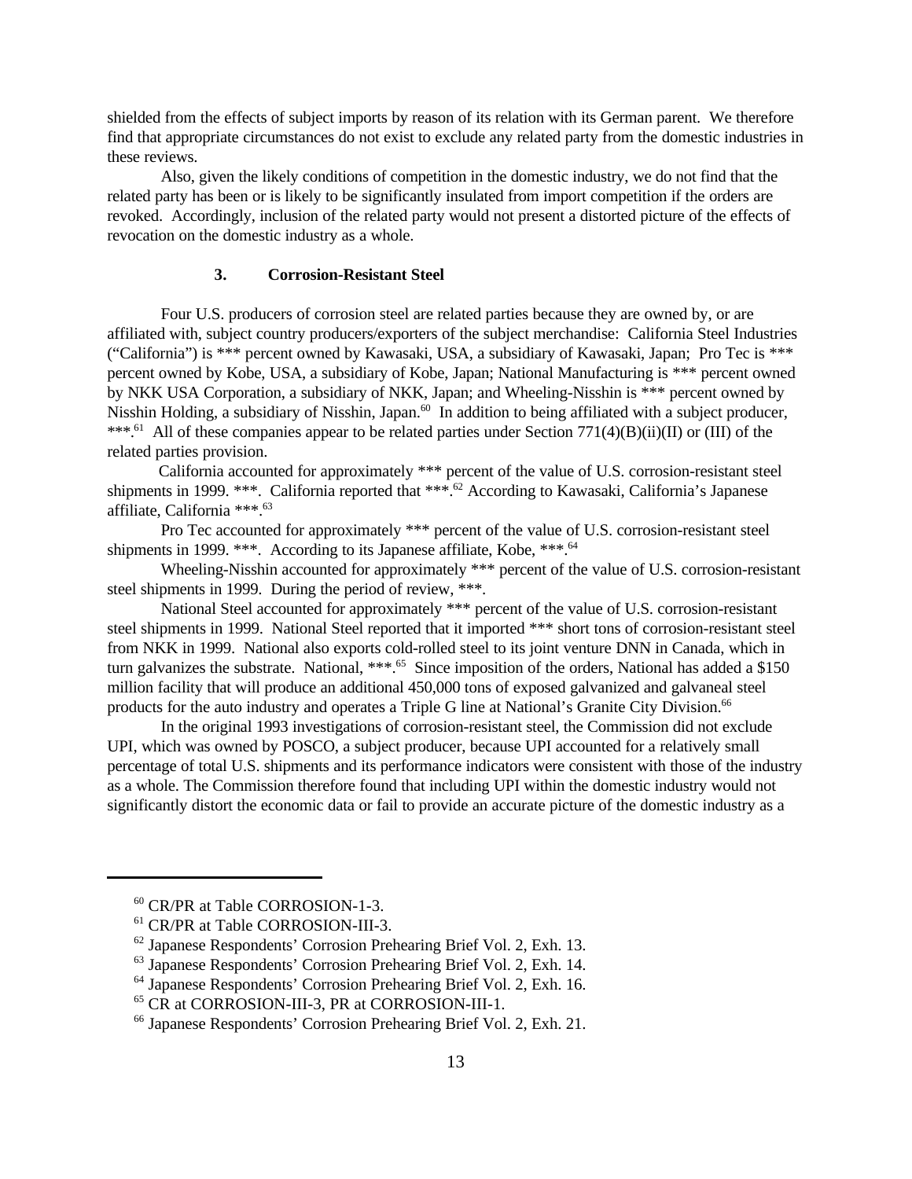shielded from the effects of subject imports by reason of its relation with its German parent. We therefore find that appropriate circumstances do not exist to exclude any related party from the domestic industries in these reviews.

Also, given the likely conditions of competition in the domestic industry, we do not find that the related party has been or is likely to be significantly insulated from import competition if the orders are revoked. Accordingly, inclusion of the related party would not present a distorted picture of the effects of revocation on the domestic industry as a whole.

### 3. Corrosion-Resistant Steel

Four U.S. producers of corrosion steel are related parties because they are owned by, or are affiliated with, subject country producers/exporters of the subject merchandise: California Steel Industries ("California") is *** percent owned by Kawasaki, USA, a subsidiary of Kawasaki, Japan; Pro Tec is *** percent owned by Kobe, USA, a subsidiary of Kobe, Japan; National Manufacturing is *** percent owned by NKK USA Corporation, a subsidiary of NKK, Japan; and Wheeling-Nisshin is *** percent owned by Nisshin Holding, a subsidiary of Nisshin, Japan.[60] In addition to being affiliated with a subject producer, ***.[61] All of these companies appear to be related parties under Section 771(4)(B)(ii)(II) or (III) of the related parties provision.

California accounted for approximately *** percent of the value of U.S. corrosion-resistant steel shipments in 1999. ***. California reported that ***.[62] According to Kawasaki, California's Japanese affiliate, California ***.[63]

Pro Tec accounted for approximately *** percent of the value of U.S. corrosion-resistant steel shipments in 1999. ***. According to its Japanese affiliate, Kobe, ***.[64]

Wheeling-Nisshin accounted for approximately *** percent of the value of U.S. corrosion-resistant steel shipments in 1999. During the period of review, ***.

National Steel accounted for approximately *** percent of the value of U.S. corrosion-resistant steel shipments in 1999. National Steel reported that it imported *** short tons of corrosion-resistant steel from NKK in 1999. National also exports cold-rolled steel to its joint venture DNN in Canada, which in turn galvanizes the substrate. National, ***.[65] Since imposition of the orders, National has added a $150 million facility that will produce an additional 450,000 tons of exposed galvanized and galvaneal steel products for the auto industry and operates a Triple G line at National's Granite City Division.[66]

In the original 1993 investigations of corrosion-resistant steel, the Commission did not exclude UPI, which was owned by POSCO, a subject producer, because UPI accounted for a relatively small percentage of total U.S. shipments and its performance indicators were consistent with those of the industry as a whole. The Commission therefore found that including UPI within the domestic industry would not significantly distort the economic data or fail to provide an accurate picture of the domestic industry as a

---

[60] CR/PR at Table CORROSION-1-3.

[61] CR/PR at Table CORROSION-III-3.

[62] Japanese Respondents' Corrosion Prehearing Brief Vol. 2, Exh. 13.

[63] Japanese Respondents' Corrosion Prehearing Brief Vol. 2, Exh. 14.

[64] Japanese Respondents' Corrosion Prehearing Brief Vol. 2, Exh. 16.

[65] CR at CORROSION-III-3, PR at CORROSION-III-1.

[66] Japanese Respondents' Corrosion Prehearing Brief Vol. 2, Exh. 21.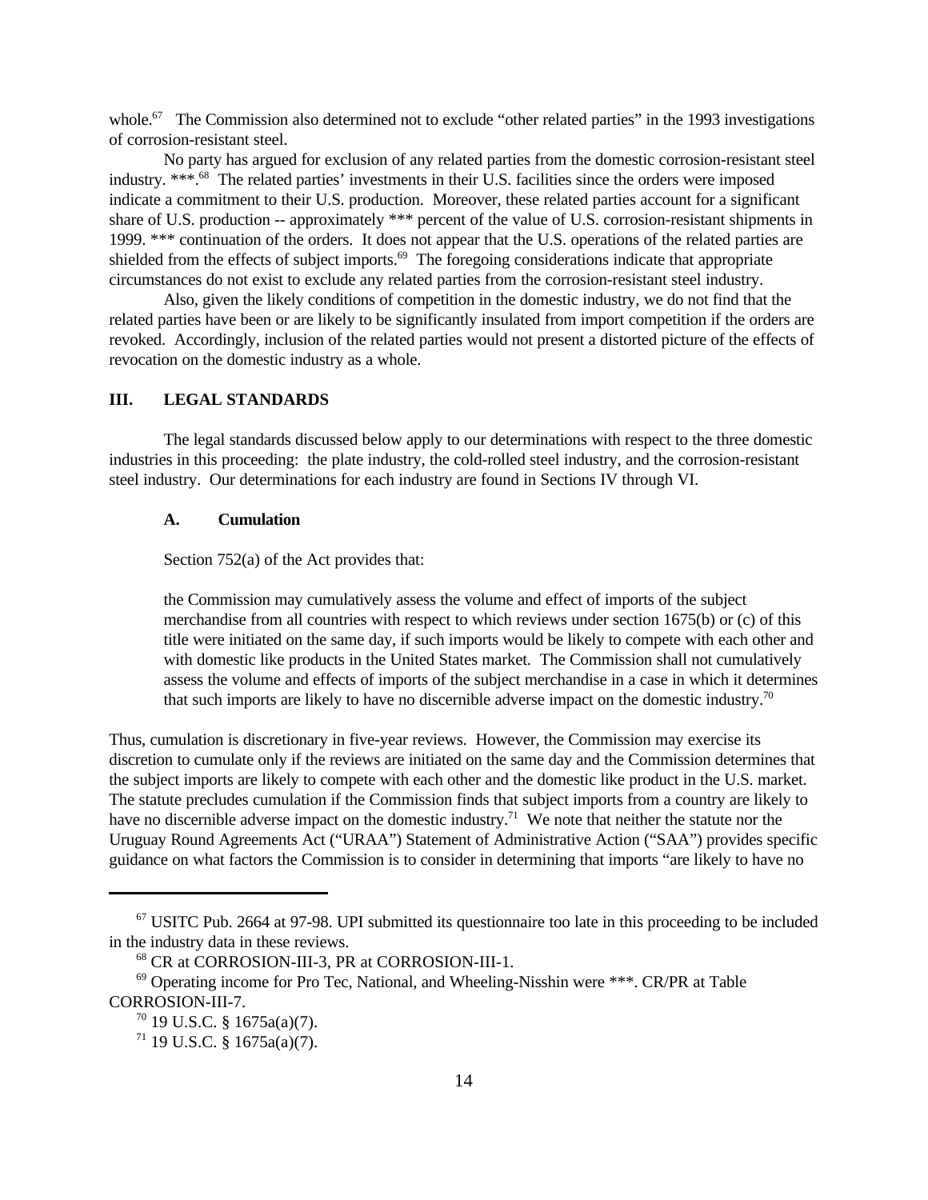whole.[67] The Commission also determined not to exclude "other related parties" in the 1993 investigations of corrosion-resistant steel.

No party has argued for exclusion of any related parties from the domestic corrosion-resistant steel industry. ***.[68] The related parties' investments in their U.S. facilities since the orders were imposed indicate a commitment to their U.S. production. Moreover, these related parties account for a significant share of U.S. production -- approximately *** percent of the value of U.S. corrosion-resistant shipments in 1999. *** continuation of the orders. It does not appear that the U.S. operations of the related parties are shielded from the effects of subject imports.[69] The foregoing considerations indicate that appropriate circumstances do not exist to exclude any related parties from the corrosion-resistant steel industry.

Also, given the likely conditions of competition in the domestic industry, we do not find that the related parties have been or are likely to be significantly insulated from import competition if the orders are revoked. Accordingly, inclusion of the related parties would not present a distorted picture of the effects of revocation on the domestic industry as a whole.

## III. LEGAL STANDARDS

The legal standards discussed below apply to our determinations with respect to the three domestic industries in this proceeding: the plate industry, the cold-rolled steel industry, and the corrosion-resistant steel industry. Our determinations for each industry are found in Sections IV through VI.

### A. Cumulation

Section 752(a) of the Act provides that:

> the Commission may cumulatively assess the volume and effect of imports of the subject merchandise from all countries with respect to which reviews under section 1675(b) or (c) of this title were initiated on the same day, if such imports would be likely to compete with each other and with domestic like products in the United States market. The Commission shall not cumulatively assess the volume and effects of imports of the subject merchandise in a case in which it determines that such imports are likely to have no discernible adverse impact on the domestic industry.[70]

Thus, cumulation is discretionary in five-year reviews. However, the Commission may exercise its discretion to cumulate only if the reviews are initiated on the same day and the Commission determines that the subject imports are likely to compete with each other and the domestic like product in the U.S. market. The statute precludes cumulation if the Commission finds that subject imports from a country are likely to have no discernible adverse impact on the domestic industry.[71] We note that neither the statute nor the Uruguay Round Agreements Act ("URAA") Statement of Administrative Action ("SAA") provides specific guidance on what factors the Commission is to consider in determining that imports "are likely to have no

---

[67] USITC Pub. 2664 at 97-98. UPI submitted its questionnaire too late in this proceeding to be included in the industry data in these reviews.

[68] CR at CORROSION-III-3, PR at CORROSION-III-1.

[69] Operating income for Pro Tec, National, and Wheeling-Nisshin were ***. CR/PR at Table CORROSION-III-7.

[70] 19 U.S.C. § 1675a(a)(7).

[71] 19 U.S.C. § 1675a(a)(7).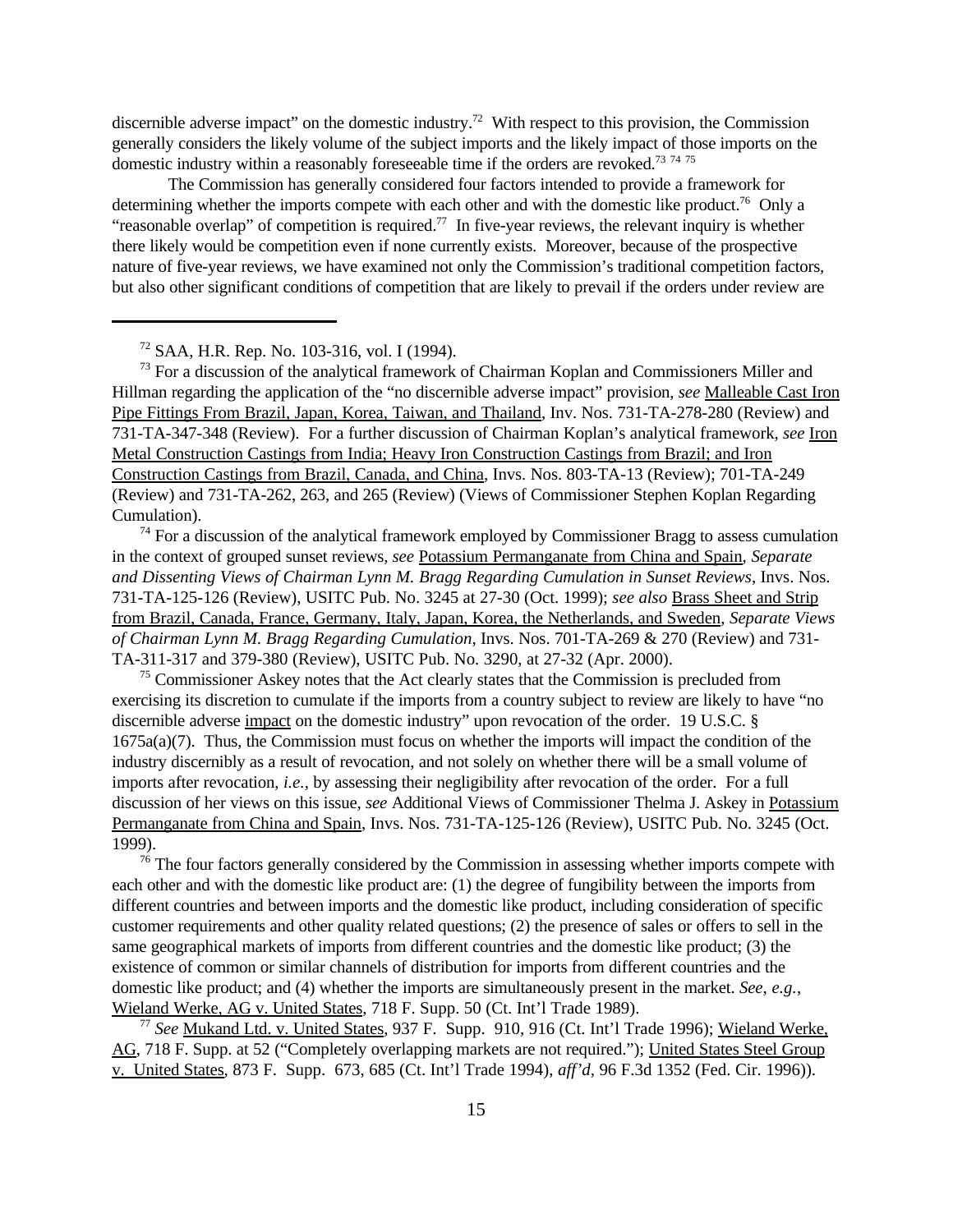discernible adverse impact" on the domestic industry.[72] With respect to this provision, the Commission generally considers the likely volume of the subject imports and the likely impact of those imports on the domestic industry within a reasonably foreseeable time if the orders are revoked.[73] [74] [75]

The Commission has generally considered four factors intended to provide a framework for determining whether the imports compete with each other and with the domestic like product.[76] Only a "reasonable overlap" of competition is required.[77] In five-year reviews, the relevant inquiry is whether there likely would be competition even if none currently exists. Moreover, because of the prospective nature of five-year reviews, we have examined not only the Commission's traditional competition factors, but also other significant conditions of competition that are likely to prevail if the orders under review are

---

[72] SAA, H.R. Rep. No. 103-316, vol. I (1994).

[73] For a discussion of the analytical framework of Chairman Koplan and Commissioners Miller and Hillman regarding the application of the "no discernible adverse impact" provision, *see* Malleable Cast Iron Pipe Fittings From Brazil, Japan, Korea, Taiwan, and Thailand, Inv. Nos. 731-TA-278-280 (Review) and 731-TA-347-348 (Review). For a further discussion of Chairman Koplan's analytical framework, *see* Iron Metal Construction Castings from India; Heavy Iron Construction Castings from Brazil; and Iron Construction Castings from Brazil, Canada, and China, Invs. Nos. 803-TA-13 (Review); 701-TA-249 (Review) and 731-TA-262, 263, and 265 (Review) (Views of Commissioner Stephen Koplan Regarding Cumulation).

[74] For a discussion of the analytical framework employed by Commissioner Bragg to assess cumulation in the context of grouped sunset reviews, *see* Potassium Permanganate from China and Spain, *Separate and Dissenting Views of Chairman Lynn M. Bragg Regarding Cumulation in Sunset Reviews*, Invs. Nos. 731-TA-125-126 (Review), USITC Pub. No. 3245 at 27-30 (Oct. 1999); *see also* Brass Sheet and Strip from Brazil, Canada, France, Germany, Italy, Japan, Korea, the Netherlands, and Sweden, *Separate Views of Chairman Lynn M. Bragg Regarding Cumulation*, Invs. Nos. 701-TA-269 & 270 (Review) and 731-TA-311-317 and 379-380 (Review), USITC Pub. No. 3290, at 27-32 (Apr. 2000).

[75] Commissioner Askey notes that the Act clearly states that the Commission is precluded from exercising its discretion to cumulate if the imports from a country subject to review are likely to have "no discernible adverse impact on the domestic industry" upon revocation of the order. 19 U.S.C. § 1675a(a)(7). Thus, the Commission must focus on whether the imports will impact the condition of the industry discernibly as a result of revocation, and not solely on whether there will be a small volume of imports after revocation, *i.e.*, by assessing their negligibility after revocation of the order. For a full discussion of her views on this issue, *see* Additional Views of Commissioner Thelma J. Askey in Potassium Permanganate from China and Spain, Invs. Nos. 731-TA-125-126 (Review), USITC Pub. No. 3245 (Oct. 1999).

[76] The four factors generally considered by the Commission in assessing whether imports compete with each other and with the domestic like product are: (1) the degree of fungibility between the imports from different countries and between imports and the domestic like product, including consideration of specific customer requirements and other quality related questions; (2) the presence of sales or offers to sell in the same geographical markets of imports from different countries and the domestic like product; (3) the existence of common or similar channels of distribution for imports from different countries and the domestic like product; and (4) whether the imports are simultaneously present in the market. *See, e.g.*, Wieland Werke, AG v. United States, 718 F. Supp. 50 (Ct. Int'l Trade 1989).

[77] *See* Mukand Ltd. v. United States, 937 F. Supp. 910, 916 (Ct. Int'l Trade 1996); Wieland Werke, AG, 718 F. Supp. at 52 ("Completely overlapping markets are not required."); United States Steel Group v. United States, 873 F. Supp. 673, 685 (Ct. Int'l Trade 1994), *aff'd*, 96 F.3d 1352 (Fed. Cir. 1996)).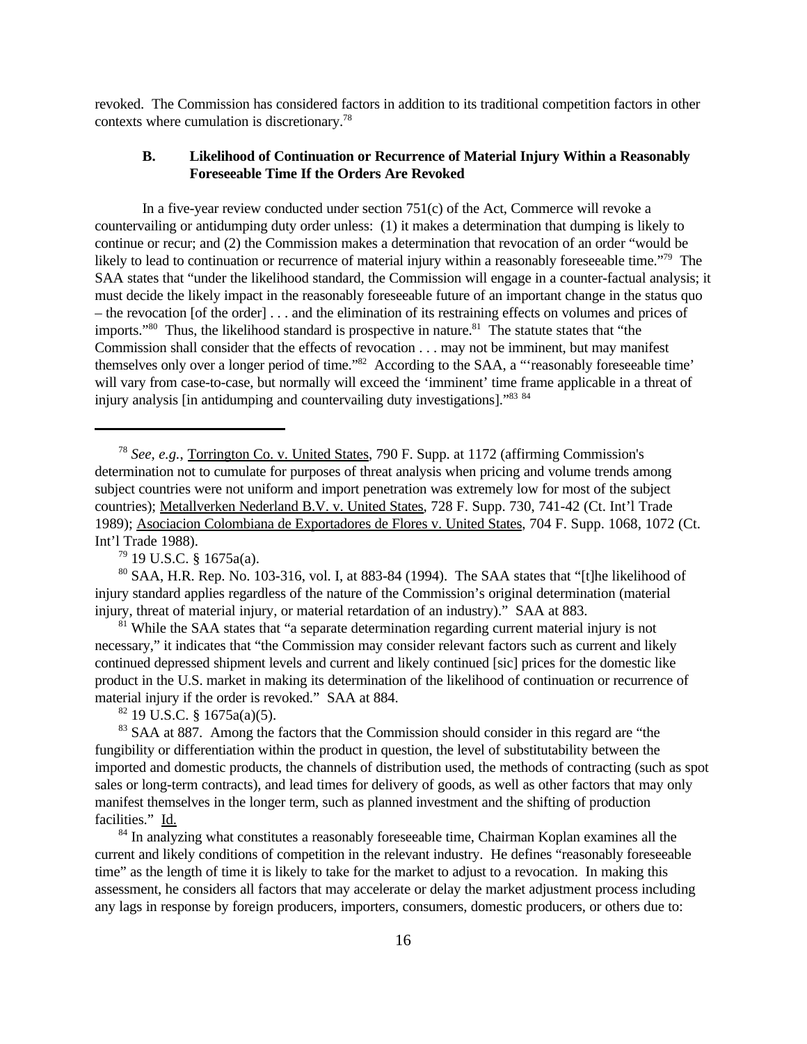revoked. The Commission has considered factors in addition to its traditional competition factors in other contexts where cumulation is discretionary.[78]

### B. Likelihood of Continuation or Recurrence of Material Injury Within a Reasonably Foreseeable Time If the Orders Are Revoked

In a five-year review conducted under section 751(c) of the Act, Commerce will revoke a countervailing or antidumping duty order unless: (1) it makes a determination that dumping is likely to continue or recur; and (2) the Commission makes a determination that revocation of an order "would be likely to lead to continuation or recurrence of material injury within a reasonably foreseeable time."[79] The SAA states that "under the likelihood standard, the Commission will engage in a counter-factual analysis; it must decide the likely impact in the reasonably foreseeable future of an important change in the status quo – the revocation [of the order] . . . and the elimination of its restraining effects on volumes and prices of imports."[80] Thus, the likelihood standard is prospective in nature.[81] The statute states that "the Commission shall consider that the effects of revocation . . . may not be imminent, but may manifest themselves only over a longer period of time."[82] According to the SAA, a "'reasonably foreseeable time' will vary from case-to-case, but normally will exceed the 'imminent' time frame applicable in a threat of injury analysis [in antidumping and countervailing duty investigations]."[83] [84]

---

[78] *See, e.g.*, Torrington Co. v. United States, 790 F. Supp. at 1172 (affirming Commission's determination not to cumulate for purposes of threat analysis when pricing and volume trends among subject countries were not uniform and import penetration was extremely low for most of the subject countries); Metallverken Nederland B.V. v. United States, 728 F. Supp. 730, 741-42 (Ct. Int'l Trade 1989); Asociacion Colombiana de Exportadores de Flores v. United States, 704 F. Supp. 1068, 1072 (Ct. Int'l Trade 1988).

[79] 19 U.S.C. § 1675a(a).

[80] SAA, H.R. Rep. No. 103-316, vol. I, at 883-84 (1994). The SAA states that "[t]he likelihood of injury standard applies regardless of the nature of the Commission's original determination (material injury, threat of material injury, or material retardation of an industry)." SAA at 883.

[81] While the SAA states that "a separate determination regarding current material injury is not necessary," it indicates that "the Commission may consider relevant factors such as current and likely continued depressed shipment levels and current and likely continued [sic] prices for the domestic like product in the U.S. market in making its determination of the likelihood of continuation or recurrence of material injury if the order is revoked." SAA at 884.

[82] 19 U.S.C. § 1675a(a)(5).

[83] SAA at 887. Among the factors that the Commission should consider in this regard are "the fungibility or differentiation within the product in question, the level of substitutability between the imported and domestic products, the channels of distribution used, the methods of contracting (such as spot sales or long-term contracts), and lead times for delivery of goods, as well as other factors that may only manifest themselves in the longer term, such as planned investment and the shifting of production facilities." Id.

[84] In analyzing what constitutes a reasonably foreseeable time, Chairman Koplan examines all the current and likely conditions of competition in the relevant industry. He defines "reasonably foreseeable time" as the length of time it is likely to take for the market to adjust to a revocation. In making this assessment, he considers all factors that may accelerate or delay the market adjustment process including any lags in response by foreign producers, importers, consumers, domestic producers, or others due to: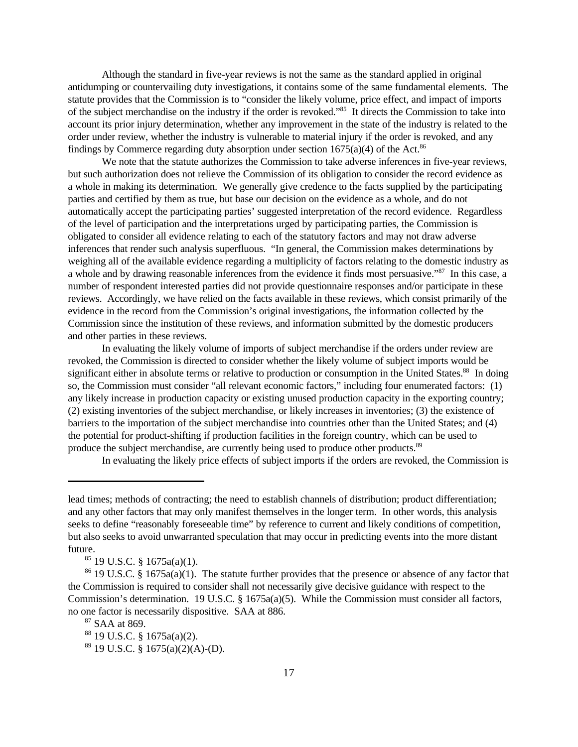Although the standard in five-year reviews is not the same as the standard applied in original antidumping or countervailing duty investigations, it contains some of the same fundamental elements. The statute provides that the Commission is to "consider the likely volume, price effect, and impact of imports of the subject merchandise on the industry if the order is revoked."[85] It directs the Commission to take into account its prior injury determination, whether any improvement in the state of the industry is related to the order under review, whether the industry is vulnerable to material injury if the order is revoked, and any findings by Commerce regarding duty absorption under section 1675(a)(4) of the Act.[86]

We note that the statute authorizes the Commission to take adverse inferences in five-year reviews, but such authorization does not relieve the Commission of its obligation to consider the record evidence as a whole in making its determination. We generally give credence to the facts supplied by the participating parties and certified by them as true, but base our decision on the evidence as a whole, and do not automatically accept the participating parties' suggested interpretation of the record evidence. Regardless of the level of participation and the interpretations urged by participating parties, the Commission is obligated to consider all evidence relating to each of the statutory factors and may not draw adverse inferences that render such analysis superfluous. "In general, the Commission makes determinations by weighing all of the available evidence regarding a multiplicity of factors relating to the domestic industry as a whole and by drawing reasonable inferences from the evidence it finds most persuasive."[87] In this case, a number of respondent interested parties did not provide questionnaire responses and/or participate in these reviews. Accordingly, we have relied on the facts available in these reviews, which consist primarily of the evidence in the record from the Commission's original investigations, the information collected by the Commission since the institution of these reviews, and information submitted by the domestic producers and other parties in these reviews.

In evaluating the likely volume of imports of subject merchandise if the orders under review are revoked, the Commission is directed to consider whether the likely volume of subject imports would be significant either in absolute terms or relative to production or consumption in the United States.[88] In doing so, the Commission must consider "all relevant economic factors," including four enumerated factors: (1) any likely increase in production capacity or existing unused production capacity in the exporting country; (2) existing inventories of the subject merchandise, or likely increases in inventories; (3) the existence of barriers to the importation of the subject merchandise into countries other than the United States; and (4) the potential for product-shifting if production facilities in the foreign country, which can be used to produce the subject merchandise, are currently being used to produce other products.[89]

In evaluating the likely price effects of subject imports if the orders are revoked, the Commission is

---

lead times; methods of contracting; the need to establish channels of distribution; product differentiation; and any other factors that may only manifest themselves in the longer term. In other words, this analysis seeks to define "reasonably foreseeable time" by reference to current and likely conditions of competition, but also seeks to avoid unwarranted speculation that may occur in predicting events into the more distant future.

[85] 19 U.S.C. § 1675a(a)(1).

[86] 19 U.S.C. § 1675a(a)(1). The statute further provides that the presence or absence of any factor that the Commission is required to consider shall not necessarily give decisive guidance with respect to the Commission's determination. 19 U.S.C. § 1675a(a)(5). While the Commission must consider all factors, no one factor is necessarily dispositive. SAA at 886.

[87] SAA at 869.

[88] 19 U.S.C. § 1675a(a)(2).

[89] 19 U.S.C. § 1675(a)(2)(A)-(D).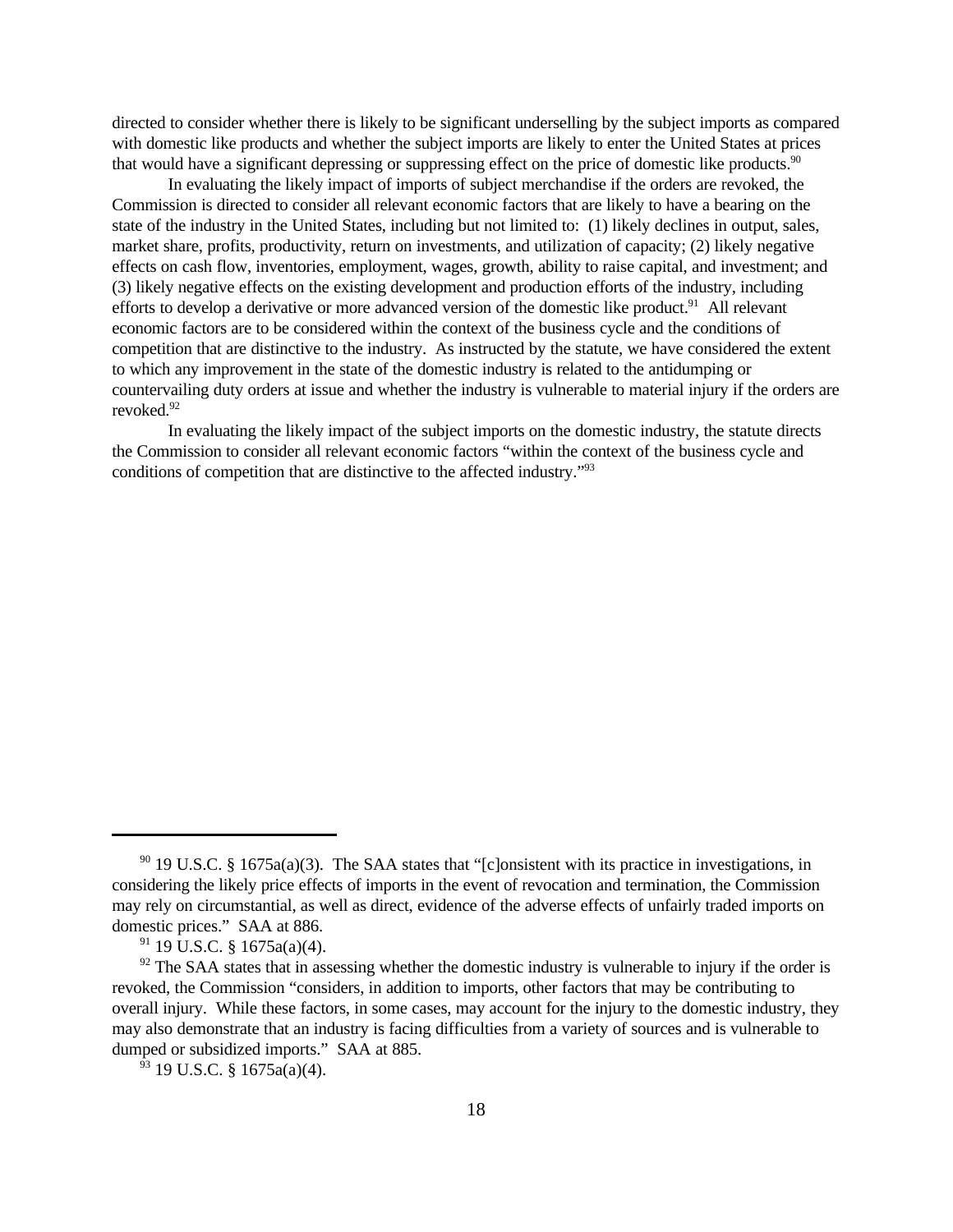directed to consider whether there is likely to be significant underselling by the subject imports as compared with domestic like products and whether the subject imports are likely to enter the United States at prices that would have a significant depressing or suppressing effect on the price of domestic like products.[90]

In evaluating the likely impact of imports of subject merchandise if the orders are revoked, the Commission is directed to consider all relevant economic factors that are likely to have a bearing on the state of the industry in the United States, including but not limited to: (1) likely declines in output, sales, market share, profits, productivity, return on investments, and utilization of capacity; (2) likely negative effects on cash flow, inventories, employment, wages, growth, ability to raise capital, and investment; and (3) likely negative effects on the existing development and production efforts of the industry, including efforts to develop a derivative or more advanced version of the domestic like product.[91] All relevant economic factors are to be considered within the context of the business cycle and the conditions of competition that are distinctive to the industry. As instructed by the statute, we have considered the extent to which any improvement in the state of the domestic industry is related to the antidumping or countervailing duty orders at issue and whether the industry is vulnerable to material injury if the orders are revoked.[92]

In evaluating the likely impact of the subject imports on the domestic industry, the statute directs the Commission to consider all relevant economic factors "within the context of the business cycle and conditions of competition that are distinctive to the affected industry."[93]

---

[90] 19 U.S.C. § 1675a(a)(3). The SAA states that "[c]onsistent with its practice in investigations, in considering the likely price effects of imports in the event of revocation and termination, the Commission may rely on circumstantial, as well as direct, evidence of the adverse effects of unfairly traded imports on domestic prices." SAA at 886.

[91] 19 U.S.C. § 1675a(a)(4).

[92] The SAA states that in assessing whether the domestic industry is vulnerable to injury if the order is revoked, the Commission "considers, in addition to imports, other factors that may be contributing to overall injury. While these factors, in some cases, may account for the injury to the domestic industry, they may also demonstrate that an industry is facing difficulties from a variety of sources and is vulnerable to dumped or subsidized imports." SAA at 885.

[93] 19 U.S.C. § 1675a(a)(4).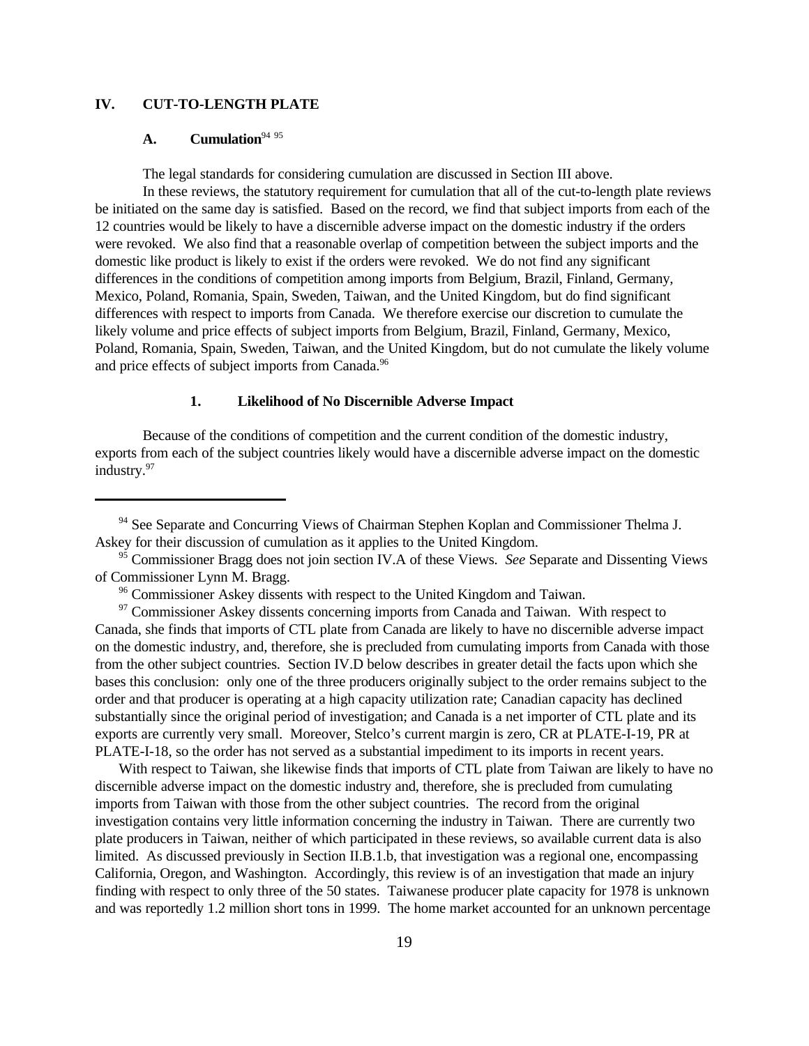## IV. CUT-TO-LENGTH PLATE

### A. Cumulation[94] [95]

The legal standards for considering cumulation are discussed in Section III above.

In these reviews, the statutory requirement for cumulation that all of the cut-to-length plate reviews be initiated on the same day is satisfied. Based on the record, we find that subject imports from each of the 12 countries would be likely to have a discernible adverse impact on the domestic industry if the orders were revoked. We also find that a reasonable overlap of competition between the subject imports and the domestic like product is likely to exist if the orders were revoked. We do not find any significant differences in the conditions of competition among imports from Belgium, Brazil, Finland, Germany, Mexico, Poland, Romania, Spain, Sweden, Taiwan, and the United Kingdom, but do find significant differences with respect to imports from Canada. We therefore exercise our discretion to cumulate the likely volume and price effects of subject imports from Belgium, Brazil, Finland, Germany, Mexico, Poland, Romania, Spain, Sweden, Taiwan, and the United Kingdom, but do not cumulate the likely volume and price effects of subject imports from Canada.[96]

#### 1. Likelihood of No Discernible Adverse Impact

Because of the conditions of competition and the current condition of the domestic industry, exports from each of the subject countries likely would have a discernible adverse impact on the domestic industry.[97]

---

[94] See Separate and Concurring Views of Chairman Stephen Koplan and Commissioner Thelma J. Askey for their discussion of cumulation as it applies to the United Kingdom.

[95] Commissioner Bragg does not join section IV.A of these Views. *See* Separate and Dissenting Views of Commissioner Lynn M. Bragg.

[96] Commissioner Askey dissents with respect to the United Kingdom and Taiwan.

[97] Commissioner Askey dissents concerning imports from Canada and Taiwan. With respect to Canada, she finds that imports of CTL plate from Canada are likely to have no discernible adverse impact on the domestic industry, and, therefore, she is precluded from cumulating imports from Canada with those from the other subject countries. Section IV.D below describes in greater detail the facts upon which she bases this conclusion: only one of the three producers originally subject to the order remains subject to the order and that producer is operating at a high capacity utilization rate; Canadian capacity has declined substantially since the original period of investigation; and Canada is a net importer of CTL plate and its exports are currently very small. Moreover, Stelco's current margin is zero, CR at PLATE-I-19, PR at PLATE-I-18, so the order has not served as a substantial impediment to its imports in recent years.

With respect to Taiwan, she likewise finds that imports of CTL plate from Taiwan are likely to have no discernible adverse impact on the domestic industry and, therefore, she is precluded from cumulating imports from Taiwan with those from the other subject countries. The record from the original investigation contains very little information concerning the industry in Taiwan. There are currently two plate producers in Taiwan, neither of which participated in these reviews, so available current data is also limited. As discussed previously in Section II.B.1.b, that investigation was a regional one, encompassing California, Oregon, and Washington. Accordingly, this review is of an investigation that made an injury finding with respect to only three of the 50 states. Taiwanese producer plate capacity for 1978 is unknown and was reportedly 1.2 million short tons in 1999. The home market accounted for an unknown percentage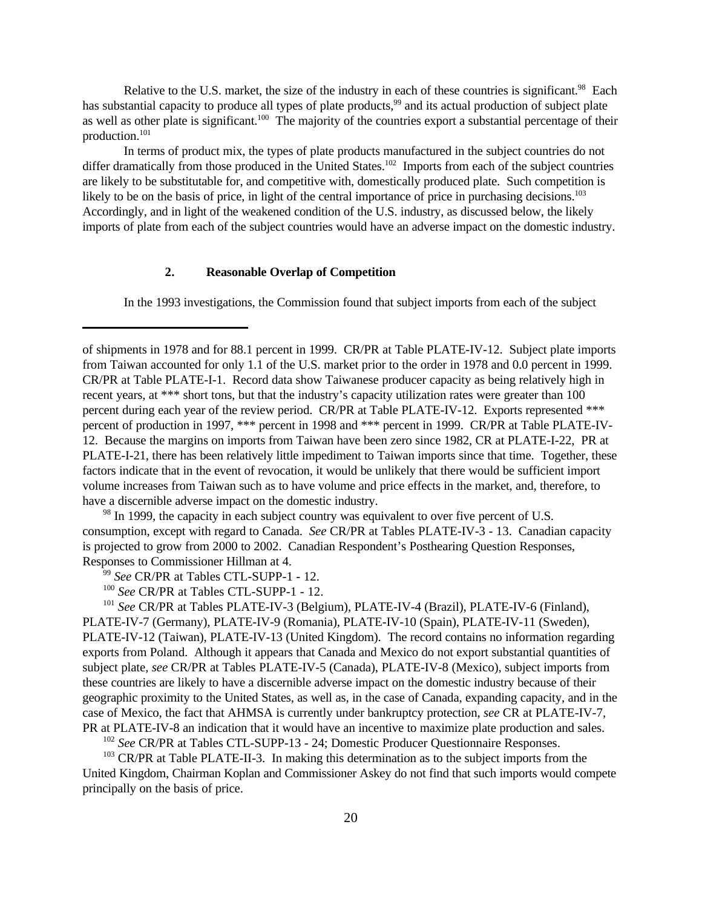Relative to the U.S. market, the size of the industry in each of these countries is significant.[98] Each has substantial capacity to produce all types of plate products,[99] and its actual production of subject plate as well as other plate is significant.[100] The majority of the countries export a substantial percentage of their production.[101]

In terms of product mix, the types of plate products manufactured in the subject countries do not differ dramatically from those produced in the United States.[102] Imports from each of the subject countries are likely to be substitutable for, and competitive with, domestically produced plate. Such competition is likely to be on the basis of price, in light of the central importance of price in purchasing decisions.[103] Accordingly, and in light of the weakened condition of the U.S. industry, as discussed below, the likely imports of plate from each of the subject countries would have an adverse impact on the domestic industry.

### 2. Reasonable Overlap of Competition

In the 1993 investigations, the Commission found that subject imports from each of the subject

---

of shipments in 1978 and for 88.1 percent in 1999. CR/PR at Table PLATE-IV-12. Subject plate imports from Taiwan accounted for only 1.1 of the U.S. market prior to the order in 1978 and 0.0 percent in 1999. CR/PR at Table PLATE-I-1. Record data show Taiwanese producer capacity as being relatively high in recent years, at *** short tons, but that the industry's capacity utilization rates were greater than 100 percent during each year of the review period. CR/PR at Table PLATE-IV-12. Exports represented *** percent of production in 1997, *** percent in 1998 and *** percent in 1999. CR/PR at Table PLATE-IV-12. Because the margins on imports from Taiwan have been zero since 1982, CR at PLATE-I-22, PR at PLATE-I-21, there has been relatively little impediment to Taiwan imports since that time. Together, these factors indicate that in the event of revocation, it would be unlikely that there would be sufficient import volume increases from Taiwan such as to have volume and price effects in the market, and, therefore, to have a discernible adverse impact on the domestic industry.

[98] In 1999, the capacity in each subject country was equivalent to over five percent of U.S. consumption, except with regard to Canada. *See* CR/PR at Tables PLATE-IV-3 - 13. Canadian capacity is projected to grow from 2000 to 2002. Canadian Respondent's Posthearing Question Responses, Responses to Commissioner Hillman at 4.

[99] *See* CR/PR at Tables CTL-SUPP-1 - 12.

[100] *See* CR/PR at Tables CTL-SUPP-1 - 12.

[101] *See* CR/PR at Tables PLATE-IV-3 (Belgium), PLATE-IV-4 (Brazil), PLATE-IV-6 (Finland), PLATE-IV-7 (Germany), PLATE-IV-9 (Romania), PLATE-IV-10 (Spain), PLATE-IV-11 (Sweden), PLATE-IV-12 (Taiwan), PLATE-IV-13 (United Kingdom). The record contains no information regarding exports from Poland. Although it appears that Canada and Mexico do not export substantial quantities of subject plate, *see* CR/PR at Tables PLATE-IV-5 (Canada), PLATE-IV-8 (Mexico), subject imports from these countries are likely to have a discernible adverse impact on the domestic industry because of their geographic proximity to the United States, as well as, in the case of Canada, expanding capacity, and in the case of Mexico, the fact that AHMSA is currently under bankruptcy protection, *see* CR at PLATE-IV-7, PR at PLATE-IV-8 an indication that it would have an incentive to maximize plate production and sales.

[102] *See* CR/PR at Tables CTL-SUPP-13 - 24; Domestic Producer Questionnaire Responses.

[103] CR/PR at Table PLATE-II-3. In making this determination as to the subject imports from the United Kingdom, Chairman Koplan and Commissioner Askey do not find that such imports would compete principally on the basis of price.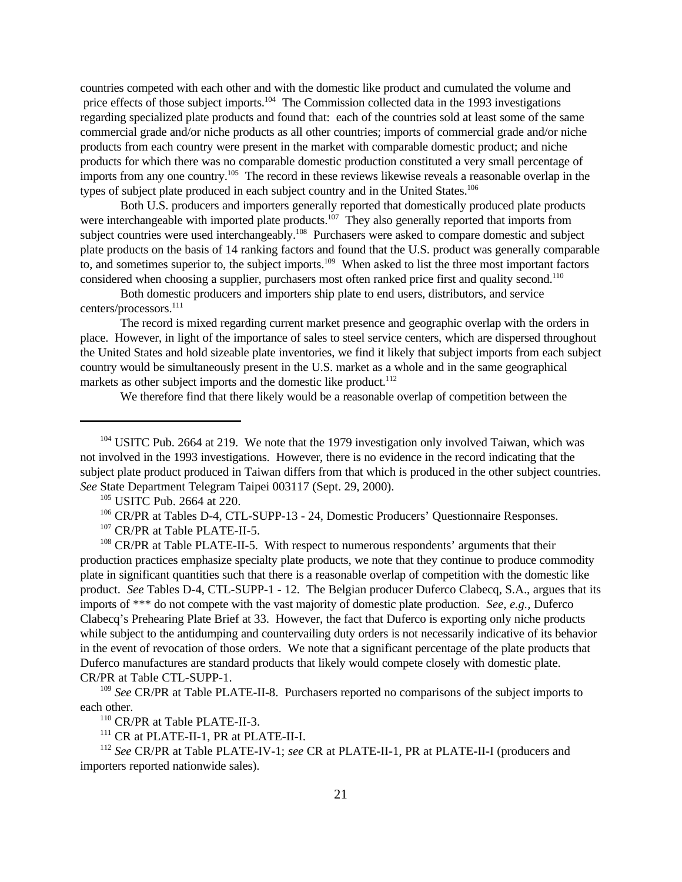countries competed with each other and with the domestic like product and cumulated the volume and price effects of those subject imports.[104] The Commission collected data in the 1993 investigations regarding specialized plate products and found that: each of the countries sold at least some of the same commercial grade and/or niche products as all other countries; imports of commercial grade and/or niche products from each country were present in the market with comparable domestic product; and niche products for which there was no comparable domestic production constituted a very small percentage of imports from any one country.[105] The record in these reviews likewise reveals a reasonable overlap in the types of subject plate produced in each subject country and in the United States.[106]

Both U.S. producers and importers generally reported that domestically produced plate products were interchangeable with imported plate products.[107] They also generally reported that imports from subject countries were used interchangeably.[108] Purchasers were asked to compare domestic and subject plate products on the basis of 14 ranking factors and found that the U.S. product was generally comparable to, and sometimes superior to, the subject imports.[109] When asked to list the three most important factors considered when choosing a supplier, purchasers most often ranked price first and quality second.[110]

Both domestic producers and importers ship plate to end users, distributors, and service centers/processors.[111]

The record is mixed regarding current market presence and geographic overlap with the orders in place. However, in light of the importance of sales to steel service centers, which are dispersed throughout the United States and hold sizeable plate inventories, we find it likely that subject imports from each subject country would be simultaneously present in the U.S. market as a whole and in the same geographical markets as other subject imports and the domestic like product.[112]

We therefore find that there likely would be a reasonable overlap of competition between the

---

[104] USITC Pub. 2664 at 219. We note that the 1979 investigation only involved Taiwan, which was not involved in the 1993 investigations. However, there is no evidence in the record indicating that the subject plate product produced in Taiwan differs from that which is produced in the other subject countries. *See* State Department Telegram Taipei 003117 (Sept. 29, 2000).

[105] USITC Pub. 2664 at 220.

[106] CR/PR at Tables D-4, CTL-SUPP-13 - 24, Domestic Producers' Questionnaire Responses.

[107] CR/PR at Table PLATE-II-5.

[108] CR/PR at Table PLATE-II-5. With respect to numerous respondents' arguments that their production practices emphasize specialty plate products, we note that they continue to produce commodity plate in significant quantities such that there is a reasonable overlap of competition with the domestic like product. *See* Tables D-4, CTL-SUPP-1 - 12. The Belgian producer Duferco Clabecq, S.A., argues that its imports of *** do not compete with the vast majority of domestic plate production. *See, e.g.,* Duferco Clabecq's Prehearing Plate Brief at 33. However, the fact that Duferco is exporting only niche products while subject to the antidumping and countervailing duty orders is not necessarily indicative of its behavior in the event of revocation of those orders. We note that a significant percentage of the plate products that Duferco manufactures are standard products that likely would compete closely with domestic plate. CR/PR at Table CTL-SUPP-1.

[109] *See* CR/PR at Table PLATE-II-8. Purchasers reported no comparisons of the subject imports to each other.

[110] CR/PR at Table PLATE-II-3.

[111] CR at PLATE-II-1, PR at PLATE-II-I.

[112] *See* CR/PR at Table PLATE-IV-1; *see* CR at PLATE-II-1, PR at PLATE-II-I (producers and importers reported nationwide sales).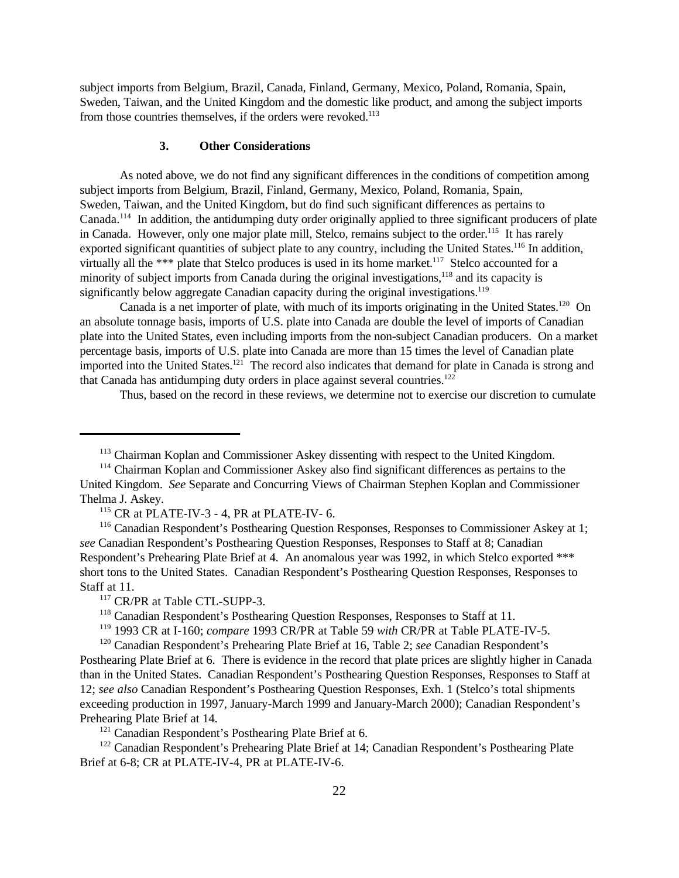subject imports from Belgium, Brazil, Canada, Finland, Germany, Mexico, Poland, Romania, Spain, Sweden, Taiwan, and the United Kingdom and the domestic like product, and among the subject imports from those countries themselves, if the orders were revoked.[113]

### 3. Other Considerations

As noted above, we do not find any significant differences in the conditions of competition among subject imports from Belgium, Brazil, Finland, Germany, Mexico, Poland, Romania, Spain, Sweden, Taiwan, and the United Kingdom, but do find such significant differences as pertains to Canada.[114] In addition, the antidumping duty order originally applied to three significant producers of plate in Canada. However, only one major plate mill, Stelco, remains subject to the order.[115] It has rarely exported significant quantities of subject plate to any country, including the United States.[116] In addition, virtually all the *** plate that Stelco produces is used in its home market.[117] Stelco accounted for a minority of subject imports from Canada during the original investigations,[118] and its capacity is significantly below aggregate Canadian capacity during the original investigations.[119]

Canada is a net importer of plate, with much of its imports originating in the United States.[120] On an absolute tonnage basis, imports of U.S. plate into Canada are double the level of imports of Canadian plate into the United States, even including imports from the non-subject Canadian producers. On a market percentage basis, imports of U.S. plate into Canada are more than 15 times the level of Canadian plate imported into the United States.[121] The record also indicates that demand for plate in Canada is strong and that Canada has antidumping duty orders in place against several countries.[122]

Thus, based on the record in these reviews, we determine not to exercise our discretion to cumulate

---

[113] Chairman Koplan and Commissioner Askey dissenting with respect to the United Kingdom.

[114] Chairman Koplan and Commissioner Askey also find significant differences as pertains to the United Kingdom. *See* Separate and Concurring Views of Chairman Stephen Koplan and Commissioner Thelma J. Askey.

[115] CR at PLATE-IV-3 - 4, PR at PLATE-IV- 6.

[116] Canadian Respondent's Posthearing Question Responses, Responses to Commissioner Askey at 1; *see* Canadian Respondent's Posthearing Question Responses, Responses to Staff at 8; Canadian Respondent's Prehearing Plate Brief at 4. An anomalous year was 1992, in which Stelco exported *** short tons to the United States. Canadian Respondent's Posthearing Question Responses, Responses to Staff at 11.

[117] CR/PR at Table CTL-SUPP-3.

[118] Canadian Respondent's Posthearing Question Responses, Responses to Staff at 11.

[119] 1993 CR at I-160; *compare* 1993 CR/PR at Table 59 *with* CR/PR at Table PLATE-IV-5.

[120] Canadian Respondent's Prehearing Plate Brief at 16, Table 2; *see* Canadian Respondent's Posthearing Plate Brief at 6. There is evidence in the record that plate prices are slightly higher in Canada than in the United States. Canadian Respondent's Posthearing Question Responses, Responses to Staff at 12; *see also* Canadian Respondent's Posthearing Question Responses, Exh. 1 (Stelco's total shipments exceeding production in 1997, January-March 1999 and January-March 2000); Canadian Respondent's Prehearing Plate Brief at 14.

[121] Canadian Respondent's Posthearing Plate Brief at 6.

[122] Canadian Respondent's Prehearing Plate Brief at 14; Canadian Respondent's Posthearing Plate Brief at 6-8; CR at PLATE-IV-4, PR at PLATE-IV-6.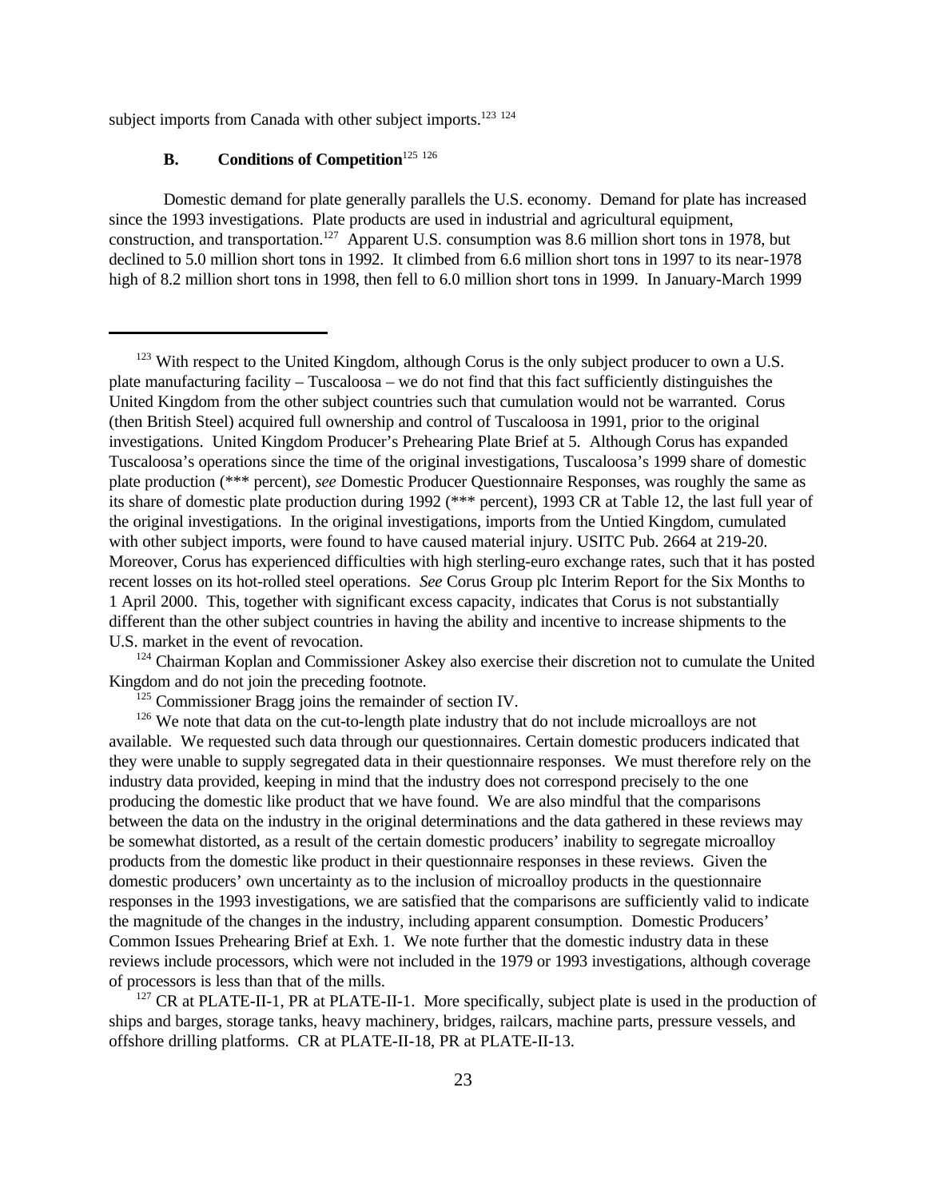subject imports from Canada with other subject imports.[123] [124]

### B. Conditions of Competition[125] [126]

Domestic demand for plate generally parallels the U.S. economy. Demand for plate has increased since the 1993 investigations. Plate products are used in industrial and agricultural equipment, construction, and transportation.[127] Apparent U.S. consumption was 8.6 million short tons in 1978, but declined to 5.0 million short tons in 1992. It climbed from 6.6 million short tons in 1997 to its near-1978 high of 8.2 million short tons in 1998, then fell to 6.0 million short tons in 1999. In January-March 1999

---

[123] With respect to the United Kingdom, although Corus is the only subject producer to own a U.S. plate manufacturing facility – Tuscaloosa – we do not find that this fact sufficiently distinguishes the United Kingdom from the other subject countries such that cumulation would not be warranted. Corus (then British Steel) acquired full ownership and control of Tuscaloosa in 1991, prior to the original investigations. United Kingdom Producer's Prehearing Plate Brief at 5. Although Corus has expanded Tuscaloosa's operations since the time of the original investigations, Tuscaloosa's 1999 share of domestic plate production (*** percent), *see* Domestic Producer Questionnaire Responses, was roughly the same as its share of domestic plate production during 1992 (*** percent), 1993 CR at Table 12, the last full year of the original investigations. In the original investigations, imports from the Untied Kingdom, cumulated with other subject imports, were found to have caused material injury. USITC Pub. 2664 at 219-20. Moreover, Corus has experienced difficulties with high sterling-euro exchange rates, such that it has posted recent losses on its hot-rolled steel operations. *See* Corus Group plc Interim Report for the Six Months to 1 April 2000. This, together with significant excess capacity, indicates that Corus is not substantially different than the other subject countries in having the ability and incentive to increase shipments to the U.S. market in the event of revocation.

[124] Chairman Koplan and Commissioner Askey also exercise their discretion not to cumulate the United Kingdom and do not join the preceding footnote.

[125] Commissioner Bragg joins the remainder of section IV.

[126] We note that data on the cut-to-length plate industry that do not include microalloys are not available. We requested such data through our questionnaires. Certain domestic producers indicated that they were unable to supply segregated data in their questionnaire responses. We must therefore rely on the industry data provided, keeping in mind that the industry does not correspond precisely to the one producing the domestic like product that we have found. We are also mindful that the comparisons between the data on the industry in the original determinations and the data gathered in these reviews may be somewhat distorted, as a result of the certain domestic producers' inability to segregate microalloy products from the domestic like product in their questionnaire responses in these reviews. Given the domestic producers' own uncertainty as to the inclusion of microalloy products in the questionnaire responses in the 1993 investigations, we are satisfied that the comparisons are sufficiently valid to indicate the magnitude of the changes in the industry, including apparent consumption. Domestic Producers' Common Issues Prehearing Brief at Exh. 1. We note further that the domestic industry data in these reviews include processors, which were not included in the 1979 or 1993 investigations, although coverage of processors is less than that of the mills.

[127] CR at PLATE-II-1, PR at PLATE-II-1. More specifically, subject plate is used in the production of ships and barges, storage tanks, heavy machinery, bridges, railcars, machine parts, pressure vessels, and offshore drilling platforms. CR at PLATE-II-18, PR at PLATE-II-13.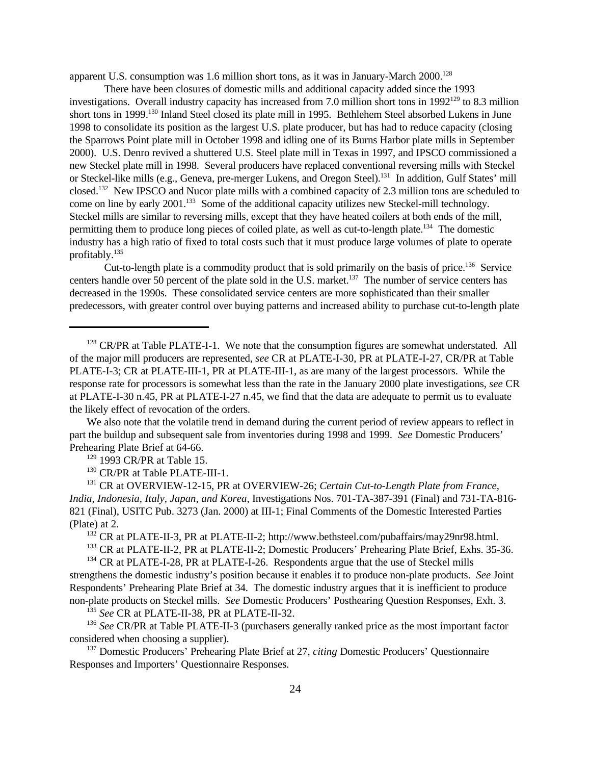apparent U.S. consumption was 1.6 million short tons, as it was in January-March 2000.[128]

There have been closures of domestic mills and additional capacity added since the 1993 investigations. Overall industry capacity has increased from 7.0 million short tons in 1992[129] to 8.3 million short tons in 1999.[130] Inland Steel closed its plate mill in 1995. Bethlehem Steel absorbed Lukens in June 1998 to consolidate its position as the largest U.S. plate producer, but has had to reduce capacity (closing the Sparrows Point plate mill in October 1998 and idling one of its Burns Harbor plate mills in September 2000). U.S. Denro revived a shuttered U.S. Steel plate mill in Texas in 1997, and IPSCO commissioned a new Steckel plate mill in 1998. Several producers have replaced conventional reversing mills with Steckel or Steckel-like mills (e.g., Geneva, pre-merger Lukens, and Oregon Steel).[131] In addition, Gulf States' mill closed.[132] New IPSCO and Nucor plate mills with a combined capacity of 2.3 million tons are scheduled to come on line by early 2001.[133] Some of the additional capacity utilizes new Steckel-mill technology. Steckel mills are similar to reversing mills, except that they have heated coilers at both ends of the mill, permitting them to produce long pieces of coiled plate, as well as cut-to-length plate.[134] The domestic industry has a high ratio of fixed to total costs such that it must produce large volumes of plate to operate profitably.[135]

Cut-to-length plate is a commodity product that is sold primarily on the basis of price.[136] Service centers handle over 50 percent of the plate sold in the U.S. market.[137] The number of service centers has decreased in the 1990s. These consolidated service centers are more sophisticated than their smaller predecessors, with greater control over buying patterns and increased ability to purchase cut-to-length plate

---

[128] CR/PR at Table PLATE-I-1. We note that the consumption figures are somewhat understated. All of the major mill producers are represented, *see* CR at PLATE-I-30, PR at PLATE-I-27, CR/PR at Table PLATE-I-3; CR at PLATE-III-1, PR at PLATE-III-1, as are many of the largest processors. While the response rate for processors is somewhat less than the rate in the January 2000 plate investigations, *see* CR at PLATE-I-30 n.45, PR at PLATE-I-27 n.45, we find that the data are adequate to permit us to evaluate the likely effect of revocation of the orders.

We also note that the volatile trend in demand during the current period of review appears to reflect in part the buildup and subsequent sale from inventories during 1998 and 1999. *See* Domestic Producers' Prehearing Plate Brief at 64-66.

[129] 1993 CR/PR at Table 15.

[130] CR/PR at Table PLATE-III-1.

[131] CR at OVERVIEW-12-15, PR at OVERVIEW-26; *Certain Cut-to-Length Plate from France, India, Indonesia, Italy, Japan, and Korea*, Investigations Nos. 701-TA-387-391 (Final) and 731-TA-816-821 (Final), USITC Pub. 3273 (Jan. 2000) at III-1; Final Comments of the Domestic Interested Parties (Plate) at 2.

[132] CR at PLATE-II-3, PR at PLATE-II-2; http://www.bethsteel.com/pubaffairs/may29nr98.html.

[133] CR at PLATE-II-2, PR at PLATE-II-2; Domestic Producers' Prehearing Plate Brief, Exhs. 35-36.

[134] CR at PLATE-I-28, PR at PLATE-I-26. Respondents argue that the use of Steckel mills strengthens the domestic industry's position because it enables it to produce non-plate products. *See* Joint Respondents' Prehearing Plate Brief at 34. The domestic industry argues that it is inefficient to produce non-plate products on Steckel mills. *See* Domestic Producers' Posthearing Question Responses, Exh. 3.

[135] *See* CR at PLATE-II-38, PR at PLATE-II-32.

[136] *See* CR/PR at Table PLATE-II-3 (purchasers generally ranked price as the most important factor considered when choosing a supplier).

[137] Domestic Producers' Prehearing Plate Brief at 27, *citing* Domestic Producers' Questionnaire Responses and Importers' Questionnaire Responses.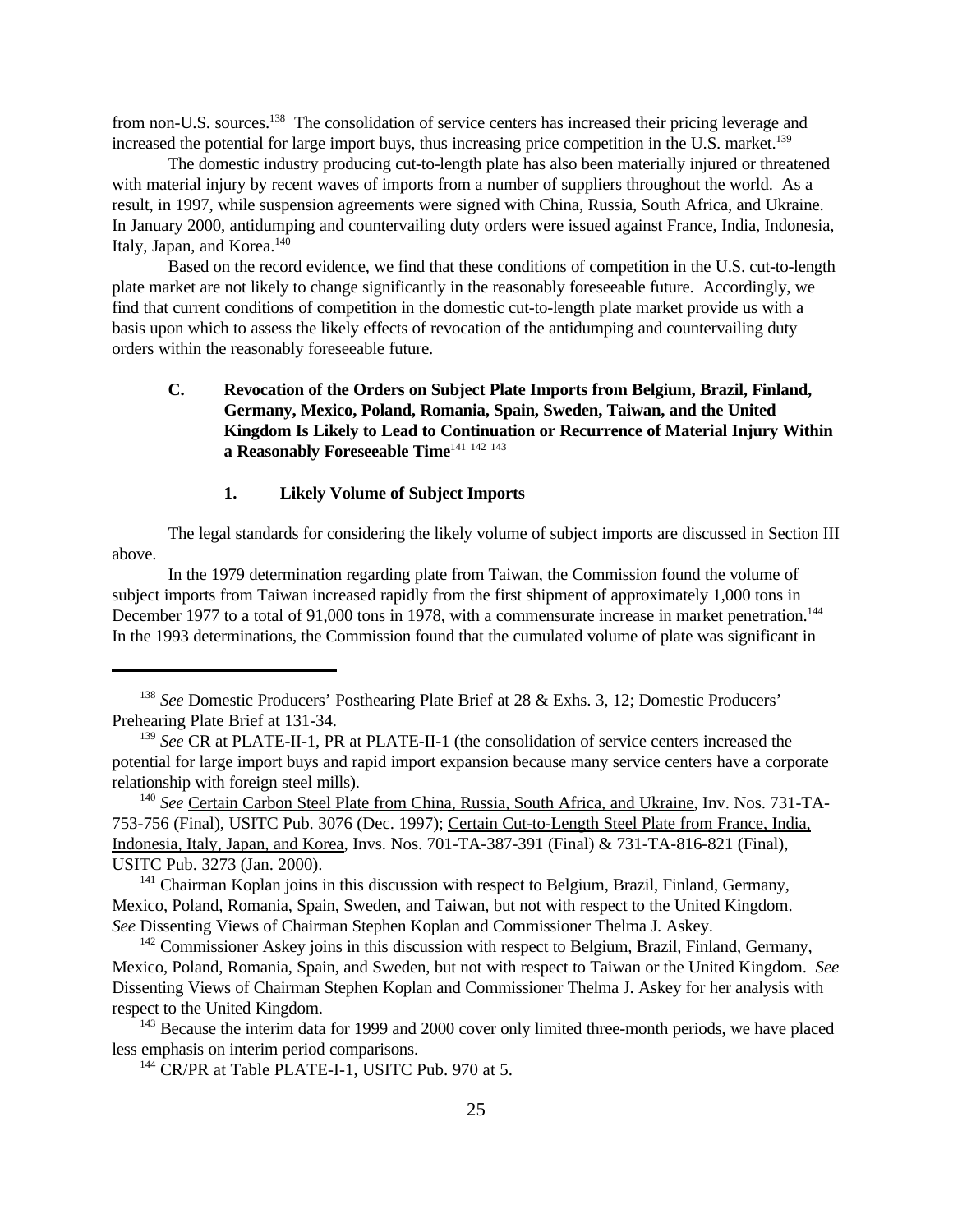from non-U.S. sources.[138] The consolidation of service centers has increased their pricing leverage and increased the potential for large import buys, thus increasing price competition in the U.S. market.[139]

The domestic industry producing cut-to-length plate has also been materially injured or threatened with material injury by recent waves of imports from a number of suppliers throughout the world. As a result, in 1997, while suspension agreements were signed with China, Russia, South Africa, and Ukraine. In January 2000, antidumping and countervailing duty orders were issued against France, India, Indonesia, Italy, Japan, and Korea.[140]

Based on the record evidence, we find that these conditions of competition in the U.S. cut-to-length plate market are not likely to change significantly in the reasonably foreseeable future. Accordingly, we find that current conditions of competition in the domestic cut-to-length plate market provide us with a basis upon which to assess the likely effects of revocation of the antidumping and countervailing duty orders within the reasonably foreseeable future.

### C. Revocation of the Orders on Subject Plate Imports from Belgium, Brazil, Finland, Germany, Mexico, Poland, Romania, Spain, Sweden, Taiwan, and the United Kingdom Is Likely to Lead to Continuation or Recurrence of Material Injury Within a Reasonably Foreseeable Time[141] [142] [143]

#### 1. Likely Volume of Subject Imports

The legal standards for considering the likely volume of subject imports are discussed in Section III above.

In the 1979 determination regarding plate from Taiwan, the Commission found the volume of subject imports from Taiwan increased rapidly from the first shipment of approximately 1,000 tons in December 1977 to a total of 91,000 tons in 1978, with a commensurate increase in market penetration.[144] In the 1993 determinations, the Commission found that the cumulated volume of plate was significant in

---

[138] *See* Domestic Producers' Posthearing Plate Brief at 28 & Exhs. 3, 12; Domestic Producers' Prehearing Plate Brief at 131-34.

[139] *See* CR at PLATE-II-1, PR at PLATE-II-1 (the consolidation of service centers increased the potential for large import buys and rapid import expansion because many service centers have a corporate relationship with foreign steel mills).

[140] *See* Certain Carbon Steel Plate from China, Russia, South Africa, and Ukraine, Inv. Nos. 731-TA-753-756 (Final), USITC Pub. 3076 (Dec. 1997); Certain Cut-to-Length Steel Plate from France, India, Indonesia, Italy, Japan, and Korea, Invs. Nos. 701-TA-387-391 (Final) & 731-TA-816-821 (Final), USITC Pub. 3273 (Jan. 2000).

[141] Chairman Koplan joins in this discussion with respect to Belgium, Brazil, Finland, Germany, Mexico, Poland, Romania, Spain, Sweden, and Taiwan, but not with respect to the United Kingdom. *See* Dissenting Views of Chairman Stephen Koplan and Commissioner Thelma J. Askey.

[142] Commissioner Askey joins in this discussion with respect to Belgium, Brazil, Finland, Germany, Mexico, Poland, Romania, Spain, and Sweden, but not with respect to Taiwan or the United Kingdom. *See* Dissenting Views of Chairman Stephen Koplan and Commissioner Thelma J. Askey for her analysis with respect to the United Kingdom.

[143] Because the interim data for 1999 and 2000 cover only limited three-month periods, we have placed less emphasis on interim period comparisons.

[144] CR/PR at Table PLATE-I-1, USITC Pub. 970 at 5.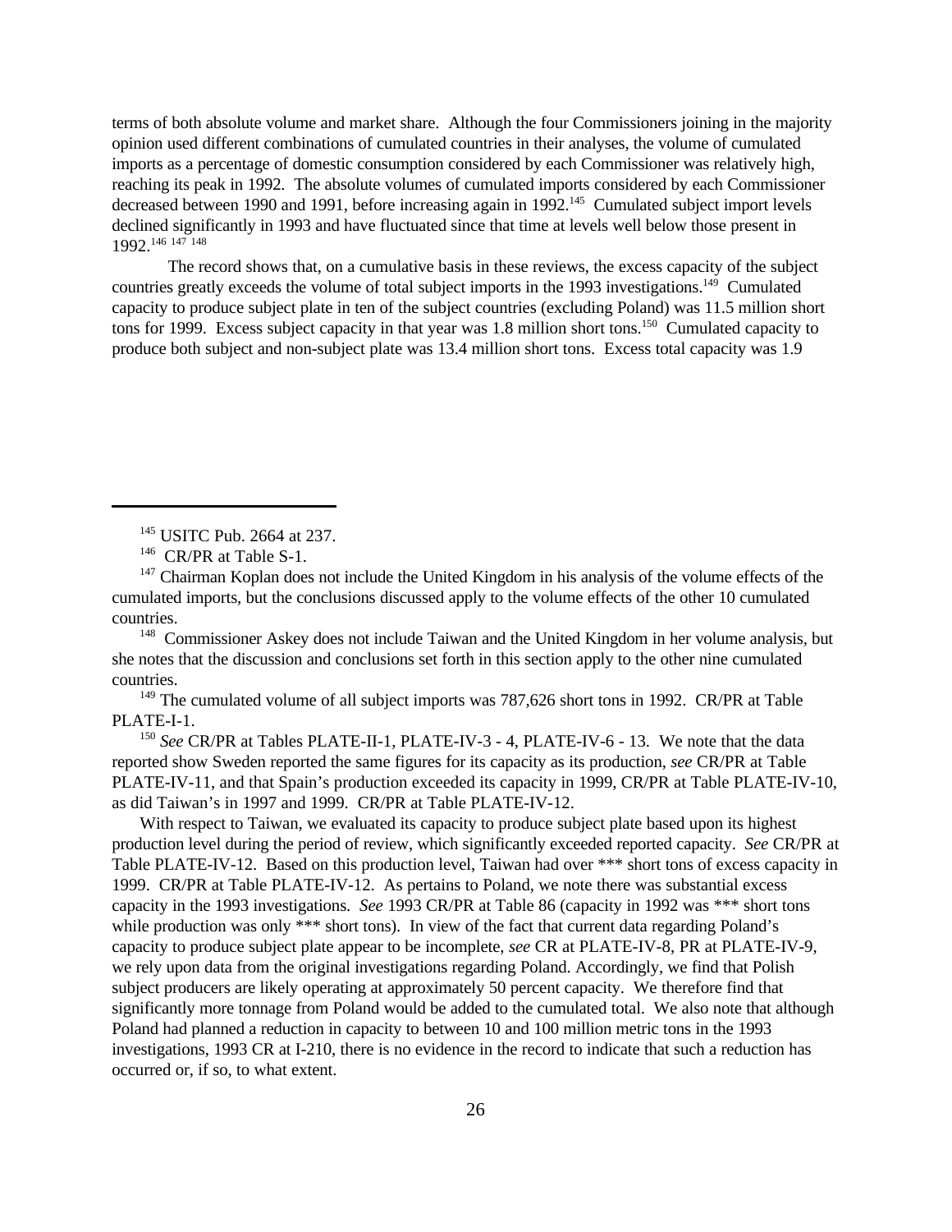terms of both absolute volume and market share. Although the four Commissioners joining in the majority opinion used different combinations of cumulated countries in their analyses, the volume of cumulated imports as a percentage of domestic consumption considered by each Commissioner was relatively high, reaching its peak in 1992. The absolute volumes of cumulated imports considered by each Commissioner decreased between 1990 and 1991, before increasing again in 1992.[145] Cumulated subject import levels declined significantly in 1993 and have fluctuated since that time at levels well below those present in 1992.[146] [147] [148]

The record shows that, on a cumulative basis in these reviews, the excess capacity of the subject countries greatly exceeds the volume of total subject imports in the 1993 investigations.[149] Cumulated capacity to produce subject plate in ten of the subject countries (excluding Poland) was 11.5 million short tons for 1999. Excess subject capacity in that year was 1.8 million short tons.[150] Cumulated capacity to produce both subject and non-subject plate was 13.4 million short tons. Excess total capacity was 1.9

---

[145] USITC Pub. 2664 at 237.

[146] CR/PR at Table S-1.

[147] Chairman Koplan does not include the United Kingdom in his analysis of the volume effects of the cumulated imports, but the conclusions discussed apply to the volume effects of the other 10 cumulated countries.

[148] Commissioner Askey does not include Taiwan and the United Kingdom in her volume analysis, but she notes that the discussion and conclusions set forth in this section apply to the other nine cumulated countries.

[149] The cumulated volume of all subject imports was 787,626 short tons in 1992. CR/PR at Table PLATE-I-1.

[150] *See* CR/PR at Tables PLATE-II-1, PLATE-IV-3 - 4, PLATE-IV-6 - 13. We note that the data reported show Sweden reported the same figures for its capacity as its production, *see* CR/PR at Table PLATE-IV-11, and that Spain's production exceeded its capacity in 1999, CR/PR at Table PLATE-IV-10, as did Taiwan's in 1997 and 1999. CR/PR at Table PLATE-IV-12.

With respect to Taiwan, we evaluated its capacity to produce subject plate based upon its highest production level during the period of review, which significantly exceeded reported capacity. *See* CR/PR at Table PLATE-IV-12. Based on this production level, Taiwan had over *** short tons of excess capacity in 1999. CR/PR at Table PLATE-IV-12. As pertains to Poland, we note there was substantial excess capacity in the 1993 investigations. *See* 1993 CR/PR at Table 86 (capacity in 1992 was *** short tons while production was only *** short tons). In view of the fact that current data regarding Poland's capacity to produce subject plate appear to be incomplete, *see* CR at PLATE-IV-8, PR at PLATE-IV-9, we rely upon data from the original investigations regarding Poland. Accordingly, we find that Polish subject producers are likely operating at approximately 50 percent capacity. We therefore find that significantly more tonnage from Poland would be added to the cumulated total. We also note that although Poland had planned a reduction in capacity to between 10 and 100 million metric tons in the 1993 investigations, 1993 CR at I-210, there is no evidence in the record to indicate that such a reduction has occurred or, if so, to what extent.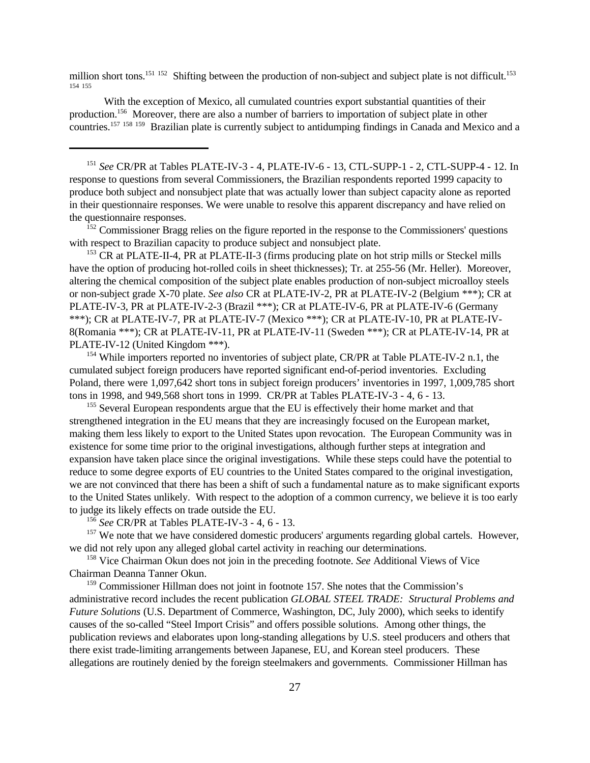million short tons.[151] [152] Shifting between the production of non-subject and subject plate is not difficult.[153] [154] [155]

With the exception of Mexico, all cumulated countries export substantial quantities of their production.[156] Moreover, there are also a number of barriers to importation of subject plate in other countries.[157] [158] [159] Brazilian plate is currently subject to antidumping findings in Canada and Mexico and a

---

[151] *See* CR/PR at Tables PLATE-IV-3 - 4, PLATE-IV-6 - 13, CTL-SUPP-1 - 2, CTL-SUPP-4 - 12. In response to questions from several Commissioners, the Brazilian respondents reported 1999 capacity to produce both subject and nonsubject plate that was actually lower than subject capacity alone as reported in their questionnaire responses. We were unable to resolve this apparent discrepancy and have relied on the questionnaire responses.

[152] Commissioner Bragg relies on the figure reported in the response to the Commissioners' questions with respect to Brazilian capacity to produce subject and nonsubject plate.

[153] CR at PLATE-II-4, PR at PLATE-II-3 (firms producing plate on hot strip mills or Steckel mills have the option of producing hot-rolled coils in sheet thicknesses); Tr. at 255-56 (Mr. Heller). Moreover, altering the chemical composition of the subject plate enables production of non-subject microalloy steels or non-subject grade X-70 plate. *See also* CR at PLATE-IV-2, PR at PLATE-IV-2 (Belgium ***); CR at PLATE-IV-3, PR at PLATE-IV-2-3 (Brazil ***); CR at PLATE-IV-6, PR at PLATE-IV-6 (Germany ***); CR at PLATE-IV-7, PR at PLATE-IV-7 (Mexico ***); CR at PLATE-IV-10, PR at PLATE-IV-8(Romania ***); CR at PLATE-IV-11, PR at PLATE-IV-11 (Sweden ***); CR at PLATE-IV-14, PR at PLATE-IV-12 (United Kingdom ***).

[154] While importers reported no inventories of subject plate, CR/PR at Table PLATE-IV-2 n.1, the cumulated subject foreign producers have reported significant end-of-period inventories. Excluding Poland, there were 1,097,642 short tons in subject foreign producers' inventories in 1997, 1,009,785 short tons in 1998, and 949,568 short tons in 1999. CR/PR at Tables PLATE-IV-3 - 4, 6 - 13.

[155] Several European respondents argue that the EU is effectively their home market and that strengthened integration in the EU means that they are increasingly focused on the European market, making them less likely to export to the United States upon revocation. The European Community was in existence for some time prior to the original investigations, although further steps at integration and expansion have taken place since the original investigations. While these steps could have the potential to reduce to some degree exports of EU countries to the United States compared to the original investigation, we are not convinced that there has been a shift of such a fundamental nature as to make significant exports to the United States unlikely. With respect to the adoption of a common currency, we believe it is too early to judge its likely effects on trade outside the EU.

[156] *See* CR/PR at Tables PLATE-IV-3 - 4, 6 - 13.

[157] We note that we have considered domestic producers' arguments regarding global cartels. However, we did not rely upon any alleged global cartel activity in reaching our determinations.

[158] Vice Chairman Okun does not join in the preceding footnote. *See* Additional Views of Vice Chairman Deanna Tanner Okun.

[159] Commissioner Hillman does not joint in footnote 157. She notes that the Commission's administrative record includes the recent publication *GLOBAL STEEL TRADE: Structural Problems and Future Solutions* (U.S. Department of Commerce, Washington, DC, July 2000), which seeks to identify causes of the so-called "Steel Import Crisis" and offers possible solutions. Among other things, the publication reviews and elaborates upon long-standing allegations by U.S. steel producers and others that there exist trade-limiting arrangements between Japanese, EU, and Korean steel producers. These allegations are routinely denied by the foreign steelmakers and governments. Commissioner Hillman has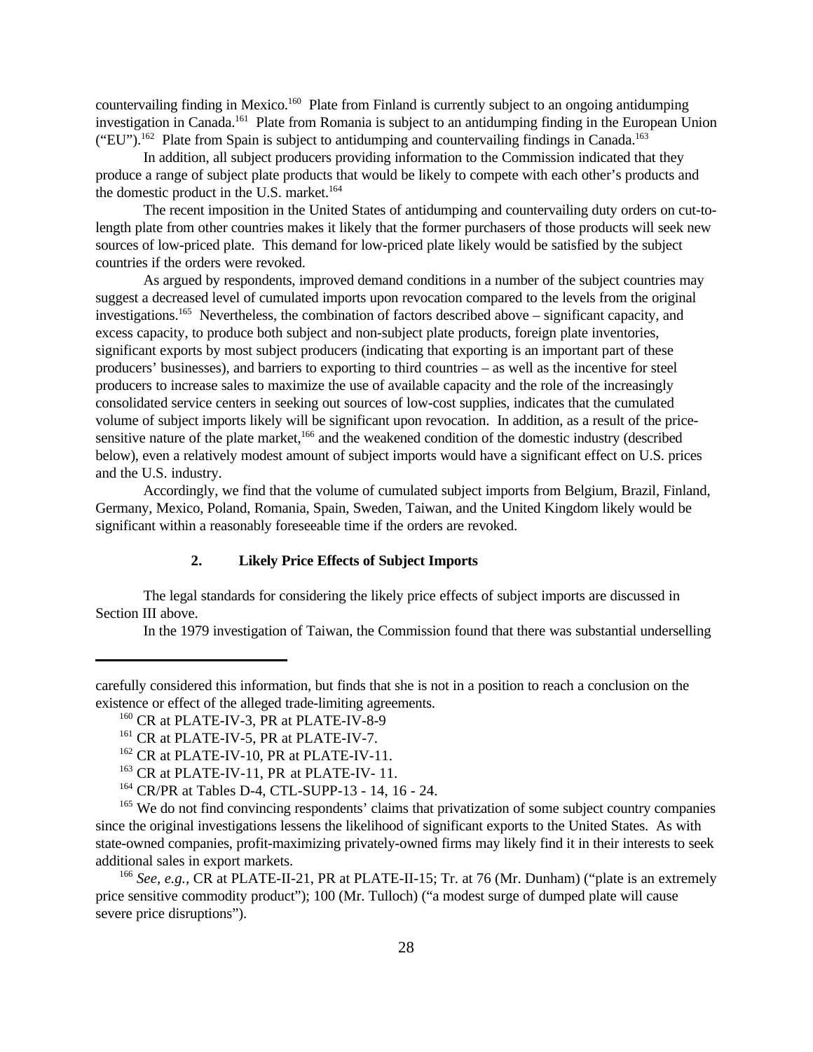countervailing finding in Mexico.[160] Plate from Finland is currently subject to an ongoing antidumping investigation in Canada.[161] Plate from Romania is subject to an antidumping finding in the European Union ("EU").[162] Plate from Spain is subject to antidumping and countervailing findings in Canada.[163]

In addition, all subject producers providing information to the Commission indicated that they produce a range of subject plate products that would be likely to compete with each other's products and the domestic product in the U.S. market.[164]

The recent imposition in the United States of antidumping and countervailing duty orders on cut-to-length plate from other countries makes it likely that the former purchasers of those products will seek new sources of low-priced plate. This demand for low-priced plate likely would be satisfied by the subject countries if the orders were revoked.

As argued by respondents, improved demand conditions in a number of the subject countries may suggest a decreased level of cumulated imports upon revocation compared to the levels from the original investigations.[165] Nevertheless, the combination of factors described above – significant capacity, and excess capacity, to produce both subject and non-subject plate products, foreign plate inventories, significant exports by most subject producers (indicating that exporting is an important part of these producers' businesses), and barriers to exporting to third countries – as well as the incentive for steel producers to increase sales to maximize the use of available capacity and the role of the increasingly consolidated service centers in seeking out sources of low-cost supplies, indicates that the cumulated volume of subject imports likely will be significant upon revocation. In addition, as a result of the price-sensitive nature of the plate market,[166] and the weakened condition of the domestic industry (described below), even a relatively modest amount of subject imports would have a significant effect on U.S. prices and the U.S. industry.

Accordingly, we find that the volume of cumulated subject imports from Belgium, Brazil, Finland, Germany, Mexico, Poland, Romania, Spain, Sweden, Taiwan, and the United Kingdom likely would be significant within a reasonably foreseeable time if the orders are revoked.

### 2. Likely Price Effects of Subject Imports

The legal standards for considering the likely price effects of subject imports are discussed in Section III above.

In the 1979 investigation of Taiwan, the Commission found that there was substantial underselling

---

carefully considered this information, but finds that she is not in a position to reach a conclusion on the existence or effect of the alleged trade-limiting agreements.

[160] CR at PLATE-IV-3, PR at PLATE-IV-8-9

[161] CR at PLATE-IV-5, PR at PLATE-IV-7.

[162] CR at PLATE-IV-10, PR at PLATE-IV-11.

[163] CR at PLATE-IV-11, PR at PLATE-IV- 11.

[164] CR/PR at Tables D-4, CTL-SUPP-13 - 14, 16 - 24.

[165] We do not find convincing respondents' claims that privatization of some subject country companies since the original investigations lessens the likelihood of significant exports to the United States. As with state-owned companies, profit-maximizing privately-owned firms may likely find it in their interests to seek additional sales in export markets.

[166] *See, e.g.,* CR at PLATE-II-21, PR at PLATE-II-15; Tr. at 76 (Mr. Dunham) ("plate is an extremely price sensitive commodity product"); 100 (Mr. Tulloch) ("a modest surge of dumped plate will cause severe price disruptions").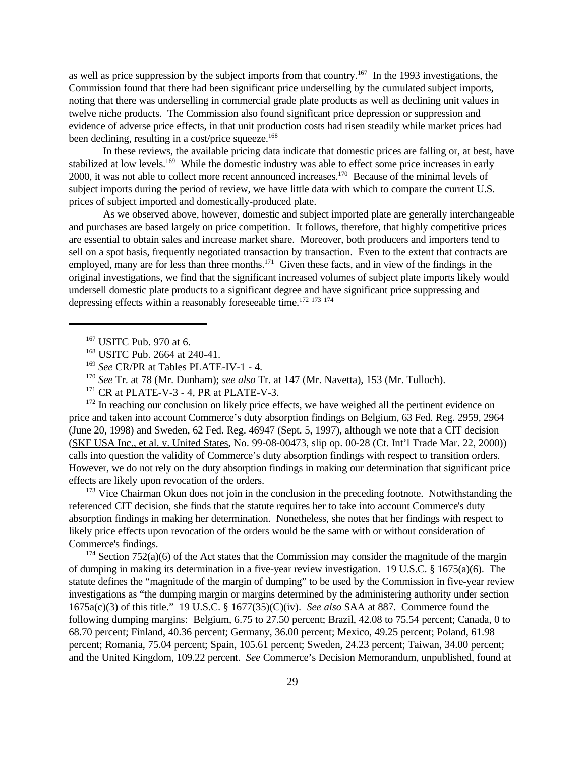as well as price suppression by the subject imports from that country.[167] In the 1993 investigations, the Commission found that there had been significant price underselling by the cumulated subject imports, noting that there was underselling in commercial grade plate products as well as declining unit values in twelve niche products. The Commission also found significant price depression or suppression and evidence of adverse price effects, in that unit production costs had risen steadily while market prices had been declining, resulting in a cost/price squeeze.[168]

In these reviews, the available pricing data indicate that domestic prices are falling or, at best, have stabilized at low levels.[169] While the domestic industry was able to effect some price increases in early 2000, it was not able to collect more recent announced increases.[170] Because of the minimal levels of subject imports during the period of review, we have little data with which to compare the current U.S. prices of subject imported and domestically-produced plate.

As we observed above, however, domestic and subject imported plate are generally interchangeable and purchases are based largely on price competition. It follows, therefore, that highly competitive prices are essential to obtain sales and increase market share. Moreover, both producers and importers tend to sell on a spot basis, frequently negotiated transaction by transaction. Even to the extent that contracts are employed, many are for less than three months.[171] Given these facts, and in view of the findings in the original investigations, we find that the significant increased volumes of subject plate imports likely would undersell domestic plate products to a significant degree and have significant price suppressing and depressing effects within a reasonably foreseeable time.[172] [173] [174]

---

[167] USITC Pub. 970 at 6.

[168] USITC Pub. 2664 at 240-41.

[169] *See* CR/PR at Tables PLATE-IV-1 - 4.

[170] *See* Tr. at 78 (Mr. Dunham); *see also* Tr. at 147 (Mr. Navetta), 153 (Mr. Tulloch).

[171] CR at PLATE-V-3 - 4, PR at PLATE-V-3.

[172] In reaching our conclusion on likely price effects, we have weighed all the pertinent evidence on price and taken into account Commerce's duty absorption findings on Belgium, 63 Fed. Reg. 2959, 2964 (June 20, 1998) and Sweden, 62 Fed. Reg. 46947 (Sept. 5, 1997), although we note that a CIT decision (SKF USA Inc., et al. v. United States, No. 99-08-00473, slip op. 00-28 (Ct. Int'l Trade Mar. 22, 2000)) calls into question the validity of Commerce's duty absorption findings with respect to transition orders. However, we do not rely on the duty absorption findings in making our determination that significant price effects are likely upon revocation of the orders.

[173] Vice Chairman Okun does not join in the conclusion in the preceding footnote. Notwithstanding the referenced CIT decision, she finds that the statute requires her to take into account Commerce's duty absorption findings in making her determination. Nonetheless, she notes that her findings with respect to likely price effects upon revocation of the orders would be the same with or without consideration of Commerce's findings.

[174] Section 752(a)(6) of the Act states that the Commission may consider the magnitude of the margin of dumping in making its determination in a five-year review investigation. 19 U.S.C. § 1675(a)(6). The statute defines the "magnitude of the margin of dumping" to be used by the Commission in five-year review investigations as "the dumping margin or margins determined by the administering authority under section 1675a(c)(3) of this title." 19 U.S.C. § 1677(35)(C)(iv). *See also* SAA at 887. Commerce found the following dumping margins: Belgium, 6.75 to 27.50 percent; Brazil, 42.08 to 75.54 percent; Canada, 0 to 68.70 percent; Finland, 40.36 percent; Germany, 36.00 percent; Mexico, 49.25 percent; Poland, 61.98 percent; Romania, 75.04 percent; Spain, 105.61 percent; Sweden, 24.23 percent; Taiwan, 34.00 percent; and the United Kingdom, 109.22 percent. *See* Commerce's Decision Memorandum, unpublished, found at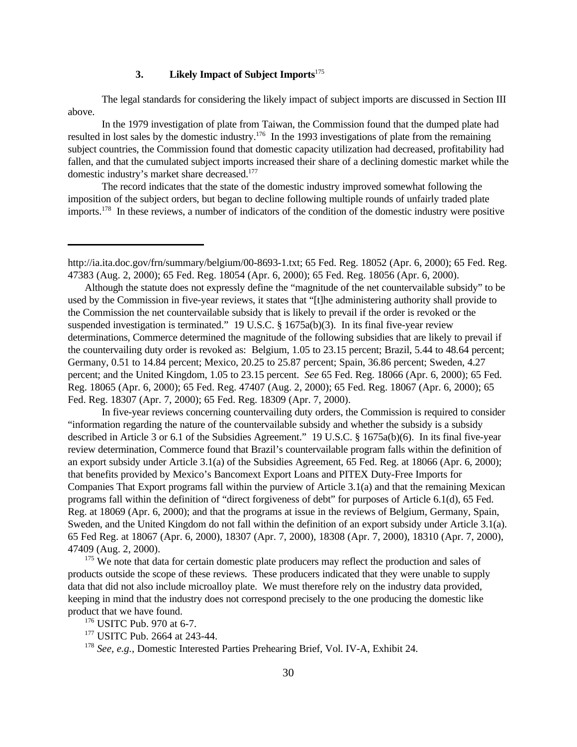### 3. Likely Impact of Subject Imports[175]

The legal standards for considering the likely impact of subject imports are discussed in Section III above.

In the 1979 investigation of plate from Taiwan, the Commission found that the dumped plate had resulted in lost sales by the domestic industry.[176] In the 1993 investigations of plate from the remaining subject countries, the Commission found that domestic capacity utilization had decreased, profitability had fallen, and that the cumulated subject imports increased their share of a declining domestic market while the domestic industry's market share decreased.[177]

The record indicates that the state of the domestic industry improved somewhat following the imposition of the subject orders, but began to decline following multiple rounds of unfairly traded plate imports.[178] In these reviews, a number of indicators of the condition of the domestic industry were positive

---

http://ia.ita.doc.gov/frn/summary/belgium/00-8693-1.txt; 65 Fed. Reg. 18052 (Apr. 6, 2000); 65 Fed. Reg. 47383 (Aug. 2, 2000); 65 Fed. Reg. 18054 (Apr. 6, 2000); 65 Fed. Reg. 18056 (Apr. 6, 2000).

Although the statute does not expressly define the "magnitude of the net countervailable subsidy" to be used by the Commission in five-year reviews, it states that "[t]he administering authority shall provide to the Commission the net countervailable subsidy that is likely to prevail if the order is revoked or the suspended investigation is terminated." 19 U.S.C. § 1675a(b)(3). In its final five-year review determinations, Commerce determined the magnitude of the following subsidies that are likely to prevail if the countervailing duty order is revoked as: Belgium, 1.05 to 23.15 percent; Brazil, 5.44 to 48.64 percent; Germany, 0.51 to 14.84 percent; Mexico, 20.25 to 25.87 percent; Spain, 36.86 percent; Sweden, 4.27 percent; and the United Kingdom, 1.05 to 23.15 percent. *See* 65 Fed. Reg. 18066 (Apr. 6, 2000); 65 Fed. Reg. 18065 (Apr. 6, 2000); 65 Fed. Reg. 47407 (Aug. 2, 2000); 65 Fed. Reg. 18067 (Apr. 6, 2000); 65 Fed. Reg. 18307 (Apr. 7, 2000); 65 Fed. Reg. 18309 (Apr. 7, 2000).

In five-year reviews concerning countervailing duty orders, the Commission is required to consider "information regarding the nature of the countervailable subsidy and whether the subsidy is a subsidy described in Article 3 or 6.1 of the Subsidies Agreement." 19 U.S.C. § 1675a(b)(6). In its final five-year review determination, Commerce found that Brazil's countervailable program falls within the definition of an export subsidy under Article 3.1(a) of the Subsidies Agreement, 65 Fed. Reg. at 18066 (Apr. 6, 2000); that benefits provided by Mexico's Bancomext Export Loans and PITEX Duty-Free Imports for Companies That Export programs fall within the purview of Article 3.1(a) and that the remaining Mexican programs fall within the definition of "direct forgiveness of debt" for purposes of Article 6.1(d), 65 Fed. Reg. at 18069 (Apr. 6, 2000); and that the programs at issue in the reviews of Belgium, Germany, Spain, Sweden, and the United Kingdom do not fall within the definition of an export subsidy under Article 3.1(a). 65 Fed Reg. at 18067 (Apr. 6, 2000), 18307 (Apr. 7, 2000), 18308 (Apr. 7, 2000), 18310 (Apr. 7, 2000), 47409 (Aug. 2, 2000).

[175] We note that data for certain domestic plate producers may reflect the production and sales of products outside the scope of these reviews. These producers indicated that they were unable to supply data that did not also include microalloy plate. We must therefore rely on the industry data provided, keeping in mind that the industry does not correspond precisely to the one producing the domestic like product that we have found.

[176] USITC Pub. 970 at 6-7.

[177] USITC Pub. 2664 at 243-44.

[178] *See, e.g.,* Domestic Interested Parties Prehearing Brief, Vol. IV-A, Exhibit 24.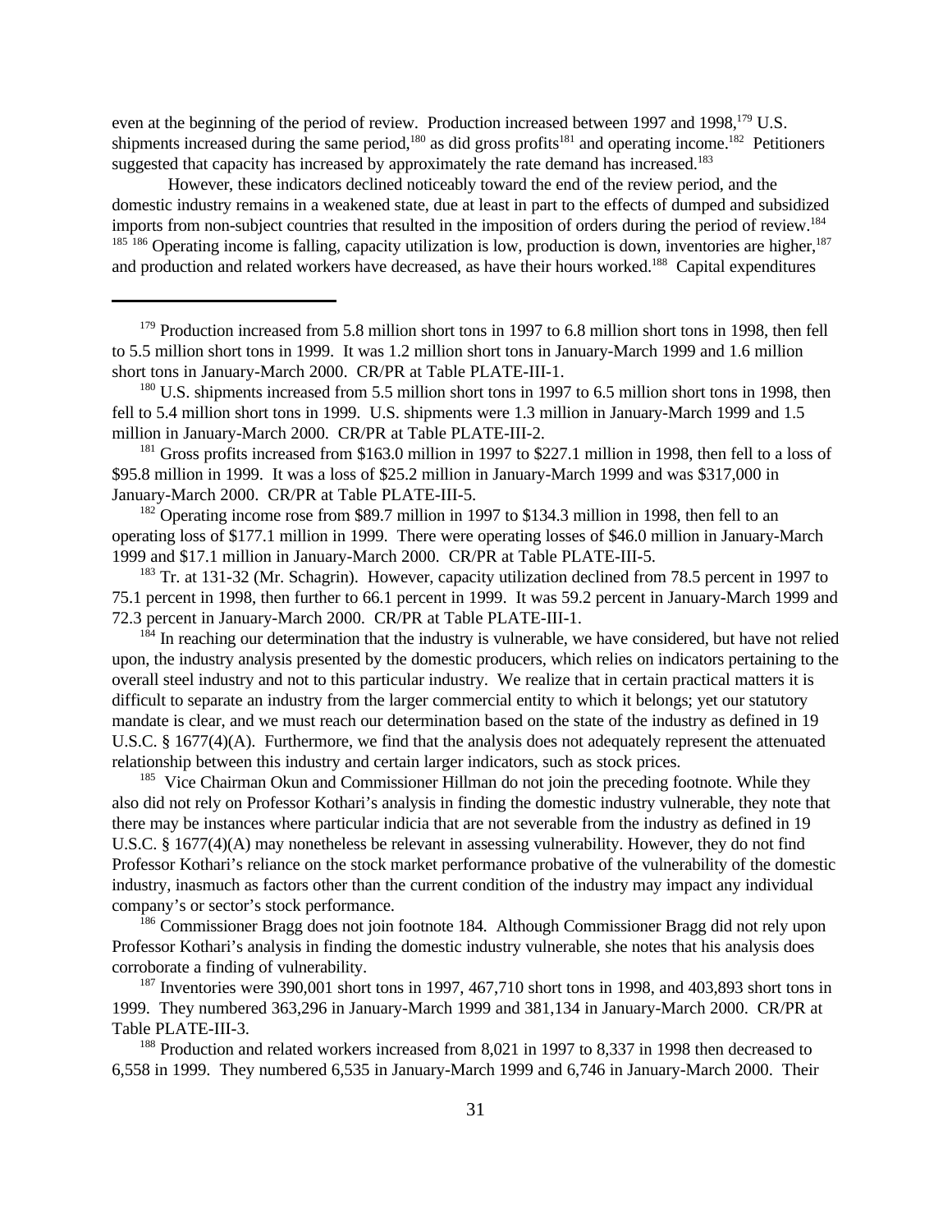even at the beginning of the period of review. Production increased between 1997 and 1998,[179] U.S. shipments increased during the same period,[180] as did gross profits[181] and operating income.[182] Petitioners suggested that capacity has increased by approximately the rate demand has increased.[183]

However, these indicators declined noticeably toward the end of the review period, and the domestic industry remains in a weakened state, due at least in part to the effects of dumped and subsidized imports from non-subject countries that resulted in the imposition of orders during the period of review.[184] [185] [186] Operating income is falling, capacity utilization is low, production is down, inventories are higher,[187] and production and related workers have decreased, as have their hours worked.[188] Capital expenditures

---

[179] Production increased from 5.8 million short tons in 1997 to 6.8 million short tons in 1998, then fell to 5.5 million short tons in 1999. It was 1.2 million short tons in January-March 1999 and 1.6 million short tons in January-March 2000. CR/PR at Table PLATE-III-1.

[180] U.S. shipments increased from 5.5 million short tons in 1997 to 6.5 million short tons in 1998, then fell to 5.4 million short tons in 1999. U.S. shipments were 1.3 million in January-March 1999 and 1.5 million in January-March 2000. CR/PR at Table PLATE-III-2.

[181] Gross profits increased from $163.0 million in 1997 to $227.1 million in 1998, then fell to a loss of $95.8 million in 1999. It was a loss of $25.2 million in January-March 1999 and was $317,000 in January-March 2000. CR/PR at Table PLATE-III-5.

[182] Operating income rose from $89.7 million in 1997 to $134.3 million in 1998, then fell to an operating loss of $177.1 million in 1999. There were operating losses of $46.0 million in January-March 1999 and $17.1 million in January-March 2000. CR/PR at Table PLATE-III-5.

[183] Tr. at 131-32 (Mr. Schagrin). However, capacity utilization declined from 78.5 percent in 1997 to 75.1 percent in 1998, then further to 66.1 percent in 1999. It was 59.2 percent in January-March 1999 and 72.3 percent in January-March 2000. CR/PR at Table PLATE-III-1.

[184] In reaching our determination that the industry is vulnerable, we have considered, but have not relied upon, the industry analysis presented by the domestic producers, which relies on indicators pertaining to the overall steel industry and not to this particular industry. We realize that in certain practical matters it is difficult to separate an industry from the larger commercial entity to which it belongs; yet our statutory mandate is clear, and we must reach our determination based on the state of the industry as defined in 19 U.S.C. § 1677(4)(A). Furthermore, we find that the analysis does not adequately represent the attenuated relationship between this industry and certain larger indicators, such as stock prices.

[185] Vice Chairman Okun and Commissioner Hillman do not join the preceding footnote. While they also did not rely on Professor Kothari's analysis in finding the domestic industry vulnerable, they note that there may be instances where particular indicia that are not severable from the industry as defined in 19 U.S.C. § 1677(4)(A) may nonetheless be relevant in assessing vulnerability. However, they do not find Professor Kothari's reliance on the stock market performance probative of the vulnerability of the domestic industry, inasmuch as factors other than the current condition of the industry may impact any individual company's or sector's stock performance.

[186] Commissioner Bragg does not join footnote 184. Although Commissioner Bragg did not rely upon Professor Kothari's analysis in finding the domestic industry vulnerable, she notes that his analysis does corroborate a finding of vulnerability.

[187] Inventories were 390,001 short tons in 1997, 467,710 short tons in 1998, and 403,893 short tons in 1999. They numbered 363,296 in January-March 1999 and 381,134 in January-March 2000. CR/PR at Table PLATE-III-3.

[188] Production and related workers increased from 8,021 in 1997 to 8,337 in 1998 then decreased to 6,558 in 1999. They numbered 6,535 in January-March 1999 and 6,746 in January-March 2000. Their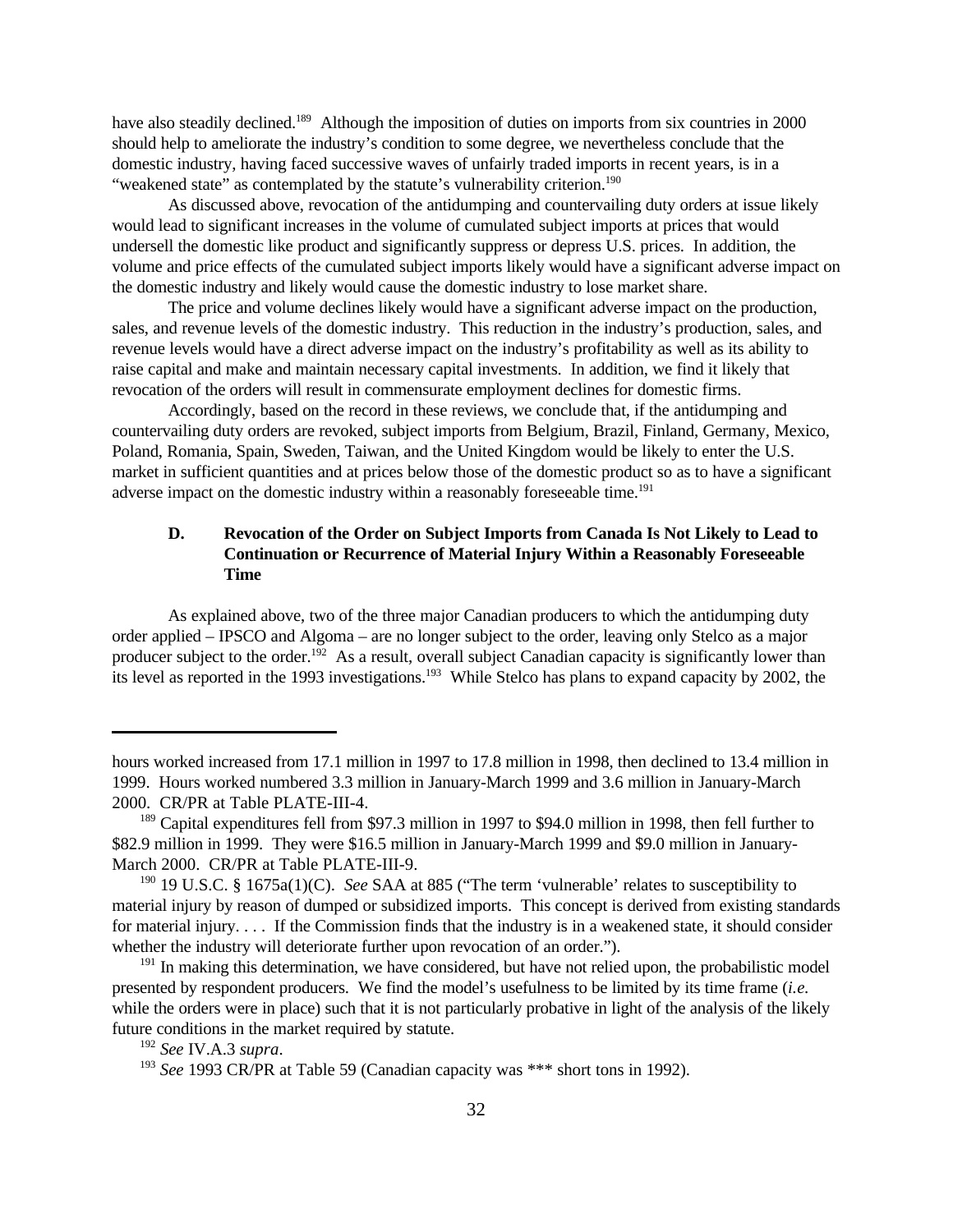have also steadily declined.[189] Although the imposition of duties on imports from six countries in 2000 should help to ameliorate the industry's condition to some degree, we nevertheless conclude that the domestic industry, having faced successive waves of unfairly traded imports in recent years, is in a "weakened state" as contemplated by the statute's vulnerability criterion.[190]

As discussed above, revocation of the antidumping and countervailing duty orders at issue likely would lead to significant increases in the volume of cumulated subject imports at prices that would undersell the domestic like product and significantly suppress or depress U.S. prices. In addition, the volume and price effects of the cumulated subject imports likely would have a significant adverse impact on the domestic industry and likely would cause the domestic industry to lose market share.

The price and volume declines likely would have a significant adverse impact on the production, sales, and revenue levels of the domestic industry. This reduction in the industry's production, sales, and revenue levels would have a direct adverse impact on the industry's profitability as well as its ability to raise capital and make and maintain necessary capital investments. In addition, we find it likely that revocation of the orders will result in commensurate employment declines for domestic firms.

Accordingly, based on the record in these reviews, we conclude that, if the antidumping and countervailing duty orders are revoked, subject imports from Belgium, Brazil, Finland, Germany, Mexico, Poland, Romania, Spain, Sweden, Taiwan, and the United Kingdom would be likely to enter the U.S. market in sufficient quantities and at prices below those of the domestic product so as to have a significant adverse impact on the domestic industry within a reasonably foreseeable time.[191]

### D. Revocation of the Order on Subject Imports from Canada Is Not Likely to Lead to Continuation or Recurrence of Material Injury Within a Reasonably Foreseeable Time

As explained above, two of the three major Canadian producers to which the antidumping duty order applied – IPSCO and Algoma – are no longer subject to the order, leaving only Stelco as a major producer subject to the order.[192] As a result, overall subject Canadian capacity is significantly lower than its level as reported in the 1993 investigations.[193] While Stelco has plans to expand capacity by 2002, the

---

hours worked increased from 17.1 million in 1997 to 17.8 million in 1998, then declined to 13.4 million in 1999. Hours worked numbered 3.3 million in January-March 1999 and 3.6 million in January-March 2000. CR/PR at Table PLATE-III-4.

[189] Capital expenditures fell from $97.3 million in 1997 to $94.0 million in 1998, then fell further to $82.9 million in 1999. They were $16.5 million in January-March 1999 and $9.0 million in January-March 2000. CR/PR at Table PLATE-III-9.

[190] 19 U.S.C. § 1675a(1)(C). *See* SAA at 885 ("The term 'vulnerable' relates to susceptibility to material injury by reason of dumped or subsidized imports. This concept is derived from existing standards for material injury. . . . If the Commission finds that the industry is in a weakened state, it should consider whether the industry will deteriorate further upon revocation of an order.").

[191] In making this determination, we have considered, but have not relied upon, the probabilistic model presented by respondent producers. We find the model's usefulness to be limited by its time frame (*i.e.* while the orders were in place) such that it is not particularly probative in light of the analysis of the likely future conditions in the market required by statute.

[192] *See* IV.A.3 *supra*.

[193] *See* 1993 CR/PR at Table 59 (Canadian capacity was *** short tons in 1992).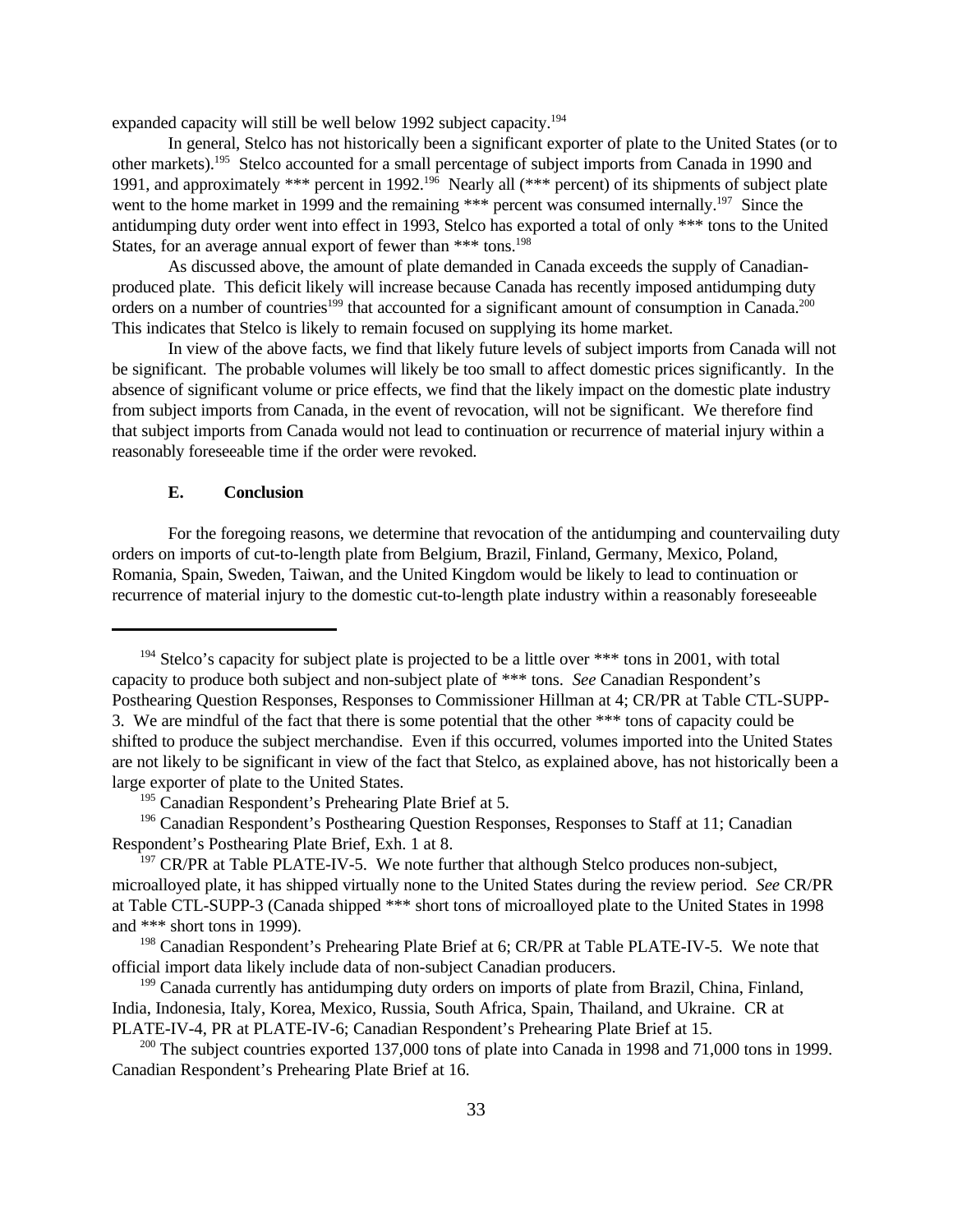expanded capacity will still be well below 1992 subject capacity.[194]

In general, Stelco has not historically been a significant exporter of plate to the United States (or to other markets).[195] Stelco accounted for a small percentage of subject imports from Canada in 1990 and 1991, and approximately *** percent in 1992.[196] Nearly all (*** percent) of its shipments of subject plate went to the home market in 1999 and the remaining *** percent was consumed internally.[197] Since the antidumping duty order went into effect in 1993, Stelco has exported a total of only *** tons to the United States, for an average annual export of fewer than *** tons.[198]

As discussed above, the amount of plate demanded in Canada exceeds the supply of Canadian-produced plate. This deficit likely will increase because Canada has recently imposed antidumping duty orders on a number of countries[199] that accounted for a significant amount of consumption in Canada.[200] This indicates that Stelco is likely to remain focused on supplying its home market.

In view of the above facts, we find that likely future levels of subject imports from Canada will not be significant. The probable volumes will likely be too small to affect domestic prices significantly. In the absence of significant volume or price effects, we find that the likely impact on the domestic plate industry from subject imports from Canada, in the event of revocation, will not be significant. We therefore find that subject imports from Canada would not lead to continuation or recurrence of material injury within a reasonably foreseeable time if the order were revoked.

**E. Conclusion**

For the foregoing reasons, we determine that revocation of the antidumping and countervailing duty orders on imports of cut-to-length plate from Belgium, Brazil, Finland, Germany, Mexico, Poland, Romania, Spain, Sweden, Taiwan, and the United Kingdom would be likely to lead to continuation or recurrence of material injury to the domestic cut-to-length plate industry within a reasonably foreseeable

---

[194] Stelco's capacity for subject plate is projected to be a little over *** tons in 2001, with total capacity to produce both subject and non-subject plate of *** tons. *See* Canadian Respondent's Posthearing Question Responses, Responses to Commissioner Hillman at 4; CR/PR at Table CTL-SUPP-3. We are mindful of the fact that there is some potential that the other *** tons of capacity could be shifted to produce the subject merchandise. Even if this occurred, volumes imported into the United States are not likely to be significant in view of the fact that Stelco, as explained above, has not historically been a large exporter of plate to the United States.

[195] Canadian Respondent's Prehearing Plate Brief at 5.

[196] Canadian Respondent's Posthearing Question Responses, Responses to Staff at 11; Canadian Respondent's Posthearing Plate Brief, Exh. 1 at 8.

[197] CR/PR at Table PLATE-IV-5. We note further that although Stelco produces non-subject, microalloyed plate, it has shipped virtually none to the United States during the review period. *See* CR/PR at Table CTL-SUPP-3 (Canada shipped *** short tons of microalloyed plate to the United States in 1998 and *** short tons in 1999).

[198] Canadian Respondent's Prehearing Plate Brief at 6; CR/PR at Table PLATE-IV-5. We note that official import data likely include data of non-subject Canadian producers.

[199] Canada currently has antidumping duty orders on imports of plate from Brazil, China, Finland, India, Indonesia, Italy, Korea, Mexico, Russia, South Africa, Spain, Thailand, and Ukraine. CR at PLATE-IV-4, PR at PLATE-IV-6; Canadian Respondent's Prehearing Plate Brief at 15.

[200] The subject countries exported 137,000 tons of plate into Canada in 1998 and 71,000 tons in 1999. Canadian Respondent's Prehearing Plate Brief at 16.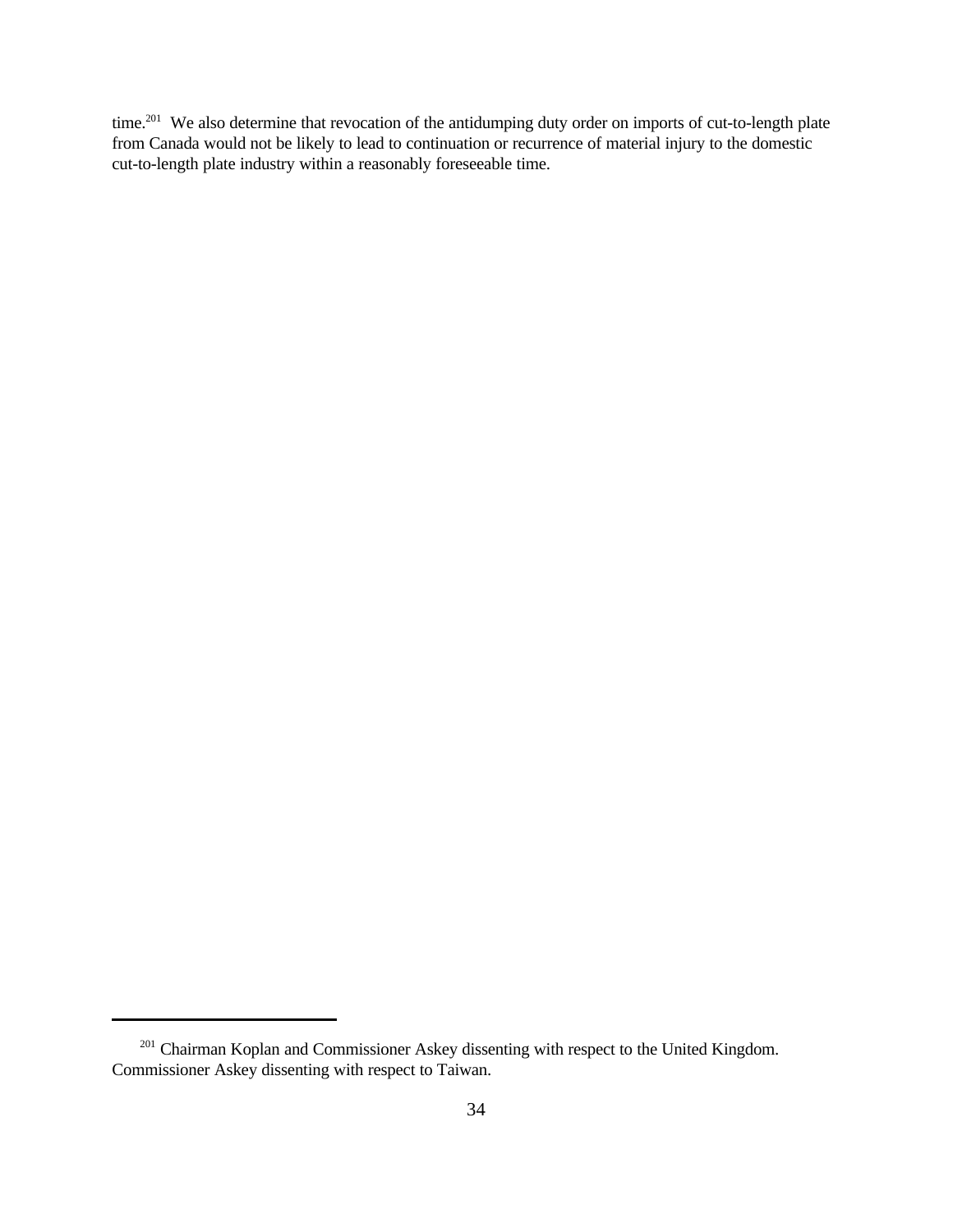time.[201] We also determine that revocation of the antidumping duty order on imports of cut-to-length plate from Canada would not be likely to lead to continuation or recurrence of material injury to the domestic cut-to-length plate industry within a reasonably foreseeable time.

---

[201] Chairman Koplan and Commissioner Askey dissenting with respect to the United Kingdom. Commissioner Askey dissenting with respect to Taiwan.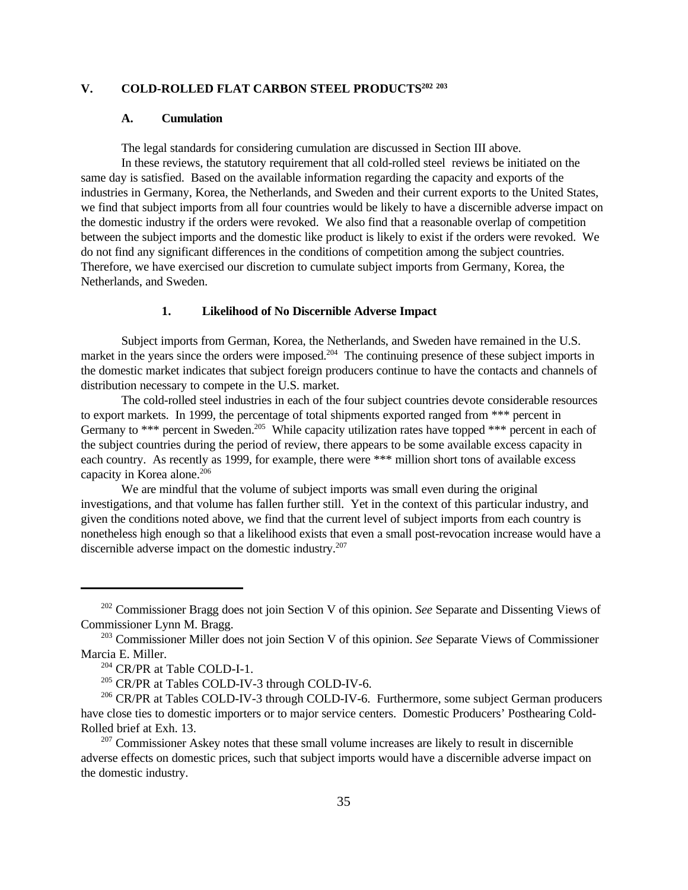## V. COLD-ROLLED FLAT CARBON STEEL PRODUCTS[202] [203]

### A. Cumulation

The legal standards for considering cumulation are discussed in Section III above.

In these reviews, the statutory requirement that all cold-rolled steel reviews be initiated on the same day is satisfied. Based on the available information regarding the capacity and exports of the industries in Germany, Korea, the Netherlands, and Sweden and their current exports to the United States, we find that subject imports from all four countries would be likely to have a discernible adverse impact on the domestic industry if the orders were revoked. We also find that a reasonable overlap of competition between the subject imports and the domestic like product is likely to exist if the orders were revoked. We do not find any significant differences in the conditions of competition among the subject countries. Therefore, we have exercised our discretion to cumulate subject imports from Germany, Korea, the Netherlands, and Sweden.

#### 1. Likelihood of No Discernible Adverse Impact

Subject imports from German, Korea, the Netherlands, and Sweden have remained in the U.S. market in the years since the orders were imposed.[204] The continuing presence of these subject imports in the domestic market indicates that subject foreign producers continue to have the contacts and channels of distribution necessary to compete in the U.S. market.

The cold-rolled steel industries in each of the four subject countries devote considerable resources to export markets. In 1999, the percentage of total shipments exported ranged from *** percent in Germany to *** percent in Sweden.[205] While capacity utilization rates have topped *** percent in each of the subject countries during the period of review, there appears to be some available excess capacity in each country. As recently as 1999, for example, there were *** million short tons of available excess capacity in Korea alone.[206]

We are mindful that the volume of subject imports was small even during the original investigations, and that volume has fallen further still. Yet in the context of this particular industry, and given the conditions noted above, we find that the current level of subject imports from each country is nonetheless high enough so that a likelihood exists that even a small post-revocation increase would have a discernible adverse impact on the domestic industry.[207]

---

[202] Commissioner Bragg does not join Section V of this opinion. *See* Separate and Dissenting Views of Commissioner Lynn M. Bragg.

[203] Commissioner Miller does not join Section V of this opinion. *See* Separate Views of Commissioner Marcia E. Miller.

[204] CR/PR at Table COLD-I-1.

[205] CR/PR at Tables COLD-IV-3 through COLD-IV-6.

[206] CR/PR at Tables COLD-IV-3 through COLD-IV-6. Furthermore, some subject German producers have close ties to domestic importers or to major service centers. Domestic Producers' Posthearing Cold-Rolled brief at Exh. 13.

[207] Commissioner Askey notes that these small volume increases are likely to result in discernible adverse effects on domestic prices, such that subject imports would have a discernible adverse impact on the domestic industry.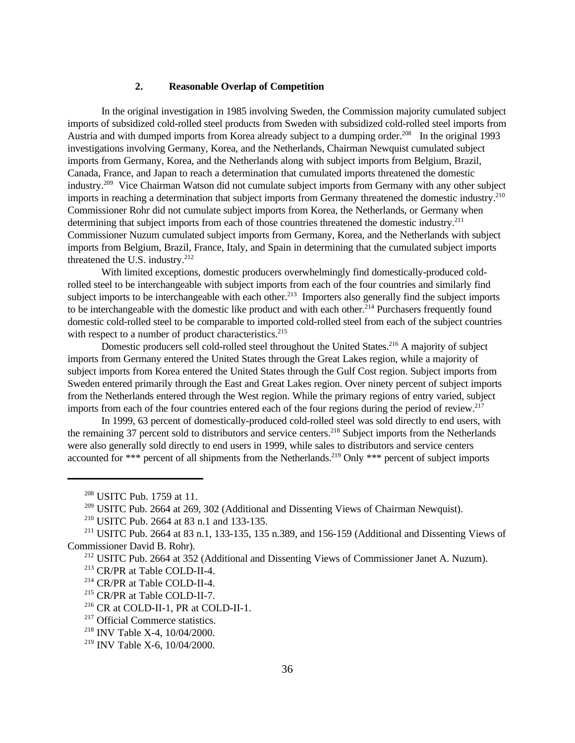### 2. Reasonable Overlap of Competition

In the original investigation in 1985 involving Sweden, the Commission majority cumulated subject imports of subsidized cold-rolled steel products from Sweden with subsidized cold-rolled steel imports from Austria and with dumped imports from Korea already subject to a dumping order.[208] In the original 1993 investigations involving Germany, Korea, and the Netherlands, Chairman Newquist cumulated subject imports from Germany, Korea, and the Netherlands along with subject imports from Belgium, Brazil, Canada, France, and Japan to reach a determination that cumulated imports threatened the domestic industry.[209] Vice Chairman Watson did not cumulate subject imports from Germany with any other subject imports in reaching a determination that subject imports from Germany threatened the domestic industry.[210] Commissioner Rohr did not cumulate subject imports from Korea, the Netherlands, or Germany when determining that subject imports from each of those countries threatened the domestic industry.[211] Commissioner Nuzum cumulated subject imports from Germany, Korea, and the Netherlands with subject imports from Belgium, Brazil, France, Italy, and Spain in determining that the cumulated subject imports threatened the U.S. industry.[212]

With limited exceptions, domestic producers overwhelmingly find domestically-produced cold-rolled steel to be interchangeable with subject imports from each of the four countries and similarly find subject imports to be interchangeable with each other.[213] Importers also generally find the subject imports to be interchangeable with the domestic like product and with each other.[214] Purchasers frequently found domestic cold-rolled steel to be comparable to imported cold-rolled steel from each of the subject countries with respect to a number of product characteristics.[215]

Domestic producers sell cold-rolled steel throughout the United States.[216] A majority of subject imports from Germany entered the United States through the Great Lakes region, while a majority of subject imports from Korea entered the United States through the Gulf Cost region. Subject imports from Sweden entered primarily through the East and Great Lakes region. Over ninety percent of subject imports from the Netherlands entered through the West region. While the primary regions of entry varied, subject imports from each of the four countries entered each of the four regions during the period of review.[217]

In 1999, 63 percent of domestically-produced cold-rolled steel was sold directly to end users, with the remaining 37 percent sold to distributors and service centers.[218] Subject imports from the Netherlands were also generally sold directly to end users in 1999, while sales to distributors and service centers accounted for *** percent of all shipments from the Netherlands.[219] Only *** percent of subject imports

[208] USITC Pub. 1759 at 11.

[209] USITC Pub. 2664 at 269, 302 (Additional and Dissenting Views of Chairman Newquist).

[210] USITC Pub. 2664 at 83 n.1 and 133-135.

[211] USITC Pub. 2664 at 83 n.1, 133-135, 135 n.389, and 156-159 (Additional and Dissenting Views of Commissioner David B. Rohr).

[212] USITC Pub. 2664 at 352 (Additional and Dissenting Views of Commissioner Janet A. Nuzum).

[213] CR/PR at Table COLD-II-4.

[214] CR/PR at Table COLD-II-4.

[215] CR/PR at Table COLD-II-7.

[216] CR at COLD-II-1, PR at COLD-II-1.

[217] Official Commerce statistics.

[218] INV Table X-4, 10/04/2000.

[219] INV Table X-6, 10/04/2000.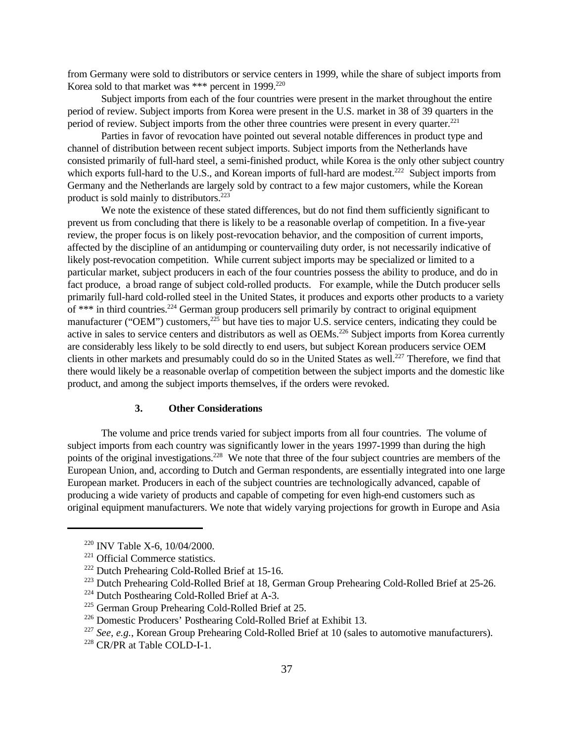from Germany were sold to distributors or service centers in 1999, while the share of subject imports from Korea sold to that market was *** percent in 1999.[220]

Subject imports from each of the four countries were present in the market throughout the entire period of review. Subject imports from Korea were present in the U.S. market in 38 of 39 quarters in the period of review. Subject imports from the other three countries were present in every quarter.[221]

Parties in favor of revocation have pointed out several notable differences in product type and channel of distribution between recent subject imports. Subject imports from the Netherlands have consisted primarily of full-hard steel, a semi-finished product, while Korea is the only other subject country which exports full-hard to the U.S., and Korean imports of full-hard are modest.[222] Subject imports from Germany and the Netherlands are largely sold by contract to a few major customers, while the Korean product is sold mainly to distributors.[223]

We note the existence of these stated differences, but do not find them sufficiently significant to prevent us from concluding that there is likely to be a reasonable overlap of competition. In a five-year review, the proper focus is on likely post-revocation behavior, and the composition of current imports, affected by the discipline of an antidumping or countervailing duty order, is not necessarily indicative of likely post-revocation competition. While current subject imports may be specialized or limited to a particular market, subject producers in each of the four countries possess the ability to produce, and do in fact produce, a broad range of subject cold-rolled products. For example, while the Dutch producer sells primarily full-hard cold-rolled steel in the United States, it produces and exports other products to a variety of *** in third countries.[224] German group producers sell primarily by contract to original equipment manufacturer ("OEM") customers,[225] but have ties to major U.S. service centers, indicating they could be active in sales to service centers and distributors as well as OEMs.[226] Subject imports from Korea currently are considerably less likely to be sold directly to end users, but subject Korean producers service OEM clients in other markets and presumably could do so in the United States as well.[227] Therefore, we find that there would likely be a reasonable overlap of competition between the subject imports and the domestic like product, and among the subject imports themselves, if the orders were revoked.

### 3. Other Considerations

The volume and price trends varied for subject imports from all four countries. The volume of subject imports from each country was significantly lower in the years 1997-1999 than during the high points of the original investigations.[228] We note that three of the four subject countries are members of the European Union, and, according to Dutch and German respondents, are essentially integrated into one large European market. Producers in each of the subject countries are technologically advanced, capable of producing a wide variety of products and capable of competing for even high-end customers such as original equipment manufacturers. We note that widely varying projections for growth in Europe and Asia

---

[220] INV Table X-6, 10/04/2000.

[221] Official Commerce statistics.

[222] Dutch Prehearing Cold-Rolled Brief at 15-16.

[223] Dutch Prehearing Cold-Rolled Brief at 18, German Group Prehearing Cold-Rolled Brief at 25-26.

[224] Dutch Posthearing Cold-Rolled Brief at A-3.

[225] German Group Prehearing Cold-Rolled Brief at 25.

[226] Domestic Producers' Posthearing Cold-Rolled Brief at Exhibit 13.

[227] *See, e.g.*, Korean Group Prehearing Cold-Rolled Brief at 10 (sales to automotive manufacturers).

[228] CR/PR at Table COLD-I-1.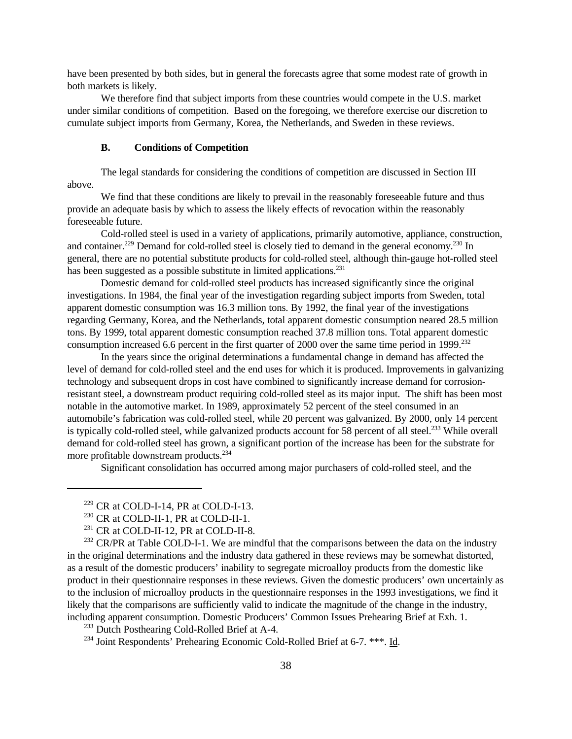have been presented by both sides, but in general the forecasts agree that some modest rate of growth in both markets is likely.

We therefore find that subject imports from these countries would compete in the U.S. market under similar conditions of competition. Based on the foregoing, we therefore exercise our discretion to cumulate subject imports from Germany, Korea, the Netherlands, and Sweden in these reviews.

### B. Conditions of Competition

The legal standards for considering the conditions of competition are discussed in Section III above.

We find that these conditions are likely to prevail in the reasonably foreseeable future and thus provide an adequate basis by which to assess the likely effects of revocation within the reasonably foreseeable future.

Cold-rolled steel is used in a variety of applications, primarily automotive, appliance, construction, and container.[229] Demand for cold-rolled steel is closely tied to demand in the general economy.[230] In general, there are no potential substitute products for cold-rolled steel, although thin-gauge hot-rolled steel has been suggested as a possible substitute in limited applications.[231]

Domestic demand for cold-rolled steel products has increased significantly since the original investigations. In 1984, the final year of the investigation regarding subject imports from Sweden, total apparent domestic consumption was 16.3 million tons. By 1992, the final year of the investigations regarding Germany, Korea, and the Netherlands, total apparent domestic consumption neared 28.5 million tons. By 1999, total apparent domestic consumption reached 37.8 million tons. Total apparent domestic consumption increased 6.6 percent in the first quarter of 2000 over the same time period in 1999.[232]

In the years since the original determinations a fundamental change in demand has affected the level of demand for cold-rolled steel and the end uses for which it is produced. Improvements in galvanizing technology and subsequent drops in cost have combined to significantly increase demand for corrosion-resistant steel, a downstream product requiring cold-rolled steel as its major input. The shift has been most notable in the automotive market. In 1989, approximately 52 percent of the steel consumed in an automobile's fabrication was cold-rolled steel, while 20 percent was galvanized. By 2000, only 14 percent is typically cold-rolled steel, while galvanized products account for 58 percent of all steel.[233] While overall demand for cold-rolled steel has grown, a significant portion of the increase has been for the substrate for more profitable downstream products.[234]

Significant consolidation has occurred among major purchasers of cold-rolled steel, and the

---

[229] CR at COLD-I-14, PR at COLD-I-13.

[230] CR at COLD-II-1, PR at COLD-II-1.

[231] CR at COLD-II-12, PR at COLD-II-8.

[232] CR/PR at Table COLD-I-1. We are mindful that the comparisons between the data on the industry in the original determinations and the industry data gathered in these reviews may be somewhat distorted, as a result of the domestic producers' inability to segregate microalloy products from the domestic like product in their questionnaire responses in these reviews. Given the domestic producers' own uncertainly as to the inclusion of microalloy products in the questionnaire responses in the 1993 investigations, we find it likely that the comparisons are sufficiently valid to indicate the magnitude of the change in the industry, including apparent consumption. Domestic Producers' Common Issues Prehearing Brief at Exh. 1.

[233] Dutch Posthearing Cold-Rolled Brief at A-4.

[234] Joint Respondents' Prehearing Economic Cold-Rolled Brief at 6-7. ***. Id.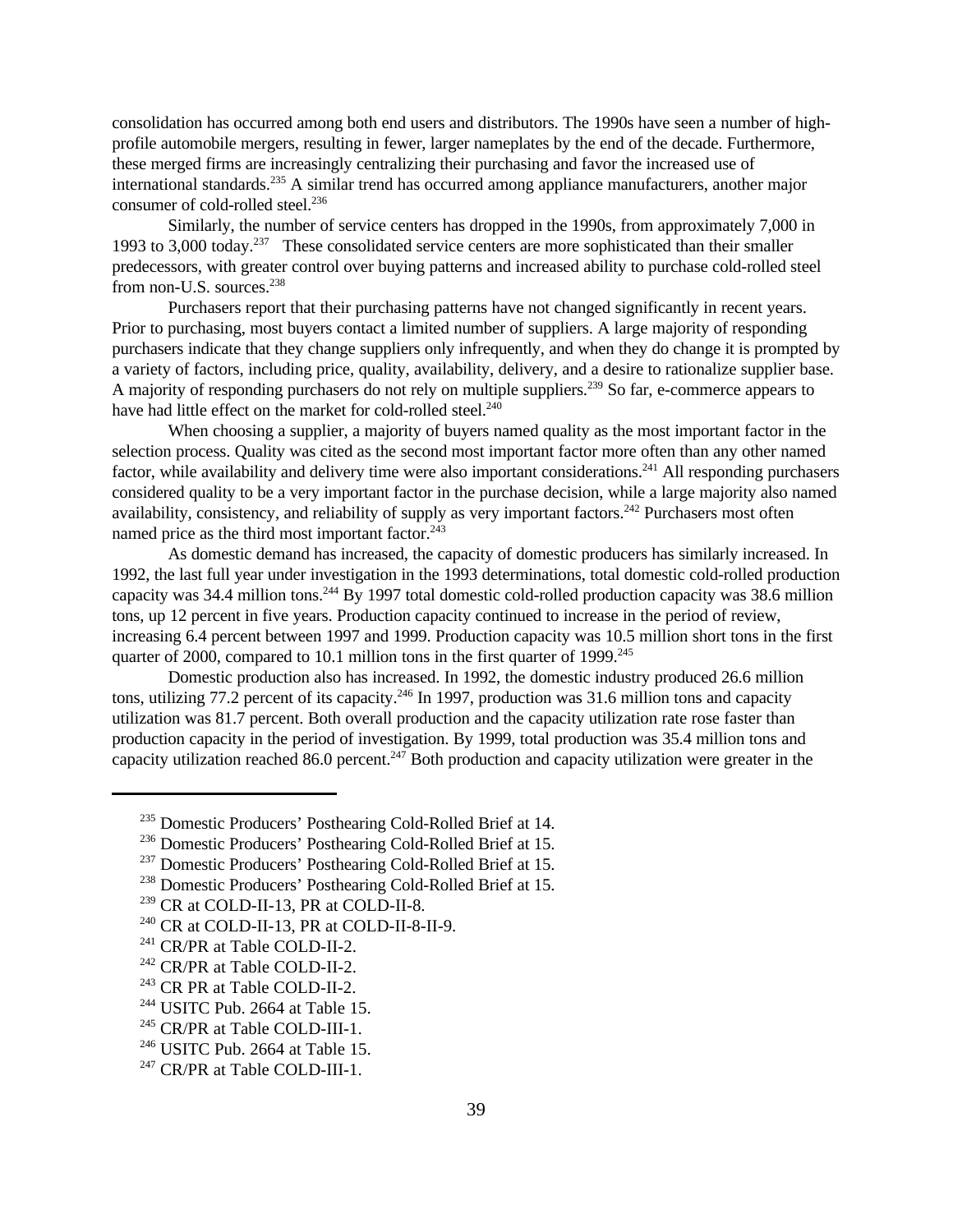consolidation has occurred among both end users and distributors. The 1990s have seen a number of high-profile automobile mergers, resulting in fewer, larger nameplates by the end of the decade. Furthermore, these merged firms are increasingly centralizing their purchasing and favor the increased use of international standards.[235] A similar trend has occurred among appliance manufacturers, another major consumer of cold-rolled steel.[236]

Similarly, the number of service centers has dropped in the 1990s, from approximately 7,000 in 1993 to 3,000 today.[237] These consolidated service centers are more sophisticated than their smaller predecessors, with greater control over buying patterns and increased ability to purchase cold-rolled steel from non-U.S. sources.[238]

Purchasers report that their purchasing patterns have not changed significantly in recent years. Prior to purchasing, most buyers contact a limited number of suppliers. A large majority of responding purchasers indicate that they change suppliers only infrequently, and when they do change it is prompted by a variety of factors, including price, quality, availability, delivery, and a desire to rationalize supplier base. A majority of responding purchasers do not rely on multiple suppliers.[239] So far, e-commerce appears to have had little effect on the market for cold-rolled steel.[240]

When choosing a supplier, a majority of buyers named quality as the most important factor in the selection process. Quality was cited as the second most important factor more often than any other named factor, while availability and delivery time were also important considerations.[241] All responding purchasers considered quality to be a very important factor in the purchase decision, while a large majority also named availability, consistency, and reliability of supply as very important factors.[242] Purchasers most often named price as the third most important factor.[243]

As domestic demand has increased, the capacity of domestic producers has similarly increased. In 1992, the last full year under investigation in the 1993 determinations, total domestic cold-rolled production capacity was 34.4 million tons.[244] By 1997 total domestic cold-rolled production capacity was 38.6 million tons, up 12 percent in five years. Production capacity continued to increase in the period of review, increasing 6.4 percent between 1997 and 1999. Production capacity was 10.5 million short tons in the first quarter of 2000, compared to 10.1 million tons in the first quarter of 1999.[245]

Domestic production also has increased. In 1992, the domestic industry produced 26.6 million tons, utilizing 77.2 percent of its capacity.[246] In 1997, production was 31.6 million tons and capacity utilization was 81.7 percent. Both overall production and the capacity utilization rate rose faster than production capacity in the period of investigation. By 1999, total production was 35.4 million tons and capacity utilization reached 86.0 percent.[247] Both production and capacity utilization were greater in the

---

[235] Domestic Producers' Posthearing Cold-Rolled Brief at 14.

[236] Domestic Producers' Posthearing Cold-Rolled Brief at 15.

[237] Domestic Producers' Posthearing Cold-Rolled Brief at 15.

[238] Domestic Producers' Posthearing Cold-Rolled Brief at 15.

[239] CR at COLD-II-13, PR at COLD-II-8.

[240] CR at COLD-II-13, PR at COLD-II-8-II-9.

[241] CR/PR at Table COLD-II-2.

[242] CR/PR at Table COLD-II-2.

[243] CR PR at Table COLD-II-2.

[244] USITC Pub. 2664 at Table 15.

[245] CR/PR at Table COLD-III-1.

[246] USITC Pub. 2664 at Table 15.

[247] CR/PR at Table COLD-III-1.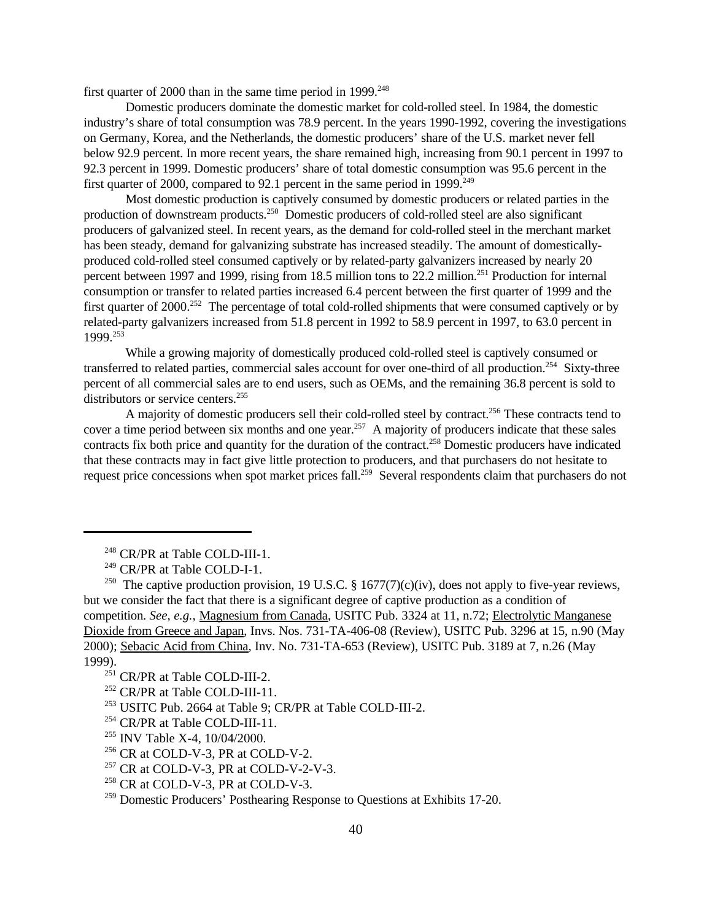first quarter of 2000 than in the same time period in 1999.[248]

Domestic producers dominate the domestic market for cold-rolled steel. In 1984, the domestic industry's share of total consumption was 78.9 percent. In the years 1990-1992, covering the investigations on Germany, Korea, and the Netherlands, the domestic producers' share of the U.S. market never fell below 92.9 percent. In more recent years, the share remained high, increasing from 90.1 percent in 1997 to 92.3 percent in 1999. Domestic producers' share of total domestic consumption was 95.6 percent in the first quarter of 2000, compared to 92.1 percent in the same period in 1999.[249]

Most domestic production is captively consumed by domestic producers or related parties in the production of downstream products.[250] Domestic producers of cold-rolled steel are also significant producers of galvanized steel. In recent years, as the demand for cold-rolled steel in the merchant market has been steady, demand for galvanizing substrate has increased steadily. The amount of domestically-produced cold-rolled steel consumed captively or by related-party galvanizers increased by nearly 20 percent between 1997 and 1999, rising from 18.5 million tons to 22.2 million.[251] Production for internal consumption or transfer to related parties increased 6.4 percent between the first quarter of 1999 and the first quarter of 2000.[252] The percentage of total cold-rolled shipments that were consumed captively or by related-party galvanizers increased from 51.8 percent in 1992 to 58.9 percent in 1997, to 63.0 percent in 1999.[253]

While a growing majority of domestically produced cold-rolled steel is captively consumed or transferred to related parties, commercial sales account for over one-third of all production.[254] Sixty-three percent of all commercial sales are to end users, such as OEMs, and the remaining 36.8 percent is sold to distributors or service centers.[255]

A majority of domestic producers sell their cold-rolled steel by contract.[256] These contracts tend to cover a time period between six months and one year.[257] A majority of producers indicate that these sales contracts fix both price and quantity for the duration of the contract.[258] Domestic producers have indicated that these contracts may in fact give little protection to producers, and that purchasers do not hesitate to request price concessions when spot market prices fall.[259] Several respondents claim that purchasers do not

---

[248] CR/PR at Table COLD-III-1.

[249] CR/PR at Table COLD-I-1.

[250] The captive production provision, 19 U.S.C. § 1677(7)(c)(iv), does not apply to five-year reviews, but we consider the fact that there is a significant degree of captive production as a condition of competition. *See, e.g.*, Magnesium from Canada, USITC Pub. 3324 at 11, n.72; Electrolytic Manganese Dioxide from Greece and Japan, Invs. Nos. 731-TA-406-08 (Review), USITC Pub. 3296 at 15, n.90 (May 2000); Sebacic Acid from China, Inv. No. 731-TA-653 (Review), USITC Pub. 3189 at 7, n.26 (May 1999).

[251] CR/PR at Table COLD-III-2.

[252] CR/PR at Table COLD-III-11.

[253] USITC Pub. 2664 at Table 9; CR/PR at Table COLD-III-2.

[254] CR/PR at Table COLD-III-11.

[255] INV Table X-4, 10/04/2000.

[256] CR at COLD-V-3, PR at COLD-V-2.

[257] CR at COLD-V-3, PR at COLD-V-2-V-3.

[258] CR at COLD-V-3, PR at COLD-V-3.

[259] Domestic Producers' Posthearing Response to Questions at Exhibits 17-20.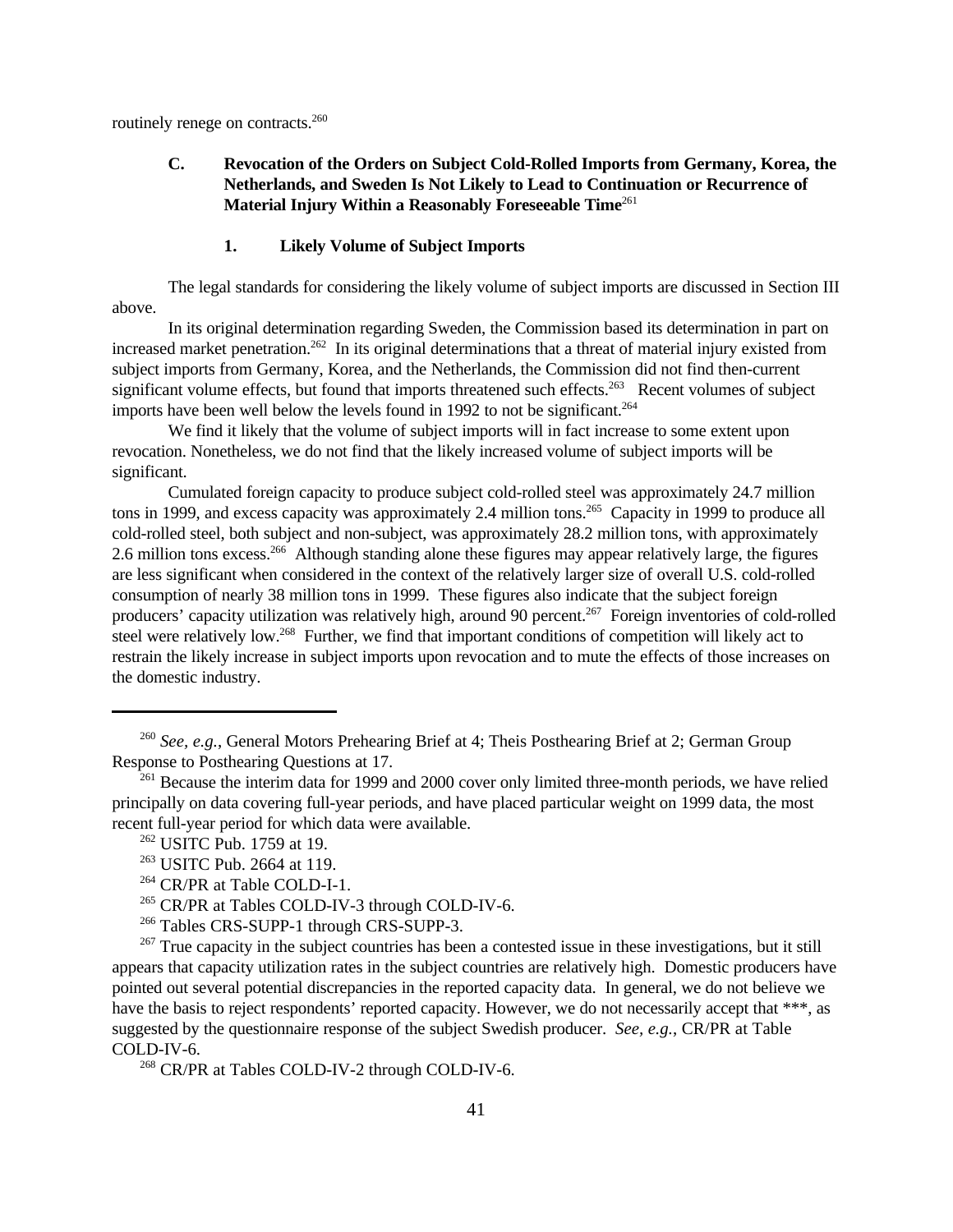routinely renege on contracts.[260]

### C. Revocation of the Orders on Subject Cold-Rolled Imports from Germany, Korea, the Netherlands, and Sweden Is Not Likely to Lead to Continuation or Recurrence of Material Injury Within a Reasonably Foreseeable Time[261]

#### 1. Likely Volume of Subject Imports

The legal standards for considering the likely volume of subject imports are discussed in Section III above.

In its original determination regarding Sweden, the Commission based its determination in part on increased market penetration.[262] In its original determinations that a threat of material injury existed from subject imports from Germany, Korea, and the Netherlands, the Commission did not find then-current significant volume effects, but found that imports threatened such effects.[263] Recent volumes of subject imports have been well below the levels found in 1992 to not be significant.[264]

We find it likely that the volume of subject imports will in fact increase to some extent upon revocation. Nonetheless, we do not find that the likely increased volume of subject imports will be significant.

Cumulated foreign capacity to produce subject cold-rolled steel was approximately 24.7 million tons in 1999, and excess capacity was approximately 2.4 million tons.[265] Capacity in 1999 to produce all cold-rolled steel, both subject and non-subject, was approximately 28.2 million tons, with approximately 2.6 million tons excess.[266] Although standing alone these figures may appear relatively large, the figures are less significant when considered in the context of the relatively larger size of overall U.S. cold-rolled consumption of nearly 38 million tons in 1999. These figures also indicate that the subject foreign producers' capacity utilization was relatively high, around 90 percent.[267] Foreign inventories of cold-rolled steel were relatively low.[268] Further, we find that important conditions of competition will likely act to restrain the likely increase in subject imports upon revocation and to mute the effects of those increases on the domestic industry.

---

[260] *See, e.g.*, General Motors Prehearing Brief at 4; Theis Posthearing Brief at 2; German Group Response to Posthearing Questions at 17.

[261] Because the interim data for 1999 and 2000 cover only limited three-month periods, we have relied principally on data covering full-year periods, and have placed particular weight on 1999 data, the most recent full-year period for which data were available.

[262] USITC Pub. 1759 at 19.

[263] USITC Pub. 2664 at 119.

[264] CR/PR at Table COLD-I-1.

[265] CR/PR at Tables COLD-IV-3 through COLD-IV-6.

[266] Tables CRS-SUPP-1 through CRS-SUPP-3.

[267] True capacity in the subject countries has been a contested issue in these investigations, but it still appears that capacity utilization rates in the subject countries are relatively high. Domestic producers have pointed out several potential discrepancies in the reported capacity data. In general, we do not believe we have the basis to reject respondents' reported capacity. However, we do not necessarily accept that ***, as suggested by the questionnaire response of the subject Swedish producer. *See, e.g.*, CR/PR at Table COLD-IV-6.

[268] CR/PR at Tables COLD-IV-2 through COLD-IV-6.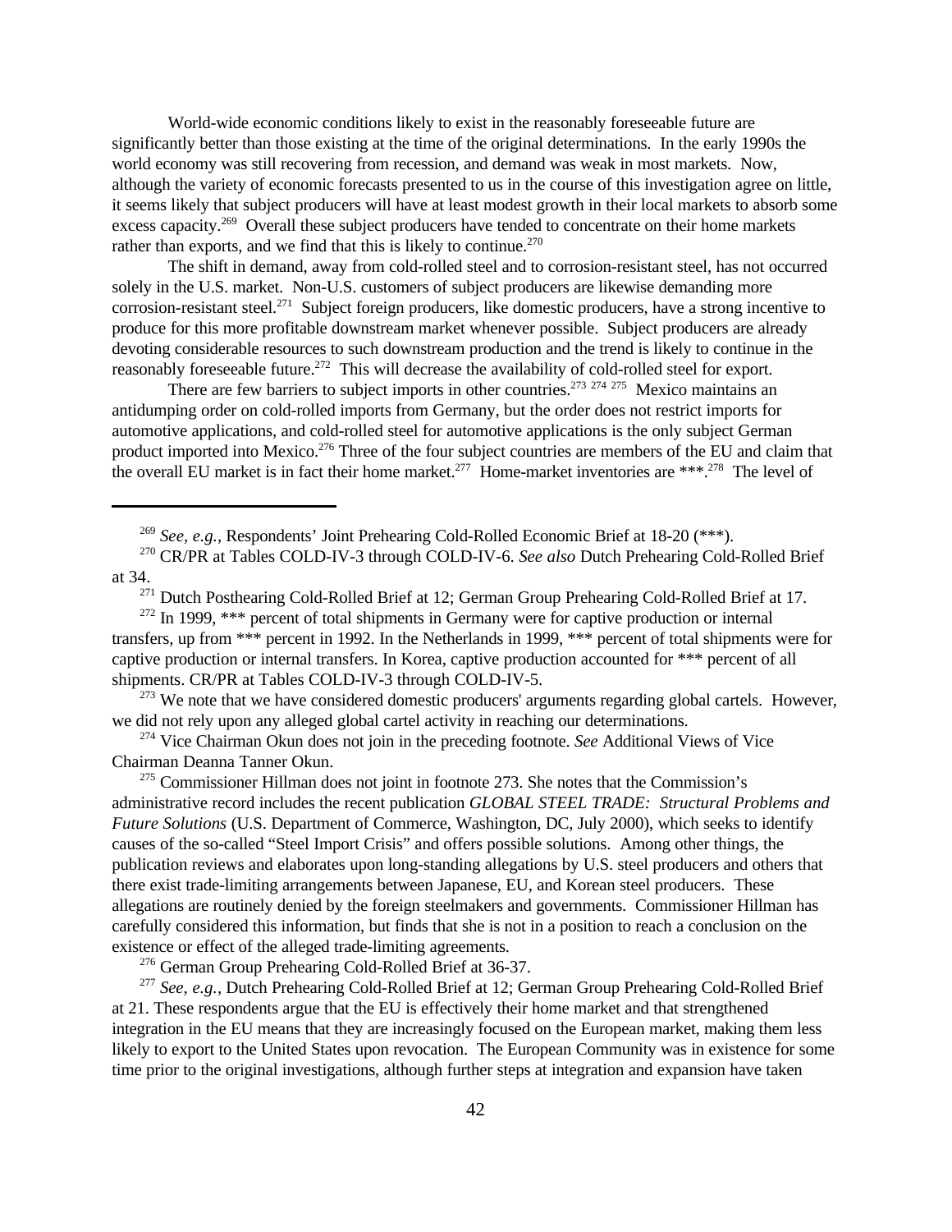World-wide economic conditions likely to exist in the reasonably foreseeable future are significantly better than those existing at the time of the original determinations. In the early 1990s the world economy was still recovering from recession, and demand was weak in most markets. Now, although the variety of economic forecasts presented to us in the course of this investigation agree on little, it seems likely that subject producers will have at least modest growth in their local markets to absorb some excess capacity.[269] Overall these subject producers have tended to concentrate on their home markets rather than exports, and we find that this is likely to continue.[270]

The shift in demand, away from cold-rolled steel and to corrosion-resistant steel, has not occurred solely in the U.S. market. Non-U.S. customers of subject producers are likewise demanding more corrosion-resistant steel.[271] Subject foreign producers, like domestic producers, have a strong incentive to produce for this more profitable downstream market whenever possible. Subject producers are already devoting considerable resources to such downstream production and the trend is likely to continue in the reasonably foreseeable future.[272] This will decrease the availability of cold-rolled steel for export.

There are few barriers to subject imports in other countries.[273] [274] [275] Mexico maintains an antidumping order on cold-rolled imports from Germany, but the order does not restrict imports for automotive applications, and cold-rolled steel for automotive applications is the only subject German product imported into Mexico.[276] Three of the four subject countries are members of the EU and claim that the overall EU market is in fact their home market.[277] Home-market inventories are ***.[278] The level of

---

[269] *See, e.g.*, Respondents' Joint Prehearing Cold-Rolled Economic Brief at 18-20 (***).

[270] CR/PR at Tables COLD-IV-3 through COLD-IV-6. *See also* Dutch Prehearing Cold-Rolled Brief at 34.

[271] Dutch Posthearing Cold-Rolled Brief at 12; German Group Prehearing Cold-Rolled Brief at 17.

[272] In 1999, *** percent of total shipments in Germany were for captive production or internal transfers, up from *** percent in 1992. In the Netherlands in 1999, *** percent of total shipments were for captive production or internal transfers. In Korea, captive production accounted for *** percent of all shipments. CR/PR at Tables COLD-IV-3 through COLD-IV-5.

[273] We note that we have considered domestic producers' arguments regarding global cartels. However, we did not rely upon any alleged global cartel activity in reaching our determinations.

[274] Vice Chairman Okun does not join in the preceding footnote. *See* Additional Views of Vice Chairman Deanna Tanner Okun.

[275] Commissioner Hillman does not joint in footnote 273. She notes that the Commission's administrative record includes the recent publication *GLOBAL STEEL TRADE: Structural Problems and Future Solutions* (U.S. Department of Commerce, Washington, DC, July 2000), which seeks to identify causes of the so-called "Steel Import Crisis" and offers possible solutions. Among other things, the publication reviews and elaborates upon long-standing allegations by U.S. steel producers and others that there exist trade-limiting arrangements between Japanese, EU, and Korean steel producers. These allegations are routinely denied by the foreign steelmakers and governments. Commissioner Hillman has carefully considered this information, but finds that she is not in a position to reach a conclusion on the existence or effect of the alleged trade-limiting agreements.

[276] German Group Prehearing Cold-Rolled Brief at 36-37.

[277] *See, e.g.*, Dutch Prehearing Cold-Rolled Brief at 12; German Group Prehearing Cold-Rolled Brief at 21. These respondents argue that the EU is effectively their home market and that strengthened integration in the EU means that they are increasingly focused on the European market, making them less likely to export to the United States upon revocation. The European Community was in existence for some time prior to the original investigations, although further steps at integration and expansion have taken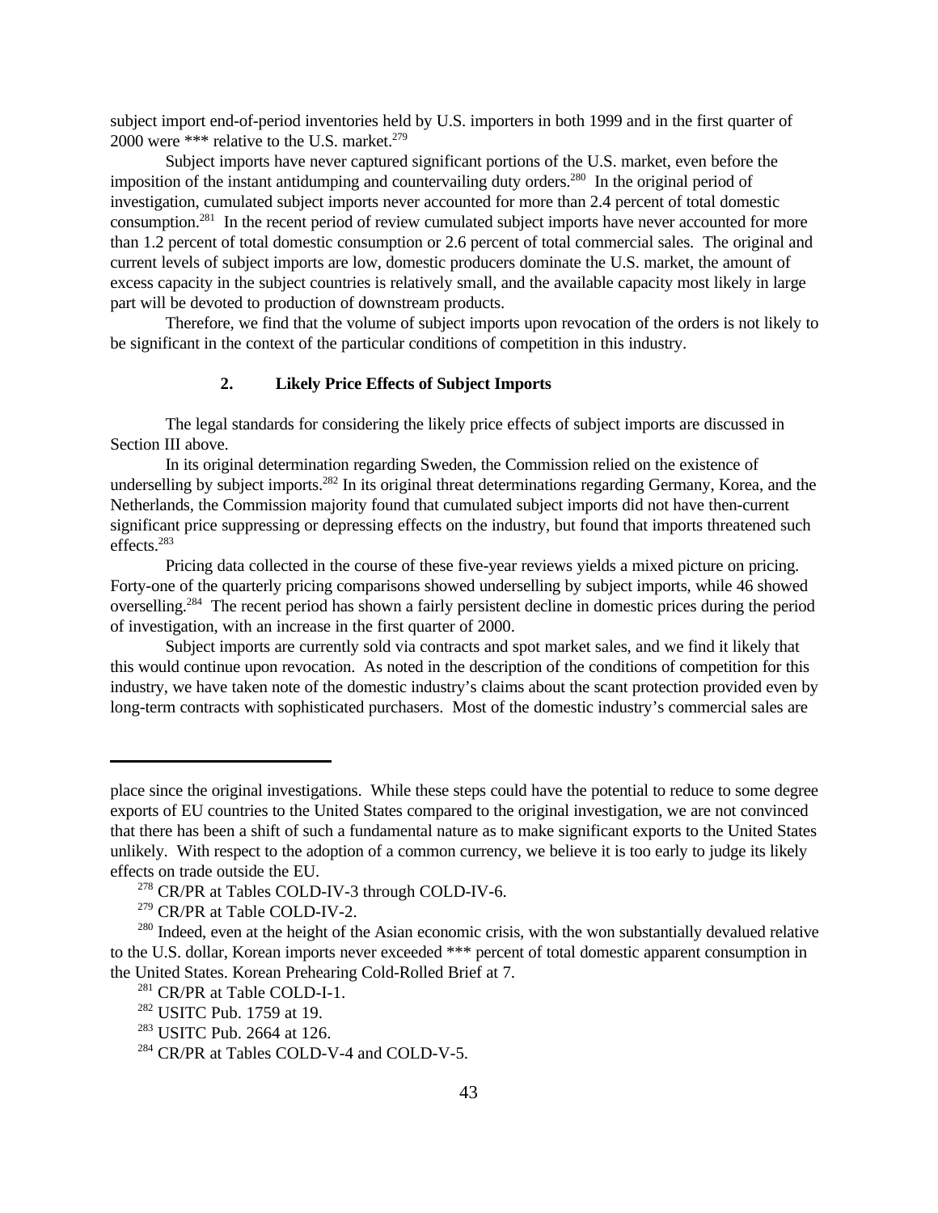subject import end-of-period inventories held by U.S. importers in both 1999 and in the first quarter of 2000 were *** relative to the U.S. market.[279]

Subject imports have never captured significant portions of the U.S. market, even before the imposition of the instant antidumping and countervailing duty orders.[280] In the original period of investigation, cumulated subject imports never accounted for more than 2.4 percent of total domestic consumption.[281] In the recent period of review cumulated subject imports have never accounted for more than 1.2 percent of total domestic consumption or 2.6 percent of total commercial sales. The original and current levels of subject imports are low, domestic producers dominate the U.S. market, the amount of excess capacity in the subject countries is relatively small, and the available capacity most likely in large part will be devoted to production of downstream products.

Therefore, we find that the volume of subject imports upon revocation of the orders is not likely to be significant in the context of the particular conditions of competition in this industry.

### 2. Likely Price Effects of Subject Imports

The legal standards for considering the likely price effects of subject imports are discussed in Section III above.

In its original determination regarding Sweden, the Commission relied on the existence of underselling by subject imports.[282] In its original threat determinations regarding Germany, Korea, and the Netherlands, the Commission majority found that cumulated subject imports did not have then-current significant price suppressing or depressing effects on the industry, but found that imports threatened such effects.[283]

Pricing data collected in the course of these five-year reviews yields a mixed picture on pricing. Forty-one of the quarterly pricing comparisons showed underselling by subject imports, while 46 showed overselling.[284] The recent period has shown a fairly persistent decline in domestic prices during the period of investigation, with an increase in the first quarter of 2000.

Subject imports are currently sold via contracts and spot market sales, and we find it likely that this would continue upon revocation. As noted in the description of the conditions of competition for this industry, we have taken note of the domestic industry's claims about the scant protection provided even by long-term contracts with sophisticated purchasers. Most of the domestic industry's commercial sales are

---

place since the original investigations. While these steps could have the potential to reduce to some degree exports of EU countries to the United States compared to the original investigation, we are not convinced that there has been a shift of such a fundamental nature as to make significant exports to the United States unlikely. With respect to the adoption of a common currency, we believe it is too early to judge its likely effects on trade outside the EU.

[278] CR/PR at Tables COLD-IV-3 through COLD-IV-6.

[279] CR/PR at Table COLD-IV-2.

[280] Indeed, even at the height of the Asian economic crisis, with the won substantially devalued relative to the U.S. dollar, Korean imports never exceeded *** percent of total domestic apparent consumption in the United States. Korean Prehearing Cold-Rolled Brief at 7.

[281] CR/PR at Table COLD-I-1.

[282] USITC Pub. 1759 at 19.

[283] USITC Pub. 2664 at 126.

[284] CR/PR at Tables COLD-V-4 and COLD-V-5.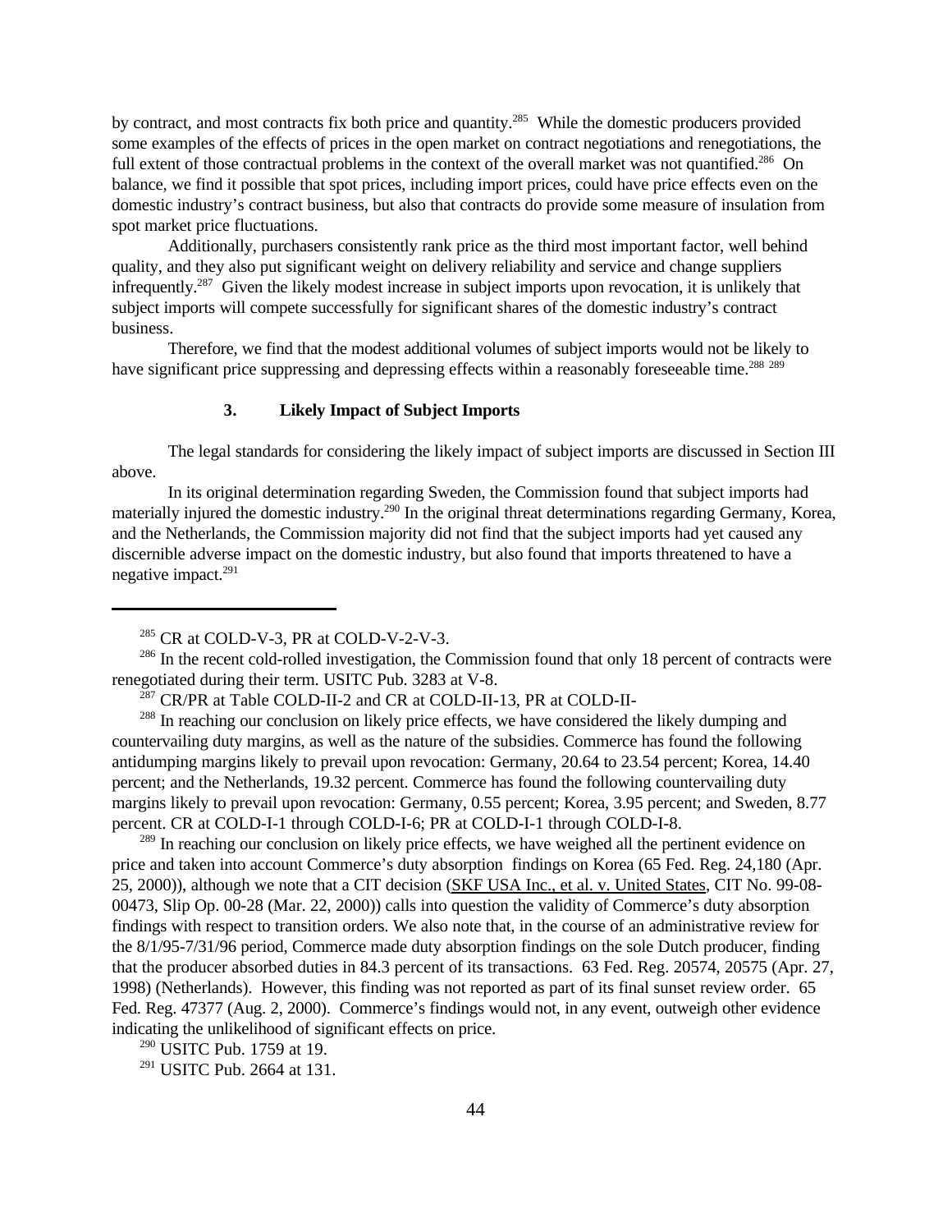by contract, and most contracts fix both price and quantity.[285] While the domestic producers provided some examples of the effects of prices in the open market on contract negotiations and renegotiations, the full extent of those contractual problems in the context of the overall market was not quantified.[286] On balance, we find it possible that spot prices, including import prices, could have price effects even on the domestic industry's contract business, but also that contracts do provide some measure of insulation from spot market price fluctuations.

Additionally, purchasers consistently rank price as the third most important factor, well behind quality, and they also put significant weight on delivery reliability and service and change suppliers infrequently.[287] Given the likely modest increase in subject imports upon revocation, it is unlikely that subject imports will compete successfully for significant shares of the domestic industry's contract business.

Therefore, we find that the modest additional volumes of subject imports would not be likely to have significant price suppressing and depressing effects within a reasonably foreseeable time.[288] [289]

### 3. Likely Impact of Subject Imports

The legal standards for considering the likely impact of subject imports are discussed in Section III above.

In its original determination regarding Sweden, the Commission found that subject imports had materially injured the domestic industry.[290] In the original threat determinations regarding Germany, Korea, and the Netherlands, the Commission majority did not find that the subject imports had yet caused any discernible adverse impact on the domestic industry, but also found that imports threatened to have a negative impact.[291]

---

[285] CR at COLD-V-3, PR at COLD-V-2-V-3.

[286] In the recent cold-rolled investigation, the Commission found that only 18 percent of contracts were renegotiated during their term. USITC Pub. 3283 at V-8.

[287] CR/PR at Table COLD-II-2 and CR at COLD-II-13, PR at COLD-II-

[288] In reaching our conclusion on likely price effects, we have considered the likely dumping and countervailing duty margins, as well as the nature of the subsidies. Commerce has found the following antidumping margins likely to prevail upon revocation: Germany, 20.64 to 23.54 percent; Korea, 14.40 percent; and the Netherlands, 19.32 percent. Commerce has found the following countervailing duty margins likely to prevail upon revocation: Germany, 0.55 percent; Korea, 3.95 percent; and Sweden, 8.77 percent. CR at COLD-I-1 through COLD-I-6; PR at COLD-I-1 through COLD-I-8.

[289] In reaching our conclusion on likely price effects, we have weighed all the pertinent evidence on price and taken into account Commerce's duty absorption findings on Korea (65 Fed. Reg. 24,180 (Apr. 25, 2000)), although we note that a CIT decision (SKF USA Inc., et al. v. United States, CIT No. 99-08-00473, Slip Op. 00-28 (Mar. 22, 2000)) calls into question the validity of Commerce's duty absorption findings with respect to transition orders. We also note that, in the course of an administrative review for the 8/1/95-7/31/96 period, Commerce made duty absorption findings on the sole Dutch producer, finding that the producer absorbed duties in 84.3 percent of its transactions. 63 Fed. Reg. 20574, 20575 (Apr. 27, 1998) (Netherlands). However, this finding was not reported as part of its final sunset review order. 65 Fed. Reg. 47377 (Aug. 2, 2000). Commerce's findings would not, in any event, outweigh other evidence indicating the unlikelihood of significant effects on price.

[290] USITC Pub. 1759 at 19.

[291] USITC Pub. 2664 at 131.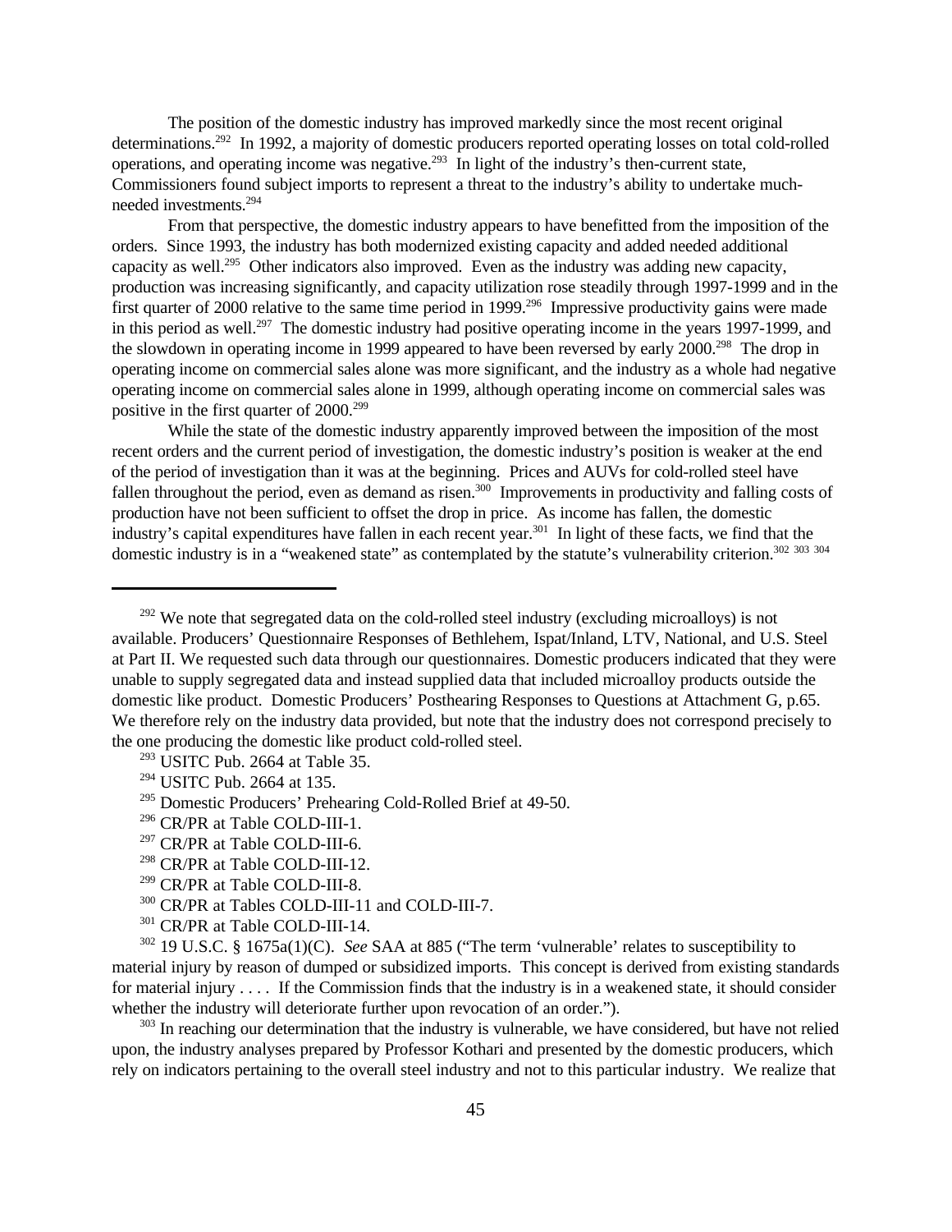The position of the domestic industry has improved markedly since the most recent original determinations.[292] In 1992, a majority of domestic producers reported operating losses on total cold-rolled operations, and operating income was negative.[293] In light of the industry's then-current state, Commissioners found subject imports to represent a threat to the industry's ability to undertake much-needed investments.[294]

From that perspective, the domestic industry appears to have benefitted from the imposition of the orders. Since 1993, the industry has both modernized existing capacity and added needed additional capacity as well.[295] Other indicators also improved. Even as the industry was adding new capacity, production was increasing significantly, and capacity utilization rose steadily through 1997-1999 and in the first quarter of 2000 relative to the same time period in 1999.[296] Impressive productivity gains were made in this period as well.[297] The domestic industry had positive operating income in the years 1997-1999, and the slowdown in operating income in 1999 appeared to have been reversed by early 2000.[298] The drop in operating income on commercial sales alone was more significant, and the industry as a whole had negative operating income on commercial sales alone in 1999, although operating income on commercial sales was positive in the first quarter of 2000.[299]

While the state of the domestic industry apparently improved between the imposition of the most recent orders and the current period of investigation, the domestic industry's position is weaker at the end of the period of investigation than it was at the beginning. Prices and AUVs for cold-rolled steel have fallen throughout the period, even as demand as risen.[300] Improvements in productivity and falling costs of production have not been sufficient to offset the drop in price. As income has fallen, the domestic industry's capital expenditures have fallen in each recent year.[301] In light of these facts, we find that the domestic industry is in a "weakened state" as contemplated by the statute's vulnerability criterion.[302] [303] [304]

---

[292] We note that segregated data on the cold-rolled steel industry (excluding microalloys) is not available. Producers' Questionnaire Responses of Bethlehem, Ispat/Inland, LTV, National, and U.S. Steel at Part II. We requested such data through our questionnaires. Domestic producers indicated that they were unable to supply segregated data and instead supplied data that included microalloy products outside the domestic like product. Domestic Producers' Posthearing Responses to Questions at Attachment G, p.65. We therefore rely on the industry data provided, but note that the industry does not correspond precisely to the one producing the domestic like product cold-rolled steel.

[293] USITC Pub. 2664 at Table 35.

[294] USITC Pub. 2664 at 135.

[295] Domestic Producers' Prehearing Cold-Rolled Brief at 49-50.

[296] CR/PR at Table COLD-III-1.

[297] CR/PR at Table COLD-III-6.

[298] CR/PR at Table COLD-III-12.

[299] CR/PR at Table COLD-III-8.

[300] CR/PR at Tables COLD-III-11 and COLD-III-7.

[301] CR/PR at Table COLD-III-14.

[302] 19 U.S.C. § 1675a(1)(C). *See* SAA at 885 ("The term 'vulnerable' relates to susceptibility to material injury by reason of dumped or subsidized imports. This concept is derived from existing standards for material injury . . . . If the Commission finds that the industry is in a weakened state, it should consider whether the industry will deteriorate further upon revocation of an order.").

[303] In reaching our determination that the industry is vulnerable, we have considered, but have not relied upon, the industry analyses prepared by Professor Kothari and presented by the domestic producers, which rely on indicators pertaining to the overall steel industry and not to this particular industry. We realize that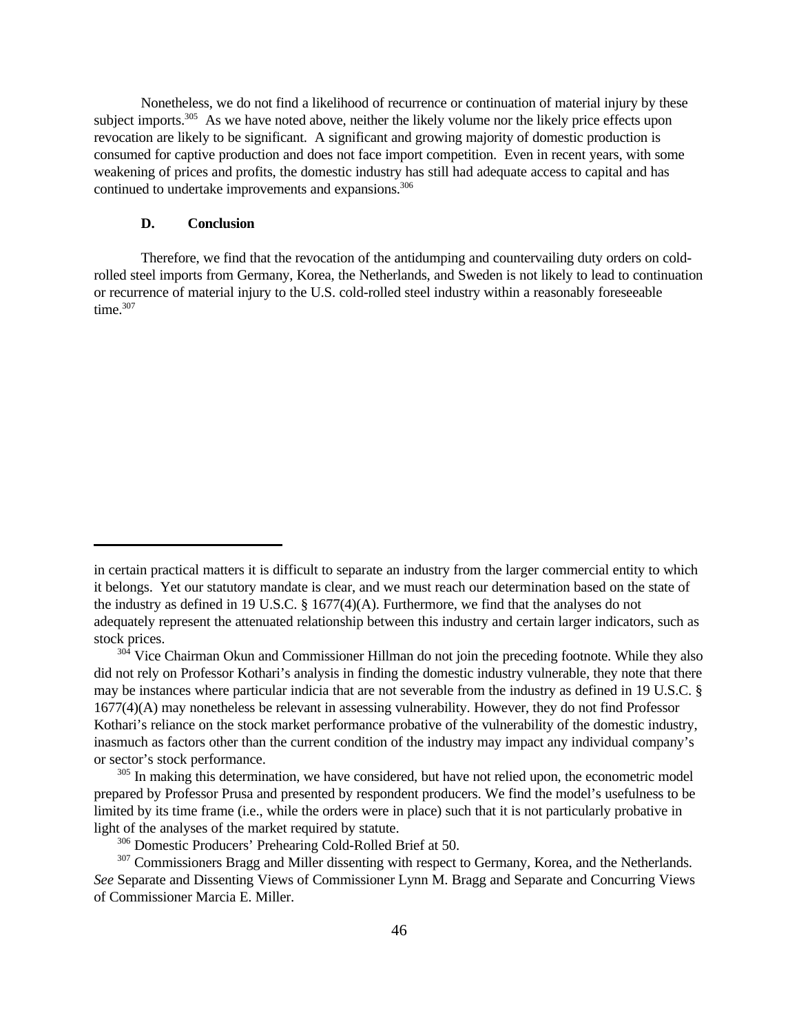Nonetheless, we do not find a likelihood of recurrence or continuation of material injury by these subject imports.[305] As we have noted above, neither the likely volume nor the likely price effects upon revocation are likely to be significant. A significant and growing majority of domestic production is consumed for captive production and does not face import competition. Even in recent years, with some weakening of prices and profits, the domestic industry has still had adequate access to capital and has continued to undertake improvements and expansions.[306]

**D. Conclusion**

Therefore, we find that the revocation of the antidumping and countervailing duty orders on cold-rolled steel imports from Germany, Korea, the Netherlands, and Sweden is not likely to lead to continuation or recurrence of material injury to the U.S. cold-rolled steel industry within a reasonably foreseeable time.[307]

---

in certain practical matters it is difficult to separate an industry from the larger commercial entity to which it belongs. Yet our statutory mandate is clear, and we must reach our determination based on the state of the industry as defined in 19 U.S.C. § 1677(4)(A). Furthermore, we find that the analyses do not adequately represent the attenuated relationship between this industry and certain larger indicators, such as stock prices.

[304] Vice Chairman Okun and Commissioner Hillman do not join the preceding footnote. While they also did not rely on Professor Kothari's analysis in finding the domestic industry vulnerable, they note that there may be instances where particular indicia that are not severable from the industry as defined in 19 U.S.C. § 1677(4)(A) may nonetheless be relevant in assessing vulnerability. However, they do not find Professor Kothari's reliance on the stock market performance probative of the vulnerability of the domestic industry, inasmuch as factors other than the current condition of the industry may impact any individual company's or sector's stock performance.

[305] In making this determination, we have considered, but have not relied upon, the econometric model prepared by Professor Prusa and presented by respondent producers. We find the model's usefulness to be limited by its time frame (i.e., while the orders were in place) such that it is not particularly probative in light of the analyses of the market required by statute.

[306] Domestic Producers' Prehearing Cold-Rolled Brief at 50.

[307] Commissioners Bragg and Miller dissenting with respect to Germany, Korea, and the Netherlands. *See* Separate and Dissenting Views of Commissioner Lynn M. Bragg and Separate and Concurring Views of Commissioner Marcia E. Miller.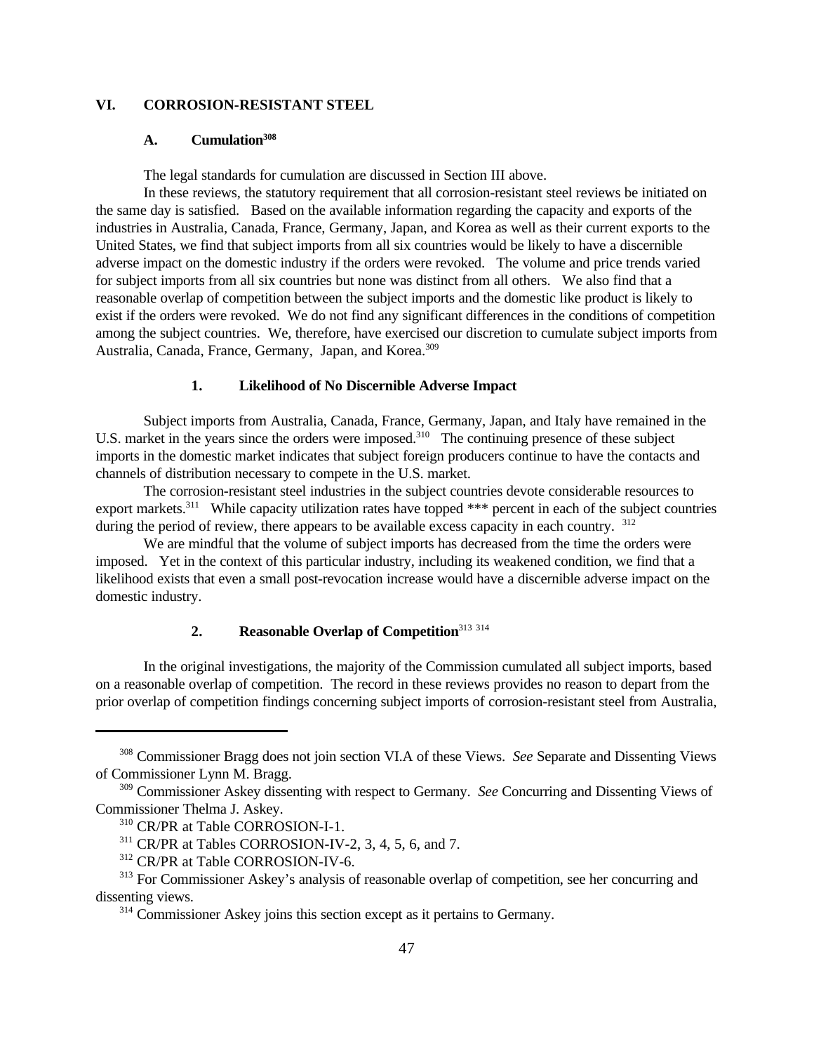## VI. CORROSION-RESISTANT STEEL

### A. Cumulation[308]

The legal standards for cumulation are discussed in Section III above.

In these reviews, the statutory requirement that all corrosion-resistant steel reviews be initiated on the same day is satisfied. Based on the available information regarding the capacity and exports of the industries in Australia, Canada, France, Germany, Japan, and Korea as well as their current exports to the United States, we find that subject imports from all six countries would be likely to have a discernible adverse impact on the domestic industry if the orders were revoked. The volume and price trends varied for subject imports from all six countries but none was distinct from all others. We also find that a reasonable overlap of competition between the subject imports and the domestic like product is likely to exist if the orders were revoked. We do not find any significant differences in the conditions of competition among the subject countries. We, therefore, have exercised our discretion to cumulate subject imports from Australia, Canada, France, Germany, Japan, and Korea.[309]

#### 1. Likelihood of No Discernible Adverse Impact

Subject imports from Australia, Canada, France, Germany, Japan, and Italy have remained in the U.S. market in the years since the orders were imposed.[310] The continuing presence of these subject imports in the domestic market indicates that subject foreign producers continue to have the contacts and channels of distribution necessary to compete in the U.S. market.

The corrosion-resistant steel industries in the subject countries devote considerable resources to export markets.[311] While capacity utilization rates have topped *** percent in each of the subject countries during the period of review, there appears to be available excess capacity in each country.[312]

We are mindful that the volume of subject imports has decreased from the time the orders were imposed. Yet in the context of this particular industry, including its weakened condition, we find that a likelihood exists that even a small post-revocation increase would have a discernible adverse impact on the domestic industry.

#### 2. Reasonable Overlap of Competition[313] [314]

In the original investigations, the majority of the Commission cumulated all subject imports, based on a reasonable overlap of competition. The record in these reviews provides no reason to depart from the prior overlap of competition findings concerning subject imports of corrosion-resistant steel from Australia,

---

[308] Commissioner Bragg does not join section VI.A of these Views. *See* Separate and Dissenting Views of Commissioner Lynn M. Bragg.

[309] Commissioner Askey dissenting with respect to Germany. *See* Concurring and Dissenting Views of Commissioner Thelma J. Askey.

[310] CR/PR at Table CORROSION-I-1.

[311] CR/PR at Tables CORROSION-IV-2, 3, 4, 5, 6, and 7.

[312] CR/PR at Table CORROSION-IV-6.

[313] For Commissioner Askey's analysis of reasonable overlap of competition, see her concurring and dissenting views.

[314] Commissioner Askey joins this section except as it pertains to Germany.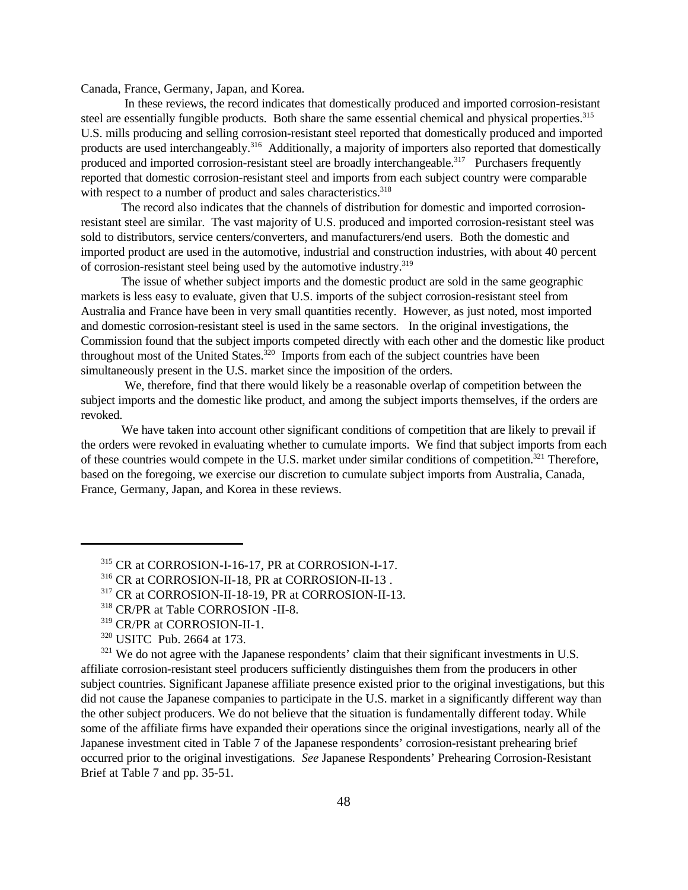Canada, France, Germany, Japan, and Korea.

In these reviews, the record indicates that domestically produced and imported corrosion-resistant steel are essentially fungible products. Both share the same essential chemical and physical properties.[315] U.S. mills producing and selling corrosion-resistant steel reported that domestically produced and imported products are used interchangeably.[316] Additionally, a majority of importers also reported that domestically produced and imported corrosion-resistant steel are broadly interchangeable.[317] Purchasers frequently reported that domestic corrosion-resistant steel and imports from each subject country were comparable with respect to a number of product and sales characteristics.[318]

The record also indicates that the channels of distribution for domestic and imported corrosion-resistant steel are similar. The vast majority of U.S. produced and imported corrosion-resistant steel was sold to distributors, service centers/converters, and manufacturers/end users. Both the domestic and imported product are used in the automotive, industrial and construction industries, with about 40 percent of corrosion-resistant steel being used by the automotive industry.[319]

The issue of whether subject imports and the domestic product are sold in the same geographic markets is less easy to evaluate, given that U.S. imports of the subject corrosion-resistant steel from Australia and France have been in very small quantities recently. However, as just noted, most imported and domestic corrosion-resistant steel is used in the same sectors. In the original investigations, the Commission found that the subject imports competed directly with each other and the domestic like product throughout most of the United States.[320] Imports from each of the subject countries have been simultaneously present in the U.S. market since the imposition of the orders.

We, therefore, find that there would likely be a reasonable overlap of competition between the subject imports and the domestic like product, and among the subject imports themselves, if the orders are revoked.

We have taken into account other significant conditions of competition that are likely to prevail if the orders were revoked in evaluating whether to cumulate imports. We find that subject imports from each of these countries would compete in the U.S. market under similar conditions of competition.[321] Therefore, based on the foregoing, we exercise our discretion to cumulate subject imports from Australia, Canada, France, Germany, Japan, and Korea in these reviews.

---

[315] CR at CORROSION-I-16-17, PR at CORROSION-I-17.

[316] CR at CORROSION-II-18, PR at CORROSION-II-13 .

[317] CR at CORROSION-II-18-19, PR at CORROSION-II-13.

[318] CR/PR at Table CORROSION -II-8.

[319] CR/PR at CORROSION-II-1.

[320] USITC Pub. 2664 at 173.

[321] We do not agree with the Japanese respondents' claim that their significant investments in U.S. affiliate corrosion-resistant steel producers sufficiently distinguishes them from the producers in other subject countries. Significant Japanese affiliate presence existed prior to the original investigations, but this did not cause the Japanese companies to participate in the U.S. market in a significantly different way than the other subject producers. We do not believe that the situation is fundamentally different today. While some of the affiliate firms have expanded their operations since the original investigations, nearly all of the Japanese investment cited in Table 7 of the Japanese respondents' corrosion-resistant prehearing brief occurred prior to the original investigations. *See* Japanese Respondents' Prehearing Corrosion-Resistant Brief at Table 7 and pp. 35-51.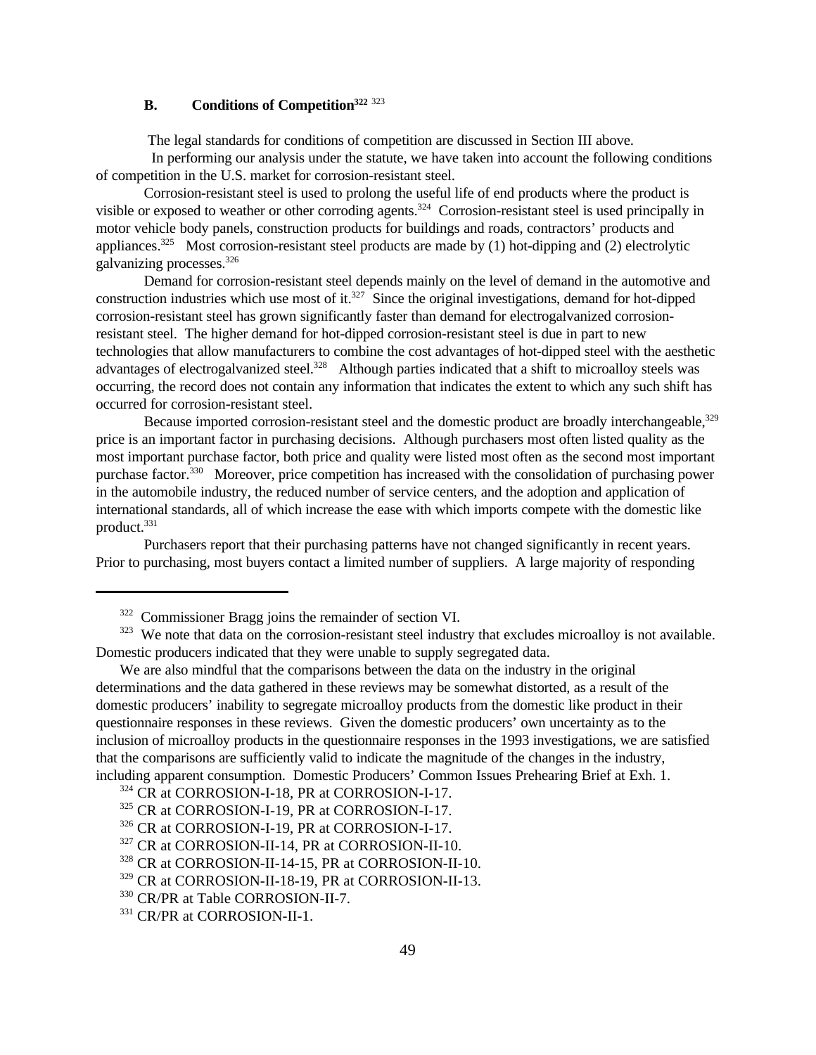### B. Conditions of Competition[322] [323]

The legal standards for conditions of competition are discussed in Section III above.

In performing our analysis under the statute, we have taken into account the following conditions of competition in the U.S. market for corrosion-resistant steel.

Corrosion-resistant steel is used to prolong the useful life of end products where the product is visible or exposed to weather or other corroding agents.[324] Corrosion-resistant steel is used principally in motor vehicle body panels, construction products for buildings and roads, contractors' products and appliances.[325] Most corrosion-resistant steel products are made by (1) hot-dipping and (2) electrolytic galvanizing processes.[326]

Demand for corrosion-resistant steel depends mainly on the level of demand in the automotive and construction industries which use most of it.[327] Since the original investigations, demand for hot-dipped corrosion-resistant steel has grown significantly faster than demand for electrogalvanized corrosion-resistant steel. The higher demand for hot-dipped corrosion-resistant steel is due in part to new technologies that allow manufacturers to combine the cost advantages of hot-dipped steel with the aesthetic advantages of electrogalvanized steel.[328] Although parties indicated that a shift to microalloy steels was occurring, the record does not contain any information that indicates the extent to which any such shift has occurred for corrosion-resistant steel.

Because imported corrosion-resistant steel and the domestic product are broadly interchangeable,[329] price is an important factor in purchasing decisions. Although purchasers most often listed quality as the most important purchase factor, both price and quality were listed most often as the second most important purchase factor.[330] Moreover, price competition has increased with the consolidation of purchasing power in the automobile industry, the reduced number of service centers, and the adoption and application of international standards, all of which increase the ease with which imports compete with the domestic like product.[331]

Purchasers report that their purchasing patterns have not changed significantly in recent years. Prior to purchasing, most buyers contact a limited number of suppliers. A large majority of responding

---

[322] Commissioner Bragg joins the remainder of section VI.

[323] We note that data on the corrosion-resistant steel industry that excludes microalloy is not available. Domestic producers indicated that they were unable to supply segregated data.

We are also mindful that the comparisons between the data on the industry in the original determinations and the data gathered in these reviews may be somewhat distorted, as a result of the domestic producers' inability to segregate microalloy products from the domestic like product in their questionnaire responses in these reviews. Given the domestic producers' own uncertainty as to the inclusion of microalloy products in the questionnaire responses in the 1993 investigations, we are satisfied that the comparisons are sufficiently valid to indicate the magnitude of the changes in the industry, including apparent consumption. Domestic Producers' Common Issues Prehearing Brief at Exh. 1.

[324] CR at CORROSION-I-18, PR at CORROSION-I-17.

[325] CR at CORROSION-I-19, PR at CORROSION-I-17.

[326] CR at CORROSION-I-19, PR at CORROSION-I-17.

[327] CR at CORROSION-II-14, PR at CORROSION-II-10.

[328] CR at CORROSION-II-14-15, PR at CORROSION-II-10.

[329] CR at CORROSION-II-18-19, PR at CORROSION-II-13.

[330] CR/PR at Table CORROSION-II-7.

[331] CR/PR at CORROSION-II-1.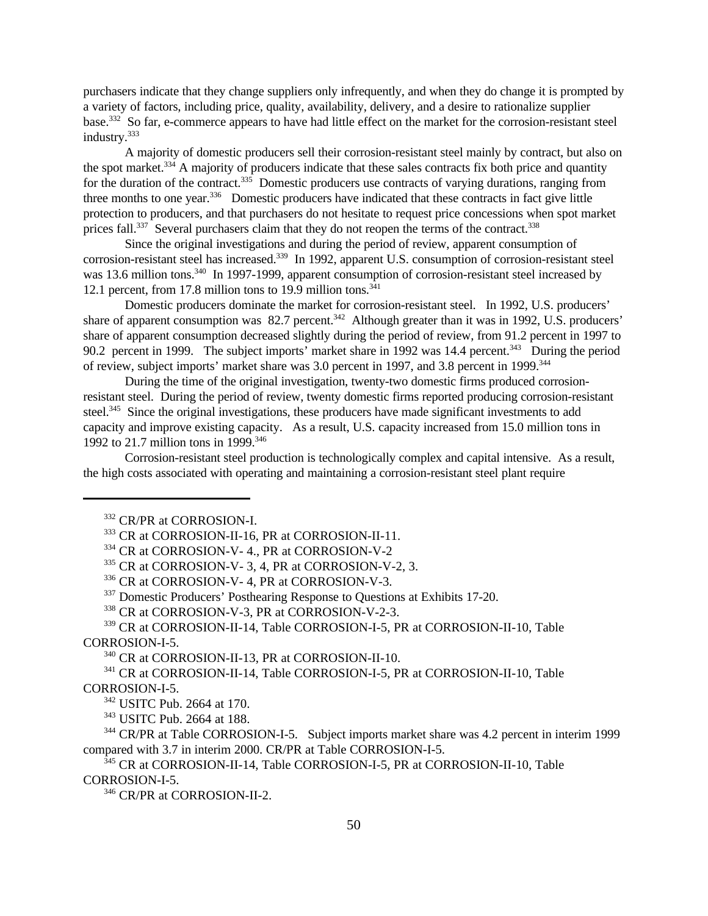purchasers indicate that they change suppliers only infrequently, and when they do change it is prompted by a variety of factors, including price, quality, availability, delivery, and a desire to rationalize supplier base.[332] So far, e-commerce appears to have had little effect on the market for the corrosion-resistant steel industry.[333]

A majority of domestic producers sell their corrosion-resistant steel mainly by contract, but also on the spot market.[334] A majority of producers indicate that these sales contracts fix both price and quantity for the duration of the contract.[335] Domestic producers use contracts of varying durations, ranging from three months to one year.[336] Domestic producers have indicated that these contracts in fact give little protection to producers, and that purchasers do not hesitate to request price concessions when spot market prices fall.[337] Several purchasers claim that they do not reopen the terms of the contract.[338]

Since the original investigations and during the period of review, apparent consumption of corrosion-resistant steel has increased.[339] In 1992, apparent U.S. consumption of corrosion-resistant steel was 13.6 million tons.[340] In 1997-1999, apparent consumption of corrosion-resistant steel increased by 12.1 percent, from 17.8 million tons to 19.9 million tons.[341]

Domestic producers dominate the market for corrosion-resistant steel. In 1992, U.S. producers' share of apparent consumption was 82.7 percent.[342] Although greater than it was in 1992, U.S. producers' share of apparent consumption decreased slightly during the period of review, from 91.2 percent in 1997 to 90.2 percent in 1999. The subject imports' market share in 1992 was 14.4 percent.[343] During the period of review, subject imports' market share was 3.0 percent in 1997, and 3.8 percent in 1999.[344]

During the time of the original investigation, twenty-two domestic firms produced corrosion-resistant steel. During the period of review, twenty domestic firms reported producing corrosion-resistant steel.[345] Since the original investigations, these producers have made significant investments to add capacity and improve existing capacity. As a result, U.S. capacity increased from 15.0 million tons in 1992 to 21.7 million tons in 1999.[346]

Corrosion-resistant steel production is technologically complex and capital intensive. As a result, the high costs associated with operating and maintaining a corrosion-resistant steel plant require

---

[332] CR/PR at CORROSION-I.

[333] CR at CORROSION-II-16, PR at CORROSION-II-11.

[334] CR at CORROSION-V- 4., PR at CORROSION-V-2

[335] CR at CORROSION-V- 3, 4, PR at CORROSION-V-2, 3.

[336] CR at CORROSION-V- 4, PR at CORROSION-V-3.

[337] Domestic Producers' Posthearing Response to Questions at Exhibits 17-20.

[338] CR at CORROSION-V-3, PR at CORROSION-V-2-3.

[339] CR at CORROSION-II-14, Table CORROSION-I-5, PR at CORROSION-II-10, Table CORROSION-I-5.

[340] CR at CORROSION-II-13, PR at CORROSION-II-10.

[341] CR at CORROSION-II-14, Table CORROSION-I-5, PR at CORROSION-II-10, Table CORROSION-I-5.

[342] USITC Pub. 2664 at 170.

[343] USITC Pub. 2664 at 188.

[344] CR/PR at Table CORROSION-I-5. Subject imports market share was 4.2 percent in interim 1999 compared with 3.7 in interim 2000. CR/PR at Table CORROSION-I-5.

[345] CR at CORROSION-II-14, Table CORROSION-I-5, PR at CORROSION-II-10, Table CORROSION-I-5.

[346] CR/PR at CORROSION-II-2.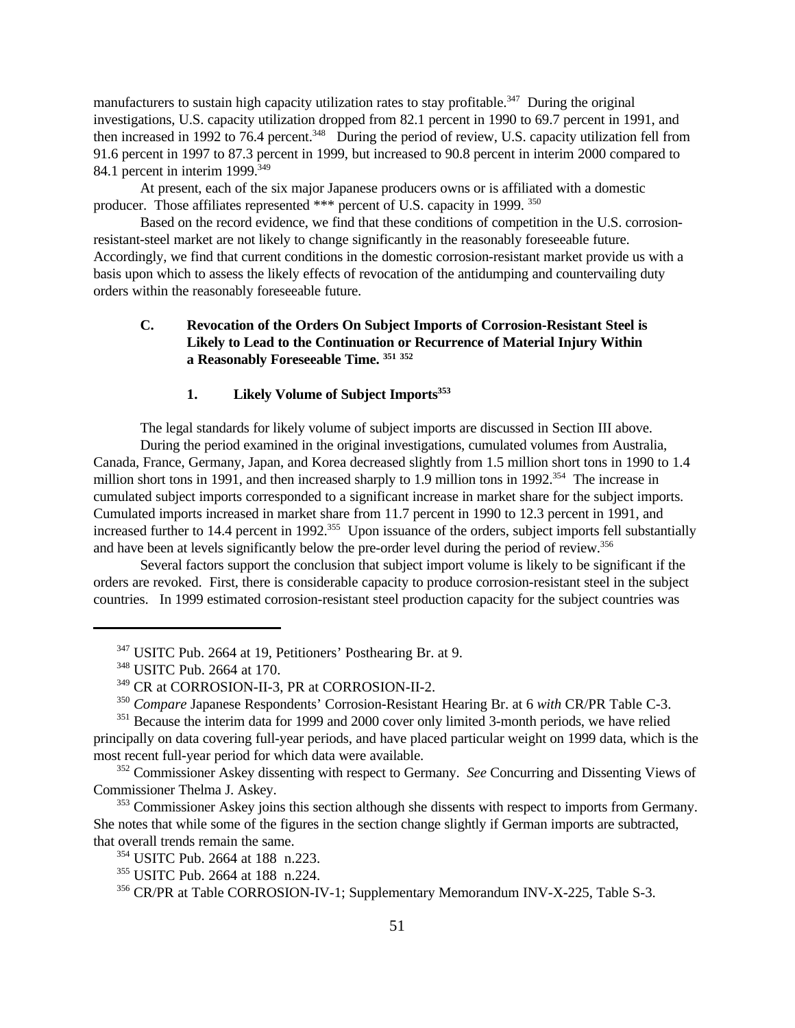manufacturers to sustain high capacity utilization rates to stay profitable.[347] During the original investigations, U.S. capacity utilization dropped from 82.1 percent in 1990 to 69.7 percent in 1991, and then increased in 1992 to 76.4 percent.[348] During the period of review, U.S. capacity utilization fell from 91.6 percent in 1997 to 87.3 percent in 1999, but increased to 90.8 percent in interim 2000 compared to 84.1 percent in interim 1999.[349]

At present, each of the six major Japanese producers owns or is affiliated with a domestic producer. Those affiliates represented *** percent of U.S. capacity in 1999.[350]

Based on the record evidence, we find that these conditions of competition in the U.S. corrosion-resistant-steel market are not likely to change significantly in the reasonably foreseeable future. Accordingly, we find that current conditions in the domestic corrosion-resistant market provide us with a basis upon which to assess the likely effects of revocation of the antidumping and countervailing duty orders within the reasonably foreseeable future.

### C. Revocation of the Orders On Subject Imports of Corrosion-Resistant Steel is Likely to Lead to the Continuation or Recurrence of Material Injury Within a Reasonably Foreseeable Time.[351] [352]

#### 1. Likely Volume of Subject Imports[353]

The legal standards for likely volume of subject imports are discussed in Section III above.

During the period examined in the original investigations, cumulated volumes from Australia, Canada, France, Germany, Japan, and Korea decreased slightly from 1.5 million short tons in 1990 to 1.4 million short tons in 1991, and then increased sharply to 1.9 million tons in 1992.[354] The increase in cumulated subject imports corresponded to a significant increase in market share for the subject imports. Cumulated imports increased in market share from 11.7 percent in 1990 to 12.3 percent in 1991, and increased further to 14.4 percent in 1992.[355] Upon issuance of the orders, subject imports fell substantially and have been at levels significantly below the pre-order level during the period of review.[356]

Several factors support the conclusion that subject import volume is likely to be significant if the orders are revoked. First, there is considerable capacity to produce corrosion-resistant steel in the subject countries. In 1999 estimated corrosion-resistant steel production capacity for the subject countries was

---

[347] USITC Pub. 2664 at 19, Petitioners' Posthearing Br. at 9.

[348] USITC Pub. 2664 at 170.

[349] CR at CORROSION-II-3, PR at CORROSION-II-2.

[350] *Compare* Japanese Respondents' Corrosion-Resistant Hearing Br. at 6 *with* CR/PR Table C-3.

[351] Because the interim data for 1999 and 2000 cover only limited 3-month periods, we have relied principally on data covering full-year periods, and have placed particular weight on 1999 data, which is the most recent full-year period for which data were available.

[352] Commissioner Askey dissenting with respect to Germany. *See* Concurring and Dissenting Views of Commissioner Thelma J. Askey.

[353] Commissioner Askey joins this section although she dissents with respect to imports from Germany. She notes that while some of the figures in the section change slightly if German imports are subtracted, that overall trends remain the same.

[354] USITC Pub. 2664 at 188 n.223.

[355] USITC Pub. 2664 at 188 n.224.

[356] CR/PR at Table CORROSION-IV-1; Supplementary Memorandum INV-X-225, Table S-3.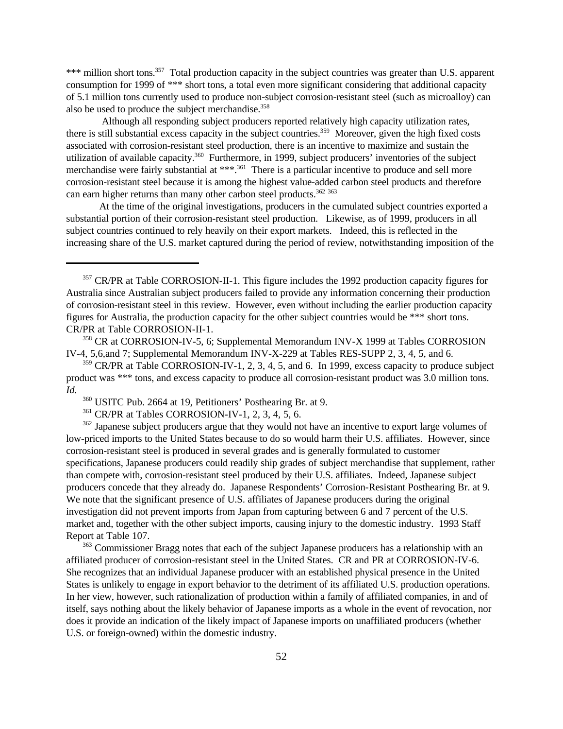*** million short tons.[357] Total production capacity in the subject countries was greater than U.S. apparent consumption for 1999 of *** short tons, a total even more significant considering that additional capacity of 5.1 million tons currently used to produce non-subject corrosion-resistant steel (such as microalloy) can also be used to produce the subject merchandise.[358]

Although all responding subject producers reported relatively high capacity utilization rates, there is still substantial excess capacity in the subject countries.[359] Moreover, given the high fixed costs associated with corrosion-resistant steel production, there is an incentive to maximize and sustain the utilization of available capacity.[360] Furthermore, in 1999, subject producers' inventories of the subject merchandise were fairly substantial at ***.[361] There is a particular incentive to produce and sell more corrosion-resistant steel because it is among the highest value-added carbon steel products and therefore can earn higher returns than many other carbon steel products.[362] [363]

At the time of the original investigations, producers in the cumulated subject countries exported a substantial portion of their corrosion-resistant steel production. Likewise, as of 1999, producers in all subject countries continued to rely heavily on their export markets. Indeed, this is reflected in the increasing share of the U.S. market captured during the period of review, notwithstanding imposition of the

---

[357] CR/PR at Table CORROSION-II-1. This figure includes the 1992 production capacity figures for Australia since Australian subject producers failed to provide any information concerning their production of corrosion-resistant steel in this review. However, even without including the earlier production capacity figures for Australia, the production capacity for the other subject countries would be *** short tons. CR/PR at Table CORROSION-II-1.

[358] CR at CORROSION-IV-5, 6; Supplemental Memorandum INV-X 1999 at Tables CORROSION IV-4, 5,6,and 7; Supplemental Memorandum INV-X-229 at Tables RES-SUPP 2, 3, 4, 5, and 6.

[359] CR/PR at Table CORROSION-IV-1, 2, 3, 4, 5, and 6. In 1999, excess capacity to produce subject product was *** tons, and excess capacity to produce all corrosion-resistant product was 3.0 million tons. *Id.*

[360] USITC Pub. 2664 at 19, Petitioners' Posthearing Br. at 9.

[361] CR/PR at Tables CORROSION-IV-1, 2, 3, 4, 5, 6.

[362] Japanese subject producers argue that they would not have an incentive to export large volumes of low-priced imports to the United States because to do so would harm their U.S. affiliates. However, since corrosion-resistant steel is produced in several grades and is generally formulated to customer specifications, Japanese producers could readily ship grades of subject merchandise that supplement, rather than compete with, corrosion-resistant steel produced by their U.S. affiliates. Indeed, Japanese subject producers concede that they already do. Japanese Respondents' Corrosion-Resistant Posthearing Br. at 9. We note that the significant presence of U.S. affiliates of Japanese producers during the original investigation did not prevent imports from Japan from capturing between 6 and 7 percent of the U.S. market and, together with the other subject imports, causing injury to the domestic industry. 1993 Staff Report at Table 107.

[363] Commissioner Bragg notes that each of the subject Japanese producers has a relationship with an affiliated producer of corrosion-resistant steel in the United States. CR and PR at CORROSION-IV-6. She recognizes that an individual Japanese producer with an established physical presence in the United States is unlikely to engage in export behavior to the detriment of its affiliated U.S. production operations. In her view, however, such rationalization of production within a family of affiliated companies, in and of itself, says nothing about the likely behavior of Japanese imports as a whole in the event of revocation, nor does it provide an indication of the likely impact of Japanese imports on unaffiliated producers (whether U.S. or foreign-owned) within the domestic industry.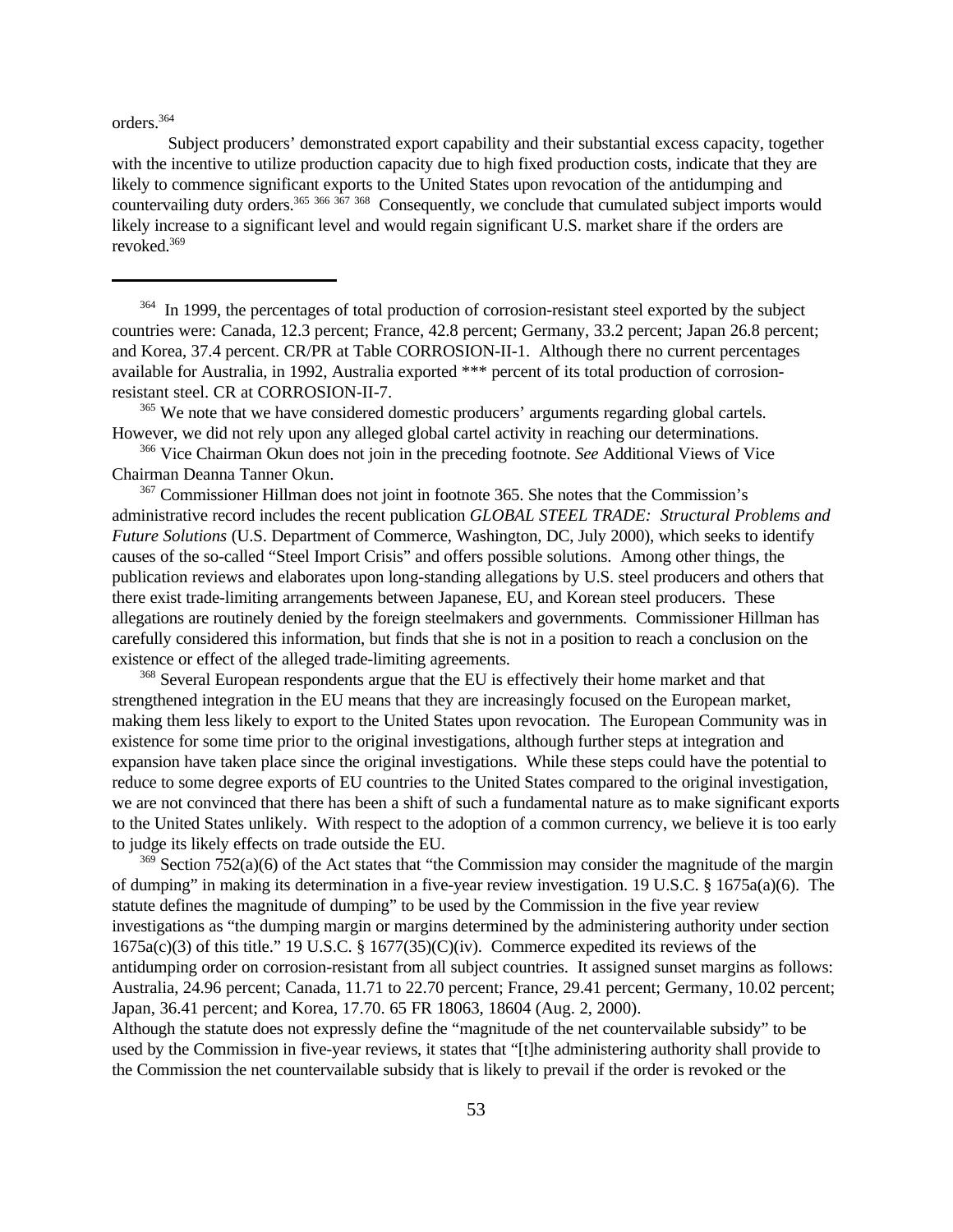orders.[364]

Subject producers' demonstrated export capability and their substantial excess capacity, together with the incentive to utilize production capacity due to high fixed production costs, indicate that they are likely to commence significant exports to the United States upon revocation of the antidumping and countervailing duty orders.[365] [366] [367] [368] Consequently, we conclude that cumulated subject imports would likely increase to a significant level and would regain significant U.S. market share if the orders are revoked.[369]

---

[364] In 1999, the percentages of total production of corrosion-resistant steel exported by the subject countries were: Canada, 12.3 percent; France, 42.8 percent; Germany, 33.2 percent; Japan 26.8 percent; and Korea, 37.4 percent. CR/PR at Table CORROSION-II-1. Although there no current percentages available for Australia, in 1992, Australia exported *** percent of its total production of corrosion-resistant steel. CR at CORROSION-II-7.

[365] We note that we have considered domestic producers' arguments regarding global cartels. However, we did not rely upon any alleged global cartel activity in reaching our determinations.

[366] Vice Chairman Okun does not join in the preceding footnote. *See* Additional Views of Vice Chairman Deanna Tanner Okun.

[367] Commissioner Hillman does not joint in footnote 365. She notes that the Commission's administrative record includes the recent publication *GLOBAL STEEL TRADE: Structural Problems and Future Solutions* (U.S. Department of Commerce, Washington, DC, July 2000), which seeks to identify causes of the so-called "Steel Import Crisis" and offers possible solutions. Among other things, the publication reviews and elaborates upon long-standing allegations by U.S. steel producers and others that there exist trade-limiting arrangements between Japanese, EU, and Korean steel producers. These allegations are routinely denied by the foreign steelmakers and governments. Commissioner Hillman has carefully considered this information, but finds that she is not in a position to reach a conclusion on the existence or effect of the alleged trade-limiting agreements.

[368] Several European respondents argue that the EU is effectively their home market and that strengthened integration in the EU means that they are increasingly focused on the European market, making them less likely to export to the United States upon revocation. The European Community was in existence for some time prior to the original investigations, although further steps at integration and expansion have taken place since the original investigations. While these steps could have the potential to reduce to some degree exports of EU countries to the United States compared to the original investigation, we are not convinced that there has been a shift of such a fundamental nature as to make significant exports to the United States unlikely. With respect to the adoption of a common currency, we believe it is too early to judge its likely effects on trade outside the EU.

[369] Section 752(a)(6) of the Act states that "the Commission may consider the magnitude of the margin of dumping" in making its determination in a five-year review investigation. 19 U.S.C. § 1675a(a)(6). The statute defines the magnitude of dumping" to be used by the Commission in the five year review investigations as "the dumping margin or margins determined by the administering authority under section 1675a(c)(3) of this title." 19 U.S.C. § 1677(35)(C)(iv). Commerce expedited its reviews of the antidumping order on corrosion-resistant from all subject countries. It assigned sunset margins as follows: Australia, 24.96 percent; Canada, 11.71 to 22.70 percent; France, 29.41 percent; Germany, 10.02 percent; Japan, 36.41 percent; and Korea, 17.70. 65 FR 18063, 18604 (Aug. 2, 2000).
Although the statute does not expressly define the "magnitude of the net countervailable subsidy" to be used by the Commission in five-year reviews, it states that "[t]he administering authority shall provide to the Commission the net countervailable subsidy that is likely to prevail if the order is revoked or the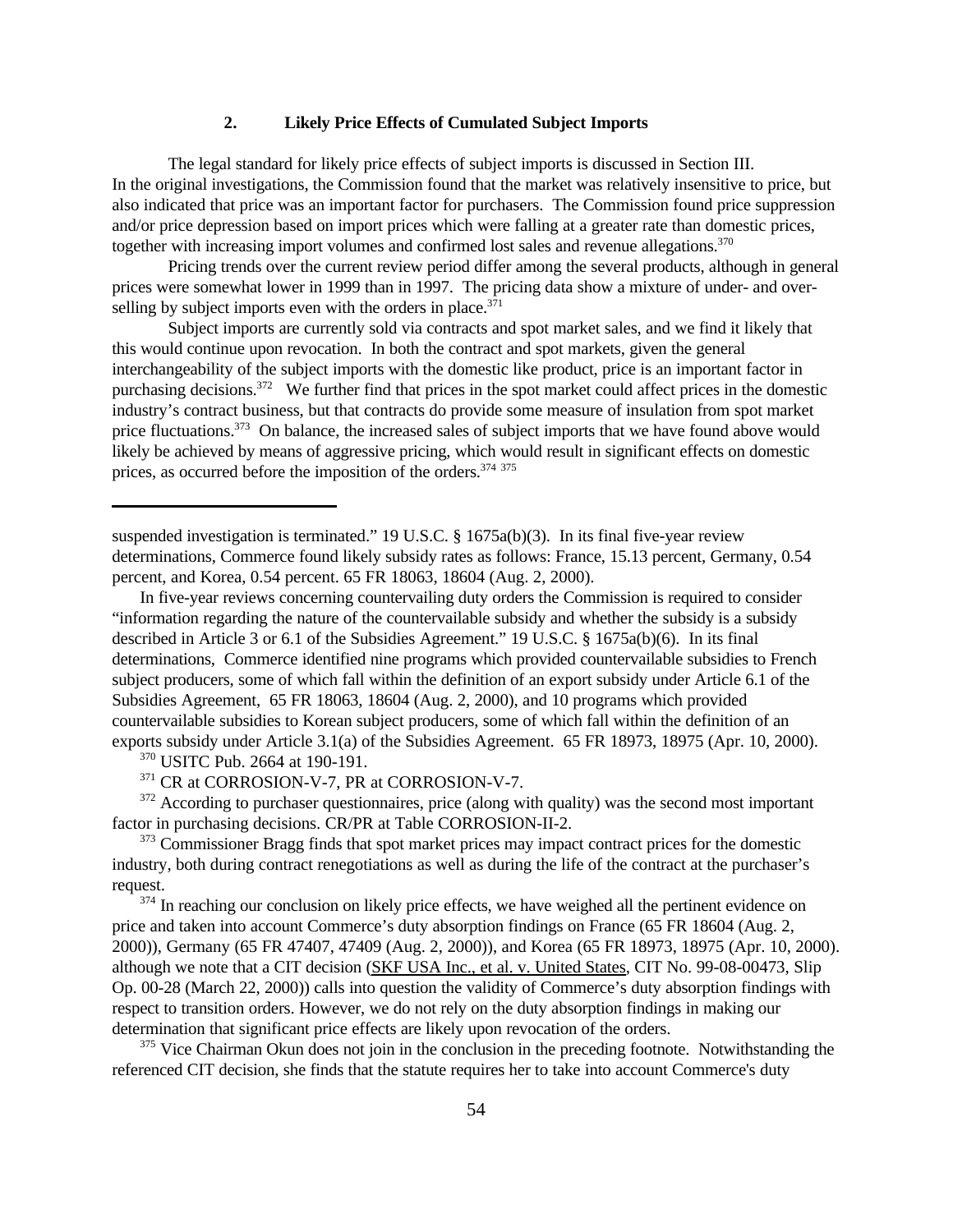### 2. Likely Price Effects of Cumulated Subject Imports

The legal standard for likely price effects of subject imports is discussed in Section III. In the original investigations, the Commission found that the market was relatively insensitive to price, but also indicated that price was an important factor for purchasers. The Commission found price suppression and/or price depression based on import prices which were falling at a greater rate than domestic prices, together with increasing import volumes and confirmed lost sales and revenue allegations.[370]

Pricing trends over the current review period differ among the several products, although in general prices were somewhat lower in 1999 than in 1997. The pricing data show a mixture of under- and over-selling by subject imports even with the orders in place.[371]

Subject imports are currently sold via contracts and spot market sales, and we find it likely that this would continue upon revocation. In both the contract and spot markets, given the general interchangeability of the subject imports with the domestic like product, price is an important factor in purchasing decisions.[372] We further find that prices in the spot market could affect prices in the domestic industry's contract business, but that contracts do provide some measure of insulation from spot market price fluctuations.[373] On balance, the increased sales of subject imports that we have found above would likely be achieved by means of aggressive pricing, which would result in significant effects on domestic prices, as occurred before the imposition of the orders.[374] [375]

---

suspended investigation is terminated." 19 U.S.C. § 1675a(b)(3). In its final five-year review determinations, Commerce found likely subsidy rates as follows: France, 15.13 percent, Germany, 0.54 percent, and Korea, 0.54 percent. 65 FR 18063, 18604 (Aug. 2, 2000).

In five-year reviews concerning countervailing duty orders the Commission is required to consider "information regarding the nature of the countervailable subsidy and whether the subsidy is a subsidy described in Article 3 or 6.1 of the Subsidies Agreement." 19 U.S.C. § 1675a(b)(6). In its final determinations, Commerce identified nine programs which provided countervailable subsidies to French subject producers, some of which fall within the definition of an export subsidy under Article 6.1 of the Subsidies Agreement, 65 FR 18063, 18604 (Aug. 2, 2000), and 10 programs which provided countervailable subsidies to Korean subject producers, some of which fall within the definition of an exports subsidy under Article 3.1(a) of the Subsidies Agreement. 65 FR 18973, 18975 (Apr. 10, 2000).

[370] USITC Pub. 2664 at 190-191.

[371] CR at CORROSION-V-7, PR at CORROSION-V-7.

[372] According to purchaser questionnaires, price (along with quality) was the second most important factor in purchasing decisions. CR/PR at Table CORROSION-II-2.

[373] Commissioner Bragg finds that spot market prices may impact contract prices for the domestic industry, both during contract renegotiations as well as during the life of the contract at the purchaser's request.

[374] In reaching our conclusion on likely price effects, we have weighed all the pertinent evidence on price and taken into account Commerce's duty absorption findings on France (65 FR 18604 (Aug. 2, 2000)), Germany (65 FR 47407, 47409 (Aug. 2, 2000)), and Korea (65 FR 18973, 18975 (Apr. 10, 2000). although we note that a CIT decision (SKF USA Inc., et al. v. United States, CIT No. 99-08-00473, Slip Op. 00-28 (March 22, 2000)) calls into question the validity of Commerce's duty absorption findings with respect to transition orders. However, we do not rely on the duty absorption findings in making our determination that significant price effects are likely upon revocation of the orders.

[375] Vice Chairman Okun does not join in the conclusion in the preceding footnote. Notwithstanding the referenced CIT decision, she finds that the statute requires her to take into account Commerce's duty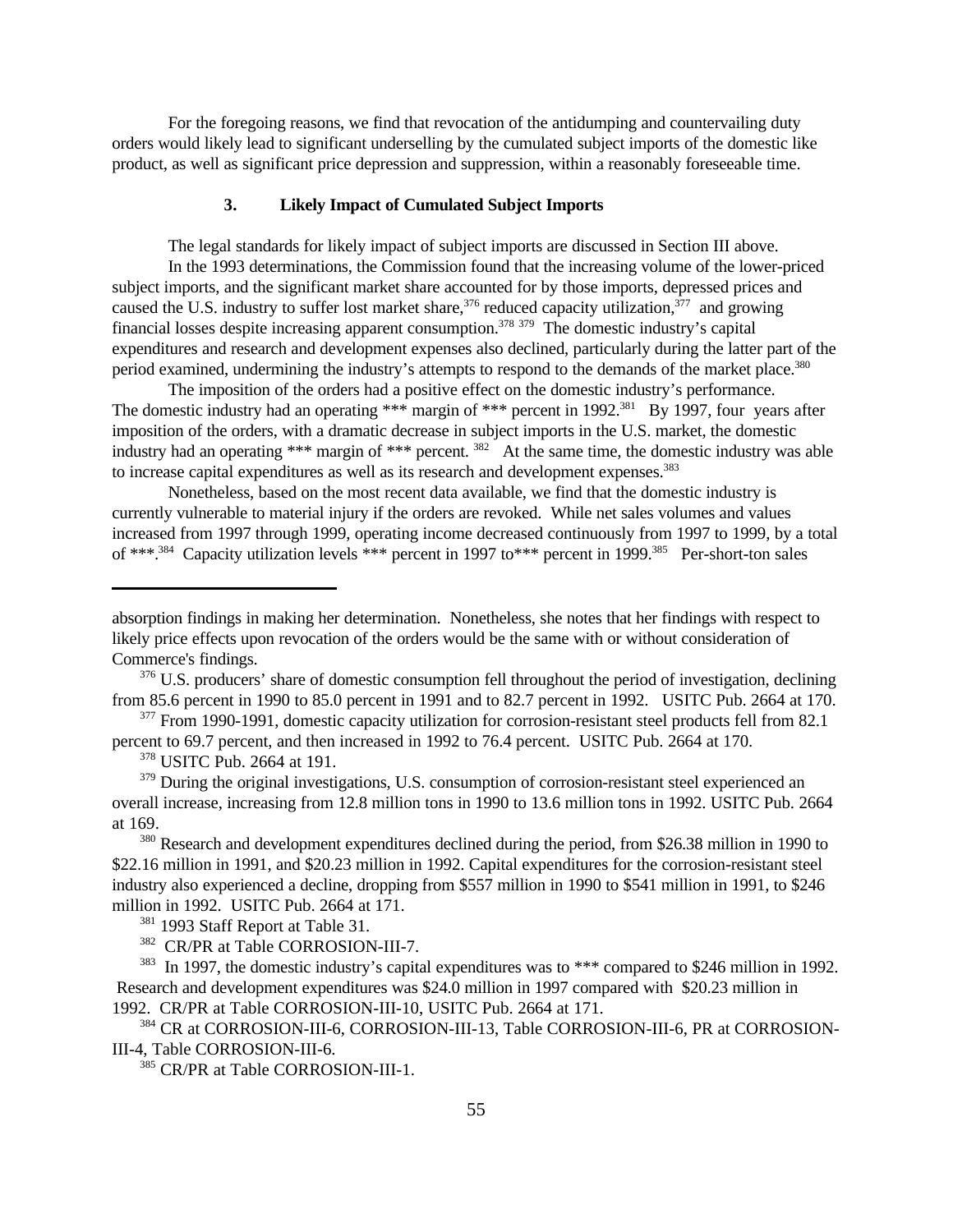For the foregoing reasons, we find that revocation of the antidumping and countervailing duty orders would likely lead to significant underselling by the cumulated subject imports of the domestic like product, as well as significant price depression and suppression, within a reasonably foreseeable time.

### 3. Likely Impact of Cumulated Subject Imports

The legal standards for likely impact of subject imports are discussed in Section III above.

In the 1993 determinations, the Commission found that the increasing volume of the lower-priced subject imports, and the significant market share accounted for by those imports, depressed prices and caused the U.S. industry to suffer lost market share,[376] reduced capacity utilization,[377] and growing financial losses despite increasing apparent consumption.[378] [379] The domestic industry's capital expenditures and research and development expenses also declined, particularly during the latter part of the period examined, undermining the industry's attempts to respond to the demands of the market place.[380]

The imposition of the orders had a positive effect on the domestic industry's performance. The domestic industry had an operating *** margin of *** percent in 1992.[381] By 1997, four years after imposition of the orders, with a dramatic decrease in subject imports in the U.S. market, the domestic industry had an operating *** margin of *** percent.[382] At the same time, the domestic industry was able to increase capital expenditures as well as its research and development expenses.[383]

Nonetheless, based on the most recent data available, we find that the domestic industry is currently vulnerable to material injury if the orders are revoked. While net sales volumes and values increased from 1997 through 1999, operating income decreased continuously from 1997 to 1999, by a total of ***.[384] Capacity utilization levels *** percent in 1997 to*** percent in 1999.[385] Per-short-ton sales

---

absorption findings in making her determination. Nonetheless, she notes that her findings with respect to likely price effects upon revocation of the orders would be the same with or without consideration of Commerce's findings.

[376] U.S. producers' share of domestic consumption fell throughout the period of investigation, declining from 85.6 percent in 1990 to 85.0 percent in 1991 and to 82.7 percent in 1992. USITC Pub. 2664 at 170.

[377] From 1990-1991, domestic capacity utilization for corrosion-resistant steel products fell from 82.1 percent to 69.7 percent, and then increased in 1992 to 76.4 percent. USITC Pub. 2664 at 170.

[378] USITC Pub. 2664 at 191.

[379] During the original investigations, U.S. consumption of corrosion-resistant steel experienced an overall increase, increasing from 12.8 million tons in 1990 to 13.6 million tons in 1992. USITC Pub. 2664 at 169.

[380] Research and development expenditures declined during the period, from $26.38 million in 1990 to $22.16 million in 1991, and $20.23 million in 1992. Capital expenditures for the corrosion-resistant steel industry also experienced a decline, dropping from $557 million in 1990 to $541 million in 1991, to $246 million in 1992. USITC Pub. 2664 at 171.

[381] 1993 Staff Report at Table 31.

[382] CR/PR at Table CORROSION-III-7.

[383] In 1997, the domestic industry's capital expenditures was to *** compared to $246 million in 1992. Research and development expenditures was $24.0 million in 1997 compared with $20.23 million in 1992. CR/PR at Table CORROSION-III-10, USITC Pub. 2664 at 171.

[384] CR at CORROSION-III-6, CORROSION-III-13, Table CORROSION-III-6, PR at CORROSION-III-4, Table CORROSION-III-6.

[385] CR/PR at Table CORROSION-III-1.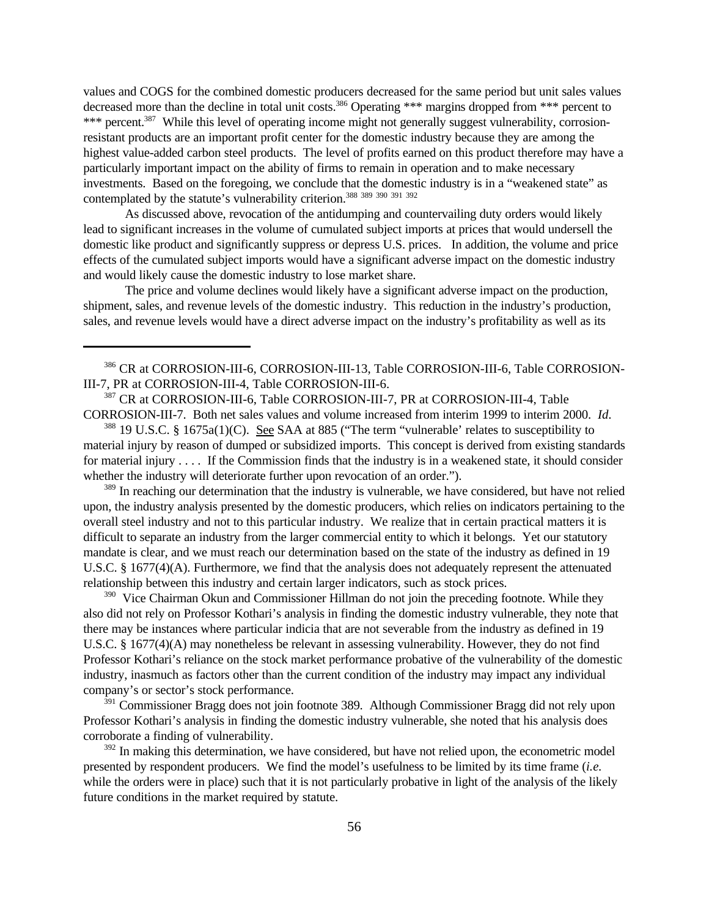values and COGS for the combined domestic producers decreased for the same period but unit sales values decreased more than the decline in total unit costs.[386] Operating *** margins dropped from *** percent to *** percent.[387] While this level of operating income might not generally suggest vulnerability, corrosion-resistant products are an important profit center for the domestic industry because they are among the highest value-added carbon steel products. The level of profits earned on this product therefore may have a particularly important impact on the ability of firms to remain in operation and to make necessary investments. Based on the foregoing, we conclude that the domestic industry is in a "weakened state" as contemplated by the statute's vulnerability criterion.[388] [389] [390] [391] [392]

As discussed above, revocation of the antidumping and countervailing duty orders would likely lead to significant increases in the volume of cumulated subject imports at prices that would undersell the domestic like product and significantly suppress or depress U.S. prices. In addition, the volume and price effects of the cumulated subject imports would have a significant adverse impact on the domestic industry and would likely cause the domestic industry to lose market share.

The price and volume declines would likely have a significant adverse impact on the production, shipment, sales, and revenue levels of the domestic industry. This reduction in the industry's production, sales, and revenue levels would have a direct adverse impact on the industry's profitability as well as its

---

[386] CR at CORROSION-III-6, CORROSION-III-13, Table CORROSION-III-6, Table CORROSION-III-7, PR at CORROSION-III-4, Table CORROSION-III-6.

[387] CR at CORROSION-III-6, Table CORROSION-III-7, PR at CORROSION-III-4, Table CORROSION-III-7. Both net sales values and volume increased from interim 1999 to interim 2000. *Id*.

[388] 19 U.S.C. § 1675a(1)(C). See SAA at 885 ("The term "vulnerable' relates to susceptibility to material injury by reason of dumped or subsidized imports. This concept is derived from existing standards for material injury . . . . If the Commission finds that the industry is in a weakened state, it should consider whether the industry will deteriorate further upon revocation of an order.").

[389] In reaching our determination that the industry is vulnerable, we have considered, but have not relied upon, the industry analysis presented by the domestic producers, which relies on indicators pertaining to the overall steel industry and not to this particular industry. We realize that in certain practical matters it is difficult to separate an industry from the larger commercial entity to which it belongs. Yet our statutory mandate is clear, and we must reach our determination based on the state of the industry as defined in 19 U.S.C. § 1677(4)(A). Furthermore, we find that the analysis does not adequately represent the attenuated relationship between this industry and certain larger indicators, such as stock prices.

[390] Vice Chairman Okun and Commissioner Hillman do not join the preceding footnote. While they also did not rely on Professor Kothari's analysis in finding the domestic industry vulnerable, they note that there may be instances where particular indicia that are not severable from the industry as defined in 19 U.S.C. § 1677(4)(A) may nonetheless be relevant in assessing vulnerability. However, they do not find Professor Kothari's reliance on the stock market performance probative of the vulnerability of the domestic industry, inasmuch as factors other than the current condition of the industry may impact any individual company's or sector's stock performance.

[391] Commissioner Bragg does not join footnote 389. Although Commissioner Bragg did not rely upon Professor Kothari's analysis in finding the domestic industry vulnerable, she noted that his analysis does corroborate a finding of vulnerability.

[392] In making this determination, we have considered, but have not relied upon, the econometric model presented by respondent producers. We find the model's usefulness to be limited by its time frame (*i.e.* while the orders were in place) such that it is not particularly probative in light of the analysis of the likely future conditions in the market required by statute.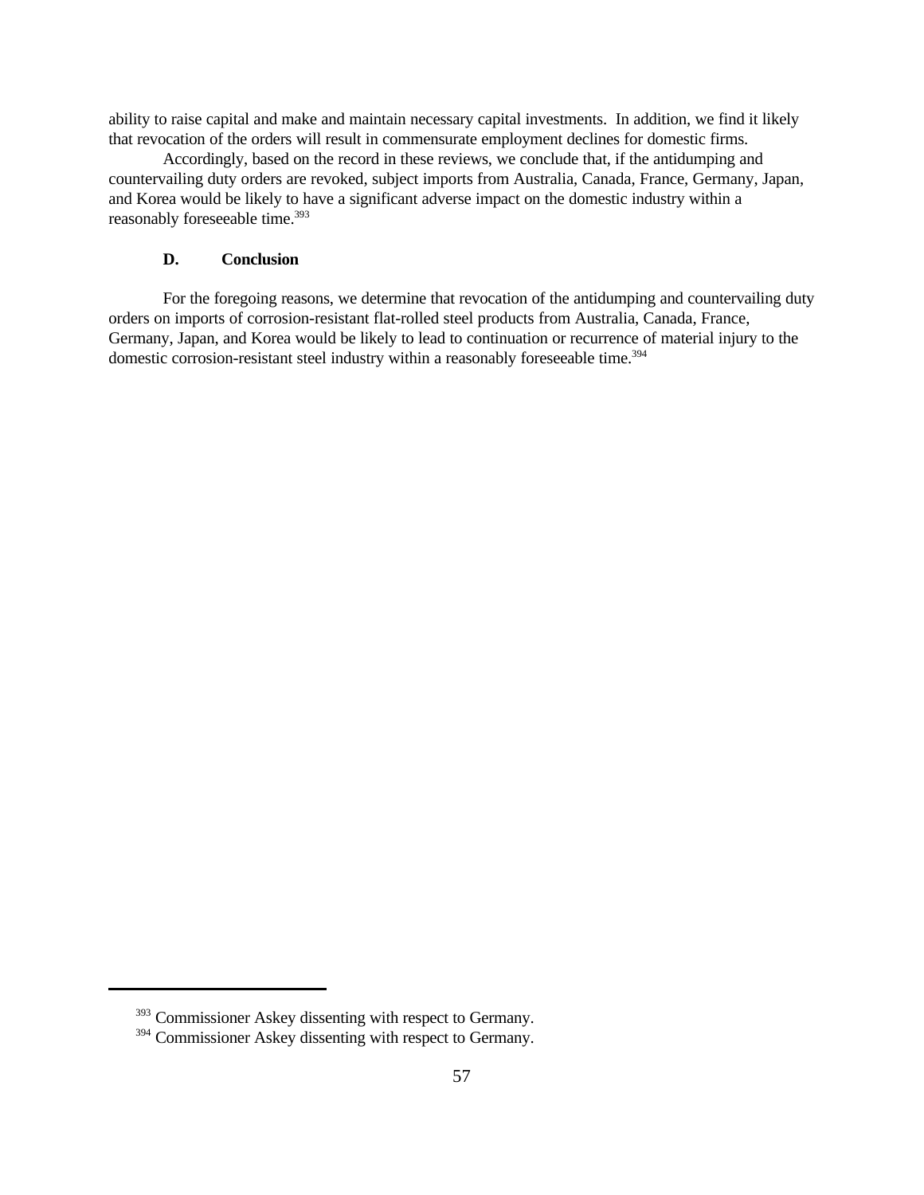ability to raise capital and make and maintain necessary capital investments. In addition, we find it likely that revocation of the orders will result in commensurate employment declines for domestic firms.

Accordingly, based on the record in these reviews, we conclude that, if the antidumping and countervailing duty orders are revoked, subject imports from Australia, Canada, France, Germany, Japan, and Korea would be likely to have a significant adverse impact on the domestic industry within a reasonably foreseeable time.[393]

### D. Conclusion

For the foregoing reasons, we determine that revocation of the antidumping and countervailing duty orders on imports of corrosion-resistant flat-rolled steel products from Australia, Canada, France, Germany, Japan, and Korea would be likely to lead to continuation or recurrence of material injury to the domestic corrosion-resistant steel industry within a reasonably foreseeable time.[394]

---

[393] Commissioner Askey dissenting with respect to Germany.

[394] Commissioner Askey dissenting with respect to Germany.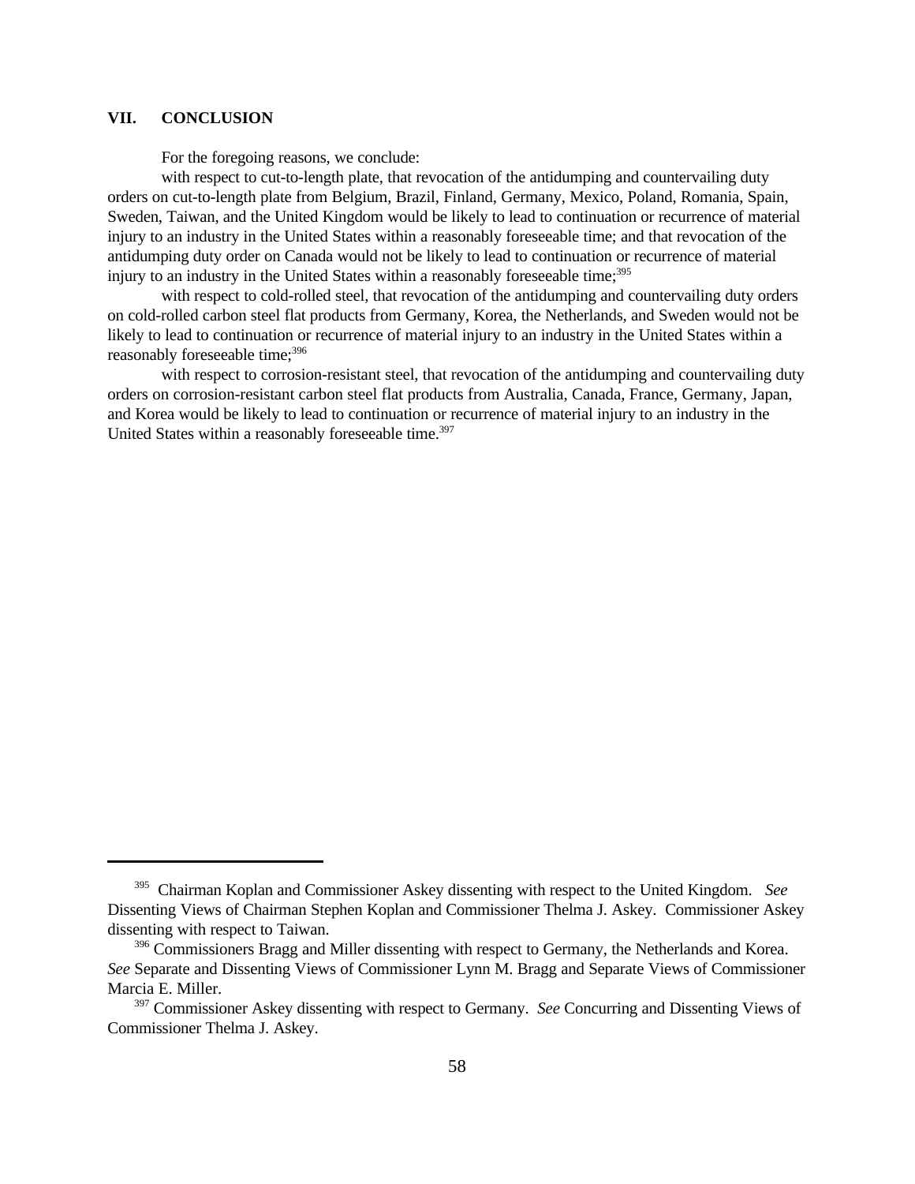## VII. CONCLUSION

For the foregoing reasons, we conclude:

with respect to cut-to-length plate, that revocation of the antidumping and countervailing duty orders on cut-to-length plate from Belgium, Brazil, Finland, Germany, Mexico, Poland, Romania, Spain, Sweden, Taiwan, and the United Kingdom would be likely to lead to continuation or recurrence of material injury to an industry in the United States within a reasonably foreseeable time; and that revocation of the antidumping duty order on Canada would not be likely to lead to continuation or recurrence of material injury to an industry in the United States within a reasonably foreseeable time;[395]

with respect to cold-rolled steel, that revocation of the antidumping and countervailing duty orders on cold-rolled carbon steel flat products from Germany, Korea, the Netherlands, and Sweden would not be likely to lead to continuation or recurrence of material injury to an industry in the United States within a reasonably foreseeable time;[396]

with respect to corrosion-resistant steel, that revocation of the antidumping and countervailing duty orders on corrosion-resistant carbon steel flat products from Australia, Canada, France, Germany, Japan, and Korea would be likely to lead to continuation or recurrence of material injury to an industry in the United States within a reasonably foreseeable time.[397]

---

[395] Chairman Koplan and Commissioner Askey dissenting with respect to the United Kingdom. *See* Dissenting Views of Chairman Stephen Koplan and Commissioner Thelma J. Askey. Commissioner Askey dissenting with respect to Taiwan.

[396] Commissioners Bragg and Miller dissenting with respect to Germany, the Netherlands and Korea. *See* Separate and Dissenting Views of Commissioner Lynn M. Bragg and Separate Views of Commissioner Marcia E. Miller.

[397] Commissioner Askey dissenting with respect to Germany. *See* Concurring and Dissenting Views of Commissioner Thelma J. Askey.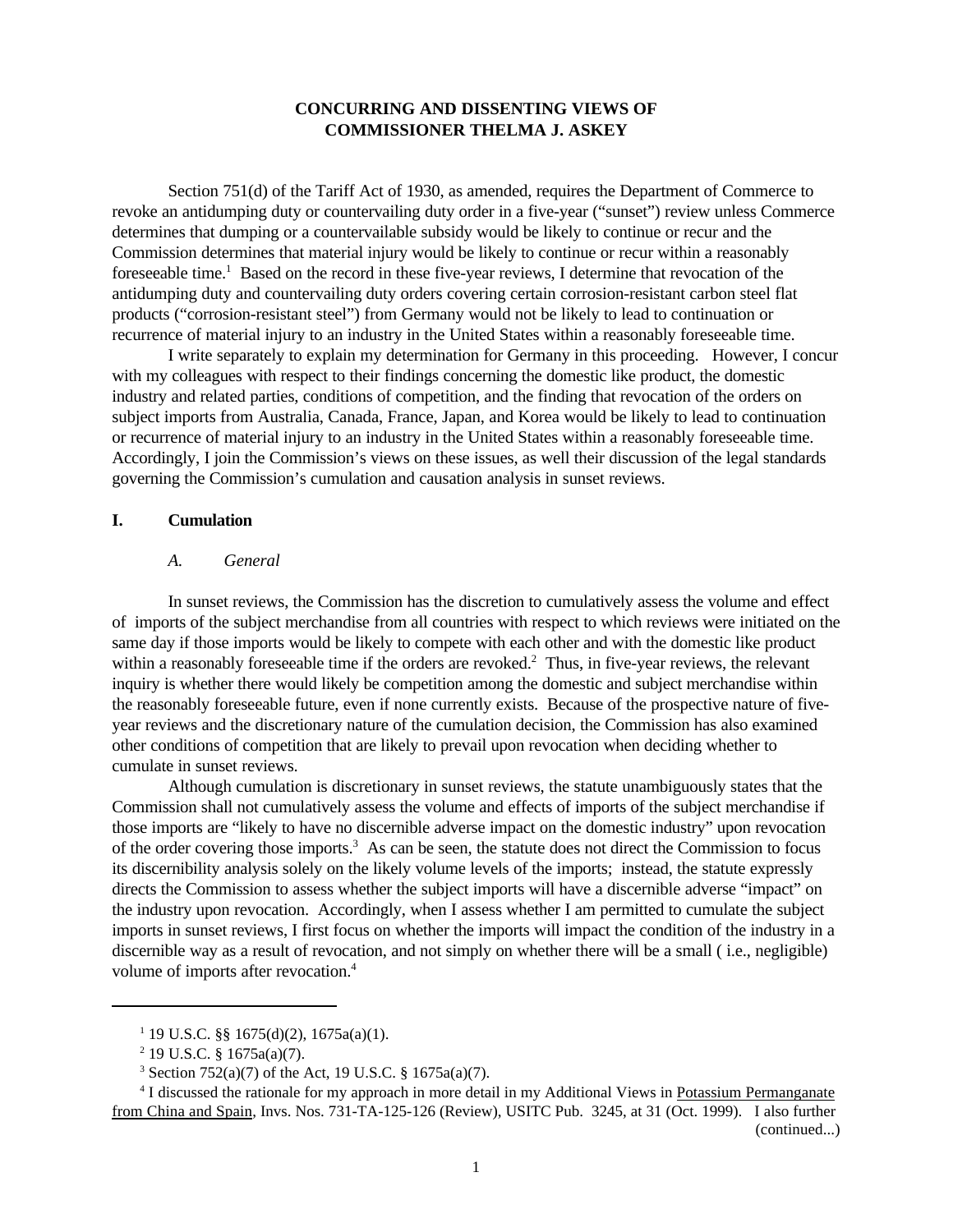# CONCURRING AND DISSENTING VIEWS OF COMMISSIONER THELMA J. ASKEY

Section 751(d) of the Tariff Act of 1930, as amended, requires the Department of Commerce to revoke an antidumping duty or countervailing duty order in a five-year ("sunset") review unless Commerce determines that dumping or a countervailable subsidy would be likely to continue or recur and the Commission determines that material injury would be likely to continue or recur within a reasonably foreseeable time.[1] Based on the record in these five-year reviews, I determine that revocation of the antidumping duty and countervailing duty orders covering certain corrosion-resistant carbon steel flat products ("corrosion-resistant steel") from Germany would not be likely to lead to continuation or recurrence of material injury to an industry in the United States within a reasonably foreseeable time.

I write separately to explain my determination for Germany in this proceeding. However, I concur with my colleagues with respect to their findings concerning the domestic like product, the domestic industry and related parties, conditions of competition, and the finding that revocation of the orders on subject imports from Australia, Canada, France, Japan, and Korea would be likely to lead to continuation or recurrence of material injury to an industry in the United States within a reasonably foreseeable time. Accordingly, I join the Commission's views on these issues, as well their discussion of the legal standards governing the Commission's cumulation and causation analysis in sunset reviews.

## I. Cumulation

### *A. General*

In sunset reviews, the Commission has the discretion to cumulatively assess the volume and effect of imports of the subject merchandise from all countries with respect to which reviews were initiated on the same day if those imports would be likely to compete with each other and with the domestic like product within a reasonably foreseeable time if the orders are revoked.[2] Thus, in five-year reviews, the relevant inquiry is whether there would likely be competition among the domestic and subject merchandise within the reasonably foreseeable future, even if none currently exists. Because of the prospective nature of five-year reviews and the discretionary nature of the cumulation decision, the Commission has also examined other conditions of competition that are likely to prevail upon revocation when deciding whether to cumulate in sunset reviews.

Although cumulation is discretionary in sunset reviews, the statute unambiguously states that the Commission shall not cumulatively assess the volume and effects of imports of the subject merchandise if those imports are "likely to have no discernible adverse impact on the domestic industry" upon revocation of the order covering those imports.[3] As can be seen, the statute does not direct the Commission to focus its discernibility analysis solely on the likely volume levels of the imports; instead, the statute expressly directs the Commission to assess whether the subject imports will have a discernible adverse "impact" on the industry upon revocation. Accordingly, when I assess whether I am permitted to cumulate the subject imports in sunset reviews, I first focus on whether the imports will impact the condition of the industry in a discernible way as a result of revocation, and not simply on whether there will be a small ( i.e., negligible) volume of imports after revocation.[4]

---

[1] 19 U.S.C. §§ 1675(d)(2), 1675a(a)(1).

[2] 19 U.S.C. § 1675a(a)(7).

[3] Section 752(a)(7) of the Act, 19 U.S.C. § 1675a(a)(7).

[4] I discussed the rationale for my approach in more detail in my Additional Views in Potassium Permanganate from China and Spain, Invs. Nos. 731-TA-125-126 (Review), USITC Pub. 3245, at 31 (Oct. 1999). I also further (continued...)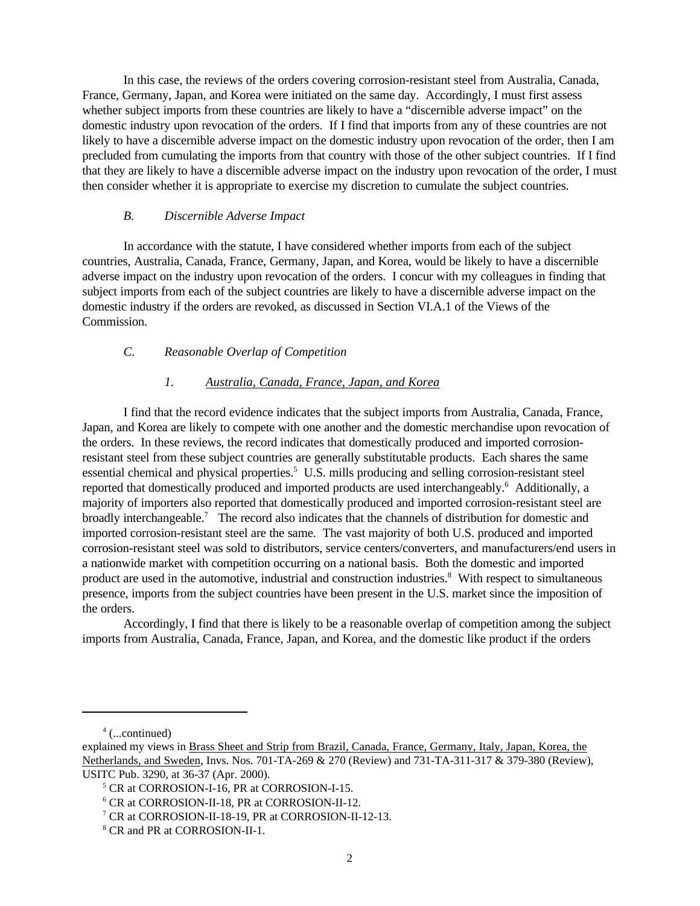In this case, the reviews of the orders covering corrosion-resistant steel from Australia, Canada, France, Germany, Japan, and Korea were initiated on the same day. Accordingly, I must first assess whether subject imports from these countries are likely to have a "discernible adverse impact" on the domestic industry upon revocation of the orders. If I find that imports from any of these countries are not likely to have a discernible adverse impact on the domestic industry upon revocation of the order, then I am precluded from cumulating the imports from that country with those of the other subject countries. If I find that they are likely to have a discernible adverse impact on the industry upon revocation of the order, I must then consider whether it is appropriate to exercise my discretion to cumulate the subject countries.

### *B. Discernible Adverse Impact*

In accordance with the statute, I have considered whether imports from each of the subject countries, Australia, Canada, France, Germany, Japan, and Korea, would be likely to have a discernible adverse impact on the industry upon revocation of the orders. I concur with my colleagues in finding that subject imports from each of the subject countries are likely to have a discernible adverse impact on the domestic industry if the orders are revoked, as discussed in Section VI.A.1 of the Views of the Commission.

### *C. Reasonable Overlap of Competition*

#### *1. Australia, Canada, France, Japan, and Korea*

I find that the record evidence indicates that the subject imports from Australia, Canada, France, Japan, and Korea are likely to compete with one another and the domestic merchandise upon revocation of the orders. In these reviews, the record indicates that domestically produced and imported corrosion-resistant steel from these subject countries are generally substitutable products. Each shares the same essential chemical and physical properties.[5] U.S. mills producing and selling corrosion-resistant steel reported that domestically produced and imported products are used interchangeably.[6] Additionally, a majority of importers also reported that domestically produced and imported corrosion-resistant steel are broadly interchangeable.[7] The record also indicates that the channels of distribution for domestic and imported corrosion-resistant steel are the same. The vast majority of both U.S. produced and imported corrosion-resistant steel was sold to distributors, service centers/converters, and manufacturers/end users in a nationwide market with competition occurring on a national basis. Both the domestic and imported product are used in the automotive, industrial and construction industries.[8] With respect to simultaneous presence, imports from the subject countries have been present in the U.S. market since the imposition of the orders.

Accordingly, I find that there is likely to be a reasonable overlap of competition among the subject imports from Australia, Canada, France, Japan, and Korea, and the domestic like product if the orders

---

[4] (...continued)
explained my views in Brass Sheet and Strip from Brazil, Canada, France, Germany, Italy, Japan, Korea, the Netherlands, and Sweden, Invs. Nos. 701-TA-269 & 270 (Review) and 731-TA-311-317 & 379-380 (Review), USITC Pub. 3290, at 36-37 (Apr. 2000).

[5] CR at CORROSION-I-16, PR at CORROSION-I-15.

[6] CR at CORROSION-II-18, PR at CORROSION-II-12.

[7] CR at CORROSION-II-18-19, PR at CORROSION-II-12-13.

[8] CR and PR at CORROSION-II-1.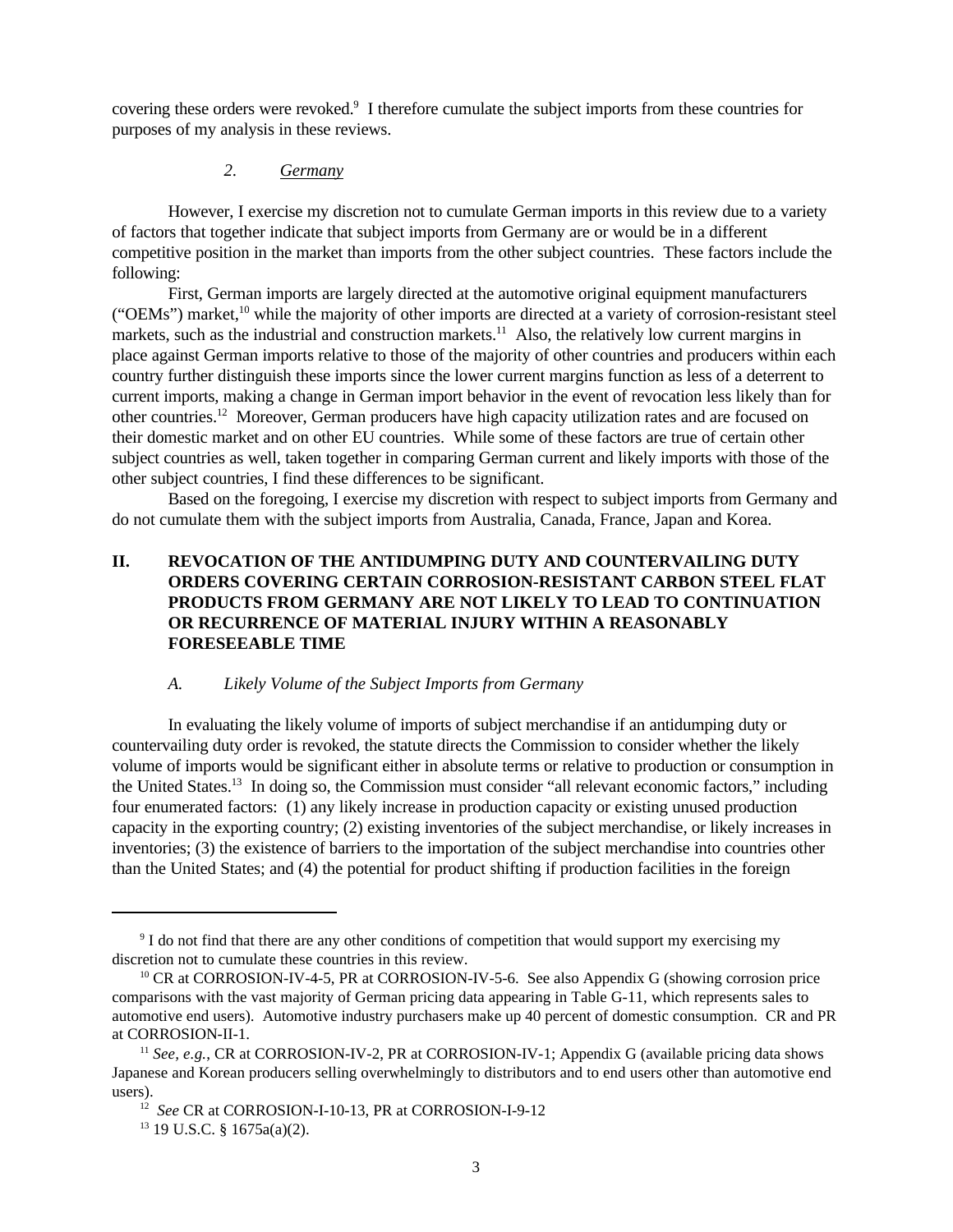covering these orders were revoked.[9] I therefore cumulate the subject imports from these countries for purposes of my analysis in these reviews.

### *2. Germany*

However, I exercise my discretion not to cumulate German imports in this review due to a variety of factors that together indicate that subject imports from Germany are or would be in a different competitive position in the market than imports from the other subject countries. These factors include the following:

First, German imports are largely directed at the automotive original equipment manufacturers ("OEMs") market,[10] while the majority of other imports are directed at a variety of corrosion-resistant steel markets, such as the industrial and construction markets.[11] Also, the relatively low current margins in place against German imports relative to those of the majority of other countries and producers within each country further distinguish these imports since the lower current margins function as less of a deterrent to current imports, making a change in German import behavior in the event of revocation less likely than for other countries.[12] Moreover, German producers have high capacity utilization rates and are focused on their domestic market and on other EU countries. While some of these factors are true of certain other subject countries as well, taken together in comparing German current and likely imports with those of the other subject countries, I find these differences to be significant.

Based on the foregoing, I exercise my discretion with respect to subject imports from Germany and do not cumulate them with the subject imports from Australia, Canada, France, Japan and Korea.

## II. REVOCATION OF THE ANTIDUMPING DUTY AND COUNTERVAILING DUTY ORDERS COVERING CERTAIN CORROSION-RESISTANT CARBON STEEL FLAT PRODUCTS FROM GERMANY ARE NOT LIKELY TO LEAD TO CONTINUATION OR RECURRENCE OF MATERIAL INJURY WITHIN A REASONABLY FORESEEABLE TIME

### *A. Likely Volume of the Subject Imports from Germany*

In evaluating the likely volume of imports of subject merchandise if an antidumping duty or countervailing duty order is revoked, the statute directs the Commission to consider whether the likely volume of imports would be significant either in absolute terms or relative to production or consumption in the United States.[13] In doing so, the Commission must consider "all relevant economic factors," including four enumerated factors: (1) any likely increase in production capacity or existing unused production capacity in the exporting country; (2) existing inventories of the subject merchandise, or likely increases in inventories; (3) the existence of barriers to the importation of the subject merchandise into countries other than the United States; and (4) the potential for product shifting if production facilities in the foreign

---

[9] I do not find that there are any other conditions of competition that would support my exercising my discretion not to cumulate these countries in this review.

[10] CR at CORROSION-IV-4-5, PR at CORROSION-IV-5-6. See also Appendix G (showing corrosion price comparisons with the vast majority of German pricing data appearing in Table G-11, which represents sales to automotive end users). Automotive industry purchasers make up 40 percent of domestic consumption. CR and PR at CORROSION-II-1.

[11] *See, e.g.*, CR at CORROSION-IV-2, PR at CORROSION-IV-1; Appendix G (available pricing data shows Japanese and Korean producers selling overwhelmingly to distributors and to end users other than automotive end users).

[12] *See* CR at CORROSION-I-10-13, PR at CORROSION-I-9-12

[13] 19 U.S.C. § 1675a(a)(2).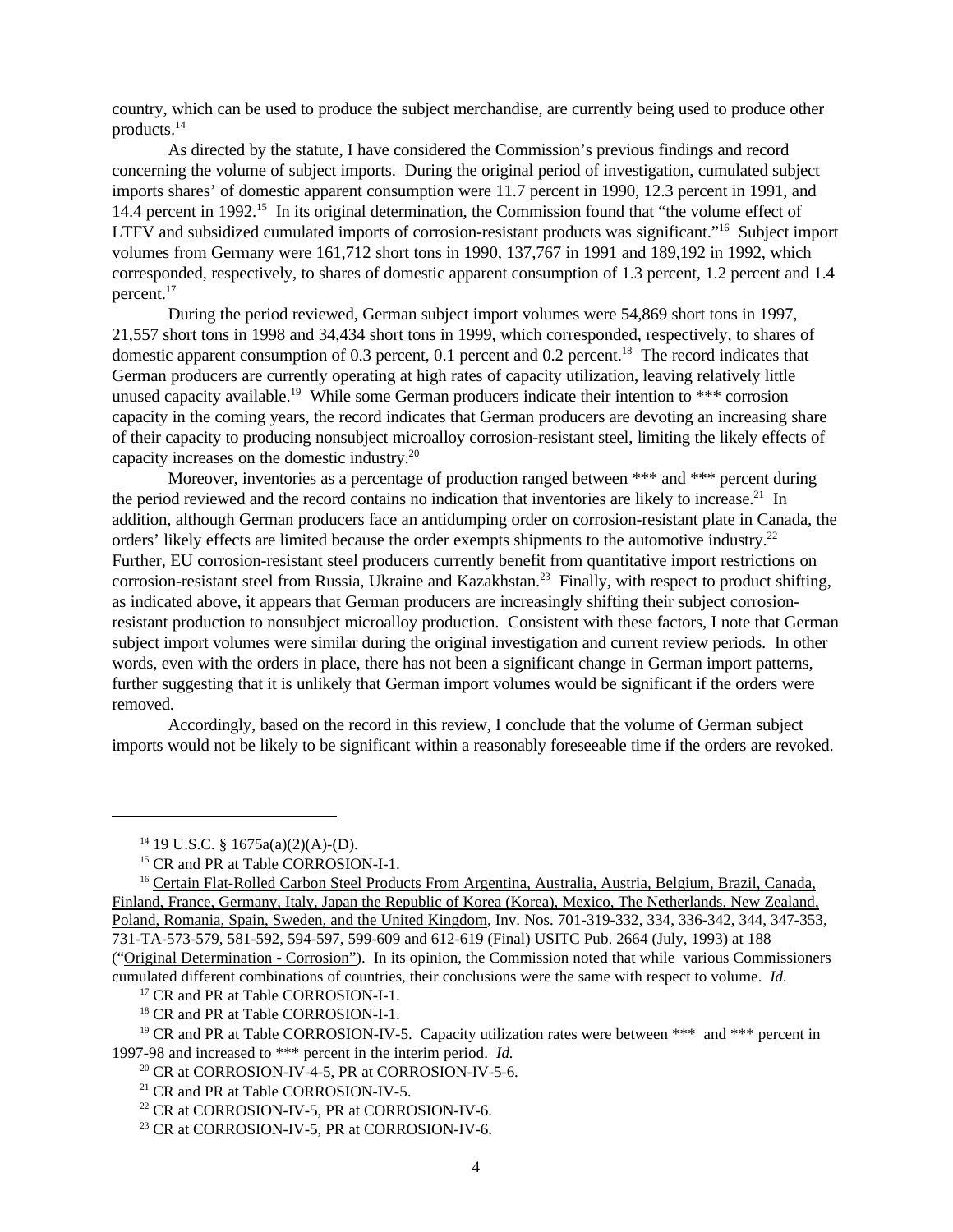country, which can be used to produce the subject merchandise, are currently being used to produce other products.[14]

As directed by the statute, I have considered the Commission's previous findings and record concerning the volume of subject imports. During the original period of investigation, cumulated subject imports shares' of domestic apparent consumption were 11.7 percent in 1990, 12.3 percent in 1991, and 14.4 percent in 1992.[15] In its original determination, the Commission found that "the volume effect of LTFV and subsidized cumulated imports of corrosion-resistant products was significant."[16] Subject import volumes from Germany were 161,712 short tons in 1990, 137,767 in 1991 and 189,192 in 1992, which corresponded, respectively, to shares of domestic apparent consumption of 1.3 percent, 1.2 percent and 1.4 percent.[17]

During the period reviewed, German subject import volumes were 54,869 short tons in 1997, 21,557 short tons in 1998 and 34,434 short tons in 1999, which corresponded, respectively, to shares of domestic apparent consumption of 0.3 percent, 0.1 percent and 0.2 percent.[18] The record indicates that German producers are currently operating at high rates of capacity utilization, leaving relatively little unused capacity available.[19] While some German producers indicate their intention to *** corrosion capacity in the coming years, the record indicates that German producers are devoting an increasing share of their capacity to producing nonsubject microalloy corrosion-resistant steel, limiting the likely effects of capacity increases on the domestic industry.[20]

Moreover, inventories as a percentage of production ranged between *** and *** percent during the period reviewed and the record contains no indication that inventories are likely to increase.[21] In addition, although German producers face an antidumping order on corrosion-resistant plate in Canada, the orders' likely effects are limited because the order exempts shipments to the automotive industry.[22] Further, EU corrosion-resistant steel producers currently benefit from quantitative import restrictions on corrosion-resistant steel from Russia, Ukraine and Kazakhstan.[23] Finally, with respect to product shifting, as indicated above, it appears that German producers are increasingly shifting their subject corrosion-resistant production to nonsubject microalloy production. Consistent with these factors, I note that German subject import volumes were similar during the original investigation and current review periods. In other words, even with the orders in place, there has not been a significant change in German import patterns, further suggesting that it is unlikely that German import volumes would be significant if the orders were removed.

Accordingly, based on the record in this review, I conclude that the volume of German subject imports would not be likely to be significant within a reasonably foreseeable time if the orders are revoked.

---

[14] 19 U.S.C. § 1675a(a)(2)(A)-(D).

[15] CR and PR at Table CORROSION-I-1.

[16] Certain Flat-Rolled Carbon Steel Products From Argentina, Australia, Austria, Belgium, Brazil, Canada, Finland, France, Germany, Italy, Japan the Republic of Korea (Korea), Mexico, The Netherlands, New Zealand, Poland, Romania, Spain, Sweden, and the United Kingdom, Inv. Nos. 701-319-332, 334, 336-342, 344, 347-353, 731-TA-573-579, 581-592, 594-597, 599-609 and 612-619 (Final) USITC Pub. 2664 (July, 1993) at 188 ("Original Determination - Corrosion"). In its opinion, the Commission noted that while various Commissioners cumulated different combinations of countries, their conclusions were the same with respect to volume. *Id.*

[17] CR and PR at Table CORROSION-I-1.

[18] CR and PR at Table CORROSION-I-1.

[19] CR and PR at Table CORROSION-IV-5. Capacity utilization rates were between *** and *** percent in 1997-98 and increased to *** percent in the interim period. *Id.*

[20] CR at CORROSION-IV-4-5, PR at CORROSION-IV-5-6.

[21] CR and PR at Table CORROSION-IV-5.

[22] CR at CORROSION-IV-5, PR at CORROSION-IV-6.

[23] CR at CORROSION-IV-5, PR at CORROSION-IV-6.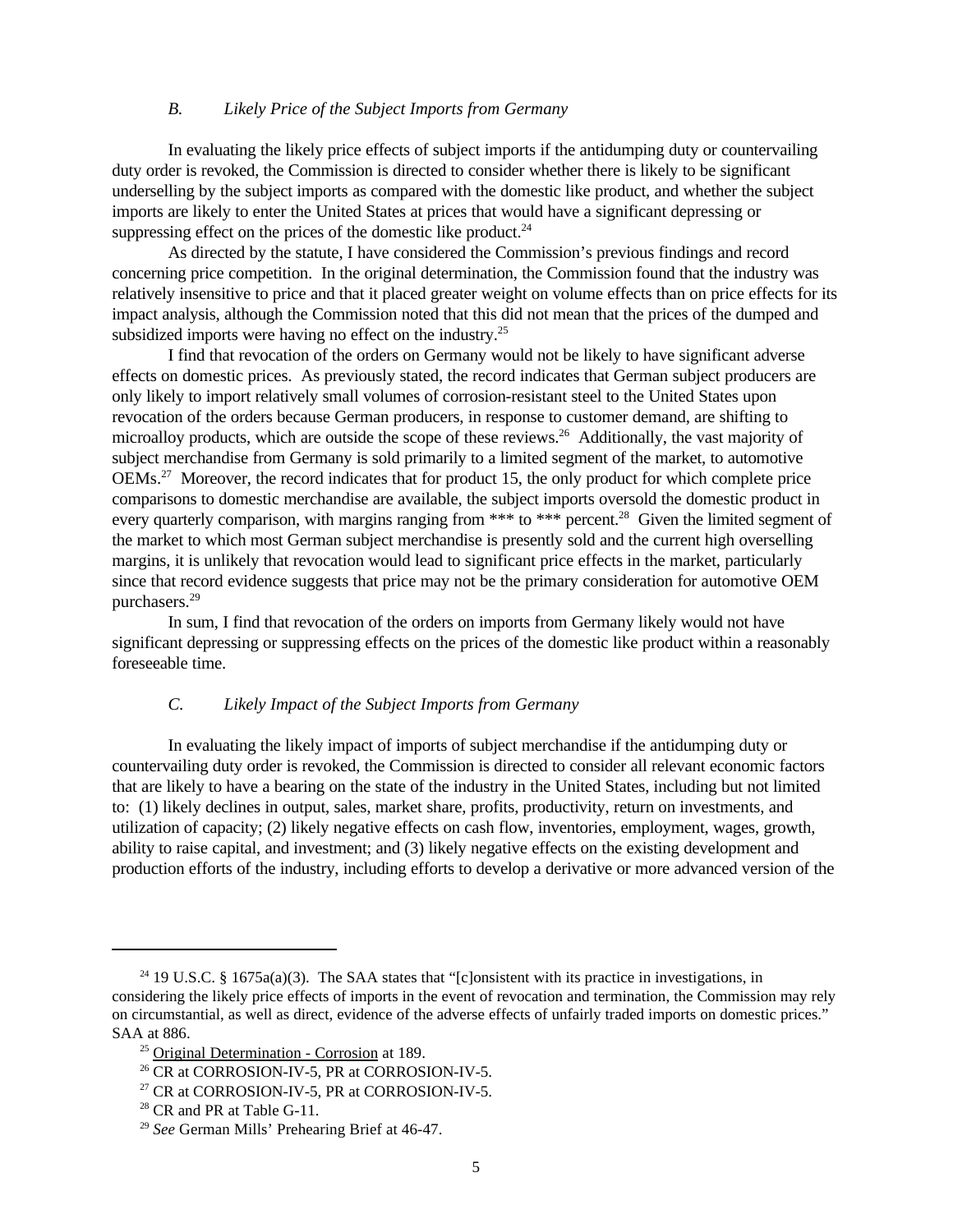### *B. Likely Price of the Subject Imports from Germany*

In evaluating the likely price effects of subject imports if the antidumping duty or countervailing duty order is revoked, the Commission is directed to consider whether there is likely to be significant underselling by the subject imports as compared with the domestic like product, and whether the subject imports are likely to enter the United States at prices that would have a significant depressing or suppressing effect on the prices of the domestic like product.[24]

As directed by the statute, I have considered the Commission's previous findings and record concerning price competition. In the original determination, the Commission found that the industry was relatively insensitive to price and that it placed greater weight on volume effects than on price effects for its impact analysis, although the Commission noted that this did not mean that the prices of the dumped and subsidized imports were having no effect on the industry.[25]

I find that revocation of the orders on Germany would not be likely to have significant adverse effects on domestic prices. As previously stated, the record indicates that German subject producers are only likely to import relatively small volumes of corrosion-resistant steel to the United States upon revocation of the orders because German producers, in response to customer demand, are shifting to microalloy products, which are outside the scope of these reviews.[26] Additionally, the vast majority of subject merchandise from Germany is sold primarily to a limited segment of the market, to automotive OEMs.[27] Moreover, the record indicates that for product 15, the only product for which complete price comparisons to domestic merchandise are available, the subject imports oversold the domestic product in every quarterly comparison, with margins ranging from *** to *** percent.[28] Given the limited segment of the market to which most German subject merchandise is presently sold and the current high overselling margins, it is unlikely that revocation would lead to significant price effects in the market, particularly since that record evidence suggests that price may not be the primary consideration for automotive OEM purchasers.[29]

In sum, I find that revocation of the orders on imports from Germany likely would not have significant depressing or suppressing effects on the prices of the domestic like product within a reasonably foreseeable time.

### *C. Likely Impact of the Subject Imports from Germany*

In evaluating the likely impact of imports of subject merchandise if the antidumping duty or countervailing duty order is revoked, the Commission is directed to consider all relevant economic factors that are likely to have a bearing on the state of the industry in the United States, including but not limited to: (1) likely declines in output, sales, market share, profits, productivity, return on investments, and utilization of capacity; (2) likely negative effects on cash flow, inventories, employment, wages, growth, ability to raise capital, and investment; and (3) likely negative effects on the existing development and production efforts of the industry, including efforts to develop a derivative or more advanced version of the

---

[24] 19 U.S.C. § 1675a(a)(3). The SAA states that "[c]onsistent with its practice in investigations, in considering the likely price effects of imports in the event of revocation and termination, the Commission may rely on circumstantial, as well as direct, evidence of the adverse effects of unfairly traded imports on domestic prices." SAA at 886.

[25] Original Determination - Corrosion at 189.

[26] CR at CORROSION-IV-5, PR at CORROSION-IV-5.

[27] CR at CORROSION-IV-5, PR at CORROSION-IV-5.

[28] CR and PR at Table G-11.

[29] *See* German Mills' Prehearing Brief at 46-47.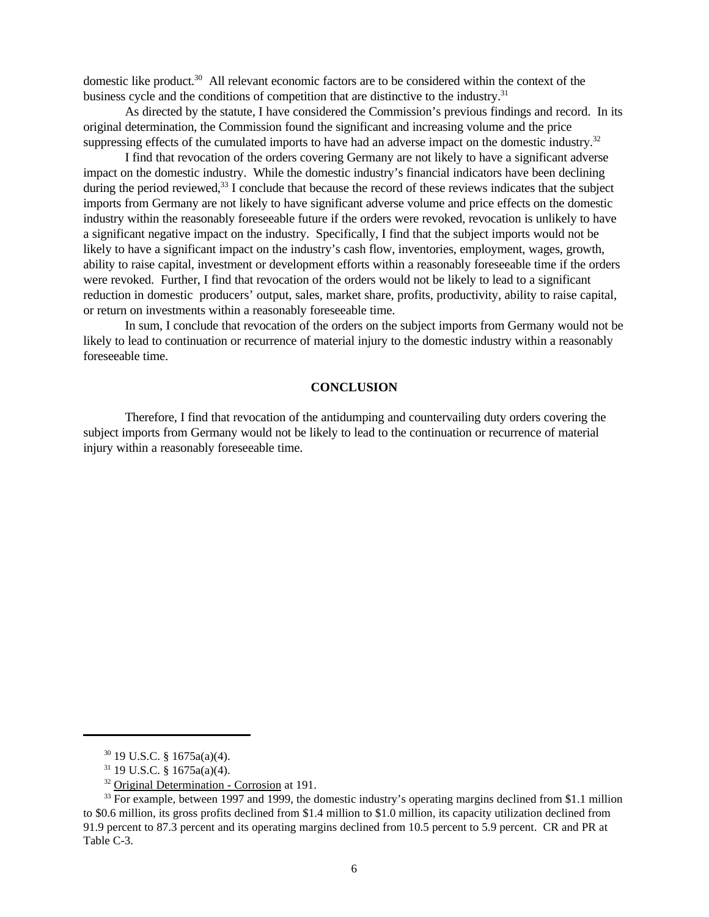domestic like product.[30] All relevant economic factors are to be considered within the context of the business cycle and the conditions of competition that are distinctive to the industry.[31]

As directed by the statute, I have considered the Commission's previous findings and record. In its original determination, the Commission found the significant and increasing volume and the price suppressing effects of the cumulated imports to have had an adverse impact on the domestic industry.[32]

I find that revocation of the orders covering Germany are not likely to have a significant adverse impact on the domestic industry. While the domestic industry's financial indicators have been declining during the period reviewed,[33] I conclude that because the record of these reviews indicates that the subject imports from Germany are not likely to have significant adverse volume and price effects on the domestic industry within the reasonably foreseeable future if the orders were revoked, revocation is unlikely to have a significant negative impact on the industry. Specifically, I find that the subject imports would not be likely to have a significant impact on the industry's cash flow, inventories, employment, wages, growth, ability to raise capital, investment or development efforts within a reasonably foreseeable time if the orders were revoked. Further, I find that revocation of the orders would not be likely to lead to a significant reduction in domestic producers' output, sales, market share, profits, productivity, ability to raise capital, or return on investments within a reasonably foreseeable time.

In sum, I conclude that revocation of the orders on the subject imports from Germany would not be likely to lead to continuation or recurrence of material injury to the domestic industry within a reasonably foreseeable time.

## CONCLUSION

Therefore, I find that revocation of the antidumping and countervailing duty orders covering the subject imports from Germany would not be likely to lead to the continuation or recurrence of material injury within a reasonably foreseeable time.

---

[30] 19 U.S.C. § 1675a(a)(4).

[31] 19 U.S.C. § 1675a(a)(4).

[32] Original Determination - Corrosion at 191.

[33] For example, between 1997 and 1999, the domestic industry's operating margins declined from $1.1 million to $0.6 million, its gross profits declined from $1.4 million to $1.0 million, its capacity utilization declined from 91.9 percent to 87.3 percent and its operating margins declined from 10.5 percent to 5.9 percent. CR and PR at Table C-3.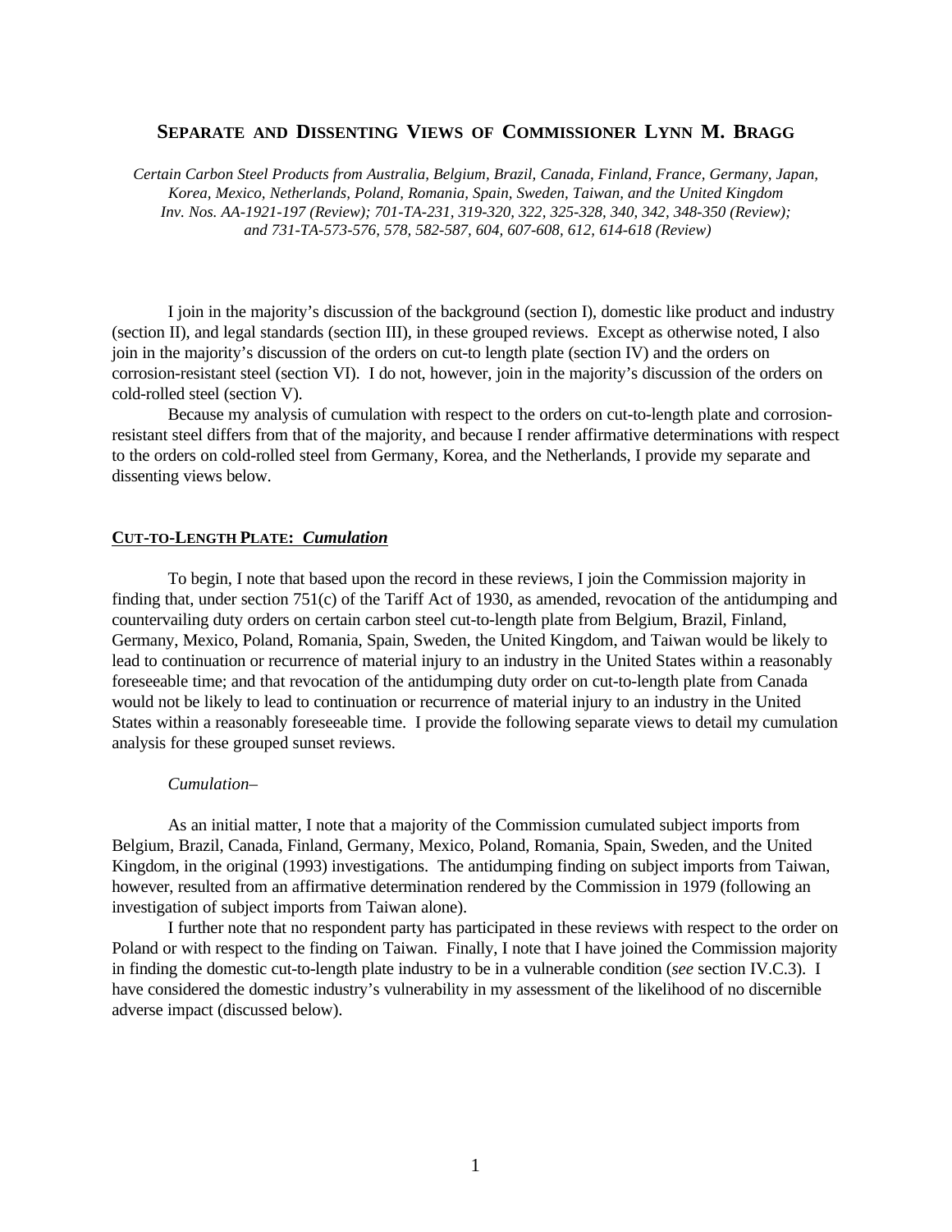# SEPARATE AND DISSENTING VIEWS OF COMMISSIONER LYNN M. BRAGG

*Certain Carbon Steel Products from Australia, Belgium, Brazil, Canada, Finland, France, Germany, Japan, Korea, Mexico, Netherlands, Poland, Romania, Spain, Sweden, Taiwan, and the United Kingdom Inv. Nos. AA-1921-197 (Review); 701-TA-231, 319-320, 322, 325-328, 340, 342, 348-350 (Review); and 731-TA-573-576, 578, 582-587, 604, 607-608, 612, 614-618 (Review)*

I join in the majority's discussion of the background (section I), domestic like product and industry (section II), and legal standards (section III), in these grouped reviews. Except as otherwise noted, I also join in the majority's discussion of the orders on cut-to length plate (section IV) and the orders on corrosion-resistant steel (section VI). I do not, however, join in the majority's discussion of the orders on cold-rolled steel (section V).

Because my analysis of cumulation with respect to the orders on cut-to-length plate and corrosion-resistant steel differs from that of the majority, and because I render affirmative determinations with respect to the orders on cold-rolled steel from Germany, Korea, and the Netherlands, I provide my separate and dissenting views below.

## CUT-TO-LENGTH PLATE: *Cumulation*

To begin, I note that based upon the record in these reviews, I join the Commission majority in finding that, under section 751(c) of the Tariff Act of 1930, as amended, revocation of the antidumping and countervailing duty orders on certain carbon steel cut-to-length plate from Belgium, Brazil, Finland, Germany, Mexico, Poland, Romania, Spain, Sweden, the United Kingdom, and Taiwan would be likely to lead to continuation or recurrence of material injury to an industry in the United States within a reasonably foreseeable time; and that revocation of the antidumping duty order on cut-to-length plate from Canada would not be likely to lead to continuation or recurrence of material injury to an industry in the United States within a reasonably foreseeable time. I provide the following separate views to detail my cumulation analysis for these grouped sunset reviews.

*Cumulation*–

As an initial matter, I note that a majority of the Commission cumulated subject imports from Belgium, Brazil, Canada, Finland, Germany, Mexico, Poland, Romania, Spain, Sweden, and the United Kingdom, in the original (1993) investigations. The antidumping finding on subject imports from Taiwan, however, resulted from an affirmative determination rendered by the Commission in 1979 (following an investigation of subject imports from Taiwan alone).

I further note that no respondent party has participated in these reviews with respect to the order on Poland or with respect to the finding on Taiwan. Finally, I note that I have joined the Commission majority in finding the domestic cut-to-length plate industry to be in a vulnerable condition (*see* section IV.C.3). I have considered the domestic industry's vulnerability in my assessment of the likelihood of no discernible adverse impact (discussed below).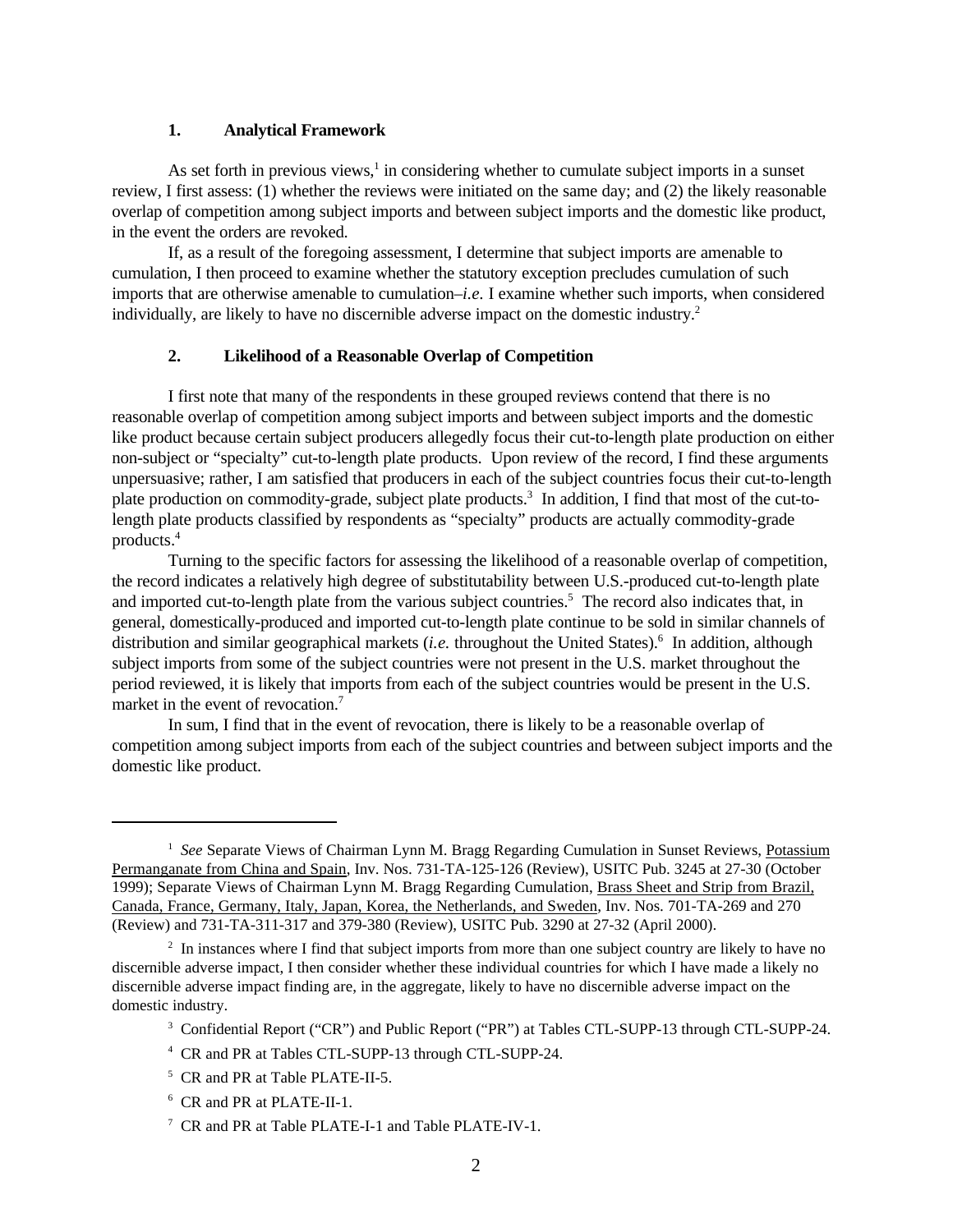### 1. Analytical Framework

As set forth in previous views,[1] in considering whether to cumulate subject imports in a sunset review, I first assess: (1) whether the reviews were initiated on the same day; and (2) the likely reasonable overlap of competition among subject imports and between subject imports and the domestic like product, in the event the orders are revoked.

If, as a result of the foregoing assessment, I determine that subject imports are amenable to cumulation, I then proceed to examine whether the statutory exception precludes cumulation of such imports that are otherwise amenable to cumulation–*i.e*. I examine whether such imports, when considered individually, are likely to have no discernible adverse impact on the domestic industry.[2]

### 2. Likelihood of a Reasonable Overlap of Competition

I first note that many of the respondents in these grouped reviews contend that there is no reasonable overlap of competition among subject imports and between subject imports and the domestic like product because certain subject producers allegedly focus their cut-to-length plate production on either non-subject or "specialty" cut-to-length plate products. Upon review of the record, I find these arguments unpersuasive; rather, I am satisfied that producers in each of the subject countries focus their cut-to-length plate production on commodity-grade, subject plate products.[3] In addition, I find that most of the cut-to-length plate products classified by respondents as "specialty" products are actually commodity-grade products.[4]

Turning to the specific factors for assessing the likelihood of a reasonable overlap of competition, the record indicates a relatively high degree of substitutability between U.S.-produced cut-to-length plate and imported cut-to-length plate from the various subject countries.[5] The record also indicates that, in general, domestically-produced and imported cut-to-length plate continue to be sold in similar channels of distribution and similar geographical markets (*i.e.* throughout the United States).[6] In addition, although subject imports from some of the subject countries were not present in the U.S. market throughout the period reviewed, it is likely that imports from each of the subject countries would be present in the U.S. market in the event of revocation.[7]

In sum, I find that in the event of revocation, there is likely to be a reasonable overlap of competition among subject imports from each of the subject countries and between subject imports and the domestic like product.

---

[1] *See* Separate Views of Chairman Lynn M. Bragg Regarding Cumulation in Sunset Reviews, Potassium Permanganate from China and Spain, Inv. Nos. 731-TA-125-126 (Review), USITC Pub. 3245 at 27-30 (October 1999); Separate Views of Chairman Lynn M. Bragg Regarding Cumulation, Brass Sheet and Strip from Brazil, Canada, France, Germany, Italy, Japan, Korea, the Netherlands, and Sweden, Inv. Nos. 701-TA-269 and 270 (Review) and 731-TA-311-317 and 379-380 (Review), USITC Pub. 3290 at 27-32 (April 2000).

[2] In instances where I find that subject imports from more than one subject country are likely to have no discernible adverse impact, I then consider whether these individual countries for which I have made a likely no discernible adverse impact finding are, in the aggregate, likely to have no discernible adverse impact on the domestic industry.

[3] Confidential Report ("CR") and Public Report ("PR") at Tables CTL-SUPP-13 through CTL-SUPP-24.

[4] CR and PR at Tables CTL-SUPP-13 through CTL-SUPP-24.

[5] CR and PR at Table PLATE-II-5.

[6] CR and PR at PLATE-II-1.

[7] CR and PR at Table PLATE-I-1 and Table PLATE-IV-1.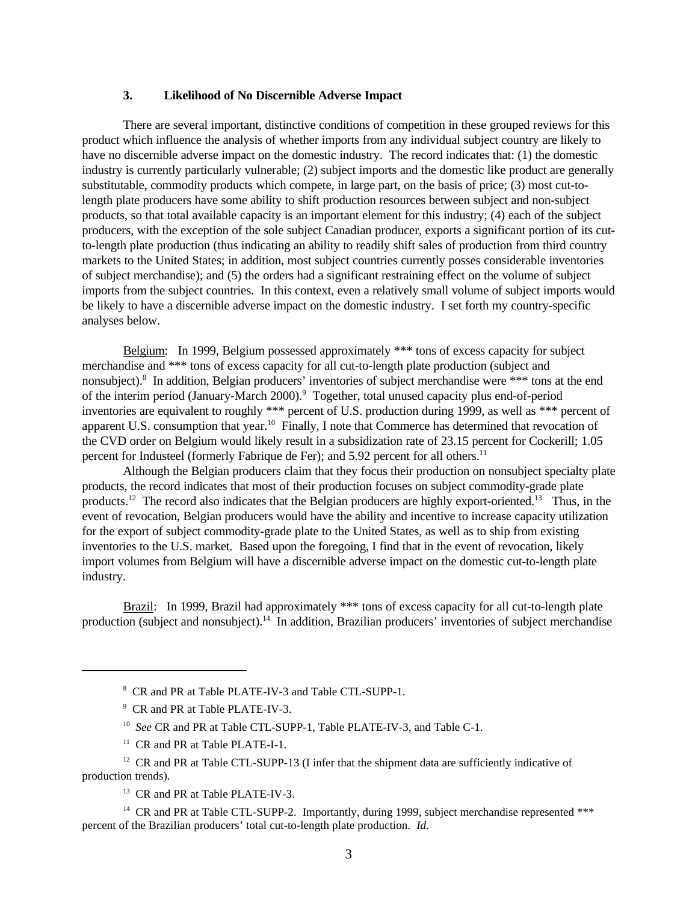### 3. Likelihood of No Discernible Adverse Impact

There are several important, distinctive conditions of competition in these grouped reviews for this product which influence the analysis of whether imports from any individual subject country are likely to have no discernible adverse impact on the domestic industry. The record indicates that: (1) the domestic industry is currently particularly vulnerable; (2) subject imports and the domestic like product are generally substitutable, commodity products which compete, in large part, on the basis of price; (3) most cut-to-length plate producers have some ability to shift production resources between subject and non-subject products, so that total available capacity is an important element for this industry; (4) each of the subject producers, with the exception of the sole subject Canadian producer, exports a significant portion of its cut-to-length plate production (thus indicating an ability to readily shift sales of production from third country markets to the United States; in addition, most subject countries currently posses considerable inventories of subject merchandise); and (5) the orders had a significant restraining effect on the volume of subject imports from the subject countries. In this context, even a relatively small volume of subject imports would be likely to have a discernible adverse impact on the domestic industry. I set forth my country-specific analyses below.

Belgium: In 1999, Belgium possessed approximately *** tons of excess capacity for subject merchandise and *** tons of excess capacity for all cut-to-length plate production (subject and nonsubject).[8] In addition, Belgian producers' inventories of subject merchandise were *** tons at the end of the interim period (January-March 2000).[9] Together, total unused capacity plus end-of-period inventories are equivalent to roughly *** percent of U.S. production during 1999, as well as *** percent of apparent U.S. consumption that year.[10] Finally, I note that Commerce has determined that revocation of the CVD order on Belgium would likely result in a subsidization rate of 23.15 percent for Cockerill; 1.05 percent for Industeel (formerly Fabrique de Fer); and 5.92 percent for all others.[11]

Although the Belgian producers claim that they focus their production on nonsubject specialty plate products, the record indicates that most of their production focuses on subject commodity-grade plate products.[12] The record also indicates that the Belgian producers are highly export-oriented.[13] Thus, in the event of revocation, Belgian producers would have the ability and incentive to increase capacity utilization for the export of subject commodity-grade plate to the United States, as well as to ship from existing inventories to the U.S. market. Based upon the foregoing, I find that in the event of revocation, likely import volumes from Belgium will have a discernible adverse impact on the domestic cut-to-length plate industry.

Brazil: In 1999, Brazil had approximately *** tons of excess capacity for all cut-to-length plate production (subject and nonsubject).[14] In addition, Brazilian producers' inventories of subject merchandise

---

[8] CR and PR at Table PLATE-IV-3 and Table CTL-SUPP-1.

[9] CR and PR at Table PLATE-IV-3.

[10] *See* CR and PR at Table CTL-SUPP-1, Table PLATE-IV-3, and Table C-1.

[11] CR and PR at Table PLATE-I-1.

[12] CR and PR at Table CTL-SUPP-13 (I infer that the shipment data are sufficiently indicative of production trends).

[13] CR and PR at Table PLATE-IV-3.

[14] CR and PR at Table CTL-SUPP-2. Importantly, during 1999, subject merchandise represented *** percent of the Brazilian producers' total cut-to-length plate production. *Id.*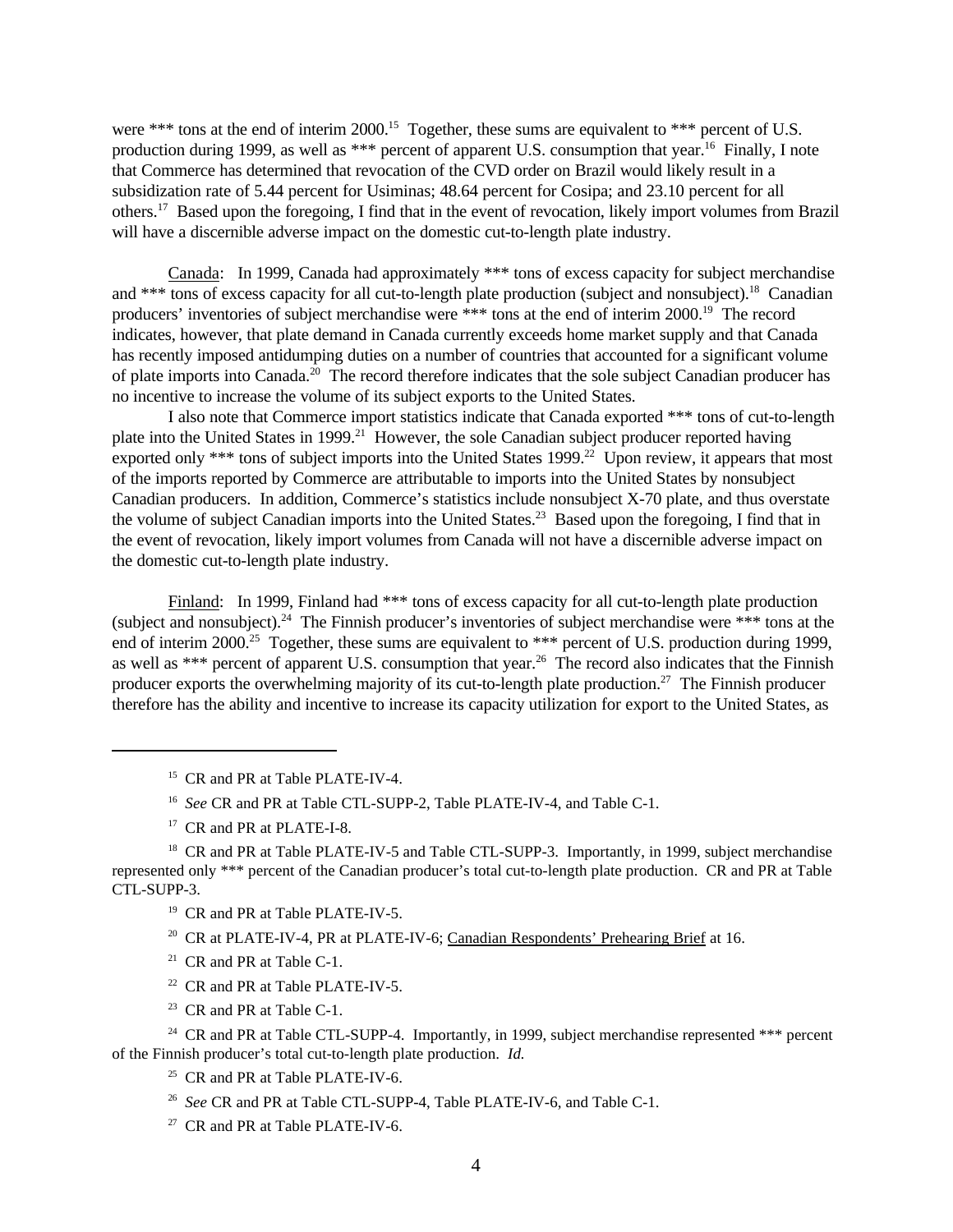were *** tons at the end of interim 2000.[15] Together, these sums are equivalent to *** percent of U.S. production during 1999, as well as *** percent of apparent U.S. consumption that year.[16] Finally, I note that Commerce has determined that revocation of the CVD order on Brazil would likely result in a subsidization rate of 5.44 percent for Usiminas; 48.64 percent for Cosipa; and 23.10 percent for all others.[17] Based upon the foregoing, I find that in the event of revocation, likely import volumes from Brazil will have a discernible adverse impact on the domestic cut-to-length plate industry.

Canada: In 1999, Canada had approximately *** tons of excess capacity for subject merchandise and *** tons of excess capacity for all cut-to-length plate production (subject and nonsubject).[18] Canadian producers' inventories of subject merchandise were *** tons at the end of interim 2000.[19] The record indicates, however, that plate demand in Canada currently exceeds home market supply and that Canada has recently imposed antidumping duties on a number of countries that accounted for a significant volume of plate imports into Canada.[20] The record therefore indicates that the sole subject Canadian producer has no incentive to increase the volume of its subject exports to the United States.

I also note that Commerce import statistics indicate that Canada exported *** tons of cut-to-length plate into the United States in 1999.[21] However, the sole Canadian subject producer reported having exported only *** tons of subject imports into the United States 1999.[22] Upon review, it appears that most of the imports reported by Commerce are attributable to imports into the United States by nonsubject Canadian producers. In addition, Commerce's statistics include nonsubject X-70 plate, and thus overstate the volume of subject Canadian imports into the United States.[23] Based upon the foregoing, I find that in the event of revocation, likely import volumes from Canada will not have a discernible adverse impact on the domestic cut-to-length plate industry.

Finland: In 1999, Finland had *** tons of excess capacity for all cut-to-length plate production (subject and nonsubject).[24] The Finnish producer's inventories of subject merchandise were *** tons at the end of interim 2000.[25] Together, these sums are equivalent to *** percent of U.S. production during 1999, as well as *** percent of apparent U.S. consumption that year.[26] The record also indicates that the Finnish producer exports the overwhelming majority of its cut-to-length plate production.[27] The Finnish producer therefore has the ability and incentive to increase its capacity utilization for export to the United States, as

---

[15] CR and PR at Table PLATE-IV-4.

[16] *See* CR and PR at Table CTL-SUPP-2, Table PLATE-IV-4, and Table C-1.

[17] CR and PR at PLATE-I-8.

[18] CR and PR at Table PLATE-IV-5 and Table CTL-SUPP-3. Importantly, in 1999, subject merchandise represented only *** percent of the Canadian producer's total cut-to-length plate production. CR and PR at Table CTL-SUPP-3.

[19] CR and PR at Table PLATE-IV-5.

[20] CR at PLATE-IV-4, PR at PLATE-IV-6; Canadian Respondents' Prehearing Brief at 16.

[21] CR and PR at Table C-1.

[22] CR and PR at Table PLATE-IV-5.

[23] CR and PR at Table C-1.

[24] CR and PR at Table CTL-SUPP-4. Importantly, in 1999, subject merchandise represented *** percent of the Finnish producer's total cut-to-length plate production. *Id.*

[25] CR and PR at Table PLATE-IV-6.

[26] *See* CR and PR at Table CTL-SUPP-4, Table PLATE-IV-6, and Table C-1.

[27] CR and PR at Table PLATE-IV-6.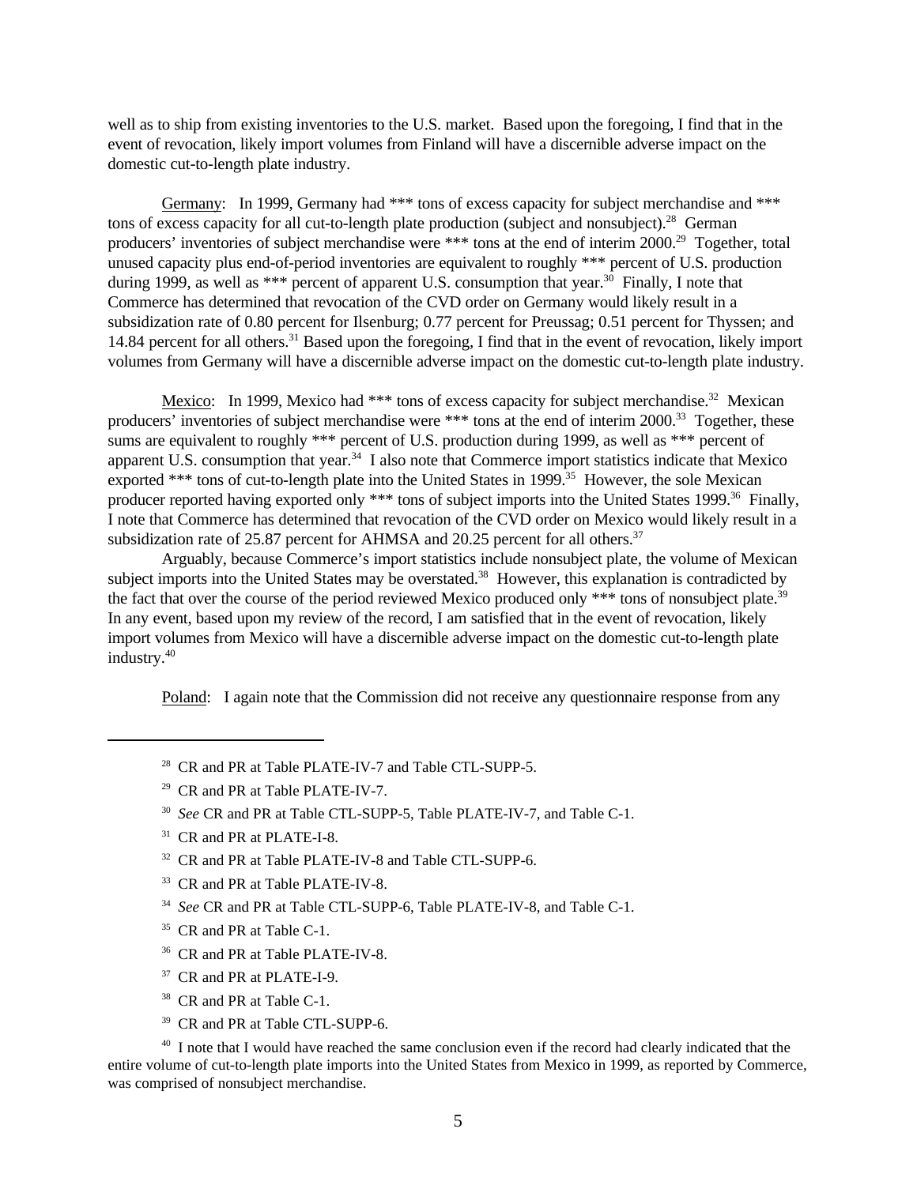well as to ship from existing inventories to the U.S. market. Based upon the foregoing, I find that in the event of revocation, likely import volumes from Finland will have a discernible adverse impact on the domestic cut-to-length plate industry.

Germany: In 1999, Germany had *** tons of excess capacity for subject merchandise and *** tons of excess capacity for all cut-to-length plate production (subject and nonsubject).[28] German producers' inventories of subject merchandise were *** tons at the end of interim 2000.[29] Together, total unused capacity plus end-of-period inventories are equivalent to roughly *** percent of U.S. production during 1999, as well as *** percent of apparent U.S. consumption that year.[30] Finally, I note that Commerce has determined that revocation of the CVD order on Germany would likely result in a subsidization rate of 0.80 percent for Ilsenburg; 0.77 percent for Preussag; 0.51 percent for Thyssen; and 14.84 percent for all others.[31] Based upon the foregoing, I find that in the event of revocation, likely import volumes from Germany will have a discernible adverse impact on the domestic cut-to-length plate industry.

Mexico: In 1999, Mexico had *** tons of excess capacity for subject merchandise.[32] Mexican producers' inventories of subject merchandise were *** tons at the end of interim 2000.[33] Together, these sums are equivalent to roughly *** percent of U.S. production during 1999, as well as *** percent of apparent U.S. consumption that year.[34] I also note that Commerce import statistics indicate that Mexico exported *** tons of cut-to-length plate into the United States in 1999.[35] However, the sole Mexican producer reported having exported only *** tons of subject imports into the United States 1999.[36] Finally, I note that Commerce has determined that revocation of the CVD order on Mexico would likely result in a subsidization rate of 25.87 percent for AHMSA and 20.25 percent for all others.[37]

Arguably, because Commerce's import statistics include nonsubject plate, the volume of Mexican subject imports into the United States may be overstated.[38] However, this explanation is contradicted by the fact that over the course of the period reviewed Mexico produced only *** tons of nonsubject plate.[39] In any event, based upon my review of the record, I am satisfied that in the event of revocation, likely import volumes from Mexico will have a discernible adverse impact on the domestic cut-to-length plate industry.[40]

Poland: I again note that the Commission did not receive any questionnaire response from any

---

[28] CR and PR at Table PLATE-IV-7 and Table CTL-SUPP-5.

[29] CR and PR at Table PLATE-IV-7.

[30] *See* CR and PR at Table CTL-SUPP-5, Table PLATE-IV-7, and Table C-1.

[31] CR and PR at PLATE-I-8.

[32] CR and PR at Table PLATE-IV-8 and Table CTL-SUPP-6.

[33] CR and PR at Table PLATE-IV-8.

[34] *See* CR and PR at Table CTL-SUPP-6, Table PLATE-IV-8, and Table C-1.

[35] CR and PR at Table C-1.

[36] CR and PR at Table PLATE-IV-8.

[37] CR and PR at PLATE-I-9.

[38] CR and PR at Table C-1.

[39] CR and PR at Table CTL-SUPP-6.

[40] I note that I would have reached the same conclusion even if the record had clearly indicated that the entire volume of cut-to-length plate imports into the United States from Mexico in 1999, as reported by Commerce, was comprised of nonsubject merchandise.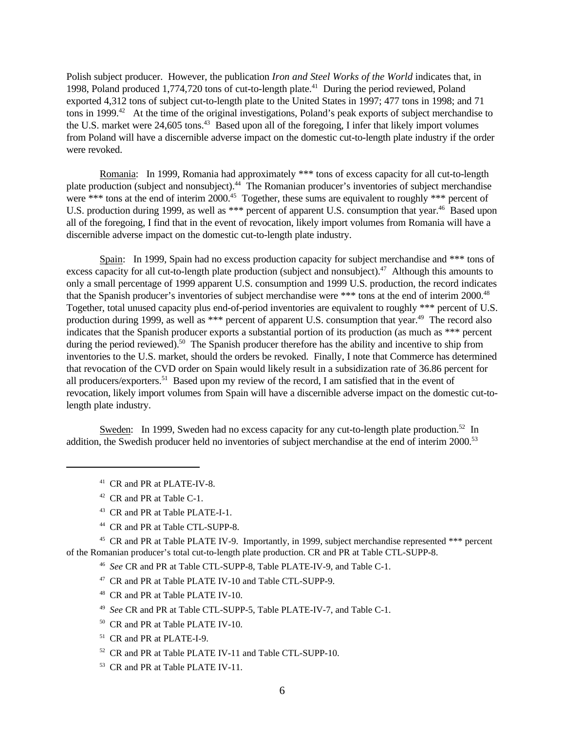Polish subject producer. However, the publication *Iron and Steel Works of the World* indicates that, in 1998, Poland produced 1,774,720 tons of cut-to-length plate.[41] During the period reviewed, Poland exported 4,312 tons of subject cut-to-length plate to the United States in 1997; 477 tons in 1998; and 71 tons in 1999.[42] At the time of the original investigations, Poland's peak exports of subject merchandise to the U.S. market were 24,605 tons.[43] Based upon all of the foregoing, I infer that likely import volumes from Poland will have a discernible adverse impact on the domestic cut-to-length plate industry if the order were revoked.

Romania: In 1999, Romania had approximately *** tons of excess capacity for all cut-to-length plate production (subject and nonsubject).[44] The Romanian producer's inventories of subject merchandise were *** tons at the end of interim 2000.[45] Together, these sums are equivalent to roughly *** percent of U.S. production during 1999, as well as *** percent of apparent U.S. consumption that year.[46] Based upon all of the foregoing, I find that in the event of revocation, likely import volumes from Romania will have a discernible adverse impact on the domestic cut-to-length plate industry.

Spain: In 1999, Spain had no excess production capacity for subject merchandise and *** tons of excess capacity for all cut-to-length plate production (subject and nonsubject).[47] Although this amounts to only a small percentage of 1999 apparent U.S. consumption and 1999 U.S. production, the record indicates that the Spanish producer's inventories of subject merchandise were *** tons at the end of interim 2000.[48] Together, total unused capacity plus end-of-period inventories are equivalent to roughly *** percent of U.S. production during 1999, as well as *** percent of apparent U.S. consumption that year.[49] The record also indicates that the Spanish producer exports a substantial portion of its production (as much as *** percent during the period reviewed).[50] The Spanish producer therefore has the ability and incentive to ship from inventories to the U.S. market, should the orders be revoked. Finally, I note that Commerce has determined that revocation of the CVD order on Spain would likely result in a subsidization rate of 36.86 percent for all producers/exporters.[51] Based upon my review of the record, I am satisfied that in the event of revocation, likely import volumes from Spain will have a discernible adverse impact on the domestic cut-to-length plate industry.

Sweden: In 1999, Sweden had no excess capacity for any cut-to-length plate production.[52] In addition, the Swedish producer held no inventories of subject merchandise at the end of interim 2000.[53]

---

[41] CR and PR at PLATE-IV-8.

[42] CR and PR at Table C-1.

[43] CR and PR at Table PLATE-I-1.

[44] CR and PR at Table CTL-SUPP-8.

[45] CR and PR at Table PLATE IV-9. Importantly, in 1999, subject merchandise represented *** percent of the Romanian producer's total cut-to-length plate production. CR and PR at Table CTL-SUPP-8.

[46] *See* CR and PR at Table CTL-SUPP-8, Table PLATE-IV-9, and Table C-1.

[47] CR and PR at Table PLATE IV-10 and Table CTL-SUPP-9.

[48] CR and PR at Table PLATE IV-10.

[49] *See* CR and PR at Table CTL-SUPP-5, Table PLATE-IV-7, and Table C-1.

[50] CR and PR at Table PLATE IV-10.

[51] CR and PR at PLATE-I-9.

[52] CR and PR at Table PLATE IV-11 and Table CTL-SUPP-10.

[53] CR and PR at Table PLATE IV-11.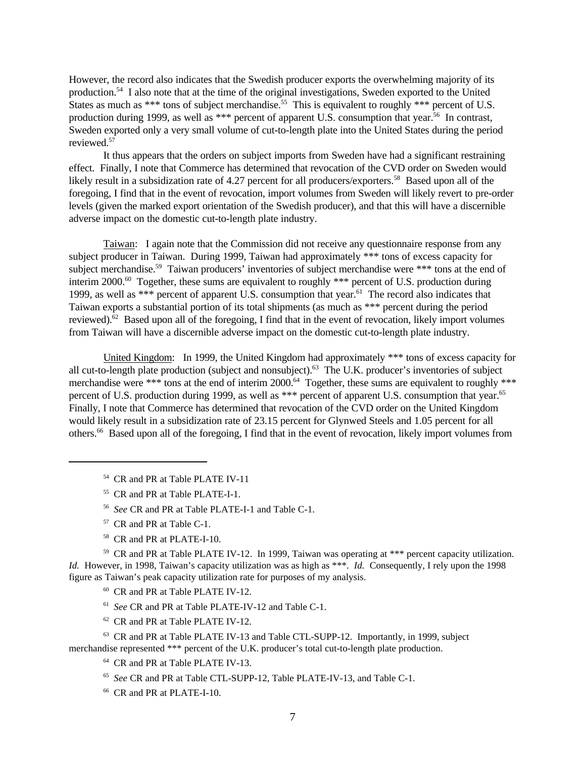However, the record also indicates that the Swedish producer exports the overwhelming majority of its production.[54] I also note that at the time of the original investigations, Sweden exported to the United States as much as *** tons of subject merchandise.[55] This is equivalent to roughly *** percent of U.S. production during 1999, as well as *** percent of apparent U.S. consumption that year.[56] In contrast, Sweden exported only a very small volume of cut-to-length plate into the United States during the period reviewed.[57]

It thus appears that the orders on subject imports from Sweden have had a significant restraining effect. Finally, I note that Commerce has determined that revocation of the CVD order on Sweden would likely result in a subsidization rate of 4.27 percent for all producers/exporters.[58] Based upon all of the foregoing, I find that in the event of revocation, import volumes from Sweden will likely revert to pre-order levels (given the marked export orientation of the Swedish producer), and that this will have a discernible adverse impact on the domestic cut-to-length plate industry.

Taiwan: I again note that the Commission did not receive any questionnaire response from any subject producer in Taiwan. During 1999, Taiwan had approximately *** tons of excess capacity for subject merchandise.[59] Taiwan producers' inventories of subject merchandise were *** tons at the end of interim 2000.[60] Together, these sums are equivalent to roughly *** percent of U.S. production during 1999, as well as *** percent of apparent U.S. consumption that year.[61] The record also indicates that Taiwan exports a substantial portion of its total shipments (as much as *** percent during the period reviewed).[62] Based upon all of the foregoing, I find that in the event of revocation, likely import volumes from Taiwan will have a discernible adverse impact on the domestic cut-to-length plate industry.

United Kingdom: In 1999, the United Kingdom had approximately *** tons of excess capacity for all cut-to-length plate production (subject and nonsubject).[63] The U.K. producer's inventories of subject merchandise were *** tons at the end of interim 2000.[64] Together, these sums are equivalent to roughly *** percent of U.S. production during 1999, as well as *** percent of apparent U.S. consumption that year.[65] Finally, I note that Commerce has determined that revocation of the CVD order on the United Kingdom would likely result in a subsidization rate of 23.15 percent for Glynwed Steels and 1.05 percent for all others.[66] Based upon all of the foregoing, I find that in the event of revocation, likely import volumes from

---

[54] CR and PR at Table PLATE IV-11

[55] CR and PR at Table PLATE-I-1.

[56] *See* CR and PR at Table PLATE-I-1 and Table C-1.

[57] CR and PR at Table C-1.

[58] CR and PR at PLATE-I-10.

[59] CR and PR at Table PLATE IV-12. In 1999, Taiwan was operating at *** percent capacity utilization. *Id.* However, in 1998, Taiwan's capacity utilization was as high as ***. *Id.* Consequently, I rely upon the 1998 figure as Taiwan's peak capacity utilization rate for purposes of my analysis.

[60] CR and PR at Table PLATE IV-12.

[61] *See* CR and PR at Table PLATE-IV-12 and Table C-1.

[62] CR and PR at Table PLATE IV-12.

[63] CR and PR at Table PLATE IV-13 and Table CTL-SUPP-12. Importantly, in 1999, subject merchandise represented *** percent of the U.K. producer's total cut-to-length plate production.

[64] CR and PR at Table PLATE IV-13.

[65] *See* CR and PR at Table CTL-SUPP-12, Table PLATE-IV-13, and Table C-1.

[66] CR and PR at PLATE-I-10.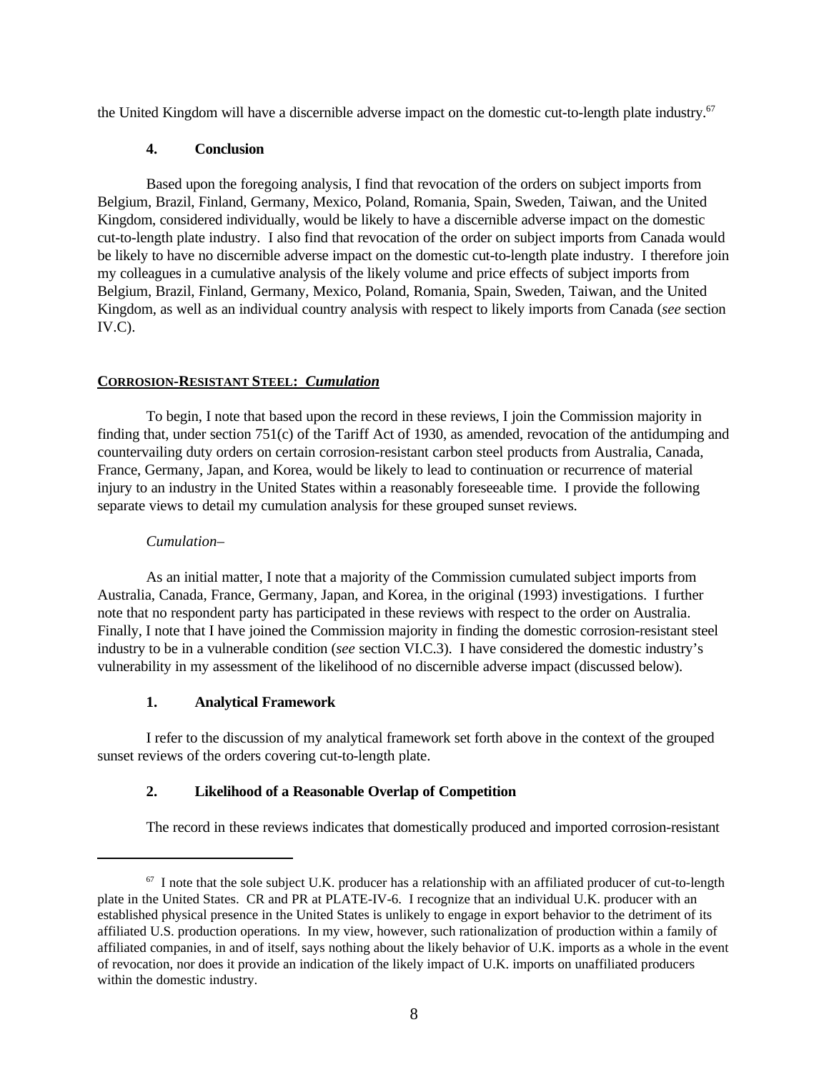the United Kingdom will have a discernible adverse impact on the domestic cut-to-length plate industry.[67]

### 4. Conclusion

Based upon the foregoing analysis, I find that revocation of the orders on subject imports from Belgium, Brazil, Finland, Germany, Mexico, Poland, Romania, Spain, Sweden, Taiwan, and the United Kingdom, considered individually, would be likely to have a discernible adverse impact on the domestic cut-to-length plate industry. I also find that revocation of the order on subject imports from Canada would be likely to have no discernible adverse impact on the domestic cut-to-length plate industry. I therefore join my colleagues in a cumulative analysis of the likely volume and price effects of subject imports from Belgium, Brazil, Finland, Germany, Mexico, Poland, Romania, Spain, Sweden, Taiwan, and the United Kingdom, as well as an individual country analysis with respect to likely imports from Canada (*see* section IV.C).

## CORROSION-RESISTANT STEEL: *Cumulation*

To begin, I note that based upon the record in these reviews, I join the Commission majority in finding that, under section 751(c) of the Tariff Act of 1930, as amended, revocation of the antidumping and countervailing duty orders on certain corrosion-resistant carbon steel products from Australia, Canada, France, Germany, Japan, and Korea, would be likely to lead to continuation or recurrence of material injury to an industry in the United States within a reasonably foreseeable time. I provide the following separate views to detail my cumulation analysis for these grouped sunset reviews.

*Cumulation–*

As an initial matter, I note that a majority of the Commission cumulated subject imports from Australia, Canada, France, Germany, Japan, and Korea, in the original (1993) investigations. I further note that no respondent party has participated in these reviews with respect to the order on Australia. Finally, I note that I have joined the Commission majority in finding the domestic corrosion-resistant steel industry to be in a vulnerable condition (*see* section VI.C.3). I have considered the domestic industry's vulnerability in my assessment of the likelihood of no discernible adverse impact (discussed below).

### 1. Analytical Framework

I refer to the discussion of my analytical framework set forth above in the context of the grouped sunset reviews of the orders covering cut-to-length plate.

### 2. Likelihood of a Reasonable Overlap of Competition

The record in these reviews indicates that domestically produced and imported corrosion-resistant

---

[67] I note that the sole subject U.K. producer has a relationship with an affiliated producer of cut-to-length plate in the United States. CR and PR at PLATE-IV-6. I recognize that an individual U.K. producer with an established physical presence in the United States is unlikely to engage in export behavior to the detriment of its affiliated U.S. production operations. In my view, however, such rationalization of production within a family of affiliated companies, in and of itself, says nothing about the likely behavior of U.K. imports as a whole in the event of revocation, nor does it provide an indication of the likely impact of U.K. imports on unaffiliated producers within the domestic industry.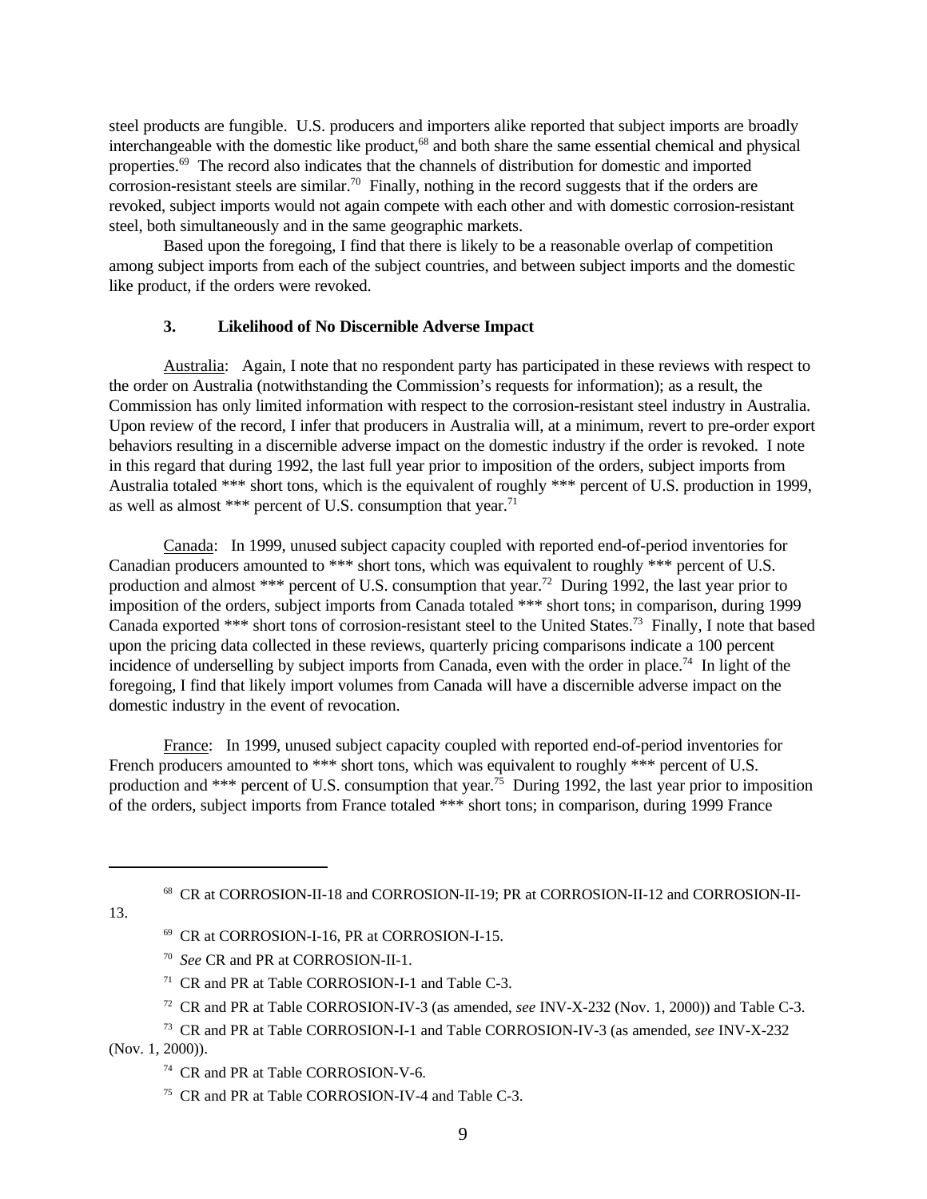steel products are fungible. U.S. producers and importers alike reported that subject imports are broadly interchangeable with the domestic like product,[68] and both share the same essential chemical and physical properties.[69] The record also indicates that the channels of distribution for domestic and imported corrosion-resistant steels are similar.[70] Finally, nothing in the record suggests that if the orders are revoked, subject imports would not again compete with each other and with domestic corrosion-resistant steel, both simultaneously and in the same geographic markets.

Based upon the foregoing, I find that there is likely to be a reasonable overlap of competition among subject imports from each of the subject countries, and between subject imports and the domestic like product, if the orders were revoked.

### 3. Likelihood of No Discernible Adverse Impact

Australia: Again, I note that no respondent party has participated in these reviews with respect to the order on Australia (notwithstanding the Commission's requests for information); as a result, the Commission has only limited information with respect to the corrosion-resistant steel industry in Australia. Upon review of the record, I infer that producers in Australia will, at a minimum, revert to pre-order export behaviors resulting in a discernible adverse impact on the domestic industry if the order is revoked. I note in this regard that during 1992, the last full year prior to imposition of the orders, subject imports from Australia totaled *** short tons, which is the equivalent of roughly *** percent of U.S. production in 1999, as well as almost *** percent of U.S. consumption that year.[71]

Canada: In 1999, unused subject capacity coupled with reported end-of-period inventories for Canadian producers amounted to *** short tons, which was equivalent to roughly *** percent of U.S. production and almost *** percent of U.S. consumption that year.[72] During 1992, the last year prior to imposition of the orders, subject imports from Canada totaled *** short tons; in comparison, during 1999 Canada exported *** short tons of corrosion-resistant steel to the United States.[73] Finally, I note that based upon the pricing data collected in these reviews, quarterly pricing comparisons indicate a 100 percent incidence of underselling by subject imports from Canada, even with the order in place.[74] In light of the foregoing, I find that likely import volumes from Canada will have a discernible adverse impact on the domestic industry in the event of revocation.

France: In 1999, unused subject capacity coupled with reported end-of-period inventories for French producers amounted to *** short tons, which was equivalent to roughly *** percent of U.S. production and *** percent of U.S. consumption that year.[75] During 1992, the last year prior to imposition of the orders, subject imports from France totaled *** short tons; in comparison, during 1999 France

---

[68] CR at CORROSION-II-18 and CORROSION-II-19; PR at CORROSION-II-12 and CORROSION-II-13.

[69] CR at CORROSION-I-16, PR at CORROSION-I-15.

[70] *See* CR and PR at CORROSION-II-1.

[71] CR and PR at Table CORROSION-I-1 and Table C-3.

[72] CR and PR at Table CORROSION-IV-3 (as amended, *see* INV-X-232 (Nov. 1, 2000)) and Table C-3.

[73] CR and PR at Table CORROSION-I-1 and Table CORROSION-IV-3 (as amended, *see* INV-X-232 (Nov. 1, 2000)).

[74] CR and PR at Table CORROSION-V-6.

[75] CR and PR at Table CORROSION-IV-4 and Table C-3.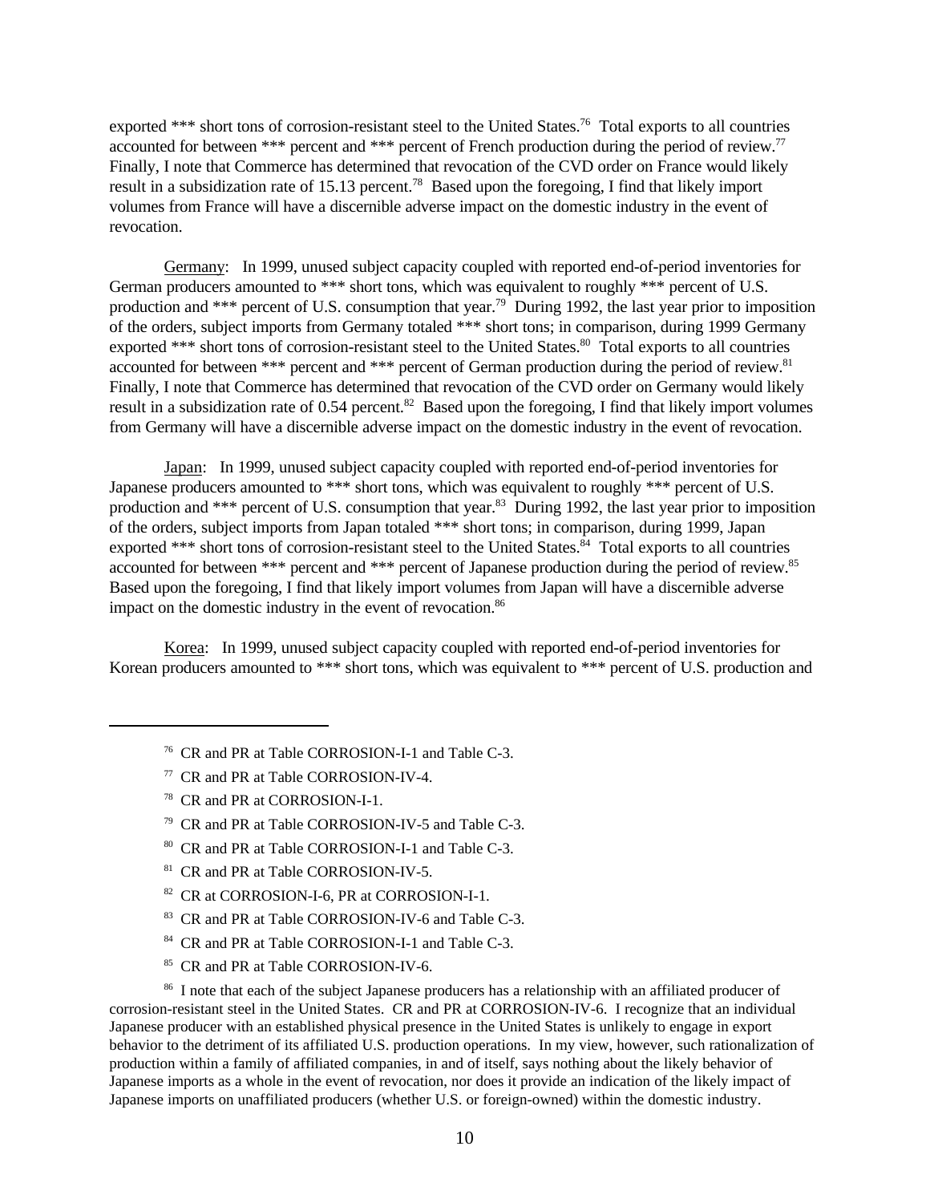exported *** short tons of corrosion-resistant steel to the United States.[76] Total exports to all countries accounted for between *** percent and *** percent of French production during the period of review.[77] Finally, I note that Commerce has determined that revocation of the CVD order on France would likely result in a subsidization rate of 15.13 percent.[78] Based upon the foregoing, I find that likely import volumes from France will have a discernible adverse impact on the domestic industry in the event of revocation.

Germany: In 1999, unused subject capacity coupled with reported end-of-period inventories for German producers amounted to *** short tons, which was equivalent to roughly *** percent of U.S. production and *** percent of U.S. consumption that year.[79] During 1992, the last year prior to imposition of the orders, subject imports from Germany totaled *** short tons; in comparison, during 1999 Germany exported *** short tons of corrosion-resistant steel to the United States.[80] Total exports to all countries accounted for between *** percent and *** percent of German production during the period of review.[81] Finally, I note that Commerce has determined that revocation of the CVD order on Germany would likely result in a subsidization rate of 0.54 percent.[82] Based upon the foregoing, I find that likely import volumes from Germany will have a discernible adverse impact on the domestic industry in the event of revocation.

Japan: In 1999, unused subject capacity coupled with reported end-of-period inventories for Japanese producers amounted to *** short tons, which was equivalent to roughly *** percent of U.S. production and *** percent of U.S. consumption that year.[83] During 1992, the last year prior to imposition of the orders, subject imports from Japan totaled *** short tons; in comparison, during 1999, Japan exported *** short tons of corrosion-resistant steel to the United States.[84] Total exports to all countries accounted for between *** percent and *** percent of Japanese production during the period of review.[85] Based upon the foregoing, I find that likely import volumes from Japan will have a discernible adverse impact on the domestic industry in the event of revocation.[86]

Korea: In 1999, unused subject capacity coupled with reported end-of-period inventories for Korean producers amounted to *** short tons, which was equivalent to *** percent of U.S. production and

---

[76] CR and PR at Table CORROSION-I-1 and Table C-3.

[77] CR and PR at Table CORROSION-IV-4.

[78] CR and PR at CORROSION-I-1.

[79] CR and PR at Table CORROSION-IV-5 and Table C-3.

[80] CR and PR at Table CORROSION-I-1 and Table C-3.

[81] CR and PR at Table CORROSION-IV-5.

[82] CR at CORROSION-I-6, PR at CORROSION-I-1.

[83] CR and PR at Table CORROSION-IV-6 and Table C-3.

[84] CR and PR at Table CORROSION-I-1 and Table C-3.

[85] CR and PR at Table CORROSION-IV-6.

[86] I note that each of the subject Japanese producers has a relationship with an affiliated producer of corrosion-resistant steel in the United States. CR and PR at CORROSION-IV-6. I recognize that an individual Japanese producer with an established physical presence in the United States is unlikely to engage in export behavior to the detriment of its affiliated U.S. production operations. In my view, however, such rationalization of production within a family of affiliated companies, in and of itself, says nothing about the likely behavior of Japanese imports as a whole in the event of revocation, nor does it provide an indication of the likely impact of Japanese imports on unaffiliated producers (whether U.S. or foreign-owned) within the domestic industry.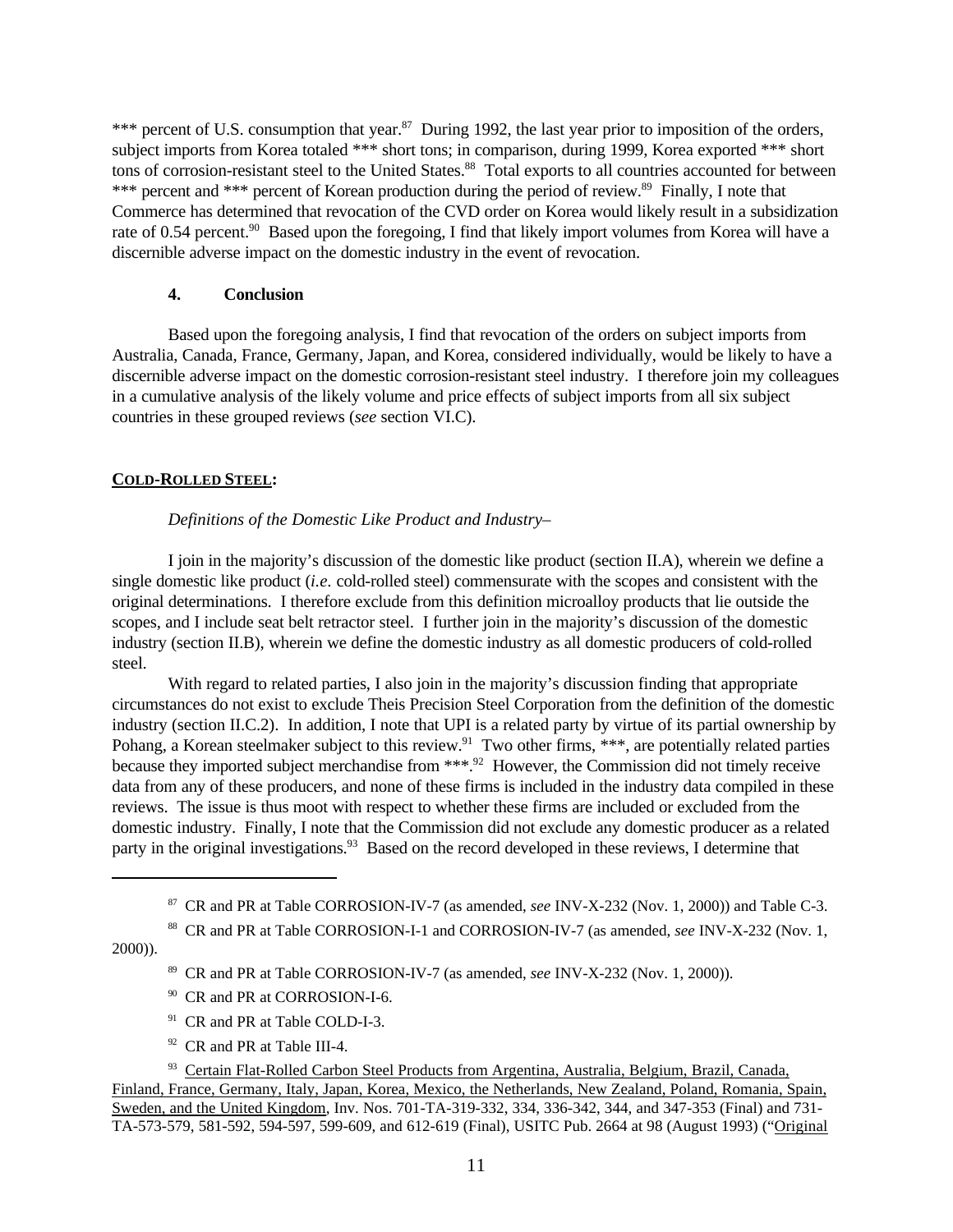*** percent of U.S. consumption that year.[87] During 1992, the last year prior to imposition of the orders, subject imports from Korea totaled *** short tons; in comparison, during 1999, Korea exported *** short tons of corrosion-resistant steel to the United States.[88] Total exports to all countries accounted for between *** percent and *** percent of Korean production during the period of review.[89] Finally, I note that Commerce has determined that revocation of the CVD order on Korea would likely result in a subsidization rate of 0.54 percent.[90] Based upon the foregoing, I find that likely import volumes from Korea will have a discernible adverse impact on the domestic industry in the event of revocation.

#### 4. Conclusion

Based upon the foregoing analysis, I find that revocation of the orders on subject imports from Australia, Canada, France, Germany, Japan, and Korea, considered individually, would be likely to have a discernible adverse impact on the domestic corrosion-resistant steel industry. I therefore join my colleagues in a cumulative analysis of the likely volume and price effects of subject imports from all six subject countries in these grouped reviews (*see* section VI.C).

**COLD-ROLLED STEEL:**

*Definitions of the Domestic Like Product and Industry–*

I join in the majority's discussion of the domestic like product (section II.A), wherein we define a single domestic like product (*i.e.* cold-rolled steel) commensurate with the scopes and consistent with the original determinations. I therefore exclude from this definition microalloy products that lie outside the scopes, and I include seat belt retractor steel. I further join in the majority's discussion of the domestic industry (section II.B), wherein we define the domestic industry as all domestic producers of cold-rolled steel.

With regard to related parties, I also join in the majority's discussion finding that appropriate circumstances do not exist to exclude Theis Precision Steel Corporation from the definition of the domestic industry (section II.C.2). In addition, I note that UPI is a related party by virtue of its partial ownership by Pohang, a Korean steelmaker subject to this review.[91] Two other firms, ***, are potentially related parties because they imported subject merchandise from ***.[92] However, the Commission did not timely receive data from any of these producers, and none of these firms is included in the industry data compiled in these reviews. The issue is thus moot with respect to whether these firms are included or excluded from the domestic industry. Finally, I note that the Commission did not exclude any domestic producer as a related party in the original investigations.[93] Based on the record developed in these reviews, I determine that

---

[87] CR and PR at Table CORROSION-IV-7 (as amended, *see* INV-X-232 (Nov. 1, 2000)) and Table C-3.

[88] CR and PR at Table CORROSION-I-1 and CORROSION-IV-7 (as amended, *see* INV-X-232 (Nov. 1, 2000)).

[89] CR and PR at Table CORROSION-IV-7 (as amended, *see* INV-X-232 (Nov. 1, 2000)).

[90] CR and PR at CORROSION-I-6.

[91] CR and PR at Table COLD-I-3.

[92] CR and PR at Table III-4.

[93] Certain Flat-Rolled Carbon Steel Products from Argentina, Australia, Belgium, Brazil, Canada, Finland, France, Germany, Italy, Japan, Korea, Mexico, the Netherlands, New Zealand, Poland, Romania, Spain, Sweden, and the United Kingdom, Inv. Nos. 701-TA-319-332, 334, 336-342, 344, and 347-353 (Final) and 731-TA-573-579, 581-592, 594-597, 599-609, and 612-619 (Final), USITC Pub. 2664 at 98 (August 1993) ("Original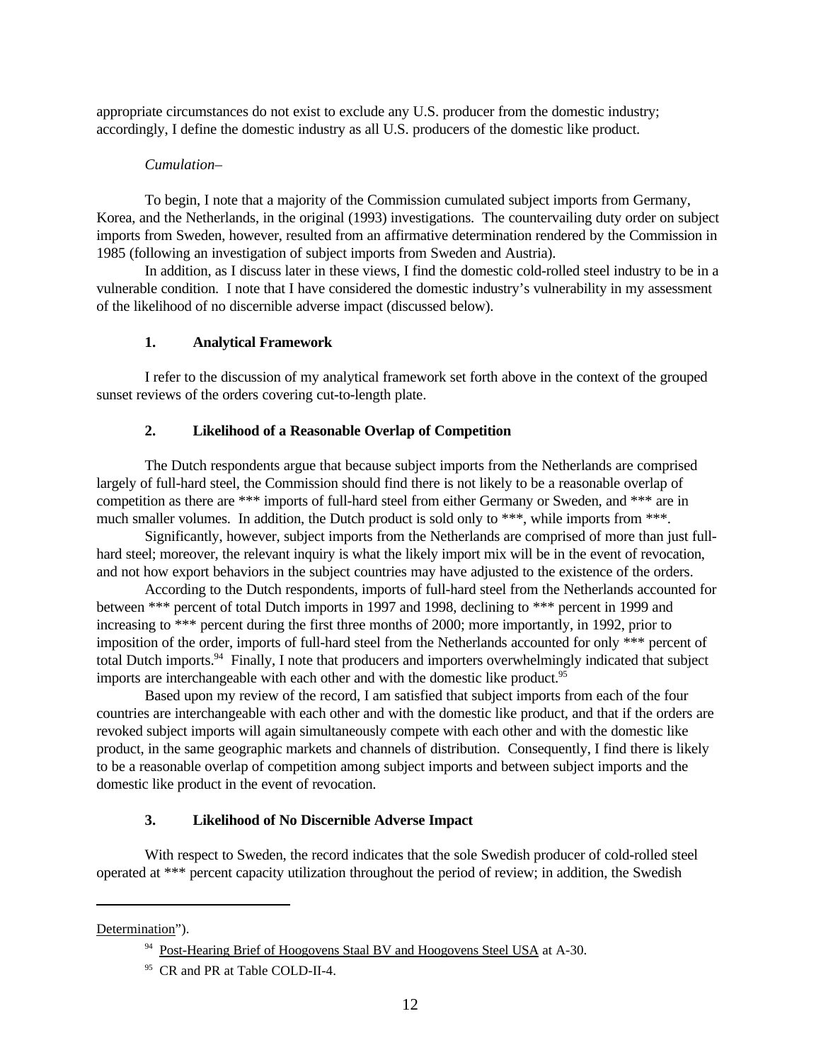appropriate circumstances do not exist to exclude any U.S. producer from the domestic industry; accordingly, I define the domestic industry as all U.S. producers of the domestic like product.

*Cumulation–*

To begin, I note that a majority of the Commission cumulated subject imports from Germany, Korea, and the Netherlands, in the original (1993) investigations. The countervailing duty order on subject imports from Sweden, however, resulted from an affirmative determination rendered by the Commission in 1985 (following an investigation of subject imports from Sweden and Austria).

In addition, as I discuss later in these views, I find the domestic cold-rolled steel industry to be in a vulnerable condition. I note that I have considered the domestic industry's vulnerability in my assessment of the likelihood of no discernible adverse impact (discussed below).

### 1. Analytical Framework

I refer to the discussion of my analytical framework set forth above in the context of the grouped sunset reviews of the orders covering cut-to-length plate.

### 2. Likelihood of a Reasonable Overlap of Competition

The Dutch respondents argue that because subject imports from the Netherlands are comprised largely of full-hard steel, the Commission should find there is not likely to be a reasonable overlap of competition as there are *** imports of full-hard steel from either Germany or Sweden, and *** are in much smaller volumes. In addition, the Dutch product is sold only to ***, while imports from ***.

Significantly, however, subject imports from the Netherlands are comprised of more than just full-hard steel; moreover, the relevant inquiry is what the likely import mix will be in the event of revocation, and not how export behaviors in the subject countries may have adjusted to the existence of the orders.

According to the Dutch respondents, imports of full-hard steel from the Netherlands accounted for between *** percent of total Dutch imports in 1997 and 1998, declining to *** percent in 1999 and increasing to *** percent during the first three months of 2000; more importantly, in 1992, prior to imposition of the order, imports of full-hard steel from the Netherlands accounted for only *** percent of total Dutch imports.[94] Finally, I note that producers and importers overwhelmingly indicated that subject imports are interchangeable with each other and with the domestic like product.[95]

Based upon my review of the record, I am satisfied that subject imports from each of the four countries are interchangeable with each other and with the domestic like product, and that if the orders are revoked subject imports will again simultaneously compete with each other and with the domestic like product, in the same geographic markets and channels of distribution. Consequently, I find there is likely to be a reasonable overlap of competition among subject imports and between subject imports and the domestic like product in the event of revocation.

### 3. Likelihood of No Discernible Adverse Impact

With respect to Sweden, the record indicates that the sole Swedish producer of cold-rolled steel operated at *** percent capacity utilization throughout the period of review; in addition, the Swedish

---

Determination").

[94] Post-Hearing Brief of Hoogovens Staal BV and Hoogovens Steel USA at A-30.

[95] CR and PR at Table COLD-II-4.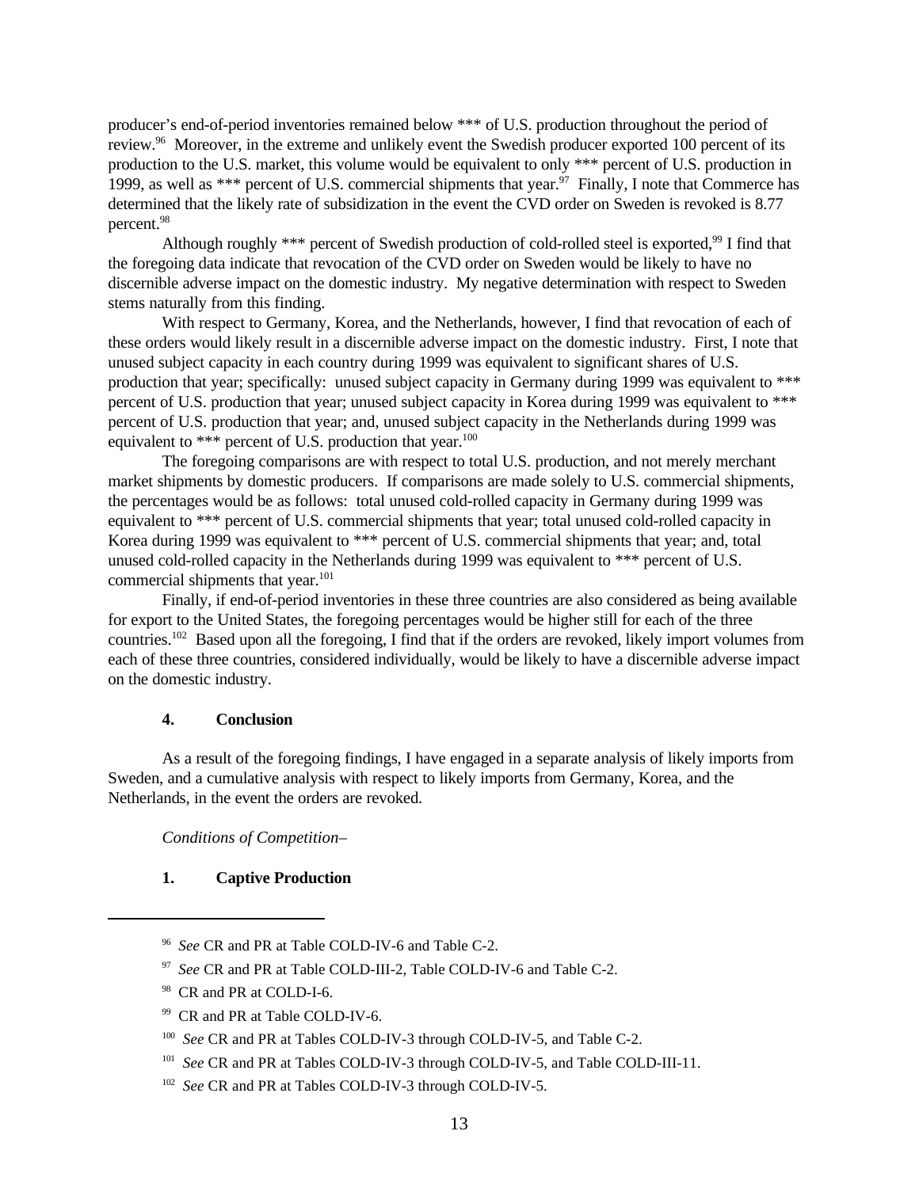producer's end-of-period inventories remained below *** of U.S. production throughout the period of review.[96] Moreover, in the extreme and unlikely event the Swedish producer exported 100 percent of its production to the U.S. market, this volume would be equivalent to only *** percent of U.S. production in 1999, as well as *** percent of U.S. commercial shipments that year.[97] Finally, I note that Commerce has determined that the likely rate of subsidization in the event the CVD order on Sweden is revoked is 8.77 percent.[98]

Although roughly *** percent of Swedish production of cold-rolled steel is exported,[99] I find that the foregoing data indicate that revocation of the CVD order on Sweden would be likely to have no discernible adverse impact on the domestic industry. My negative determination with respect to Sweden stems naturally from this finding.

With respect to Germany, Korea, and the Netherlands, however, I find that revocation of each of these orders would likely result in a discernible adverse impact on the domestic industry. First, I note that unused subject capacity in each country during 1999 was equivalent to significant shares of U.S. production that year; specifically: unused subject capacity in Germany during 1999 was equivalent to *** percent of U.S. production that year; unused subject capacity in Korea during 1999 was equivalent to *** percent of U.S. production that year; and, unused subject capacity in the Netherlands during 1999 was equivalent to *** percent of U.S. production that year.[100]

The foregoing comparisons are with respect to total U.S. production, and not merely merchant market shipments by domestic producers. If comparisons are made solely to U.S. commercial shipments, the percentages would be as follows: total unused cold-rolled capacity in Germany during 1999 was equivalent to *** percent of U.S. commercial shipments that year; total unused cold-rolled capacity in Korea during 1999 was equivalent to *** percent of U.S. commercial shipments that year; and, total unused cold-rolled capacity in the Netherlands during 1999 was equivalent to *** percent of U.S. commercial shipments that year.[101]

Finally, if end-of-period inventories in these three countries are also considered as being available for export to the United States, the foregoing percentages would be higher still for each of the three countries.[102] Based upon all the foregoing, I find that if the orders are revoked, likely import volumes from each of these three countries, considered individually, would be likely to have a discernible adverse impact on the domestic industry.

#### 4. Conclusion

As a result of the foregoing findings, I have engaged in a separate analysis of likely imports from Sweden, and a cumulative analysis with respect to likely imports from Germany, Korea, and the Netherlands, in the event the orders are revoked.

*Conditions of Competition–*

#### 1. Captive Production

---

[96] *See* CR and PR at Table COLD-IV-6 and Table C-2.

[97] *See* CR and PR at Table COLD-III-2, Table COLD-IV-6 and Table C-2.

[98] CR and PR at COLD-I-6.

[99] CR and PR at Table COLD-IV-6.

[100] *See* CR and PR at Tables COLD-IV-3 through COLD-IV-5, and Table C-2.

[101] *See* CR and PR at Tables COLD-IV-3 through COLD-IV-5, and Table COLD-III-11.

[102] *See* CR and PR at Tables COLD-IV-3 through COLD-IV-5.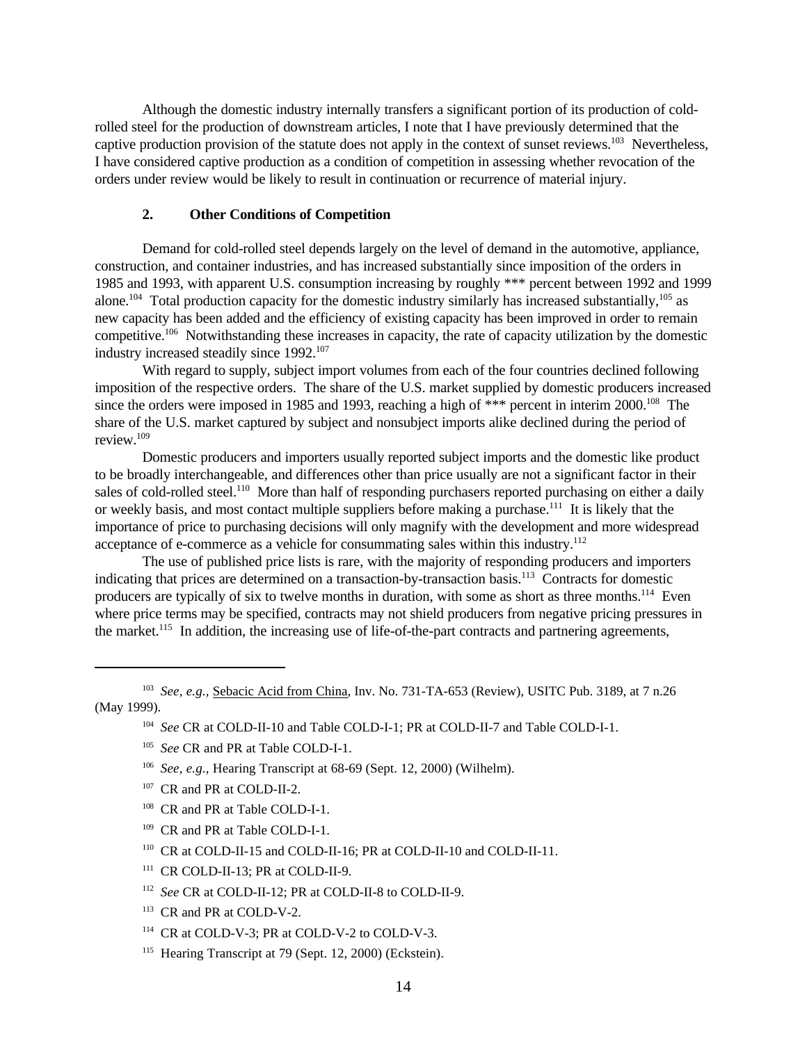Although the domestic industry internally transfers a significant portion of its production of cold-rolled steel for the production of downstream articles, I note that I have previously determined that the captive production provision of the statute does not apply in the context of sunset reviews.[103] Nevertheless, I have considered captive production as a condition of competition in assessing whether revocation of the orders under review would be likely to result in continuation or recurrence of material injury.

### 2. Other Conditions of Competition

Demand for cold-rolled steel depends largely on the level of demand in the automotive, appliance, construction, and container industries, and has increased substantially since imposition of the orders in 1985 and 1993, with apparent U.S. consumption increasing by roughly *** percent between 1992 and 1999 alone.[104] Total production capacity for the domestic industry similarly has increased substantially,[105] as new capacity has been added and the efficiency of existing capacity has been improved in order to remain competitive.[106] Notwithstanding these increases in capacity, the rate of capacity utilization by the domestic industry increased steadily since 1992.[107]

With regard to supply, subject import volumes from each of the four countries declined following imposition of the respective orders. The share of the U.S. market supplied by domestic producers increased since the orders were imposed in 1985 and 1993, reaching a high of *** percent in interim 2000.[108] The share of the U.S. market captured by subject and nonsubject imports alike declined during the period of review.[109]

Domestic producers and importers usually reported subject imports and the domestic like product to be broadly interchangeable, and differences other than price usually are not a significant factor in their sales of cold-rolled steel.[110] More than half of responding purchasers reported purchasing on either a daily or weekly basis, and most contact multiple suppliers before making a purchase.[111] It is likely that the importance of price to purchasing decisions will only magnify with the development and more widespread acceptance of e-commerce as a vehicle for consummating sales within this industry.[112]

The use of published price lists is rare, with the majority of responding producers and importers indicating that prices are determined on a transaction-by-transaction basis.[113] Contracts for domestic producers are typically of six to twelve months in duration, with some as short as three months.[114] Even where price terms may be specified, contracts may not shield producers from negative pricing pressures in the market.[115] In addition, the increasing use of life-of-the-part contracts and partnering agreements,

---

[103] *See, e.g.,* Sebacic Acid from China, Inv. No. 731-TA-653 (Review), USITC Pub. 3189, at 7 n.26 (May 1999).

[104] *See* CR at COLD-II-10 and Table COLD-I-1; PR at COLD-II-7 and Table COLD-I-1.

[105] *See* CR and PR at Table COLD-I-1.

[106] *See, e.g.,* Hearing Transcript at 68-69 (Sept. 12, 2000) (Wilhelm).

[107] CR and PR at COLD-II-2.

[108] CR and PR at Table COLD-I-1.

[109] CR and PR at Table COLD-I-1.

[110] CR at COLD-II-15 and COLD-II-16; PR at COLD-II-10 and COLD-II-11.

[111] CR COLD-II-13; PR at COLD-II-9.

[112] *See* CR at COLD-II-12; PR at COLD-II-8 to COLD-II-9.

[113] CR and PR at COLD-V-2.

[114] CR at COLD-V-3; PR at COLD-V-2 to COLD-V-3.

[115] Hearing Transcript at 79 (Sept. 12, 2000) (Eckstein).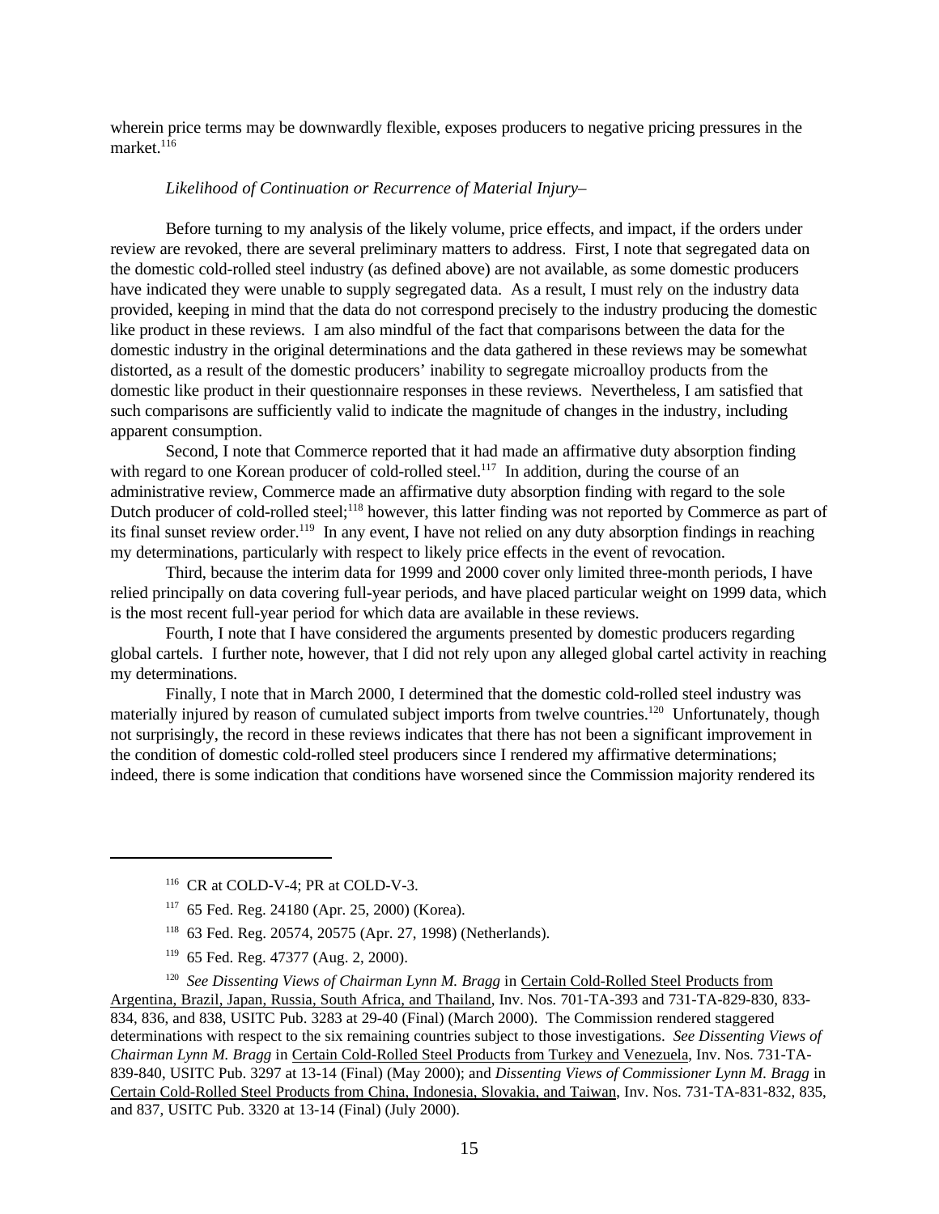wherein price terms may be downwardly flexible, exposes producers to negative pricing pressures in the market.[116]

*Likelihood of Continuation or Recurrence of Material Injury*–

Before turning to my analysis of the likely volume, price effects, and impact, if the orders under review are revoked, there are several preliminary matters to address. First, I note that segregated data on the domestic cold-rolled steel industry (as defined above) are not available, as some domestic producers have indicated they were unable to supply segregated data. As a result, I must rely on the industry data provided, keeping in mind that the data do not correspond precisely to the industry producing the domestic like product in these reviews. I am also mindful of the fact that comparisons between the data for the domestic industry in the original determinations and the data gathered in these reviews may be somewhat distorted, as a result of the domestic producers' inability to segregate microalloy products from the domestic like product in their questionnaire responses in these reviews. Nevertheless, I am satisfied that such comparisons are sufficiently valid to indicate the magnitude of changes in the industry, including apparent consumption.

Second, I note that Commerce reported that it had made an affirmative duty absorption finding with regard to one Korean producer of cold-rolled steel.[117] In addition, during the course of an administrative review, Commerce made an affirmative duty absorption finding with regard to the sole Dutch producer of cold-rolled steel;[118] however, this latter finding was not reported by Commerce as part of its final sunset review order.[119] In any event, I have not relied on any duty absorption findings in reaching my determinations, particularly with respect to likely price effects in the event of revocation.

Third, because the interim data for 1999 and 2000 cover only limited three-month periods, I have relied principally on data covering full-year periods, and have placed particular weight on 1999 data, which is the most recent full-year period for which data are available in these reviews.

Fourth, I note that I have considered the arguments presented by domestic producers regarding global cartels. I further note, however, that I did not rely upon any alleged global cartel activity in reaching my determinations.

Finally, I note that in March 2000, I determined that the domestic cold-rolled steel industry was materially injured by reason of cumulated subject imports from twelve countries.[120] Unfortunately, though not surprisingly, the record in these reviews indicates that there has not been a significant improvement in the condition of domestic cold-rolled steel producers since I rendered my affirmative determinations; indeed, there is some indication that conditions have worsened since the Commission majority rendered its

---

[116] CR at COLD-V-4; PR at COLD-V-3.

[117] 65 Fed. Reg. 24180 (Apr. 25, 2000) (Korea).

[118] 63 Fed. Reg. 20574, 20575 (Apr. 27, 1998) (Netherlands).

[119] 65 Fed. Reg. 47377 (Aug. 2, 2000).

[120] *See Dissenting Views of Chairman Lynn M. Bragg* in Certain Cold-Rolled Steel Products from Argentina, Brazil, Japan, Russia, South Africa, and Thailand, Inv. Nos. 701-TA-393 and 731-TA-829-830, 833-834, 836, and 838, USITC Pub. 3283 at 29-40 (Final) (March 2000). The Commission rendered staggered determinations with respect to the six remaining countries subject to those investigations. *See Dissenting Views of Chairman Lynn M. Bragg* in Certain Cold-Rolled Steel Products from Turkey and Venezuela, Inv. Nos. 731-TA-839-840, USITC Pub. 3297 at 13-14 (Final) (May 2000); and *Dissenting Views of Commissioner Lynn M. Bragg* in Certain Cold-Rolled Steel Products from China, Indonesia, Slovakia, and Taiwan, Inv. Nos. 731-TA-831-832, 835, and 837, USITC Pub. 3320 at 13-14 (Final) (July 2000).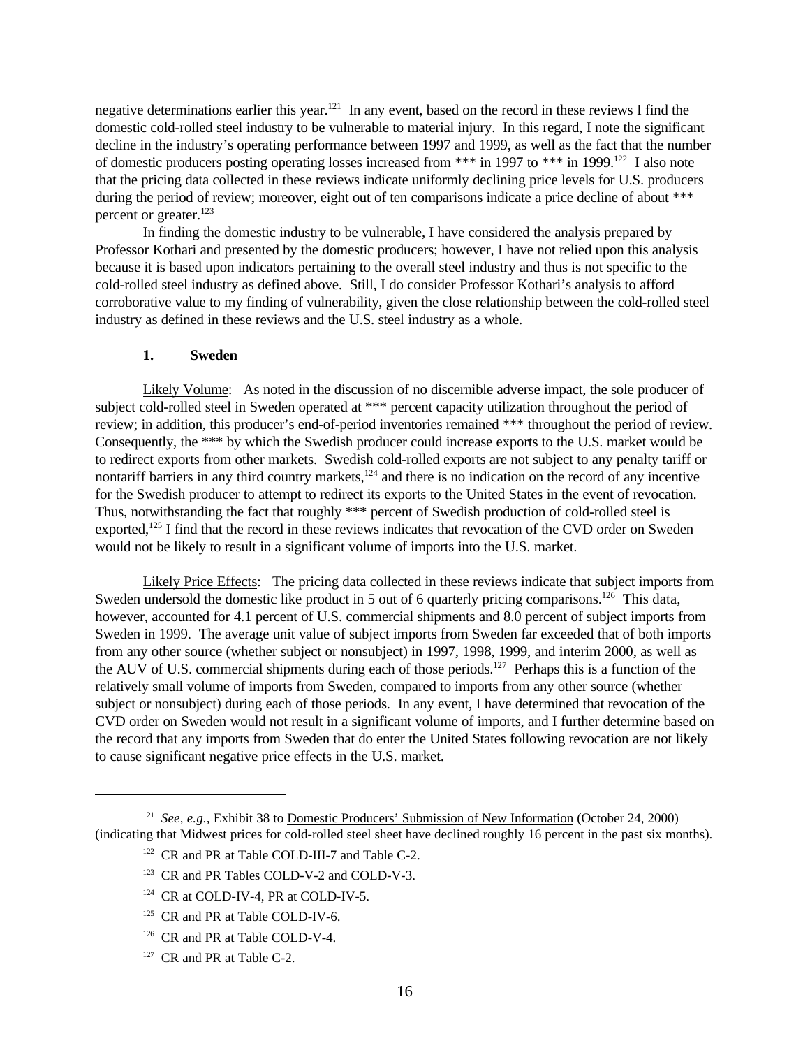negative determinations earlier this year.[121] In any event, based on the record in these reviews I find the domestic cold-rolled steel industry to be vulnerable to material injury. In this regard, I note the significant decline in the industry's operating performance between 1997 and 1999, as well as the fact that the number of domestic producers posting operating losses increased from *** in 1997 to *** in 1999.[122] I also note that the pricing data collected in these reviews indicate uniformly declining price levels for U.S. producers during the period of review; moreover, eight out of ten comparisons indicate a price decline of about *** percent or greater.[123]

In finding the domestic industry to be vulnerable, I have considered the analysis prepared by Professor Kothari and presented by the domestic producers; however, I have not relied upon this analysis because it is based upon indicators pertaining to the overall steel industry and thus is not specific to the cold-rolled steel industry as defined above. Still, I do consider Professor Kothari's analysis to afford corroborative value to my finding of vulnerability, given the close relationship between the cold-rolled steel industry as defined in these reviews and the U.S. steel industry as a whole.

### 1. Sweden

Likely Volume: As noted in the discussion of no discernible adverse impact, the sole producer of subject cold-rolled steel in Sweden operated at *** percent capacity utilization throughout the period of review; in addition, this producer's end-of-period inventories remained *** throughout the period of review. Consequently, the *** by which the Swedish producer could increase exports to the U.S. market would be to redirect exports from other markets. Swedish cold-rolled exports are not subject to any penalty tariff or nontariff barriers in any third country markets,[124] and there is no indication on the record of any incentive for the Swedish producer to attempt to redirect its exports to the United States in the event of revocation. Thus, notwithstanding the fact that roughly *** percent of Swedish production of cold-rolled steel is exported,[125] I find that the record in these reviews indicates that revocation of the CVD order on Sweden would not be likely to result in a significant volume of imports into the U.S. market.

Likely Price Effects: The pricing data collected in these reviews indicate that subject imports from Sweden undersold the domestic like product in 5 out of 6 quarterly pricing comparisons.[126] This data, however, accounted for 4.1 percent of U.S. commercial shipments and 8.0 percent of subject imports from Sweden in 1999. The average unit value of subject imports from Sweden far exceeded that of both imports from any other source (whether subject or nonsubject) in 1997, 1998, 1999, and interim 2000, as well as the AUV of U.S. commercial shipments during each of those periods.[127] Perhaps this is a function of the relatively small volume of imports from Sweden, compared to imports from any other source (whether subject or nonsubject) during each of those periods. In any event, I have determined that revocation of the CVD order on Sweden would not result in a significant volume of imports, and I further determine based on the record that any imports from Sweden that do enter the United States following revocation are not likely to cause significant negative price effects in the U.S. market.

---

[121] *See, e.g.,* Exhibit 38 to Domestic Producers' Submission of New Information (October 24, 2000) (indicating that Midwest prices for cold-rolled steel sheet have declined roughly 16 percent in the past six months).

[122] CR and PR at Table COLD-III-7 and Table C-2.

[123] CR and PR Tables COLD-V-2 and COLD-V-3.

[124] CR at COLD-IV-4, PR at COLD-IV-5.

[125] CR and PR at Table COLD-IV-6.

[126] CR and PR at Table COLD-V-4.

[127] CR and PR at Table C-2.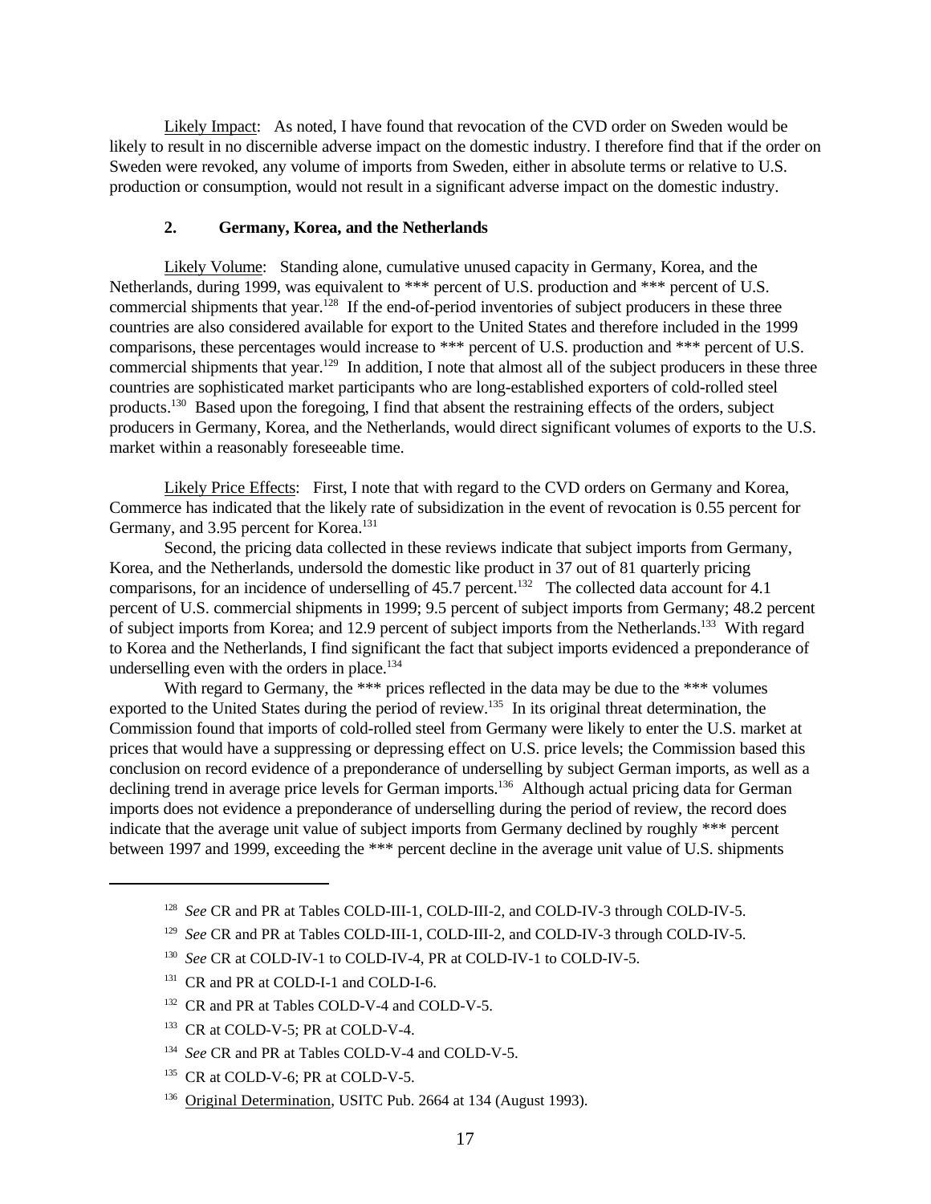Likely Impact: As noted, I have found that revocation of the CVD order on Sweden would be likely to result in no discernible adverse impact on the domestic industry. I therefore find that if the order on Sweden were revoked, any volume of imports from Sweden, either in absolute terms or relative to U.S. production or consumption, would not result in a significant adverse impact on the domestic industry.

**2. Germany, Korea, and the Netherlands**

Likely Volume: Standing alone, cumulative unused capacity in Germany, Korea, and the Netherlands, during 1999, was equivalent to *** percent of U.S. production and *** percent of U.S. commercial shipments that year.[128] If the end-of-period inventories of subject producers in these three countries are also considered available for export to the United States and therefore included in the 1999 comparisons, these percentages would increase to *** percent of U.S. production and *** percent of U.S. commercial shipments that year.[129] In addition, I note that almost all of the subject producers in these three countries are sophisticated market participants who are long-established exporters of cold-rolled steel products.[130] Based upon the foregoing, I find that absent the restraining effects of the orders, subject producers in Germany, Korea, and the Netherlands, would direct significant volumes of exports to the U.S. market within a reasonably foreseeable time.

Likely Price Effects: First, I note that with regard to the CVD orders on Germany and Korea, Commerce has indicated that the likely rate of subsidization in the event of revocation is 0.55 percent for Germany, and 3.95 percent for Korea.[131]

Second, the pricing data collected in these reviews indicate that subject imports from Germany, Korea, and the Netherlands, undersold the domestic like product in 37 out of 81 quarterly pricing comparisons, for an incidence of underselling of 45.7 percent.[132] The collected data account for 4.1 percent of U.S. commercial shipments in 1999; 9.5 percent of subject imports from Germany; 48.2 percent of subject imports from Korea; and 12.9 percent of subject imports from the Netherlands.[133] With regard to Korea and the Netherlands, I find significant the fact that subject imports evidenced a preponderance of underselling even with the orders in place.[134]

With regard to Germany, the *** prices reflected in the data may be due to the *** volumes exported to the United States during the period of review.[135] In its original threat determination, the Commission found that imports of cold-rolled steel from Germany were likely to enter the U.S. market at prices that would have a suppressing or depressing effect on U.S. price levels; the Commission based this conclusion on record evidence of a preponderance of underselling by subject German imports, as well as a declining trend in average price levels for German imports.[136] Although actual pricing data for German imports does not evidence a preponderance of underselling during the period of review, the record does indicate that the average unit value of subject imports from Germany declined by roughly *** percent between 1997 and 1999, exceeding the *** percent decline in the average unit value of U.S. shipments

[128] *See* CR and PR at Tables COLD-III-1, COLD-III-2, and COLD-IV-3 through COLD-IV-5.

[129] *See* CR and PR at Tables COLD-III-1, COLD-III-2, and COLD-IV-3 through COLD-IV-5.

[130] *See* CR at COLD-IV-1 to COLD-IV-4, PR at COLD-IV-1 to COLD-IV-5.

[131] CR and PR at COLD-I-1 and COLD-I-6.

[132] CR and PR at Tables COLD-V-4 and COLD-V-5.

[133] CR at COLD-V-5; PR at COLD-V-4.

[134] *See* CR and PR at Tables COLD-V-4 and COLD-V-5.

[135] CR at COLD-V-6; PR at COLD-V-5.

[136] Original Determination, USITC Pub. 2664 at 134 (August 1993).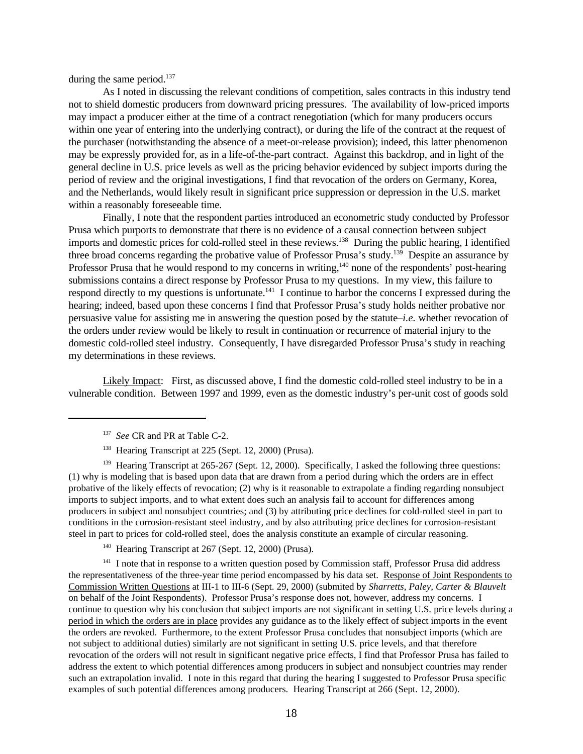during the same period.[137]

As I noted in discussing the relevant conditions of competition, sales contracts in this industry tend not to shield domestic producers from downward pricing pressures. The availability of low-priced imports may impact a producer either at the time of a contract renegotiation (which for many producers occurs within one year of entering into the underlying contract), or during the life of the contract at the request of the purchaser (notwithstanding the absence of a meet-or-release provision); indeed, this latter phenomenon may be expressly provided for, as in a life-of-the-part contract. Against this backdrop, and in light of the general decline in U.S. price levels as well as the pricing behavior evidenced by subject imports during the period of review and the original investigations, I find that revocation of the orders on Germany, Korea, and the Netherlands, would likely result in significant price suppression or depression in the U.S. market within a reasonably foreseeable time.

Finally, I note that the respondent parties introduced an econometric study conducted by Professor Prusa which purports to demonstrate that there is no evidence of a causal connection between subject imports and domestic prices for cold-rolled steel in these reviews.[138] During the public hearing, I identified three broad concerns regarding the probative value of Professor Prusa's study.[139] Despite an assurance by Professor Prusa that he would respond to my concerns in writing,[140] none of the respondents' post-hearing submissions contains a direct response by Professor Prusa to my questions. In my view, this failure to respond directly to my questions is unfortunate.[141] I continue to harbor the concerns I expressed during the hearing; indeed, based upon these concerns I find that Professor Prusa's study holds neither probative nor persuasive value for assisting me in answering the question posed by the statute–*i.e.* whether revocation of the orders under review would be likely to result in continuation or recurrence of material injury to the domestic cold-rolled steel industry. Consequently, I have disregarded Professor Prusa's study in reaching my determinations in these reviews.

Likely Impact: First, as discussed above, I find the domestic cold-rolled steel industry to be in a vulnerable condition. Between 1997 and 1999, even as the domestic industry's per-unit cost of goods sold

---

[137] *See* CR and PR at Table C-2.

[138] Hearing Transcript at 225 (Sept. 12, 2000) (Prusa).

[139] Hearing Transcript at 265-267 (Sept. 12, 2000). Specifically, I asked the following three questions: (1) why is modeling that is based upon data that are drawn from a period during which the orders are in effect probative of the likely effects of revocation; (2) why is it reasonable to extrapolate a finding regarding nonsubject imports to subject imports, and to what extent does such an analysis fail to account for differences among producers in subject and nonsubject countries; and (3) by attributing price declines for cold-rolled steel in part to conditions in the corrosion-resistant steel industry, and by also attributing price declines for corrosion-resistant steel in part to prices for cold-rolled steel, does the analysis constitute an example of circular reasoning.

[140] Hearing Transcript at 267 (Sept. 12, 2000) (Prusa).

[141] I note that in response to a written question posed by Commission staff, Professor Prusa did address the representativeness of the three-year time period encompassed by his data set. Response of Joint Respondents to Commission Written Questions at III-1 to III-6 (Sept. 29, 2000) (submited by *Sharretts, Paley, Carter & Blauvelt* on behalf of the Joint Respondents). Professor Prusa's response does not, however, address my concerns. I continue to question why his conclusion that subject imports are not significant in setting U.S. price levels during a period in which the orders are in place provides any guidance as to the likely effect of subject imports in the event the orders are revoked. Furthermore, to the extent Professor Prusa concludes that nonsubject imports (which are not subject to additional duties) similarly are not significant in setting U.S. price levels, and that therefore revocation of the orders will not result in significant negative price effects, I find that Professor Prusa has failed to address the extent to which potential differences among producers in subject and nonsubject countries may render such an extrapolation invalid. I note in this regard that during the hearing I suggested to Professor Prusa specific examples of such potential differences among producers. Hearing Transcript at 266 (Sept. 12, 2000).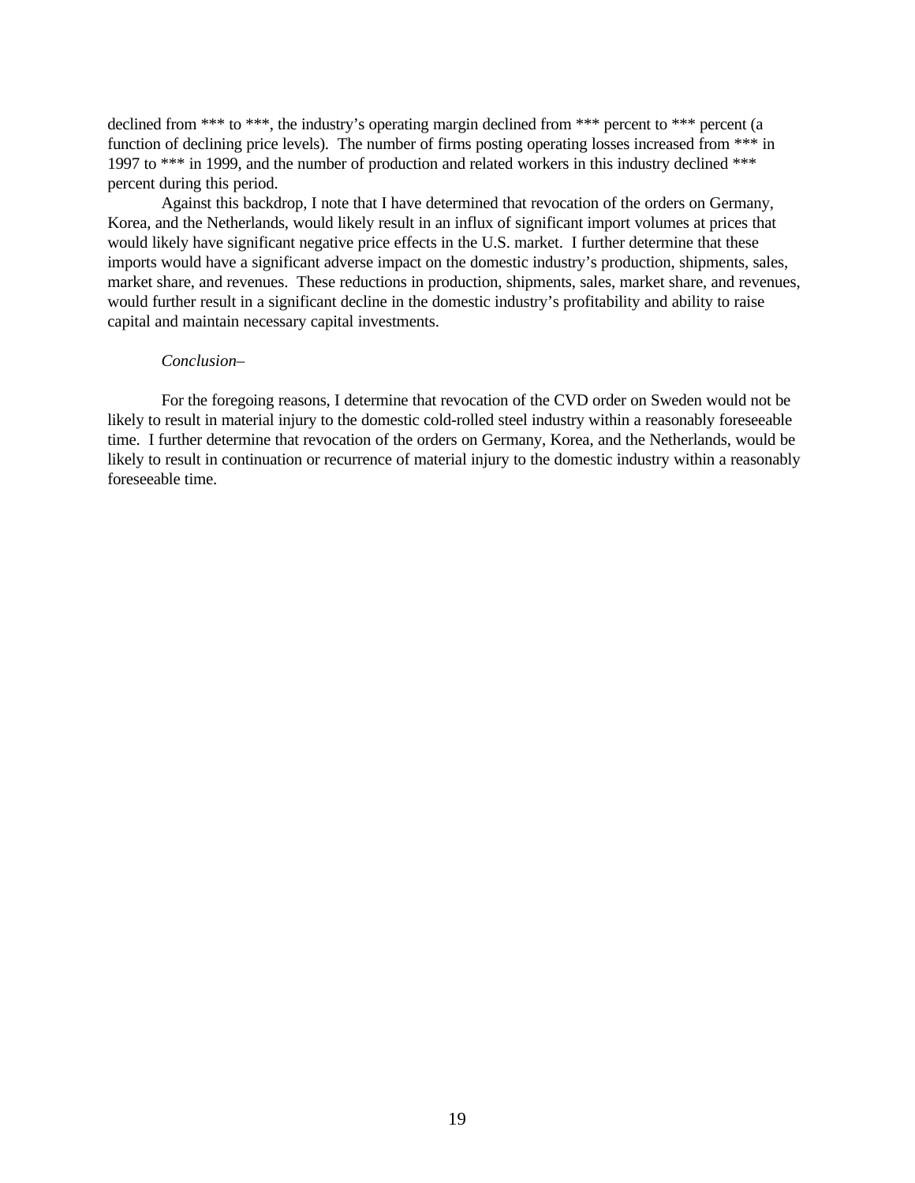declined from *** to ***, the industry's operating margin declined from *** percent to *** percent (a function of declining price levels). The number of firms posting operating losses increased from *** in 1997 to *** in 1999, and the number of production and related workers in this industry declined *** percent during this period.

Against this backdrop, I note that I have determined that revocation of the orders on Germany, Korea, and the Netherlands, would likely result in an influx of significant import volumes at prices that would likely have significant negative price effects in the U.S. market. I further determine that these imports would have a significant adverse impact on the domestic industry's production, shipments, sales, market share, and revenues. These reductions in production, shipments, sales, market share, and revenues, would further result in a significant decline in the domestic industry's profitability and ability to raise capital and maintain necessary capital investments.

*Conclusion–*

For the foregoing reasons, I determine that revocation of the CVD order on Sweden would not be likely to result in material injury to the domestic cold-rolled steel industry within a reasonably foreseeable time. I further determine that revocation of the orders on Germany, Korea, and the Netherlands, would be likely to result in continuation or recurrence of material injury to the domestic industry within a reasonably foreseeable time.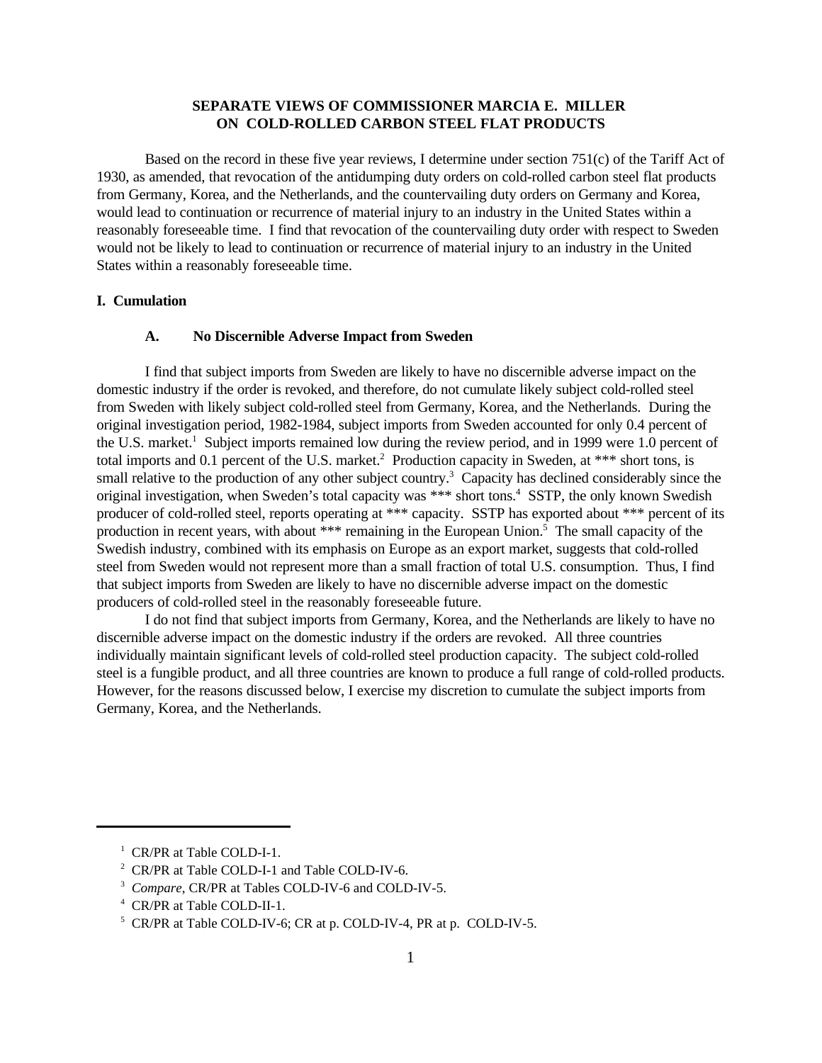## SEPARATE VIEWS OF COMMISSIONER MARCIA E. MILLER ON COLD-ROLLED CARBON STEEL FLAT PRODUCTS

Based on the record in these five year reviews, I determine under section 751(c) of the Tariff Act of 1930, as amended, that revocation of the antidumping duty orders on cold-rolled carbon steel flat products from Germany, Korea, and the Netherlands, and the countervailing duty orders on Germany and Korea, would lead to continuation or recurrence of material injury to an industry in the United States within a reasonably foreseeable time. I find that revocation of the countervailing duty order with respect to Sweden would not be likely to lead to continuation or recurrence of material injury to an industry in the United States within a reasonably foreseeable time.

### I. Cumulation

#### A. No Discernible Adverse Impact from Sweden

I find that subject imports from Sweden are likely to have no discernible adverse impact on the domestic industry if the order is revoked, and therefore, do not cumulate likely subject cold-rolled steel from Sweden with likely subject cold-rolled steel from Germany, Korea, and the Netherlands. During the original investigation period, 1982-1984, subject imports from Sweden accounted for only 0.4 percent of the U.S. market.[1] Subject imports remained low during the review period, and in 1999 were 1.0 percent of total imports and 0.1 percent of the U.S. market.[2] Production capacity in Sweden, at *** short tons, is small relative to the production of any other subject country.[3] Capacity has declined considerably since the original investigation, when Sweden's total capacity was *** short tons.[4] SSTP, the only known Swedish producer of cold-rolled steel, reports operating at *** capacity. SSTP has exported about *** percent of its production in recent years, with about *** remaining in the European Union.[5] The small capacity of the Swedish industry, combined with its emphasis on Europe as an export market, suggests that cold-rolled steel from Sweden would not represent more than a small fraction of total U.S. consumption. Thus, I find that subject imports from Sweden are likely to have no discernible adverse impact on the domestic producers of cold-rolled steel in the reasonably foreseeable future.

I do not find that subject imports from Germany, Korea, and the Netherlands are likely to have no discernible adverse impact on the domestic industry if the orders are revoked. All three countries individually maintain significant levels of cold-rolled steel production capacity. The subject cold-rolled steel is a fungible product, and all three countries are known to produce a full range of cold-rolled products. However, for the reasons discussed below, I exercise my discretion to cumulate the subject imports from Germany, Korea, and the Netherlands.

---

[1] CR/PR at Table COLD-I-1.

[2] CR/PR at Table COLD-I-1 and Table COLD-IV-6.

[3] *Compare*, CR/PR at Tables COLD-IV-6 and COLD-IV-5.

[4] CR/PR at Table COLD-II-1.

[5] CR/PR at Table COLD-IV-6; CR at p. COLD-IV-4, PR at p. COLD-IV-5.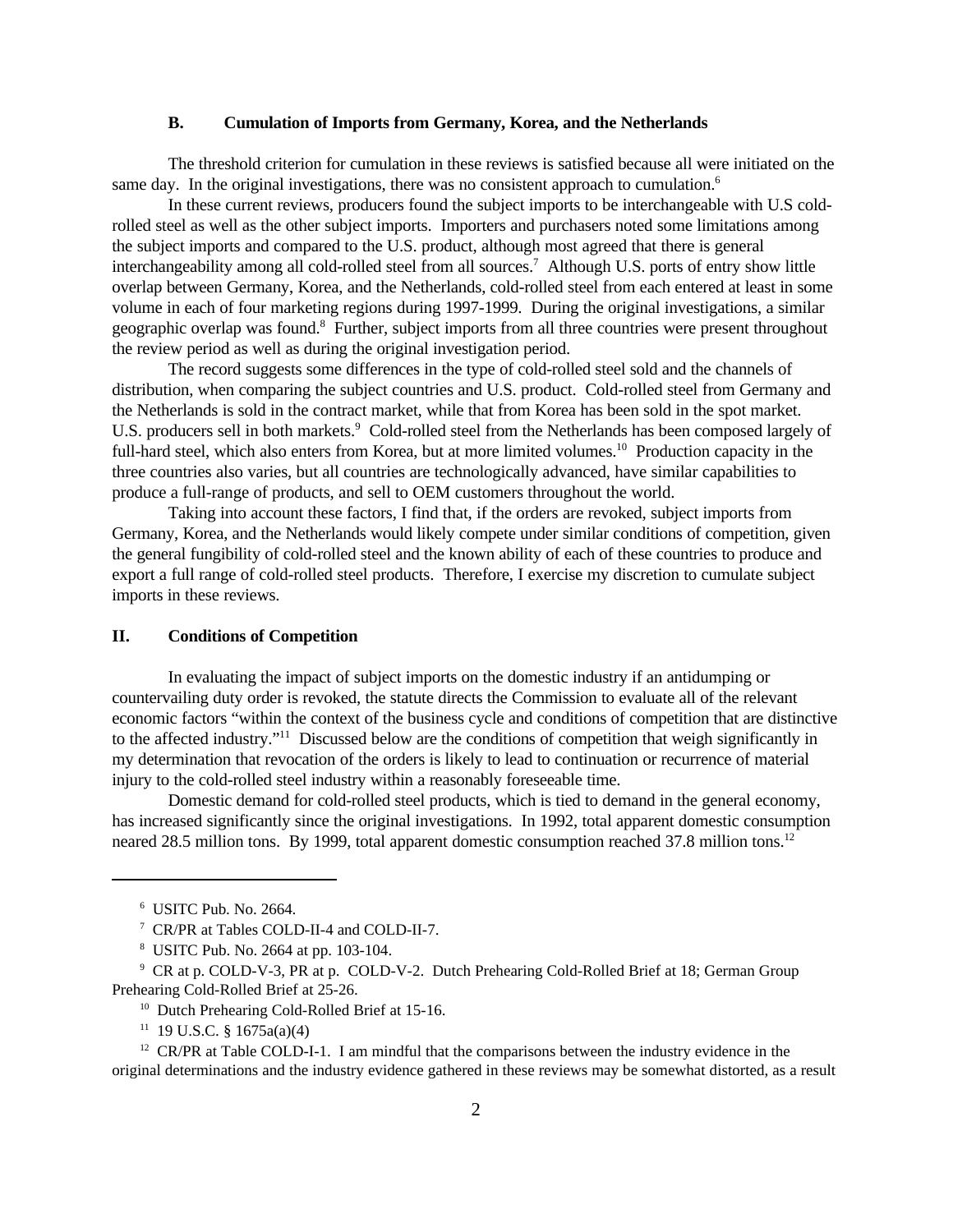### B. Cumulation of Imports from Germany, Korea, and the Netherlands

The threshold criterion for cumulation in these reviews is satisfied because all were initiated on the same day. In the original investigations, there was no consistent approach to cumulation.[6]

In these current reviews, producers found the subject imports to be interchangeable with U.S cold-rolled steel as well as the other subject imports. Importers and purchasers noted some limitations among the subject imports and compared to the U.S. product, although most agreed that there is general interchangeability among all cold-rolled steel from all sources.[7] Although U.S. ports of entry show little overlap between Germany, Korea, and the Netherlands, cold-rolled steel from each entered at least in some volume in each of four marketing regions during 1997-1999. During the original investigations, a similar geographic overlap was found.[8] Further, subject imports from all three countries were present throughout the review period as well as during the original investigation period.

The record suggests some differences in the type of cold-rolled steel sold and the channels of distribution, when comparing the subject countries and U.S. product. Cold-rolled steel from Germany and the Netherlands is sold in the contract market, while that from Korea has been sold in the spot market. U.S. producers sell in both markets.[9] Cold-rolled steel from the Netherlands has been composed largely of full-hard steel, which also enters from Korea, but at more limited volumes.[10] Production capacity in the three countries also varies, but all countries are technologically advanced, have similar capabilities to produce a full-range of products, and sell to OEM customers throughout the world.

Taking into account these factors, I find that, if the orders are revoked, subject imports from Germany, Korea, and the Netherlands would likely compete under similar conditions of competition, given the general fungibility of cold-rolled steel and the known ability of each of these countries to produce and export a full range of cold-rolled steel products. Therefore, I exercise my discretion to cumulate subject imports in these reviews.

## II. Conditions of Competition

In evaluating the impact of subject imports on the domestic industry if an antidumping or countervailing duty order is revoked, the statute directs the Commission to evaluate all of the relevant economic factors "within the context of the business cycle and conditions of competition that are distinctive to the affected industry."[11] Discussed below are the conditions of competition that weigh significantly in my determination that revocation of the orders is likely to lead to continuation or recurrence of material injury to the cold-rolled steel industry within a reasonably foreseeable time.

Domestic demand for cold-rolled steel products, which is tied to demand in the general economy, has increased significantly since the original investigations. In 1992, total apparent domestic consumption neared 28.5 million tons. By 1999, total apparent domestic consumption reached 37.8 million tons.[12]

---

[6] USITC Pub. No. 2664.

[7] CR/PR at Tables COLD-II-4 and COLD-II-7.

[8] USITC Pub. No. 2664 at pp. 103-104.

[9] CR at p. COLD-V-3, PR at p. COLD-V-2. Dutch Prehearing Cold-Rolled Brief at 18; German Group Prehearing Cold-Rolled Brief at 25-26.

[10] Dutch Prehearing Cold-Rolled Brief at 15-16.

[11] 19 U.S.C. § 1675a(a)(4)

[12] CR/PR at Table COLD-I-1. I am mindful that the comparisons between the industry evidence in the original determinations and the industry evidence gathered in these reviews may be somewhat distorted, as a result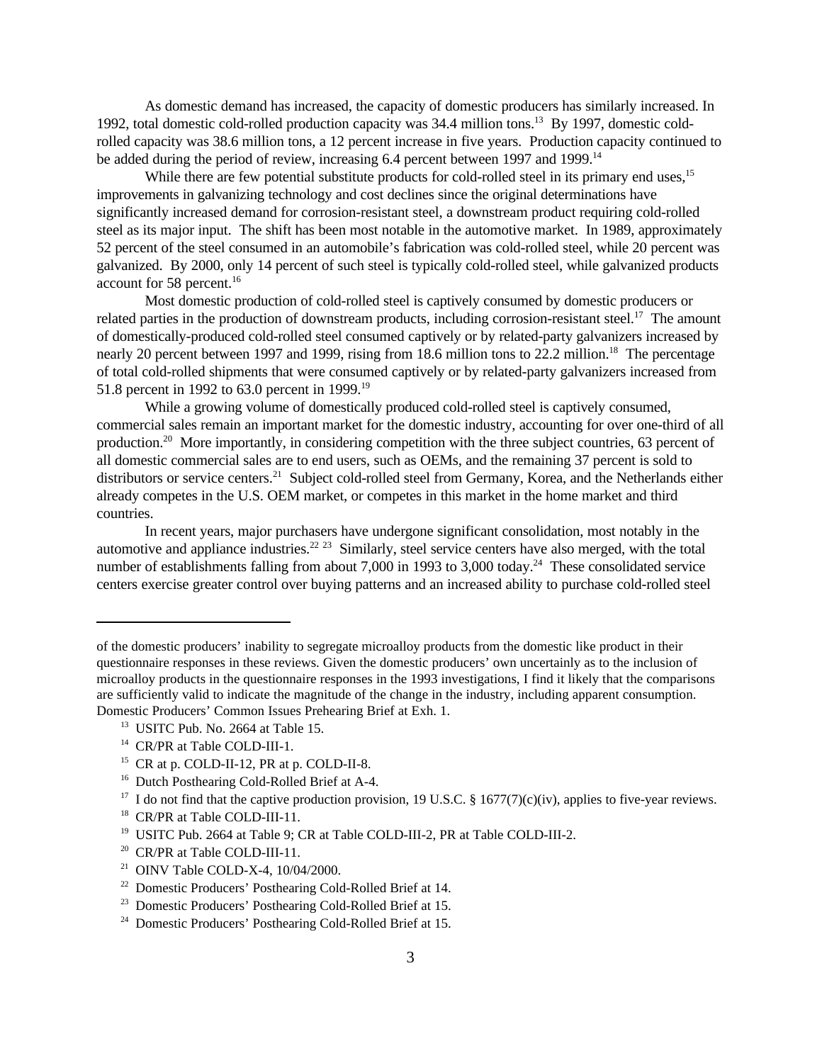As domestic demand has increased, the capacity of domestic producers has similarly increased. In 1992, total domestic cold-rolled production capacity was 34.4 million tons.[13] By 1997, domestic cold-rolled capacity was 38.6 million tons, a 12 percent increase in five years. Production capacity continued to be added during the period of review, increasing 6.4 percent between 1997 and 1999.[14]

While there are few potential substitute products for cold-rolled steel in its primary end uses,[15] improvements in galvanizing technology and cost declines since the original determinations have significantly increased demand for corrosion-resistant steel, a downstream product requiring cold-rolled steel as its major input. The shift has been most notable in the automotive market. In 1989, approximately 52 percent of the steel consumed in an automobile's fabrication was cold-rolled steel, while 20 percent was galvanized. By 2000, only 14 percent of such steel is typically cold-rolled steel, while galvanized products account for 58 percent.[16]

Most domestic production of cold-rolled steel is captively consumed by domestic producers or related parties in the production of downstream products, including corrosion-resistant steel.[17] The amount of domestically-produced cold-rolled steel consumed captively or by related-party galvanizers increased by nearly 20 percent between 1997 and 1999, rising from 18.6 million tons to 22.2 million.[18] The percentage of total cold-rolled shipments that were consumed captively or by related-party galvanizers increased from 51.8 percent in 1992 to 63.0 percent in 1999.[19]

While a growing volume of domestically produced cold-rolled steel is captively consumed, commercial sales remain an important market for the domestic industry, accounting for over one-third of all production.[20] More importantly, in considering competition with the three subject countries, 63 percent of all domestic commercial sales are to end users, such as OEMs, and the remaining 37 percent is sold to distributors or service centers.[21] Subject cold-rolled steel from Germany, Korea, and the Netherlands either already competes in the U.S. OEM market, or competes in this market in the home market and third countries.

In recent years, major purchasers have undergone significant consolidation, most notably in the automotive and appliance industries.[22] [23] Similarly, steel service centers have also merged, with the total number of establishments falling from about 7,000 in 1993 to 3,000 today.[24] These consolidated service centers exercise greater control over buying patterns and an increased ability to purchase cold-rolled steel

---

of the domestic producers' inability to segregate microalloy products from the domestic like product in their questionnaire responses in these reviews. Given the domestic producers' own uncertainly as to the inclusion of microalloy products in the questionnaire responses in the 1993 investigations, I find it likely that the comparisons are sufficiently valid to indicate the magnitude of the change in the industry, including apparent consumption. Domestic Producers' Common Issues Prehearing Brief at Exh. 1.

[13] USITC Pub. No. 2664 at Table 15.

[14] CR/PR at Table COLD-III-1.

[15] CR at p. COLD-II-12, PR at p. COLD-II-8.

[16] Dutch Posthearing Cold-Rolled Brief at A-4.

[17] I do not find that the captive production provision, 19 U.S.C. § 1677(7)(c)(iv), applies to five-year reviews.

[18] CR/PR at Table COLD-III-11.

[19] USITC Pub. 2664 at Table 9; CR at Table COLD-III-2, PR at Table COLD-III-2.

[20] CR/PR at Table COLD-III-11.

[21] OINV Table COLD-X-4, 10/04/2000.

[22] Domestic Producers' Posthearing Cold-Rolled Brief at 14.

[23] Domestic Producers' Posthearing Cold-Rolled Brief at 15.

[24] Domestic Producers' Posthearing Cold-Rolled Brief at 15.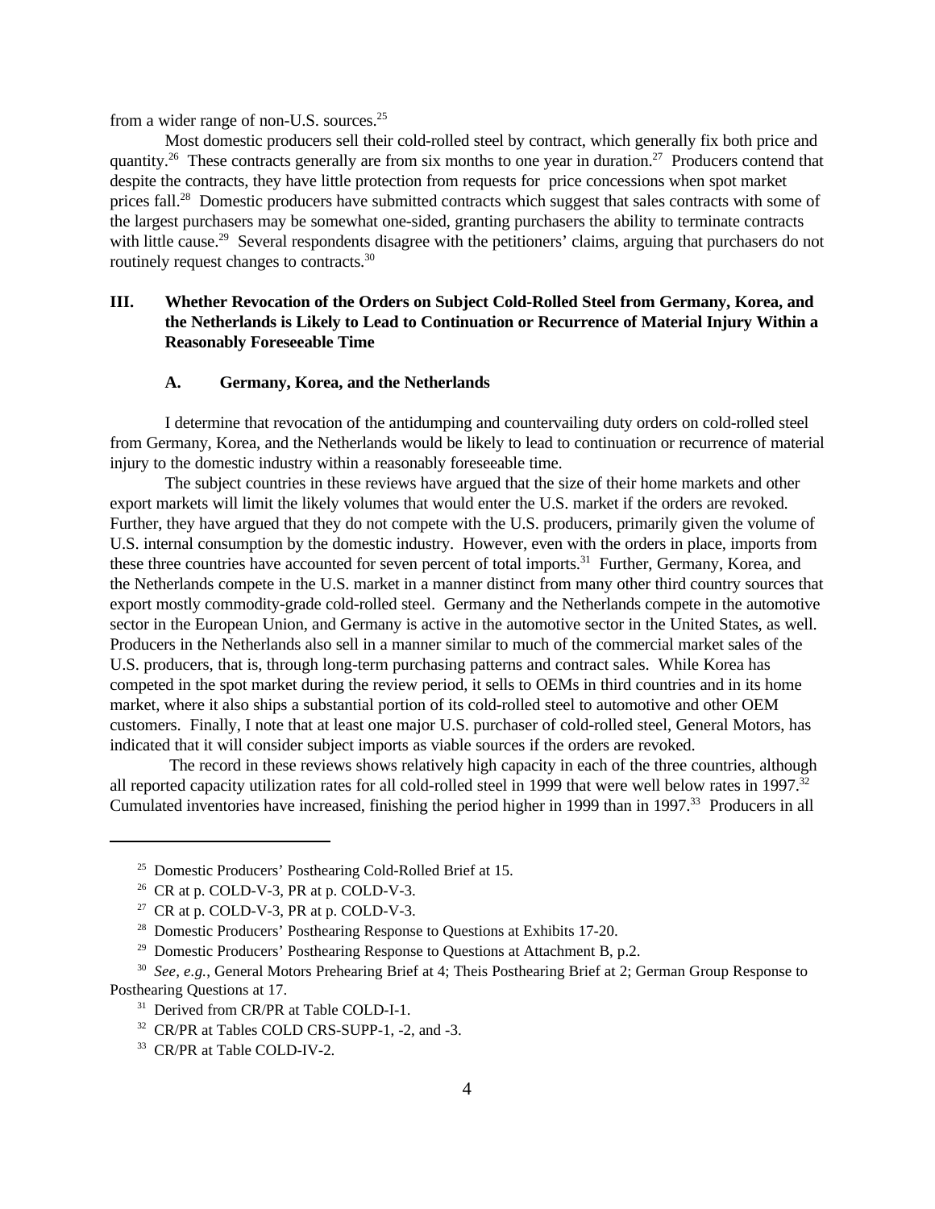from a wider range of non-U.S. sources.[25]

Most domestic producers sell their cold-rolled steel by contract, which generally fix both price and quantity.[26] These contracts generally are from six months to one year in duration.[27] Producers contend that despite the contracts, they have little protection from requests for price concessions when spot market prices fall.[28] Domestic producers have submitted contracts which suggest that sales contracts with some of the largest purchasers may be somewhat one-sided, granting purchasers the ability to terminate contracts with little cause.[29] Several respondents disagree with the petitioners' claims, arguing that purchasers do not routinely request changes to contracts.[30]

## III. Whether Revocation of the Orders on Subject Cold-Rolled Steel from Germany, Korea, and the Netherlands is Likely to Lead to Continuation or Recurrence of Material Injury Within a Reasonably Foreseeable Time

### A. Germany, Korea, and the Netherlands

I determine that revocation of the antidumping and countervailing duty orders on cold-rolled steel from Germany, Korea, and the Netherlands would be likely to lead to continuation or recurrence of material injury to the domestic industry within a reasonably foreseeable time.

The subject countries in these reviews have argued that the size of their home markets and other export markets will limit the likely volumes that would enter the U.S. market if the orders are revoked. Further, they have argued that they do not compete with the U.S. producers, primarily given the volume of U.S. internal consumption by the domestic industry. However, even with the orders in place, imports from these three countries have accounted for seven percent of total imports.[31] Further, Germany, Korea, and the Netherlands compete in the U.S. market in a manner distinct from many other third country sources that export mostly commodity-grade cold-rolled steel. Germany and the Netherlands compete in the automotive sector in the European Union, and Germany is active in the automotive sector in the United States, as well. Producers in the Netherlands also sell in a manner similar to much of the commercial market sales of the U.S. producers, that is, through long-term purchasing patterns and contract sales. While Korea has competed in the spot market during the review period, it sells to OEMs in third countries and in its home market, where it also ships a substantial portion of its cold-rolled steel to automotive and other OEM customers. Finally, I note that at least one major U.S. purchaser of cold-rolled steel, General Motors, has indicated that it will consider subject imports as viable sources if the orders are revoked.

The record in these reviews shows relatively high capacity in each of the three countries, although all reported capacity utilization rates for all cold-rolled steel in 1999 that were well below rates in 1997.[32] Cumulated inventories have increased, finishing the period higher in 1999 than in 1997.[33] Producers in all

---

[25] Domestic Producers' Posthearing Cold-Rolled Brief at 15.

[26] CR at p. COLD-V-3, PR at p. COLD-V-3.

[27] CR at p. COLD-V-3, PR at p. COLD-V-3.

[28] Domestic Producers' Posthearing Response to Questions at Exhibits 17-20.

[29] Domestic Producers' Posthearing Response to Questions at Attachment B, p.2.

[30] *See, e.g.*, General Motors Prehearing Brief at 4; Theis Posthearing Brief at 2; German Group Response to Posthearing Questions at 17.

[31] Derived from CR/PR at Table COLD-I-1.

[32] CR/PR at Tables COLD CRS-SUPP-1, -2, and -3.

[33] CR/PR at Table COLD-IV-2.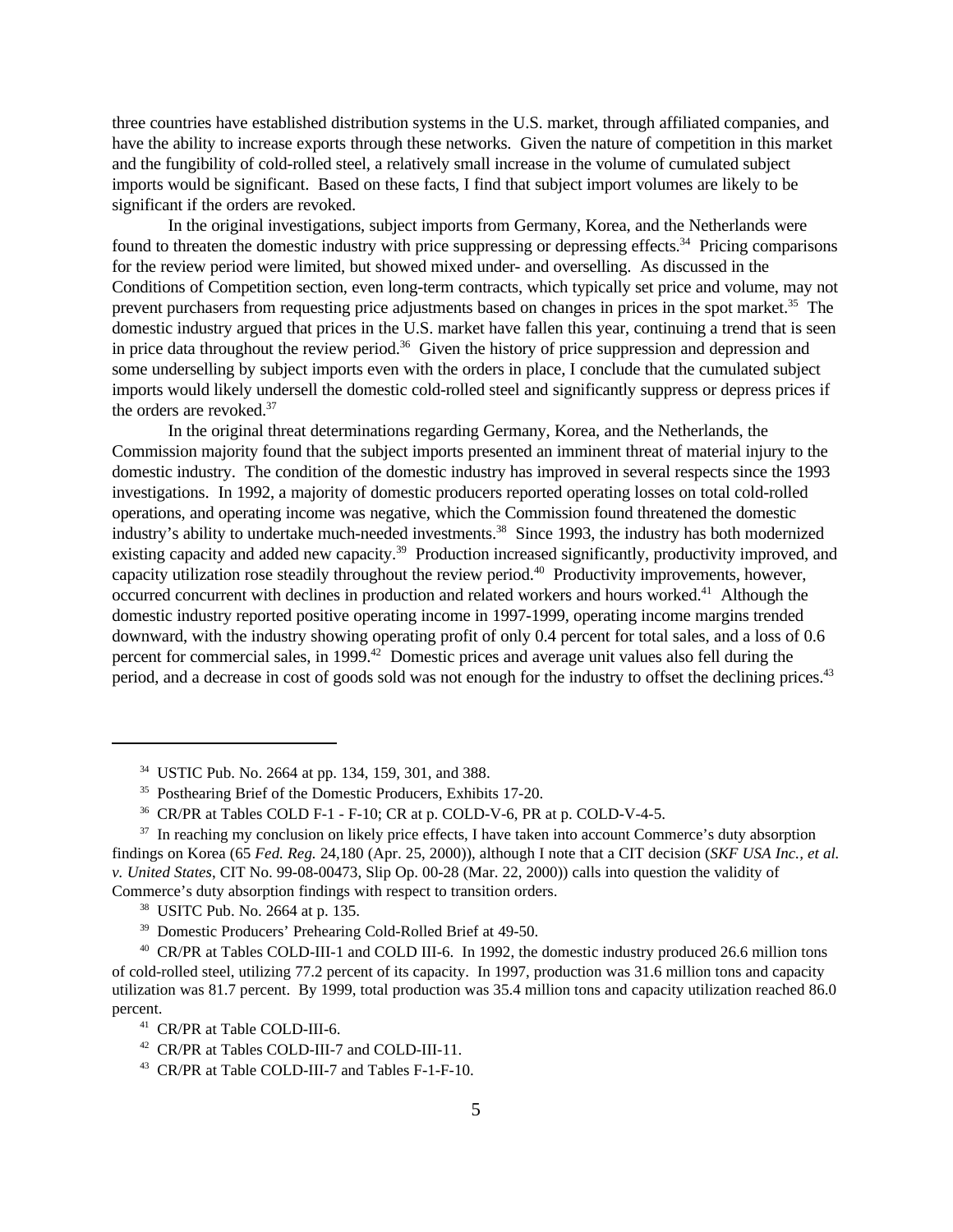three countries have established distribution systems in the U.S. market, through affiliated companies, and have the ability to increase exports through these networks. Given the nature of competition in this market and the fungibility of cold-rolled steel, a relatively small increase in the volume of cumulated subject imports would be significant. Based on these facts, I find that subject import volumes are likely to be significant if the orders are revoked.

In the original investigations, subject imports from Germany, Korea, and the Netherlands were found to threaten the domestic industry with price suppressing or depressing effects.[34] Pricing comparisons for the review period were limited, but showed mixed under- and overselling. As discussed in the Conditions of Competition section, even long-term contracts, which typically set price and volume, may not prevent purchasers from requesting price adjustments based on changes in prices in the spot market.[35] The domestic industry argued that prices in the U.S. market have fallen this year, continuing a trend that is seen in price data throughout the review period.[36] Given the history of price suppression and depression and some underselling by subject imports even with the orders in place, I conclude that the cumulated subject imports would likely undersell the domestic cold-rolled steel and significantly suppress or depress prices if the orders are revoked.[37]

In the original threat determinations regarding Germany, Korea, and the Netherlands, the Commission majority found that the subject imports presented an imminent threat of material injury to the domestic industry. The condition of the domestic industry has improved in several respects since the 1993 investigations. In 1992, a majority of domestic producers reported operating losses on total cold-rolled operations, and operating income was negative, which the Commission found threatened the domestic industry's ability to undertake much-needed investments.[38] Since 1993, the industry has both modernized existing capacity and added new capacity.[39] Production increased significantly, productivity improved, and capacity utilization rose steadily throughout the review period.[40] Productivity improvements, however, occurred concurrent with declines in production and related workers and hours worked.[41] Although the domestic industry reported positive operating income in 1997-1999, operating income margins trended downward, with the industry showing operating profit of only 0.4 percent for total sales, and a loss of 0.6 percent for commercial sales, in 1999.[42] Domestic prices and average unit values also fell during the period, and a decrease in cost of goods sold was not enough for the industry to offset the declining prices.[43]

---

[34] USTIC Pub. No. 2664 at pp. 134, 159, 301, and 388.

[35] Posthearing Brief of the Domestic Producers, Exhibits 17-20.

[36] CR/PR at Tables COLD F-1 - F-10; CR at p. COLD-V-6, PR at p. COLD-V-4-5.

[37] In reaching my conclusion on likely price effects, I have taken into account Commerce's duty absorption findings on Korea (65 *Fed. Reg.* 24,180 (Apr. 25, 2000)), although I note that a CIT decision (*SKF USA Inc., et al. v. United States*, CIT No. 99-08-00473, Slip Op. 00-28 (Mar. 22, 2000)) calls into question the validity of Commerce's duty absorption findings with respect to transition orders.

[38] USITC Pub. No. 2664 at p. 135.

[39] Domestic Producers' Prehearing Cold-Rolled Brief at 49-50.

[40] CR/PR at Tables COLD-III-1 and COLD III-6. In 1992, the domestic industry produced 26.6 million tons of cold-rolled steel, utilizing 77.2 percent of its capacity. In 1997, production was 31.6 million tons and capacity utilization was 81.7 percent. By 1999, total production was 35.4 million tons and capacity utilization reached 86.0 percent.

[41] CR/PR at Table COLD-III-6.

[42] CR/PR at Tables COLD-III-7 and COLD-III-11.

[43] CR/PR at Table COLD-III-7 and Tables F-1-F-10.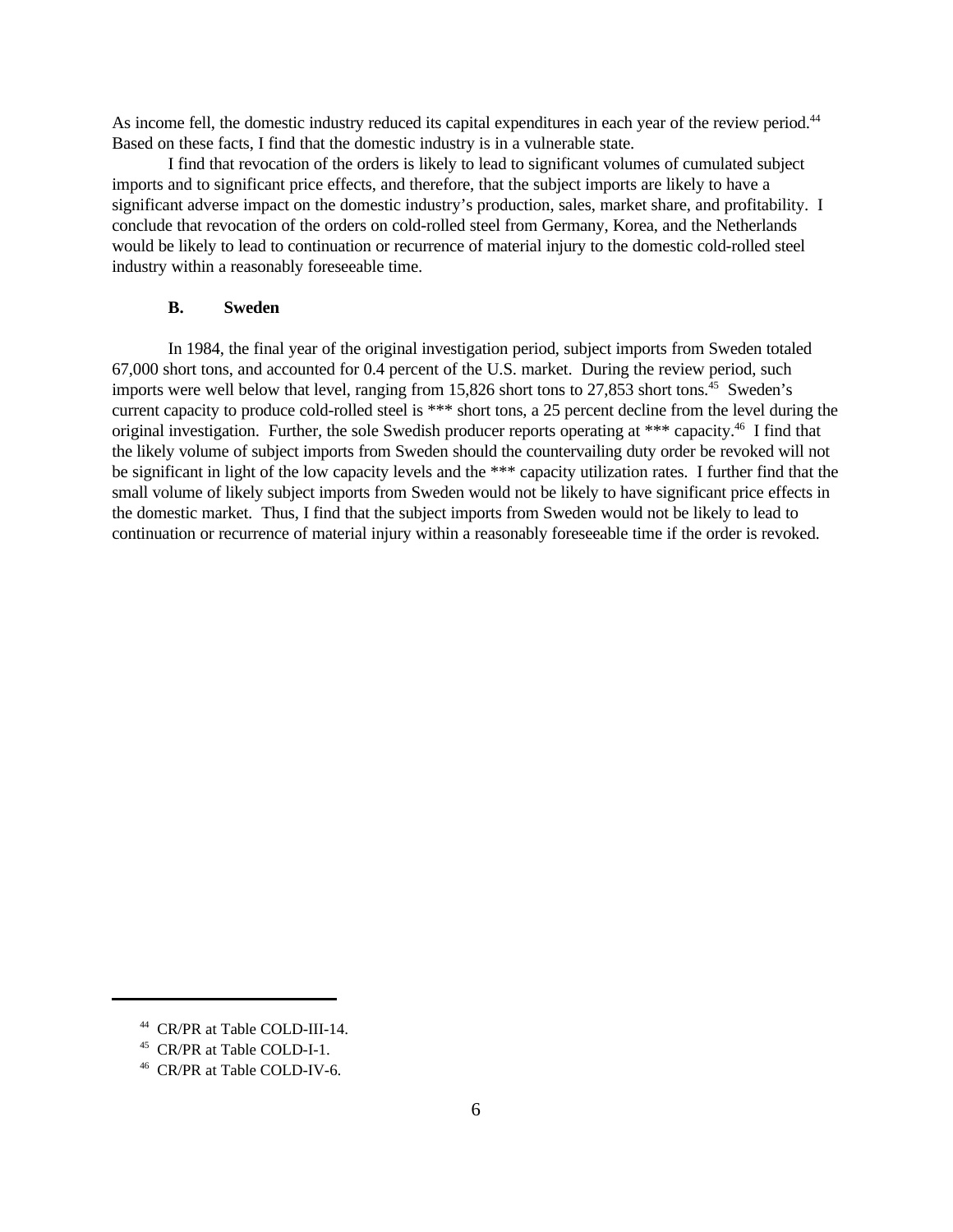As income fell, the domestic industry reduced its capital expenditures in each year of the review period.[44] Based on these facts, I find that the domestic industry is in a vulnerable state.

I find that revocation of the orders is likely to lead to significant volumes of cumulated subject imports and to significant price effects, and therefore, that the subject imports are likely to have a significant adverse impact on the domestic industry's production, sales, market share, and profitability. I conclude that revocation of the orders on cold-rolled steel from Germany, Korea, and the Netherlands would be likely to lead to continuation or recurrence of material injury to the domestic cold-rolled steel industry within a reasonably foreseeable time.

### B. Sweden

In 1984, the final year of the original investigation period, subject imports from Sweden totaled 67,000 short tons, and accounted for 0.4 percent of the U.S. market. During the review period, such imports were well below that level, ranging from 15,826 short tons to 27,853 short tons.[45] Sweden's current capacity to produce cold-rolled steel is *** short tons, a 25 percent decline from the level during the original investigation. Further, the sole Swedish producer reports operating at *** capacity.[46] I find that the likely volume of subject imports from Sweden should the countervailing duty order be revoked will not be significant in light of the low capacity levels and the *** capacity utilization rates. I further find that the small volume of likely subject imports from Sweden would not be likely to have significant price effects in the domestic market. Thus, I find that the subject imports from Sweden would not be likely to lead to continuation or recurrence of material injury within a reasonably foreseeable time if the order is revoked.

---

[44] CR/PR at Table COLD-III-14.

[45] CR/PR at Table COLD-I-1.

[46] CR/PR at Table COLD-IV-6.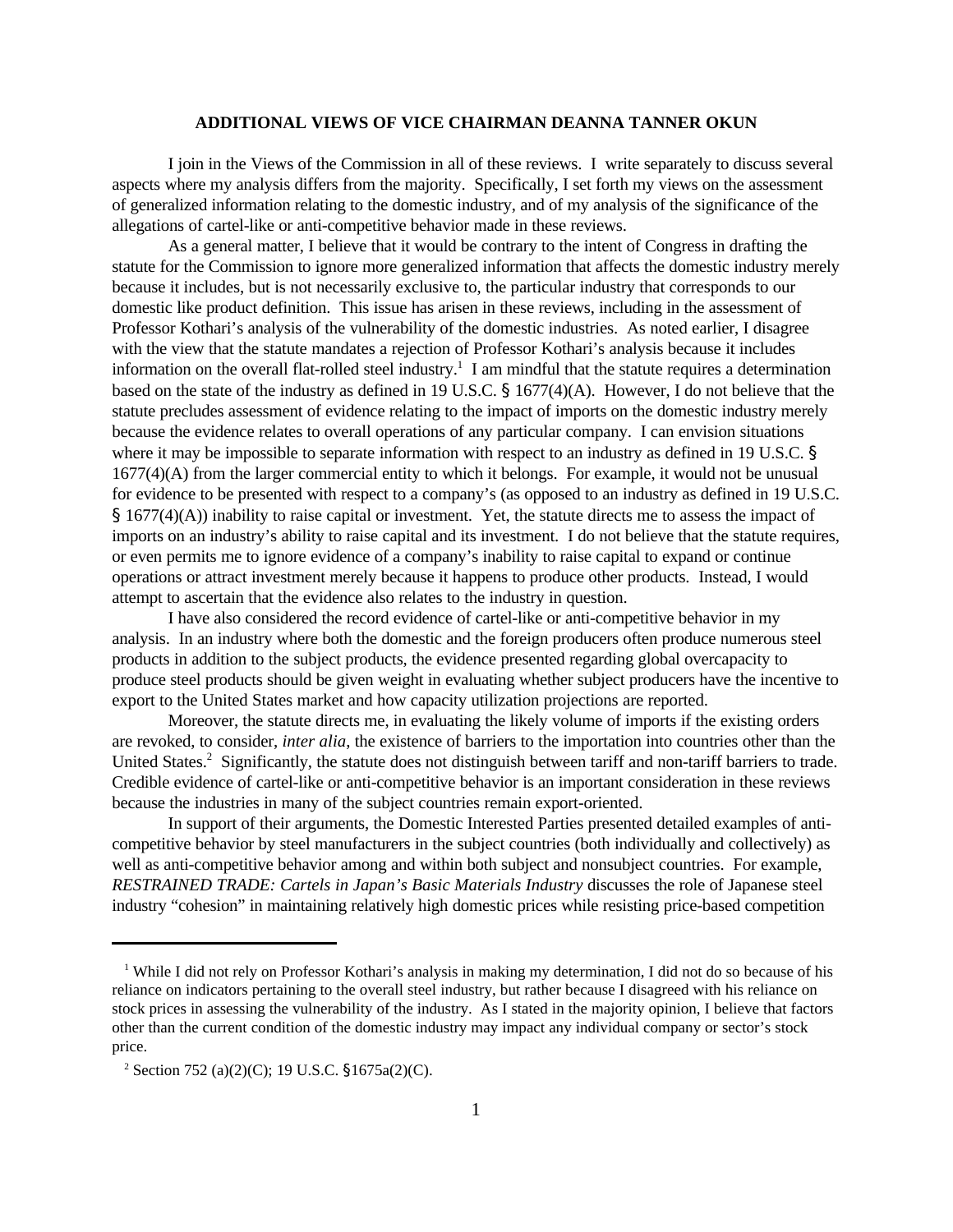**ADDITIONAL VIEWS OF VICE CHAIRMAN DEANNA TANNER OKUN**

I join in the Views of the Commission in all of these reviews. I write separately to discuss several aspects where my analysis differs from the majority. Specifically, I set forth my views on the assessment of generalized information relating to the domestic industry, and of my analysis of the significance of the allegations of cartel-like or anti-competitive behavior made in these reviews.

As a general matter, I believe that it would be contrary to the intent of Congress in drafting the statute for the Commission to ignore more generalized information that affects the domestic industry merely because it includes, but is not necessarily exclusive to, the particular industry that corresponds to our domestic like product definition. This issue has arisen in these reviews, including in the assessment of Professor Kothari's analysis of the vulnerability of the domestic industries. As noted earlier, I disagree with the view that the statute mandates a rejection of Professor Kothari's analysis because it includes information on the overall flat-rolled steel industry.[1] I am mindful that the statute requires a determination based on the state of the industry as defined in 19 U.S.C. § 1677(4)(A). However, I do not believe that the statute precludes assessment of evidence relating to the impact of imports on the domestic industry merely because the evidence relates to overall operations of any particular company. I can envision situations where it may be impossible to separate information with respect to an industry as defined in 19 U.S.C. § 1677(4)(A) from the larger commercial entity to which it belongs. For example, it would not be unusual for evidence to be presented with respect to a company's (as opposed to an industry as defined in 19 U.S.C. § 1677(4)(A)) inability to raise capital or investment. Yet, the statute directs me to assess the impact of imports on an industry's ability to raise capital and its investment. I do not believe that the statute requires, or even permits me to ignore evidence of a company's inability to raise capital to expand or continue operations or attract investment merely because it happens to produce other products. Instead, I would attempt to ascertain that the evidence also relates to the industry in question.

I have also considered the record evidence of cartel-like or anti-competitive behavior in my analysis. In an industry where both the domestic and the foreign producers often produce numerous steel products in addition to the subject products, the evidence presented regarding global overcapacity to produce steel products should be given weight in evaluating whether subject producers have the incentive to export to the United States market and how capacity utilization projections are reported.

Moreover, the statute directs me, in evaluating the likely volume of imports if the existing orders are revoked, to consider, *inter alia*, the existence of barriers to the importation into countries other than the United States.[2] Significantly, the statute does not distinguish between tariff and non-tariff barriers to trade. Credible evidence of cartel-like or anti-competitive behavior is an important consideration in these reviews because the industries in many of the subject countries remain export-oriented.

In support of their arguments, the Domestic Interested Parties presented detailed examples of anti-competitive behavior by steel manufacturers in the subject countries (both individually and collectively) as well as anti-competitive behavior among and within both subject and nonsubject countries. For example, *RESTRAINED TRADE: Cartels in Japan's Basic Materials Industry* discusses the role of Japanese steel industry "cohesion" in maintaining relatively high domestic prices while resisting price-based competition

---

[1] While I did not rely on Professor Kothari's analysis in making my determination, I did not do so because of his reliance on indicators pertaining to the overall steel industry, but rather because I disagreed with his reliance on stock prices in assessing the vulnerability of the industry. As I stated in the majority opinion, I believe that factors other than the current condition of the domestic industry may impact any individual company or sector's stock price.

[2] Section 752 (a)(2)(C); 19 U.S.C. §1675a(2)(C).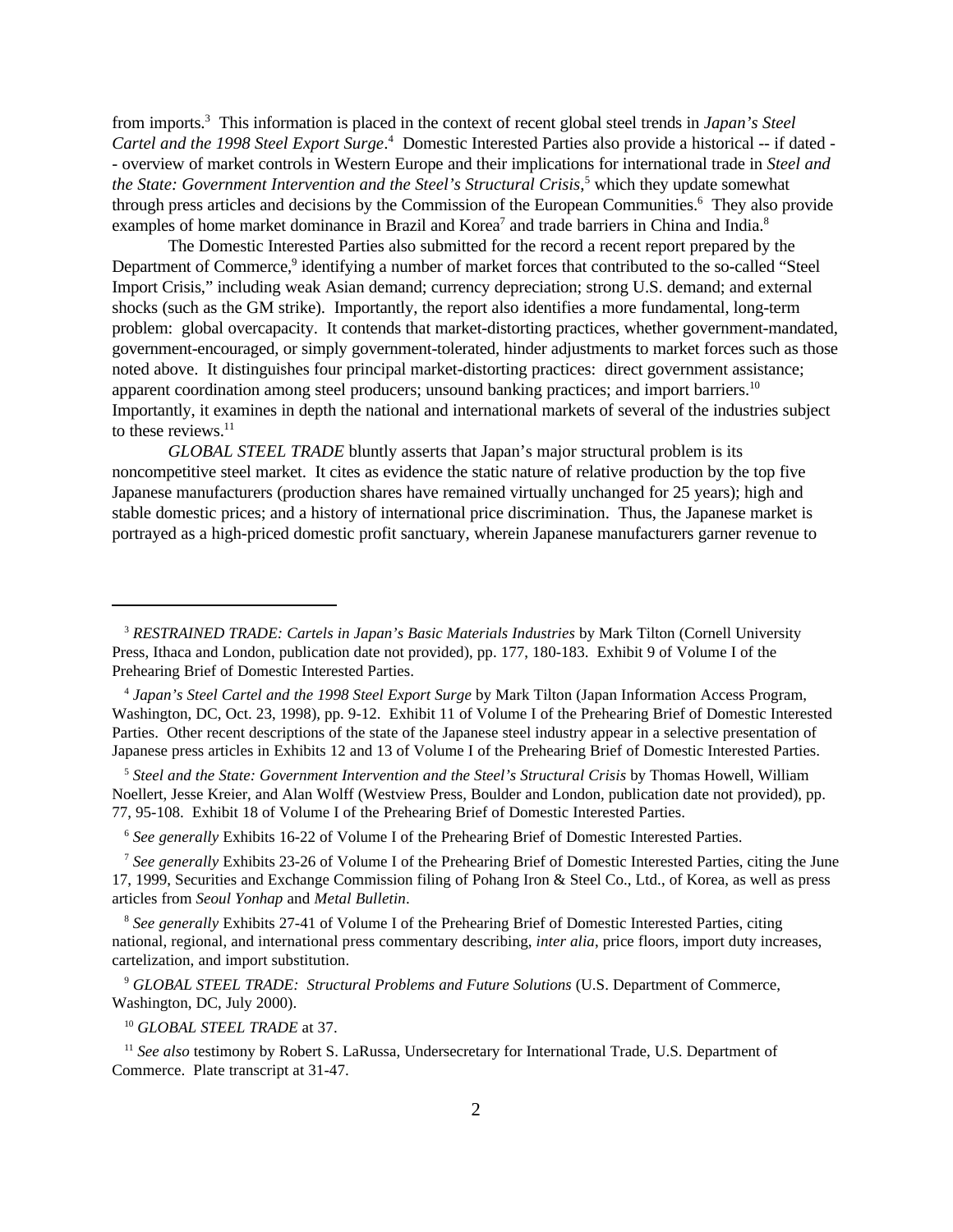from imports.[3] This information is placed in the context of recent global steel trends in *Japan's Steel Cartel and the 1998 Steel Export Surge*.[4] Domestic Interested Parties also provide a historical -- if dated -- overview of market controls in Western Europe and their implications for international trade in *Steel and the State: Government Intervention and the Steel's Structural Crisis*,[5] which they update somewhat through press articles and decisions by the Commission of the European Communities.[6] They also provide examples of home market dominance in Brazil and Korea[7] and trade barriers in China and India.[8]

The Domestic Interested Parties also submitted for the record a recent report prepared by the Department of Commerce,[9] identifying a number of market forces that contributed to the so-called "Steel Import Crisis," including weak Asian demand; currency depreciation; strong U.S. demand; and external shocks (such as the GM strike). Importantly, the report also identifies a more fundamental, long-term problem: global overcapacity. It contends that market-distorting practices, whether government-mandated, government-encouraged, or simply government-tolerated, hinder adjustments to market forces such as those noted above. It distinguishes four principal market-distorting practices: direct government assistance; apparent coordination among steel producers; unsound banking practices; and import barriers.[10] Importantly, it examines in depth the national and international markets of several of the industries subject to these reviews.[11]

*GLOBAL STEEL TRADE* bluntly asserts that Japan's major structural problem is its noncompetitive steel market. It cites as evidence the static nature of relative production by the top five Japanese manufacturers (production shares have remained virtually unchanged for 25 years); high and stable domestic prices; and a history of international price discrimination. Thus, the Japanese market is portrayed as a high-priced domestic profit sanctuary, wherein Japanese manufacturers garner revenue to

---

[3] *RESTRAINED TRADE: Cartels in Japan's Basic Materials Industries* by Mark Tilton (Cornell University Press, Ithaca and London, publication date not provided), pp. 177, 180-183. Exhibit 9 of Volume I of the Prehearing Brief of Domestic Interested Parties.

[4] *Japan's Steel Cartel and the 1998 Steel Export Surge* by Mark Tilton (Japan Information Access Program, Washington, DC, Oct. 23, 1998), pp. 9-12. Exhibit 11 of Volume I of the Prehearing Brief of Domestic Interested Parties. Other recent descriptions of the state of the Japanese steel industry appear in a selective presentation of Japanese press articles in Exhibits 12 and 13 of Volume I of the Prehearing Brief of Domestic Interested Parties.

[5] *Steel and the State: Government Intervention and the Steel's Structural Crisis* by Thomas Howell, William Noellert, Jesse Kreier, and Alan Wolff (Westview Press, Boulder and London, publication date not provided), pp. 77, 95-108. Exhibit 18 of Volume I of the Prehearing Brief of Domestic Interested Parties.

[6] *See generally* Exhibits 16-22 of Volume I of the Prehearing Brief of Domestic Interested Parties.

[7] *See generally* Exhibits 23-26 of Volume I of the Prehearing Brief of Domestic Interested Parties, citing the June 17, 1999, Securities and Exchange Commission filing of Pohang Iron & Steel Co., Ltd., of Korea, as well as press articles from *Seoul Yonhap* and *Metal Bulletin*.

[8] *See generally* Exhibits 27-41 of Volume I of the Prehearing Brief of Domestic Interested Parties, citing national, regional, and international press commentary describing, *inter alia*, price floors, import duty increases, cartelization, and import substitution.

[9] *GLOBAL STEEL TRADE: Structural Problems and Future Solutions* (U.S. Department of Commerce, Washington, DC, July 2000).

[10] *GLOBAL STEEL TRADE* at 37.

[11] *See also* testimony by Robert S. LaRussa, Undersecretary for International Trade, U.S. Department of Commerce. Plate transcript at 31-47.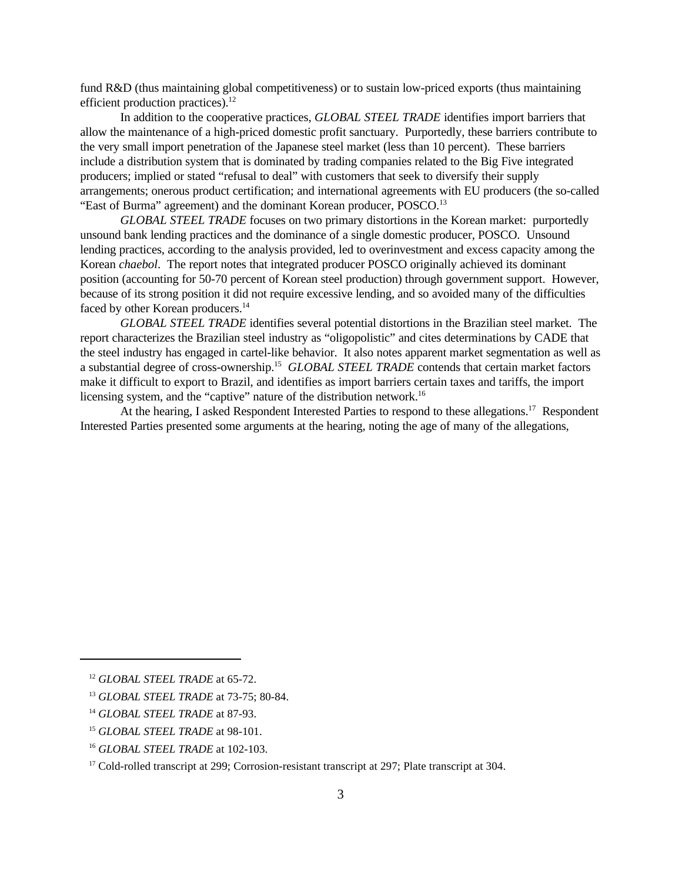fund R&D (thus maintaining global competitiveness) or to sustain low-priced exports (thus maintaining efficient production practices).[12]

In addition to the cooperative practices, *GLOBAL STEEL TRADE* identifies import barriers that allow the maintenance of a high-priced domestic profit sanctuary. Purportedly, these barriers contribute to the very small import penetration of the Japanese steel market (less than 10 percent). These barriers include a distribution system that is dominated by trading companies related to the Big Five integrated producers; implied or stated "refusal to deal" with customers that seek to diversify their supply arrangements; onerous product certification; and international agreements with EU producers (the so-called "East of Burma" agreement) and the dominant Korean producer, POSCO.[13]

*GLOBAL STEEL TRADE* focuses on two primary distortions in the Korean market: purportedly unsound bank lending practices and the dominance of a single domestic producer, POSCO. Unsound lending practices, according to the analysis provided, led to overinvestment and excess capacity among the Korean *chaebol*. The report notes that integrated producer POSCO originally achieved its dominant position (accounting for 50-70 percent of Korean steel production) through government support. However, because of its strong position it did not require excessive lending, and so avoided many of the difficulties faced by other Korean producers.[14]

*GLOBAL STEEL TRADE* identifies several potential distortions in the Brazilian steel market. The report characterizes the Brazilian steel industry as "oligopolistic" and cites determinations by CADE that the steel industry has engaged in cartel-like behavior. It also notes apparent market segmentation as well as a substantial degree of cross-ownership.[15] *GLOBAL STEEL TRADE* contends that certain market factors make it difficult to export to Brazil, and identifies as import barriers certain taxes and tariffs, the import licensing system, and the "captive" nature of the distribution network.[16]

At the hearing, I asked Respondent Interested Parties to respond to these allegations.[17] Respondent Interested Parties presented some arguments at the hearing, noting the age of many of the allegations,

---

[12] *GLOBAL STEEL TRADE* at 65-72.

[13] *GLOBAL STEEL TRADE* at 73-75; 80-84.

[14] *GLOBAL STEEL TRADE* at 87-93.

[15] *GLOBAL STEEL TRADE* at 98-101.

[16] *GLOBAL STEEL TRADE* at 102-103.

[17] Cold-rolled transcript at 299; Corrosion-resistant transcript at 297; Plate transcript at 304.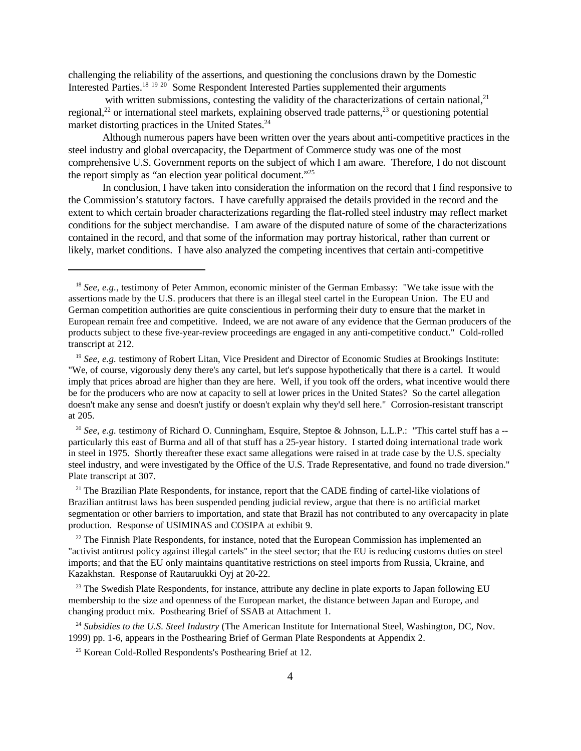challenging the reliability of the assertions, and questioning the conclusions drawn by the Domestic Interested Parties.[18] [19] [20] Some Respondent Interested Parties supplemented their arguments with written submissions, contesting the validity of the characterizations of certain national,[21] regional,[22] or international steel markets, explaining observed trade patterns,[23] or questioning potential market distorting practices in the United States.[24]

Although numerous papers have been written over the years about anti-competitive practices in the steel industry and global overcapacity, the Department of Commerce study was one of the most comprehensive U.S. Government reports on the subject of which I am aware. Therefore, I do not discount the report simply as "an election year political document."[25]

In conclusion, I have taken into consideration the information on the record that I find responsive to the Commission's statutory factors. I have carefully appraised the details provided in the record and the extent to which certain broader characterizations regarding the flat-rolled steel industry may reflect market conditions for the subject merchandise. I am aware of the disputed nature of some of the characterizations contained in the record, and that some of the information may portray historical, rather than current or likely, market conditions. I have also analyzed the competing incentives that certain anti-competitive

---

[18] *See, e.g.*, testimony of Peter Ammon, economic minister of the German Embassy: "We take issue with the assertions made by the U.S. producers that there is an illegal steel cartel in the European Union. The EU and German competition authorities are quite conscientious in performing their duty to ensure that the market in European remain free and competitive. Indeed, we are not aware of any evidence that the German producers of the products subject to these five-year-review proceedings are engaged in any anti-competitive conduct." Cold-rolled transcript at 212.

[19] *See, e.g.* testimony of Robert Litan, Vice President and Director of Economic Studies at Brookings Institute: "We, of course, vigorously deny there's any cartel, but let's suppose hypothetically that there is a cartel. It would imply that prices abroad are higher than they are here. Well, if you took off the orders, what incentive would there be for the producers who are now at capacity to sell at lower prices in the United States? So the cartel allegation doesn't make any sense and doesn't justify or doesn't explain why they'd sell here." Corrosion-resistant transcript at 205.

[20] *See, e.g.* testimony of Richard O. Cunningham, Esquire, Steptoe & Johnson, L.L.P.: "This cartel stuff has a -- particularly this east of Burma and all of that stuff has a 25-year history. I started doing international trade work in steel in 1975. Shortly thereafter these exact same allegations were raised in at trade case by the U.S. specialty steel industry, and were investigated by the Office of the U.S. Trade Representative, and found no trade diversion." Plate transcript at 307.

[21] The Brazilian Plate Respondents, for instance, report that the CADE finding of cartel-like violations of Brazilian antitrust laws has been suspended pending judicial review, argue that there is no artificial market segmentation or other barriers to importation, and state that Brazil has not contributed to any overcapacity in plate production. Response of USIMINAS and COSIPA at exhibit 9.

[22] The Finnish Plate Respondents, for instance, noted that the European Commission has implemented an "activist antitrust policy against illegal cartels" in the steel sector; that the EU is reducing customs duties on steel imports; and that the EU only maintains quantitative restrictions on steel imports from Russia, Ukraine, and Kazakhstan. Response of Rautaruukki Oyj at 20-22.

[23] The Swedish Plate Respondents, for instance, attribute any decline in plate exports to Japan following EU membership to the size and openness of the European market, the distance between Japan and Europe, and changing product mix. Posthearing Brief of SSAB at Attachment 1.

[24] *Subsidies to the U.S. Steel Industry* (The American Institute for International Steel, Washington, DC, Nov. 1999) pp. 1-6, appears in the Posthearing Brief of German Plate Respondents at Appendix 2.

[25] Korean Cold-Rolled Respondents's Posthearing Brief at 12.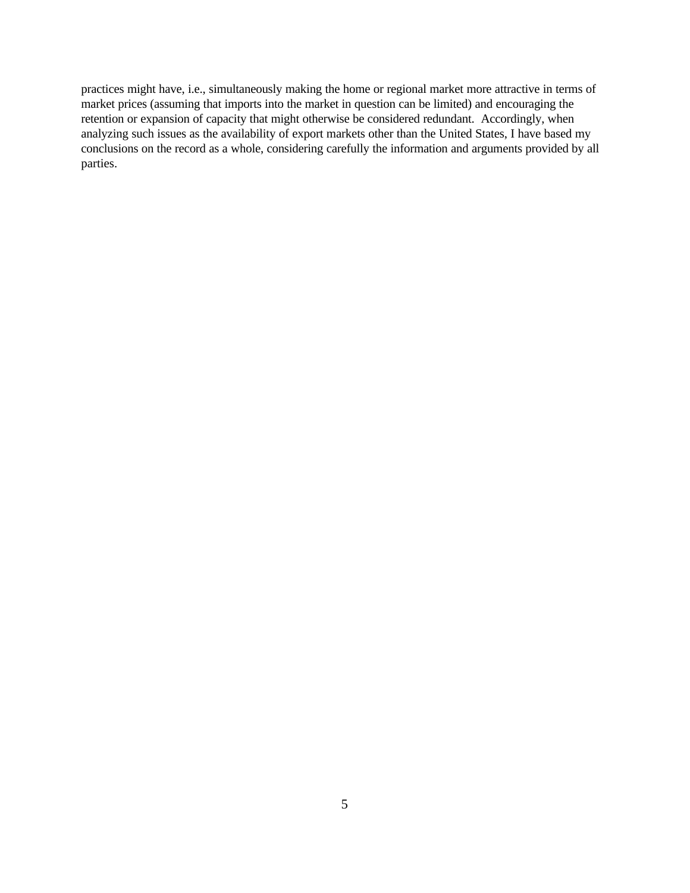practices might have, i.e., simultaneously making the home or regional market more attractive in terms of market prices (assuming that imports into the market in question can be limited) and encouraging the retention or expansion of capacity that might otherwise be considered redundant. Accordingly, when analyzing such issues as the availability of export markets other than the United States, I have based my conclusions on the record as a whole, considering carefully the information and arguments provided by all parties.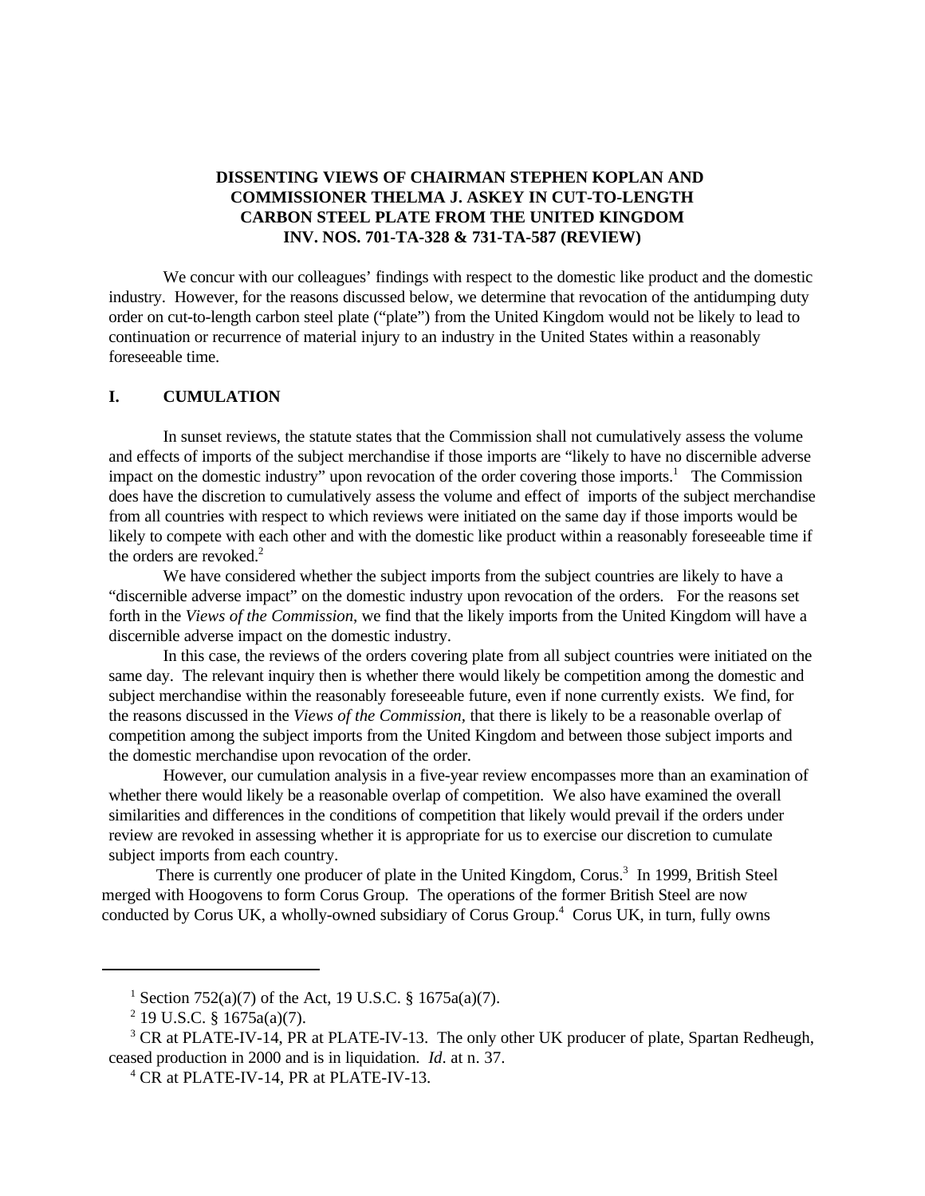**DISSENTING VIEWS OF CHAIRMAN STEPHEN KOPLAN AND COMMISSIONER THELMA J. ASKEY IN CUT-TO-LENGTH CARBON STEEL PLATE FROM THE UNITED KINGDOM INV. NOS. 701-TA-328 & 731-TA-587 (REVIEW)**

We concur with our colleagues' findings with respect to the domestic like product and the domestic industry. However, for the reasons discussed below, we determine that revocation of the antidumping duty order on cut-to-length carbon steel plate ("plate") from the United Kingdom would not be likely to lead to continuation or recurrence of material injury to an industry in the United States within a reasonably foreseeable time.

## I. CUMULATION

In sunset reviews, the statute states that the Commission shall not cumulatively assess the volume and effects of imports of the subject merchandise if those imports are "likely to have no discernible adverse impact on the domestic industry" upon revocation of the order covering those imports.[1] The Commission does have the discretion to cumulatively assess the volume and effect of imports of the subject merchandise from all countries with respect to which reviews were initiated on the same day if those imports would be likely to compete with each other and with the domestic like product within a reasonably foreseeable time if the orders are revoked.[2]

We have considered whether the subject imports from the subject countries are likely to have a "discernible adverse impact" on the domestic industry upon revocation of the orders. For the reasons set forth in the *Views of the Commission*, we find that the likely imports from the United Kingdom will have a discernible adverse impact on the domestic industry.

In this case, the reviews of the orders covering plate from all subject countries were initiated on the same day. The relevant inquiry then is whether there would likely be competition among the domestic and subject merchandise within the reasonably foreseeable future, even if none currently exists. We find, for the reasons discussed in the *Views of the Commission*, that there is likely to be a reasonable overlap of competition among the subject imports from the United Kingdom and between those subject imports and the domestic merchandise upon revocation of the order.

However, our cumulation analysis in a five-year review encompasses more than an examination of whether there would likely be a reasonable overlap of competition. We also have examined the overall similarities and differences in the conditions of competition that likely would prevail if the orders under review are revoked in assessing whether it is appropriate for us to exercise our discretion to cumulate subject imports from each country.

There is currently one producer of plate in the United Kingdom, Corus.[3] In 1999, British Steel merged with Hoogovens to form Corus Group. The operations of the former British Steel are now conducted by Corus UK, a wholly-owned subsidiary of Corus Group.[4] Corus UK, in turn, fully owns

[1] Section 752(a)(7) of the Act, 19 U.S.C. § 1675a(a)(7).

[2] 19 U.S.C. § 1675a(a)(7).

[3] CR at PLATE-IV-14, PR at PLATE-IV-13. The only other UK producer of plate, Spartan Redheugh, ceased production in 2000 and is in liquidation. *Id*. at n. 37.

[4] CR at PLATE-IV-14, PR at PLATE-IV-13.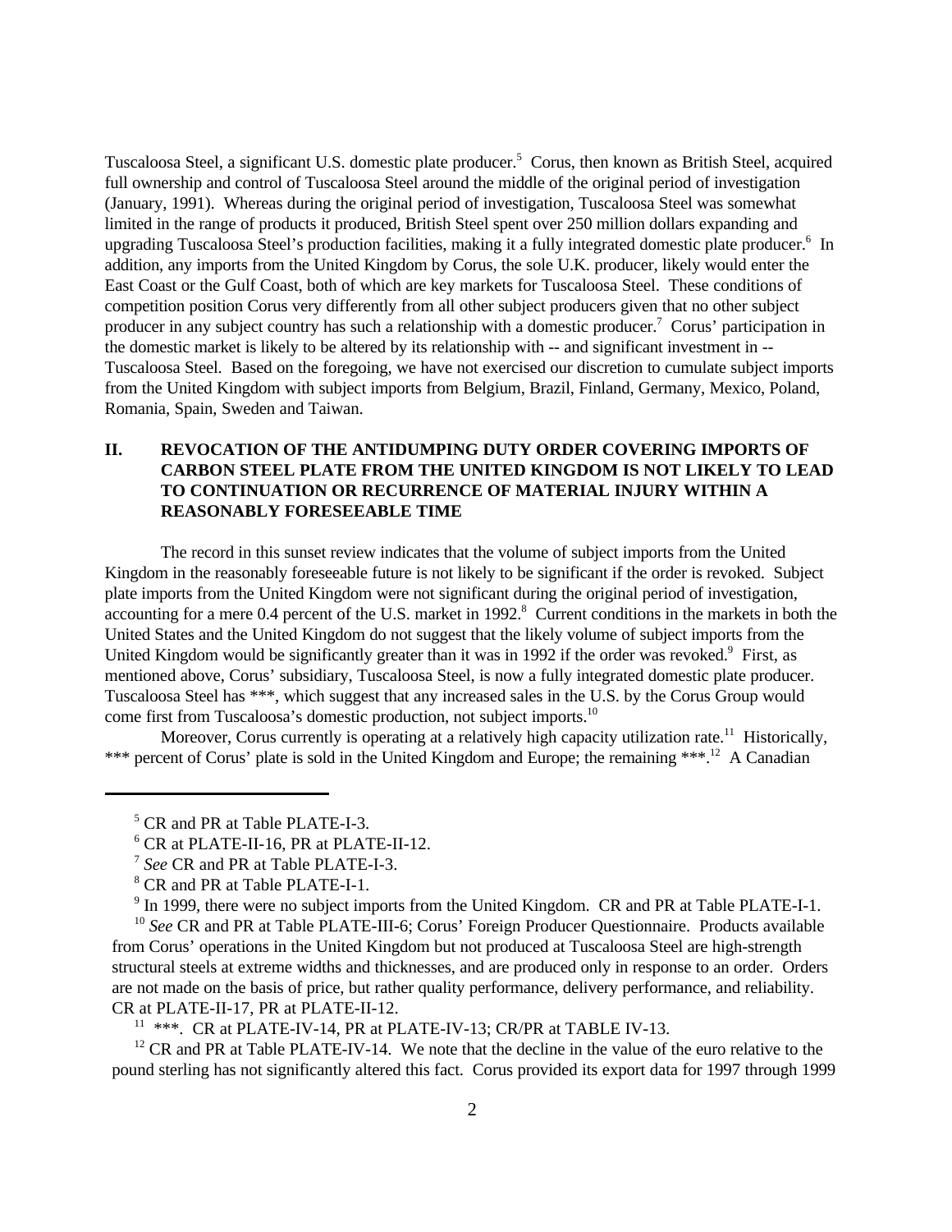Tuscaloosa Steel, a significant U.S. domestic plate producer.[5] Corus, then known as British Steel, acquired full ownership and control of Tuscaloosa Steel around the middle of the original period of investigation (January, 1991). Whereas during the original period of investigation, Tuscaloosa Steel was somewhat limited in the range of products it produced, British Steel spent over 250 million dollars expanding and upgrading Tuscaloosa Steel's production facilities, making it a fully integrated domestic plate producer.[6] In addition, any imports from the United Kingdom by Corus, the sole U.K. producer, likely would enter the East Coast or the Gulf Coast, both of which are key markets for Tuscaloosa Steel. These conditions of competition position Corus very differently from all other subject producers given that no other subject producer in any subject country has such a relationship with a domestic producer.[7] Corus' participation in the domestic market is likely to be altered by its relationship with -- and significant investment in -- Tuscaloosa Steel. Based on the foregoing, we have not exercised our discretion to cumulate subject imports from the United Kingdom with subject imports from Belgium, Brazil, Finland, Germany, Mexico, Poland, Romania, Spain, Sweden and Taiwan.

## II. REVOCATION OF THE ANTIDUMPING DUTY ORDER COVERING IMPORTS OF CARBON STEEL PLATE FROM THE UNITED KINGDOM IS NOT LIKELY TO LEAD TO CONTINUATION OR RECURRENCE OF MATERIAL INJURY WITHIN A REASONABLY FORESEEABLE TIME

The record in this sunset review indicates that the volume of subject imports from the United Kingdom in the reasonably foreseeable future is not likely to be significant if the order is revoked. Subject plate imports from the United Kingdom were not significant during the original period of investigation, accounting for a mere 0.4 percent of the U.S. market in 1992.[8] Current conditions in the markets in both the United States and the United Kingdom do not suggest that the likely volume of subject imports from the United Kingdom would be significantly greater than it was in 1992 if the order was revoked.[9] First, as mentioned above, Corus' subsidiary, Tuscaloosa Steel, is now a fully integrated domestic plate producer. Tuscaloosa Steel has ***, which suggest that any increased sales in the U.S. by the Corus Group would come first from Tuscaloosa's domestic production, not subject imports.[10]

Moreover, Corus currently is operating at a relatively high capacity utilization rate.[11] Historically, *** percent of Corus' plate is sold in the United Kingdom and Europe; the remaining ***.[12] A Canadian

---

[5] CR and PR at Table PLATE-I-3.

[6] CR at PLATE-II-16, PR at PLATE-II-12.

[7] *See* CR and PR at Table PLATE-I-3.

[8] CR and PR at Table PLATE-I-1.

[9] In 1999, there were no subject imports from the United Kingdom. CR and PR at Table PLATE-I-1.

[10] *See* CR and PR at Table PLATE-III-6; Corus' Foreign Producer Questionnaire. Products available from Corus' operations in the United Kingdom but not produced at Tuscaloosa Steel are high-strength structural steels at extreme widths and thicknesses, and are produced only in response to an order. Orders are not made on the basis of price, but rather quality performance, delivery performance, and reliability. CR at PLATE-II-17, PR at PLATE-II-12.

[11] ***. CR at PLATE-IV-14, PR at PLATE-IV-13; CR/PR at TABLE IV-13.

[12] CR and PR at Table PLATE-IV-14. We note that the decline in the value of the euro relative to the pound sterling has not significantly altered this fact. Corus provided its export data for 1997 through 1999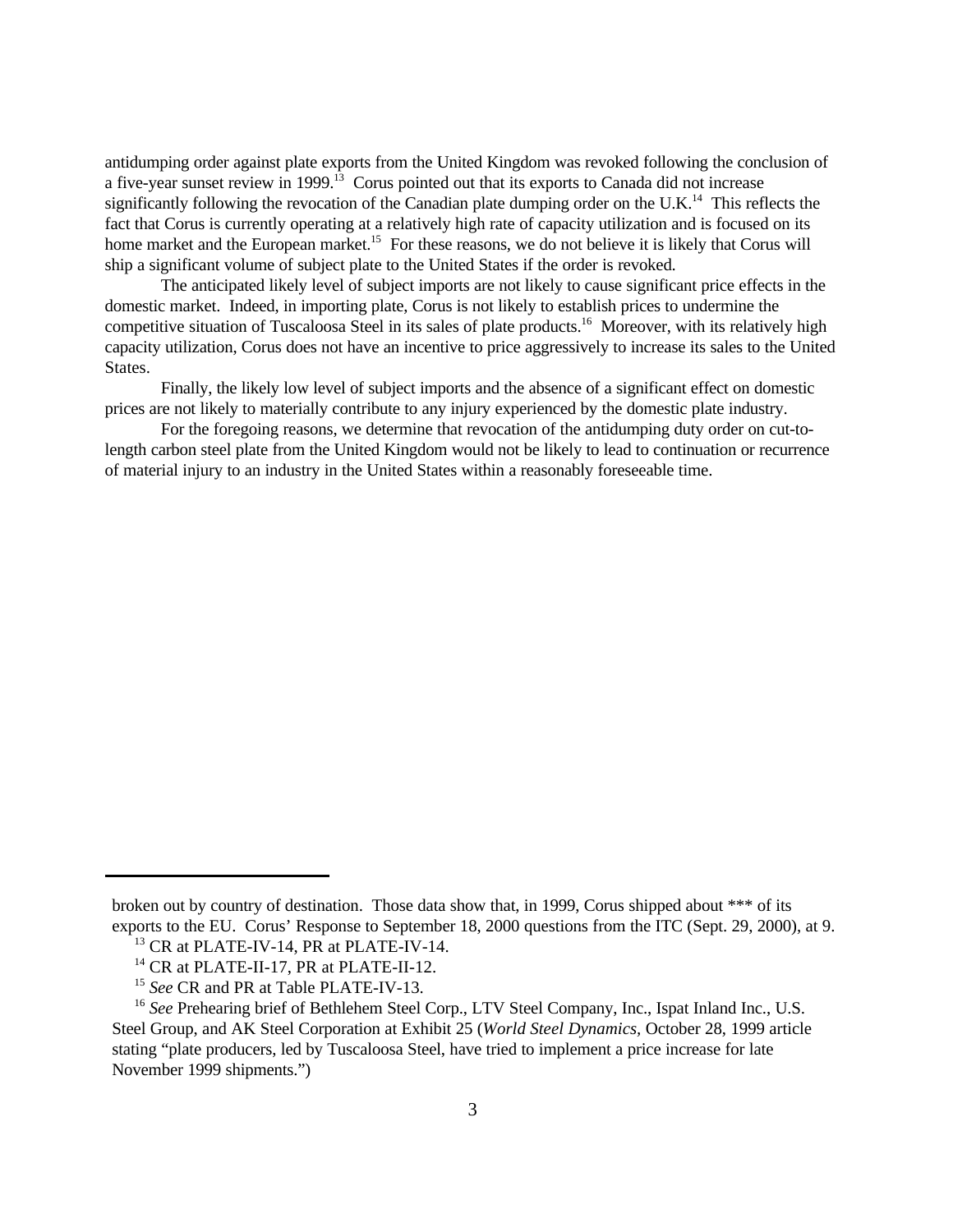antidumping order against plate exports from the United Kingdom was revoked following the conclusion of a five-year sunset review in 1999.[13] Corus pointed out that its exports to Canada did not increase significantly following the revocation of the Canadian plate dumping order on the U.K.[14] This reflects the fact that Corus is currently operating at a relatively high rate of capacity utilization and is focused on its home market and the European market.[15] For these reasons, we do not believe it is likely that Corus will ship a significant volume of subject plate to the United States if the order is revoked.

The anticipated likely level of subject imports are not likely to cause significant price effects in the domestic market. Indeed, in importing plate, Corus is not likely to establish prices to undermine the competitive situation of Tuscaloosa Steel in its sales of plate products.[16] Moreover, with its relatively high capacity utilization, Corus does not have an incentive to price aggressively to increase its sales to the United States.

Finally, the likely low level of subject imports and the absence of a significant effect on domestic prices are not likely to materially contribute to any injury experienced by the domestic plate industry.

For the foregoing reasons, we determine that revocation of the antidumping duty order on cut-to-length carbon steel plate from the United Kingdom would not be likely to lead to continuation or recurrence of material injury to an industry in the United States within a reasonably foreseeable time.

---

broken out by country of destination. Those data show that, in 1999, Corus shipped about *** of its exports to the EU. Corus' Response to September 18, 2000 questions from the ITC (Sept. 29, 2000), at 9.

[13] CR at PLATE-IV-14, PR at PLATE-IV-14.

[14] CR at PLATE-II-17, PR at PLATE-II-12.

[15] *See* CR and PR at Table PLATE-IV-13.

[16] *See* Prehearing brief of Bethlehem Steel Corp., LTV Steel Company, Inc., Ispat Inland Inc., U.S. Steel Group, and AK Steel Corporation at Exhibit 25 (*World Steel Dynamics*, October 28, 1999 article stating "plate producers, led by Tuscaloosa Steel, have tried to implement a price increase for late November 1999 shipments.")